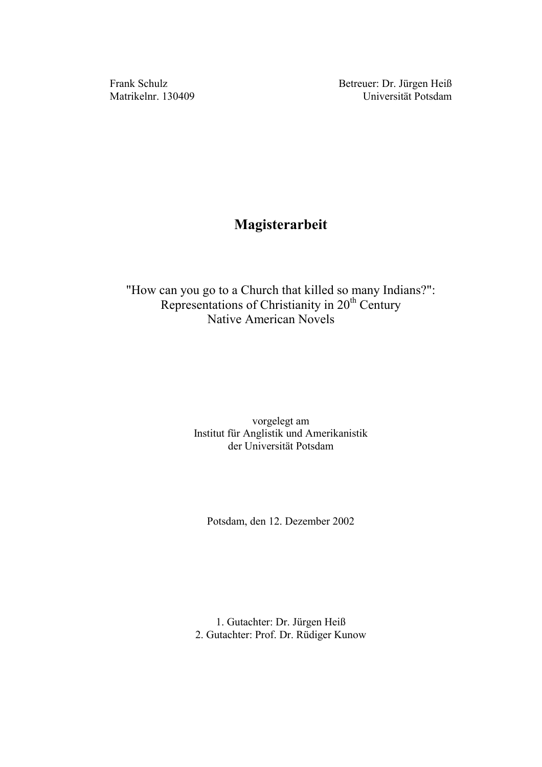Frank Schulz
Matrikelnr. 130409

Betreuer: Dr. Jürgen Heiß
Universität Potsdam

# Magisterarbeit

"How can you go to a Church that killed so many Indians?":
Representations of Christianity in 20th Century
Native American Novels

vorgelegt am
Institut für Anglistik und Amerikanistik
der Universität Potsdam

Potsdam, den 12. Dezember 2002

1. Gutachter: Dr. Jürgen Heiß
2. Gutachter: Prof. Dr. Rüdiger Kunow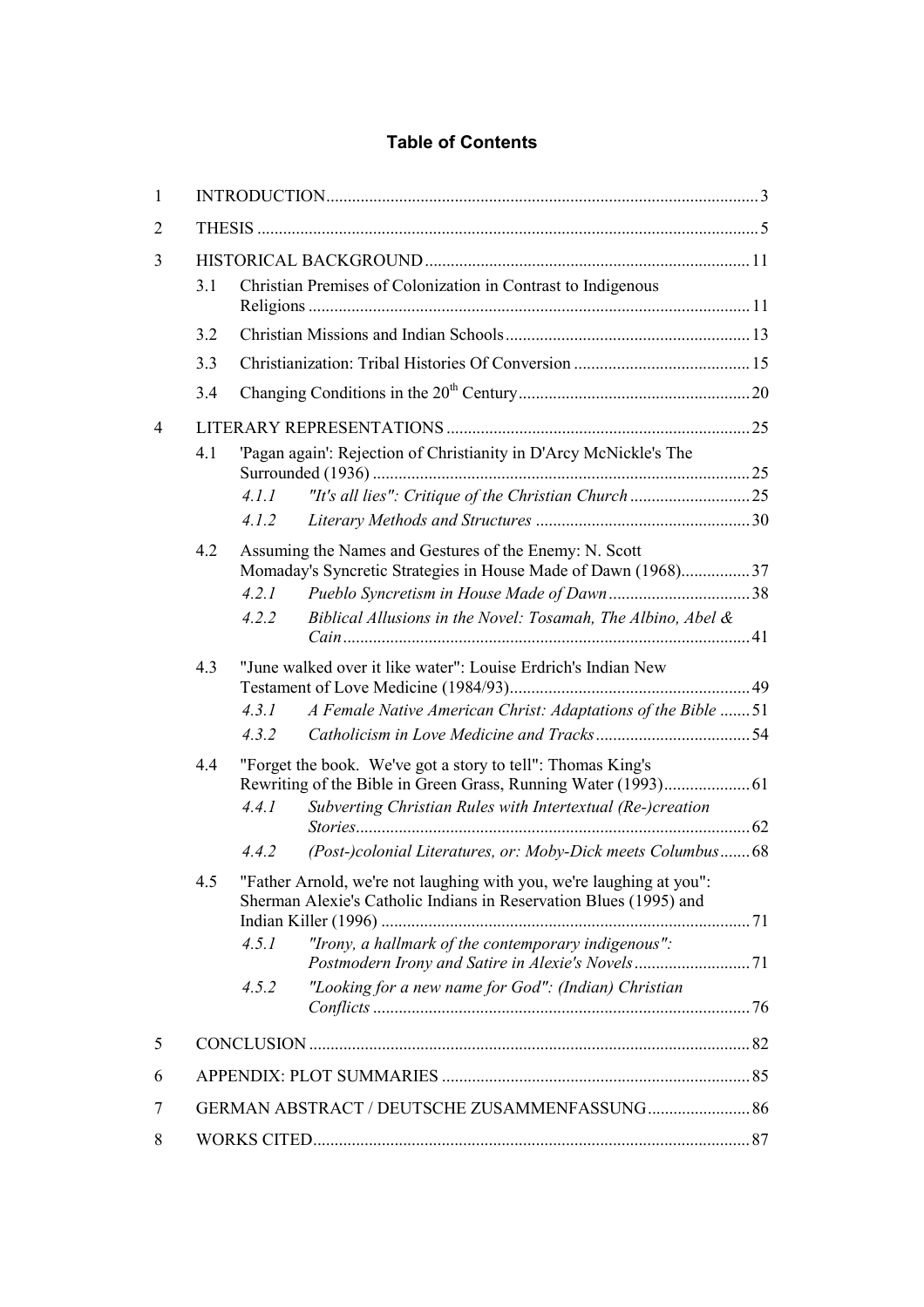# Table of Contents

1 INTRODUCTION ........ 3

2 THESIS ........ 5

3 HISTORICAL BACKGROUND ........ 11

- 3.1 Christian Premises of Colonization in Contrast to Indigenous Religions ........ 11
- 3.2 Christian Missions and Indian Schools ........ 13
- 3.3 Christianization: Tribal Histories Of Conversion ........ 15
- 3.4 Changing Conditions in the 20th Century ........ 20

4 LITERARY REPRESENTATIONS ........ 25

- 4.1 'Pagan again': Rejection of Christianity in D'Arcy McNickle's The Surrounded (1936) ........ 25
  - *4.1.1 "It's all lies": Critique of the Christian Church* ........ 25
  - *4.1.2 Literary Methods and Structures* ........ 30
- 4.2 Assuming the Names and Gestures of the Enemy: N. Scott Momaday's Syncretic Strategies in House Made of Dawn (1968) ........ 37
  - *4.2.1 Pueblo Syncretism in House Made of Dawn* ........ 38
  - *4.2.2 Biblical Allusions in the Novel: Tosamah, The Albino, Abel & Cain* ........ 41
- 4.3 "June walked over it like water": Louise Erdrich's Indian New Testament of Love Medicine (1984/93) ........ 49
  - *4.3.1 A Female Native American Christ: Adaptations of the Bible* ........ 51
  - *4.3.2 Catholicism in Love Medicine and Tracks* ........ 54
- 4.4 "Forget the book. We've got a story to tell": Thomas King's Rewriting of the Bible in Green Grass, Running Water (1993) ........ 61
  - *4.4.1 Subverting Christian Rules with Intertextual (Re-)creation Stories* ........ 62
  - *4.4.2 (Post-)colonial Literatures, or: Moby-Dick meets Columbus* ........ 68
- 4.5 "Father Arnold, we're not laughing with you, we're laughing at you": Sherman Alexie's Catholic Indians in Reservation Blues (1995) and Indian Killer (1996) ........ 71
  - *4.5.1 "Irony, a hallmark of the contemporary indigenous": Postmodern Irony and Satire in Alexie's Novels* ........ 71
  - *4.5.2 "Looking for a new name for God": (Indian) Christian Conflicts* ........ 76

5 CONCLUSION ........ 82

6 APPENDIX: PLOT SUMMARIES ........ 85

7 GERMAN ABSTRACT / DEUTSCHE ZUSAMMENFASSUNG ........ 86

8 WORKS CITED ........ 87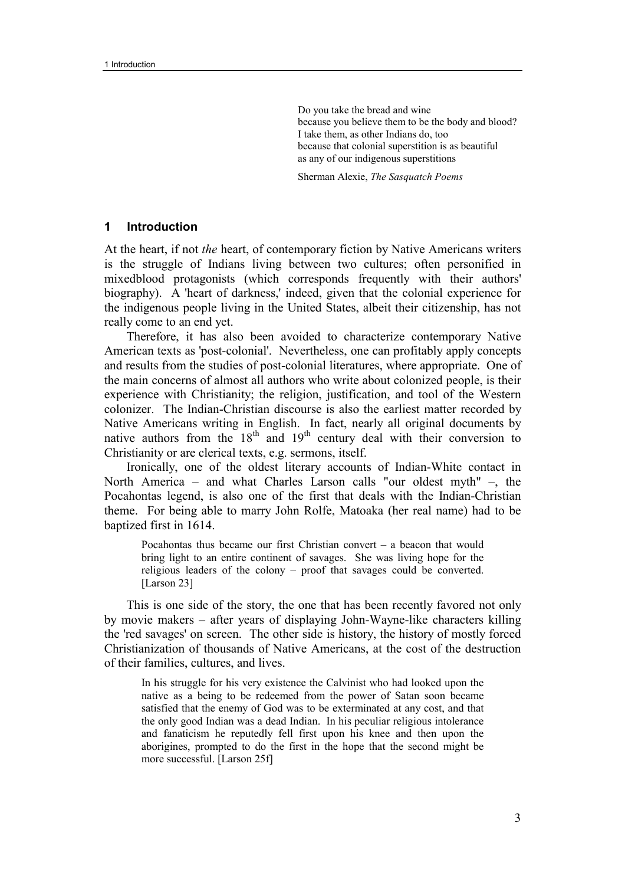> Do you take the bread and wine
> because you believe them to be the body and blood?
> I take them, as other Indians do, too
> because that colonial superstition is as beautiful
> as any of our indigenous superstitions
>
> Sherman Alexie, *The Sasquatch Poems*

# 1 Introduction

At the heart, if not *the* heart, of contemporary fiction by Native Americans writers is the struggle of Indians living between two cultures; often personified in mixedblood protagonists (which corresponds frequently with their authors' biography). A 'heart of darkness,' indeed, given that the colonial experience for the indigenous people living in the United States, albeit their citizenship, has not really come to an end yet.

Therefore, it has also been avoided to characterize contemporary Native American texts as 'post-colonial'. Nevertheless, one can profitably apply concepts and results from the studies of post-colonial literatures, where appropriate. One of the main concerns of almost all authors who write about colonized people, is their experience with Christianity; the religion, justification, and tool of the Western colonizer. The Indian-Christian discourse is also the earliest matter recorded by Native Americans writing in English. In fact, nearly all original documents by native authors from the 18th and 19th century deal with their conversion to Christianity or are clerical texts, e.g. sermons, itself.

Ironically, one of the oldest literary accounts of Indian-White contact in North America – and what Charles Larson calls "our oldest myth" –, the Pocahontas legend, is also one of the first that deals with the Indian-Christian theme. For being able to marry John Rolfe, Matoaka (her real name) had to be baptized first in 1614.

> Pocahontas thus became our first Christian convert – a beacon that would bring light to an entire continent of savages. She was living hope for the religious leaders of the colony – proof that savages could be converted. [Larson 23]

This is one side of the story, the one that has been recently favored not only by movie makers – after years of displaying John-Wayne-like characters killing the 'red savages' on screen. The other side is history, the history of mostly forced Christianization of thousands of Native Americans, at the cost of the destruction of their families, cultures, and lives.

> In his struggle for his very existence the Calvinist who had looked upon the native as a being to be redeemed from the power of Satan soon became satisfied that the enemy of God was to be exterminated at any cost, and that the only good Indian was a dead Indian. In his peculiar religious intolerance and fanaticism he reputedly fell first upon his knee and then upon the aborigines, prompted to do the first in the hope that the second might be more successful. [Larson 25f]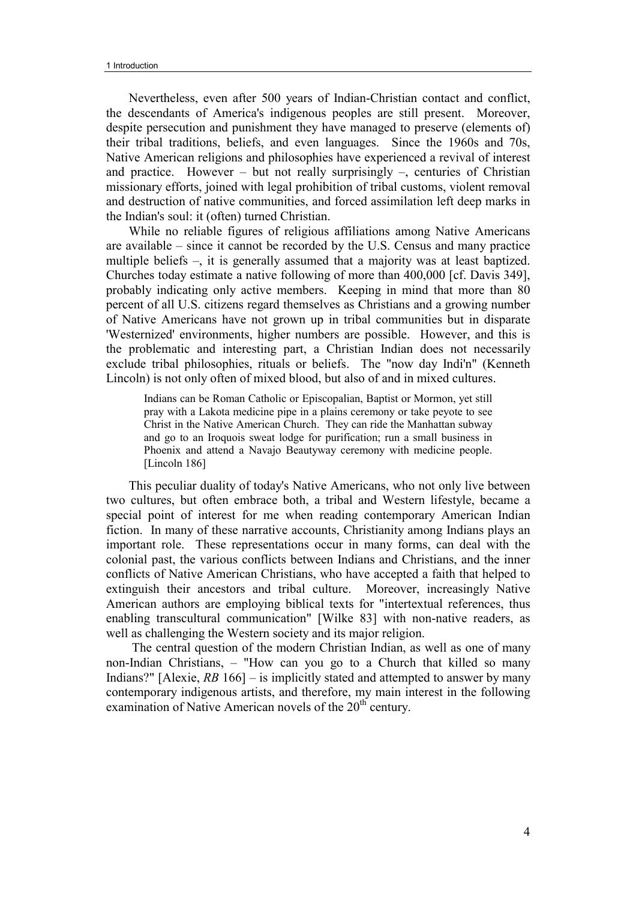Nevertheless, even after 500 years of Indian-Christian contact and conflict, the descendants of America's indigenous peoples are still present. Moreover, despite persecution and punishment they have managed to preserve (elements of) their tribal traditions, beliefs, and even languages. Since the 1960s and 70s, Native American religions and philosophies have experienced a revival of interest and practice. However – but not really surprisingly –, centuries of Christian missionary efforts, joined with legal prohibition of tribal customs, violent removal and destruction of native communities, and forced assimilation left deep marks in the Indian's soul: it (often) turned Christian.

While no reliable figures of religious affiliations among Native Americans are available – since it cannot be recorded by the U.S. Census and many practice multiple beliefs –, it is generally assumed that a majority was at least baptized. Churches today estimate a native following of more than 400,000 [cf. Davis 349], probably indicating only active members. Keeping in mind that more than 80 percent of all U.S. citizens regard themselves as Christians and a growing number of Native Americans have not grown up in tribal communities but in disparate 'Westernized' environments, higher numbers are possible. However, and this is the problematic and interesting part, a Christian Indian does not necessarily exclude tribal philosophies, rituals or beliefs. The "now day Indi'n" (Kenneth Lincoln) is not only often of mixed blood, but also of and in mixed cultures.

> Indians can be Roman Catholic or Episcopalian, Baptist or Mormon, yet still pray with a Lakota medicine pipe in a plains ceremony or take peyote to see Christ in the Native American Church. They can ride the Manhattan subway and go to an Iroquois sweat lodge for purification; run a small business in Phoenix and attend a Navajo Beautyway ceremony with medicine people. [Lincoln 186]

This peculiar duality of today's Native Americans, who not only live between two cultures, but often embrace both, a tribal and Western lifestyle, became a special point of interest for me when reading contemporary American Indian fiction. In many of these narrative accounts, Christianity among Indians plays an important role. These representations occur in many forms, can deal with the colonial past, the various conflicts between Indians and Christians, and the inner conflicts of Native American Christians, who have accepted a faith that helped to extinguish their ancestors and tribal culture. Moreover, increasingly Native American authors are employing biblical texts for "intertextual references, thus enabling transcultural communication" [Wilke 83] with non-native readers, as well as challenging the Western society and its major religion.

The central question of the modern Christian Indian, as well as one of many non-Indian Christians, – "How can you go to a Church that killed so many Indians?" [Alexie, *RB* 166] – is implicitly stated and attempted to answer by many contemporary indigenous artists, and therefore, my main interest in the following examination of Native American novels of the 20th century.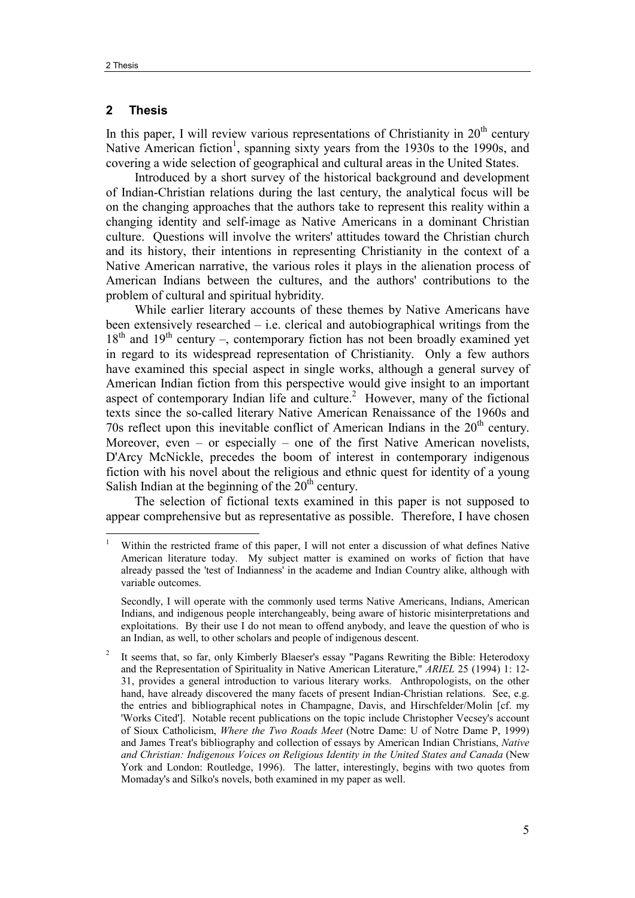## 2 Thesis

In this paper, I will review various representations of Christianity in 20th century Native American fiction[1], spanning sixty years from the 1930s to the 1990s, and covering a wide selection of geographical and cultural areas in the United States.

Introduced by a short survey of the historical background and development of Indian-Christian relations during the last century, the analytical focus will be on the changing approaches that the authors take to represent this reality within a changing identity and self-image as Native Americans in a dominant Christian culture. Questions will involve the writers' attitudes toward the Christian church and its history, their intentions in representing Christianity in the context of a Native American narrative, the various roles it plays in the alienation process of American Indians between the cultures, and the authors' contributions to the problem of cultural and spiritual hybridity.

While earlier literary accounts of these themes by Native Americans have been extensively researched – i.e. clerical and autobiographical writings from the 18th and 19th century –, contemporary fiction has not been broadly examined yet in regard to its widespread representation of Christianity. Only a few authors have examined this special aspect in single works, although a general survey of American Indian fiction from this perspective would give insight to an important aspect of contemporary Indian life and culture.[2] However, many of the fictional texts since the so-called literary Native American Renaissance of the 1960s and 70s reflect upon this inevitable conflict of American Indians in the 20th century. Moreover, even – or especially – one of the first Native American novelists, D'Arcy McNickle, precedes the boom of interest in contemporary indigenous fiction with his novel about the religious and ethnic quest for identity of a young Salish Indian at the beginning of the 20th century.

The selection of fictional texts examined in this paper is not supposed to appear comprehensive but as representative as possible. Therefore, I have chosen

---

[1] Within the restricted frame of this paper, I will not enter a discussion of what defines Native American literature today. My subject matter is examined on works of fiction that have already passed the 'test of Indianness' in the academe and Indian Country alike, although with variable outcomes.

Secondly, I will operate with the commonly used terms Native Americans, Indians, American Indians, and indigenous people interchangeably, being aware of historic misinterpretations and exploitations. By their use I do not mean to offend anybody, and leave the question of who is an Indian, as well, to other scholars and people of indigenous descent.

[2] It seems that, so far, only Kimberly Blaeser's essay "Pagans Rewriting the Bible: Heterodoxy and the Representation of Spirituality in Native American Literature," *ARIEL* 25 (1994) 1: 12-31, provides a general introduction to various literary works. Anthropologists, on the other hand, have already discovered the many facets of present Indian-Christian relations. See, e.g. the entries and bibliographical notes in Champagne, Davis, and Hirschfelder/Molin [cf. my 'Works Cited']. Notable recent publications on the topic include Christopher Vecsey's account of Sioux Catholicism, *Where the Two Roads Meet* (Notre Dame: U of Notre Dame P, 1999) and James Treat's bibliography and collection of essays by American Indian Christians, *Native and Christian: Indigenous Voices on Religious Identity in the United States and Canada* (New York and London: Routledge, 1996). The latter, interestingly, begins with two quotes from Momaday's and Silko's novels, both examined in my paper as well.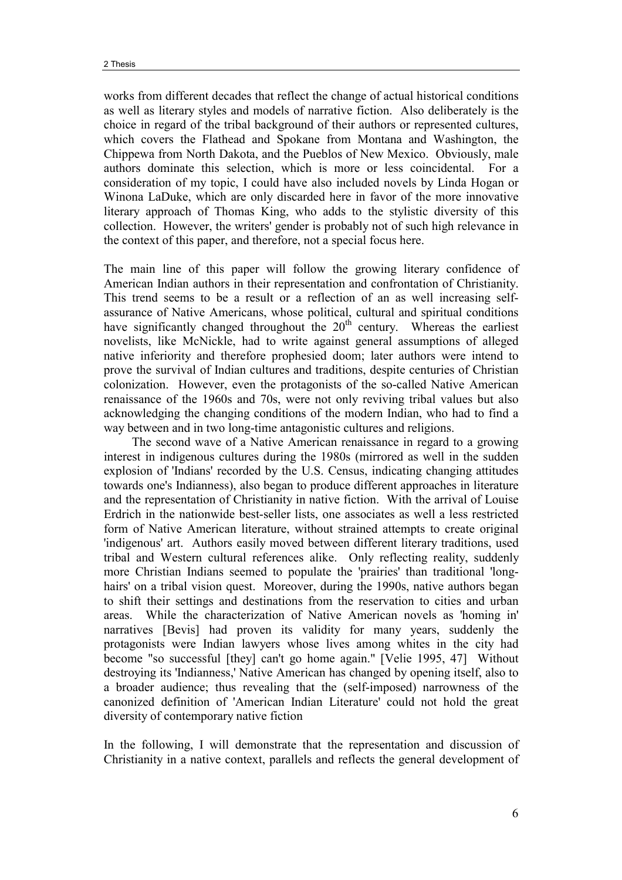works from different decades that reflect the change of actual historical conditions as well as literary styles and models of narrative fiction. Also deliberately is the choice in regard of the tribal background of their authors or represented cultures, which covers the Flathead and Spokane from Montana and Washington, the Chippewa from North Dakota, and the Pueblos of New Mexico. Obviously, male authors dominate this selection, which is more or less coincidental. For a consideration of my topic, I could have also included novels by Linda Hogan or Winona LaDuke, which are only discarded here in favor of the more innovative literary approach of Thomas King, who adds to the stylistic diversity of this collection. However, the writers' gender is probably not of such high relevance in the context of this paper, and therefore, not a special focus here.

The main line of this paper will follow the growing literary confidence of American Indian authors in their representation and confrontation of Christianity. This trend seems to be a result or a reflection of an as well increasing self-assurance of Native Americans, whose political, cultural and spiritual conditions have significantly changed throughout the 20th century. Whereas the earliest novelists, like McNickle, had to write against general assumptions of alleged native inferiority and therefore prophesied doom; later authors were intend to prove the survival of Indian cultures and traditions, despite centuries of Christian colonization. However, even the protagonists of the so-called Native American renaissance of the 1960s and 70s, were not only reviving tribal values but also acknowledging the changing conditions of the modern Indian, who had to find a way between and in two long-time antagonistic cultures and religions.

The second wave of a Native American renaissance in regard to a growing interest in indigenous cultures during the 1980s (mirrored as well in the sudden explosion of 'Indians' recorded by the U.S. Census, indicating changing attitudes towards one's Indianness), also began to produce different approaches in literature and the representation of Christianity in native fiction. With the arrival of Louise Erdrich in the nationwide best-seller lists, one associates as well a less restricted form of Native American literature, without strained attempts to create original 'indigenous' art. Authors easily moved between different literary traditions, used tribal and Western cultural references alike. Only reflecting reality, suddenly more Christian Indians seemed to populate the 'prairies' than traditional 'long-hairs' on a tribal vision quest. Moreover, during the 1990s, native authors began to shift their settings and destinations from the reservation to cities and urban areas. While the characterization of Native American novels as 'homing in' narratives [Bevis] had proven its validity for many years, suddenly the protagonists were Indian lawyers whose lives among whites in the city had become "so successful [they] can't go home again." [Velie 1995, 47] Without destroying its 'Indianness,' Native American has changed by opening itself, also to a broader audience; thus revealing that the (self-imposed) narrowness of the canonized definition of 'American Indian Literature' could not hold the great diversity of contemporary native fiction

In the following, I will demonstrate that the representation and discussion of Christianity in a native context, parallels and reflects the general development of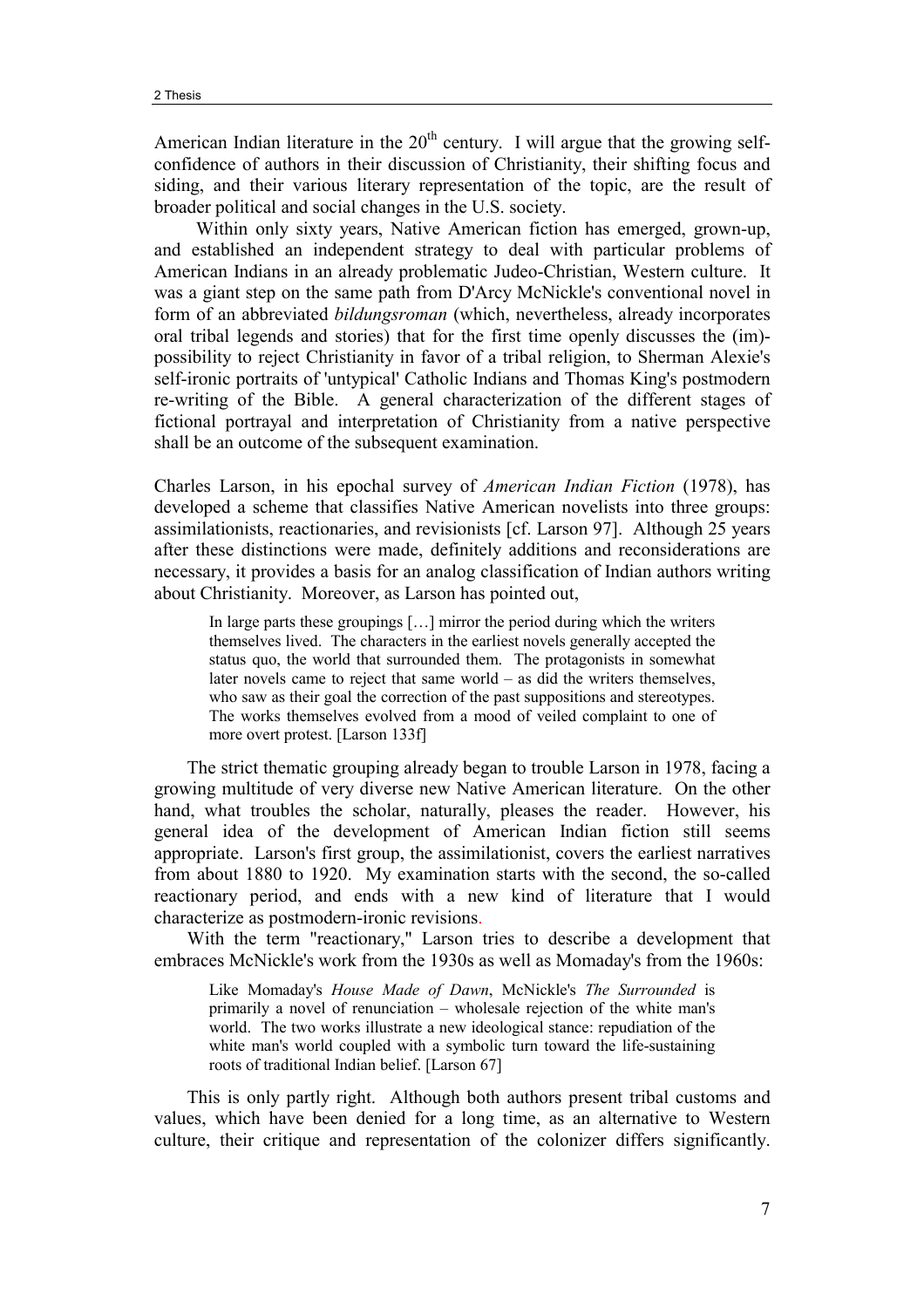American Indian literature in the 20th century. I will argue that the growing self-confidence of authors in their discussion of Christianity, their shifting focus and siding, and their various literary representation of the topic, are the result of broader political and social changes in the U.S. society.

Within only sixty years, Native American fiction has emerged, grown-up, and established an independent strategy to deal with particular problems of American Indians in an already problematic Judeo-Christian, Western culture. It was a giant step on the same path from D'Arcy McNickle's conventional novel in form of an abbreviated *bildungsroman* (which, nevertheless, already incorporates oral tribal legends and stories) that for the first time openly discusses the (im)-possibility to reject Christianity in favor of a tribal religion, to Sherman Alexie's self-ironic portraits of 'untypical' Catholic Indians and Thomas King's postmodern re-writing of the Bible. A general characterization of the different stages of fictional portrayal and interpretation of Christianity from a native perspective shall be an outcome of the subsequent examination.

Charles Larson, in his epochal survey of *American Indian Fiction* (1978), has developed a scheme that classifies Native American novelists into three groups: assimilationists, reactionaries, and revisionists [cf. Larson 97]. Although 25 years after these distinctions were made, definitely additions and reconsiderations are necessary, it provides a basis for an analog classification of Indian authors writing about Christianity. Moreover, as Larson has pointed out,

> In large parts these groupings […] mirror the period during which the writers themselves lived. The characters in the earliest novels generally accepted the status quo, the world that surrounded them. The protagonists in somewhat later novels came to reject that same world – as did the writers themselves, who saw as their goal the correction of the past suppositions and stereotypes. The works themselves evolved from a mood of veiled complaint to one of more overt protest. [Larson 133f]

The strict thematic grouping already began to trouble Larson in 1978, facing a growing multitude of very diverse new Native American literature. On the other hand, what troubles the scholar, naturally, pleases the reader. However, his general idea of the development of American Indian fiction still seems appropriate. Larson's first group, the assimilationist, covers the earliest narratives from about 1880 to 1920. My examination starts with the second, the so-called reactionary period, and ends with a new kind of literature that I would characterize as postmodern-ironic revisions.

With the term "reactionary," Larson tries to describe a development that embraces McNickle's work from the 1930s as well as Momaday's from the 1960s:

> Like Momaday's *House Made of Dawn*, McNickle's *The Surrounded* is primarily a novel of renunciation – wholesale rejection of the white man's world. The two works illustrate a new ideological stance: repudiation of the white man's world coupled with a symbolic turn toward the life-sustaining roots of traditional Indian belief. [Larson 67]

This is only partly right. Although both authors present tribal customs and values, which have been denied for a long time, as an alternative to Western culture, their critique and representation of the colonizer differs significantly.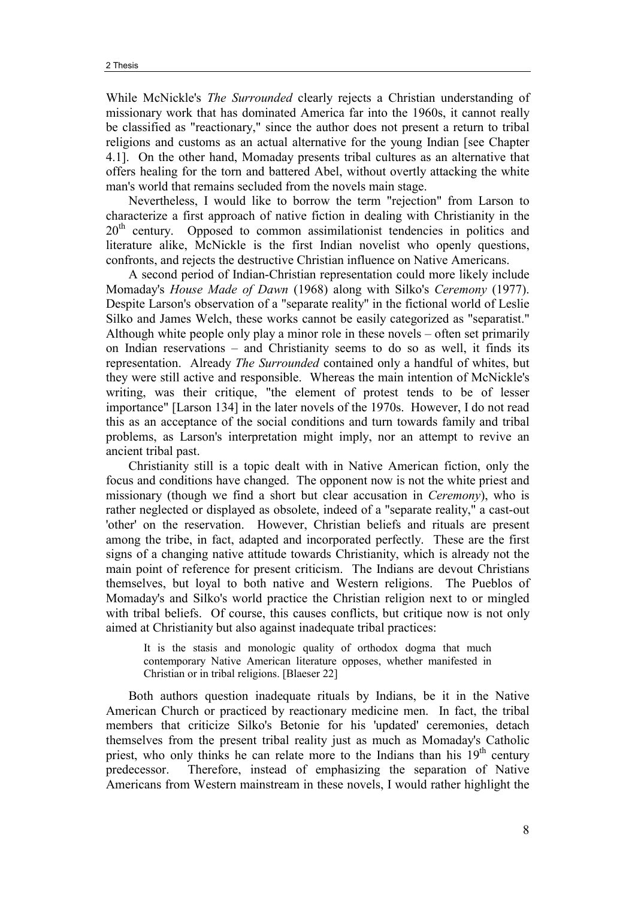While McNickle's *The Surrounded* clearly rejects a Christian understanding of missionary work that has dominated America far into the 1960s, it cannot really be classified as "reactionary," since the author does not present a return to tribal religions and customs as an actual alternative for the young Indian [see Chapter 4.1]. On the other hand, Momaday presents tribal cultures as an alternative that offers healing for the torn and battered Abel, without overtly attacking the white man's world that remains secluded from the novels main stage.

Nevertheless, I would like to borrow the term "rejection" from Larson to characterize a first approach of native fiction in dealing with Christianity in the 20th century. Opposed to common assimilationist tendencies in politics and literature alike, McNickle is the first Indian novelist who openly questions, confronts, and rejects the destructive Christian influence on Native Americans.

A second period of Indian-Christian representation could more likely include Momaday's *House Made of Dawn* (1968) along with Silko's *Ceremony* (1977). Despite Larson's observation of a "separate reality" in the fictional world of Leslie Silko and James Welch, these works cannot be easily categorized as "separatist." Although white people only play a minor role in these novels – often set primarily on Indian reservations – and Christianity seems to do so as well, it finds its representation. Already *The Surrounded* contained only a handful of whites, but they were still active and responsible. Whereas the main intention of McNickle's writing, was their critique, "the element of protest tends to be of lesser importance" [Larson 134] in the later novels of the 1970s. However, I do not read this as an acceptance of the social conditions and turn towards family and tribal problems, as Larson's interpretation might imply, nor an attempt to revive an ancient tribal past.

Christianity still is a topic dealt with in Native American fiction, only the focus and conditions have changed. The opponent now is not the white priest and missionary (though we find a short but clear accusation in *Ceremony*), who is rather neglected or displayed as obsolete, indeed of a "separate reality," a cast-out 'other' on the reservation. However, Christian beliefs and rituals are present among the tribe, in fact, adapted and incorporated perfectly. These are the first signs of a changing native attitude towards Christianity, which is already not the main point of reference for present criticism. The Indians are devout Christians themselves, but loyal to both native and Western religions. The Pueblos of Momaday's and Silko's world practice the Christian religion next to or mingled with tribal beliefs. Of course, this causes conflicts, but critique now is not only aimed at Christianity but also against inadequate tribal practices:

> It is the stasis and monologic quality of orthodox dogma that much contemporary Native American literature opposes, whether manifested in Christian or in tribal religions. [Blaeser 22]

Both authors question inadequate rituals by Indians, be it in the Native American Church or practiced by reactionary medicine men. In fact, the tribal members that criticize Silko's Betonie for his 'updated' ceremonies, detach themselves from the present tribal reality just as much as Momaday's Catholic priest, who only thinks he can relate more to the Indians than his 19th century predecessor. Therefore, instead of emphasizing the separation of Native Americans from Western mainstream in these novels, I would rather highlight the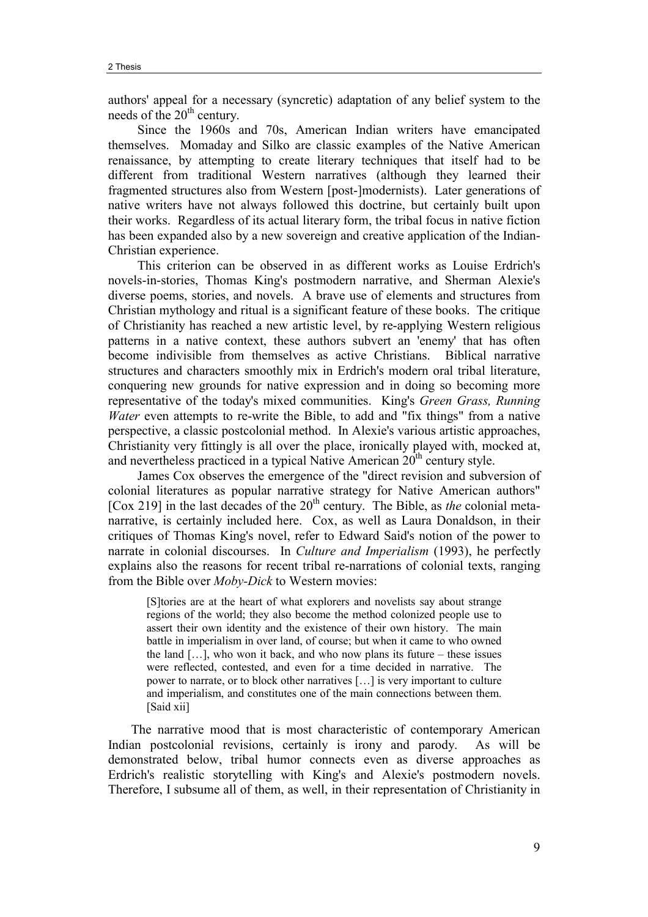authors' appeal for a necessary (syncretic) adaptation of any belief system to the needs of the 20th century.

Since the 1960s and 70s, American Indian writers have emancipated themselves. Momaday and Silko are classic examples of the Native American renaissance, by attempting to create literary techniques that itself had to be different from traditional Western narratives (although they learned their fragmented structures also from Western [post-]modernists). Later generations of native writers have not always followed this doctrine, but certainly built upon their works. Regardless of its actual literary form, the tribal focus in native fiction has been expanded also by a new sovereign and creative application of the Indian-Christian experience.

This criterion can be observed in as different works as Louise Erdrich's novels-in-stories, Thomas King's postmodern narrative, and Sherman Alexie's diverse poems, stories, and novels. A brave use of elements and structures from Christian mythology and ritual is a significant feature of these books. The critique of Christianity has reached a new artistic level, by re-applying Western religious patterns in a native context, these authors subvert an 'enemy' that has often become indivisible from themselves as active Christians. Biblical narrative structures and characters smoothly mix in Erdrich's modern oral tribal literature, conquering new grounds for native expression and in doing so becoming more representative of the today's mixed communities. King's *Green Grass, Running Water* even attempts to re-write the Bible, to add and "fix things" from a native perspective, a classic postcolonial method. In Alexie's various artistic approaches, Christianity very fittingly is all over the place, ironically played with, mocked at, and nevertheless practiced in a typical Native American 20th century style.

James Cox observes the emergence of the "direct revision and subversion of colonial literatures as popular narrative strategy for Native American authors" [Cox 219] in the last decades of the 20th century. The Bible, as *the* colonial meta-narrative, is certainly included here. Cox, as well as Laura Donaldson, in their critiques of Thomas King's novel, refer to Edward Said's notion of the power to narrate in colonial discourses. In *Culture and Imperialism* (1993), he perfectly explains also the reasons for recent tribal re-narrations of colonial texts, ranging from the Bible over *Moby-Dick* to Western movies:

> [S]tories are at the heart of what explorers and novelists say about strange regions of the world; they also become the method colonized people use to assert their own identity and the existence of their own history. The main battle in imperialism in over land, of course; but when it came to who owned the land […], who won it back, and who now plans its future – these issues were reflected, contested, and even for a time decided in narrative. The power to narrate, or to block other narratives […] is very important to culture and imperialism, and constitutes one of the main connections between them. [Said xii]

The narrative mood that is most characteristic of contemporary American Indian postcolonial revisions, certainly is irony and parody. As will be demonstrated below, tribal humor connects even as diverse approaches as Erdrich's realistic storytelling with King's and Alexie's postmodern novels. Therefore, I subsume all of them, as well, in their representation of Christianity in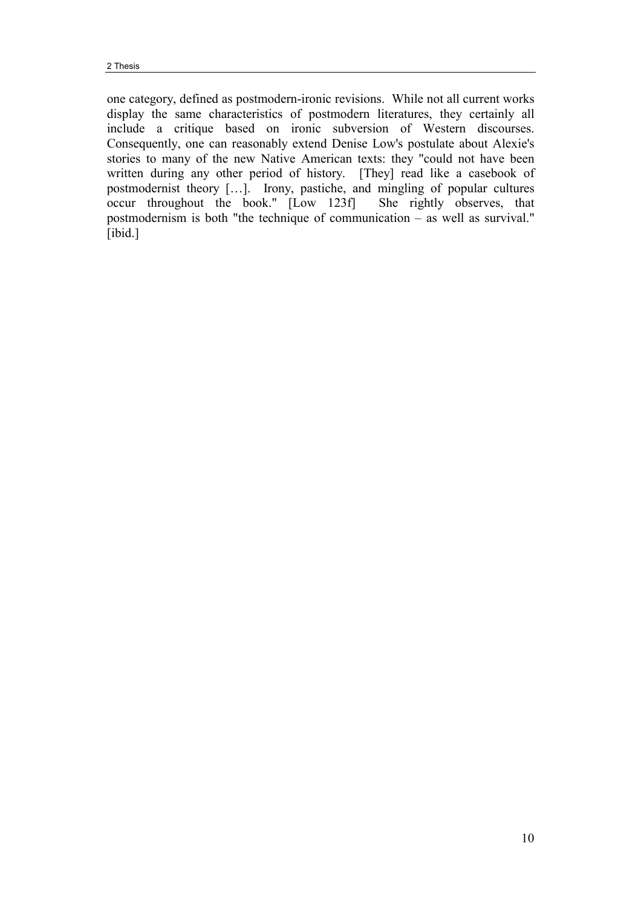one category, defined as postmodern-ironic revisions. While not all current works display the same characteristics of postmodern literatures, they certainly all include a critique based on ironic subversion of Western discourses. Consequently, one can reasonably extend Denise Low's postulate about Alexie's stories to many of the new Native American texts: they "could not have been written during any other period of history. [They] read like a casebook of postmodernist theory […]. Irony, pastiche, and mingling of popular cultures occur throughout the book." [Low 123f] She rightly observes, that postmodernism is both "the technique of communication – as well as survival." [ibid.]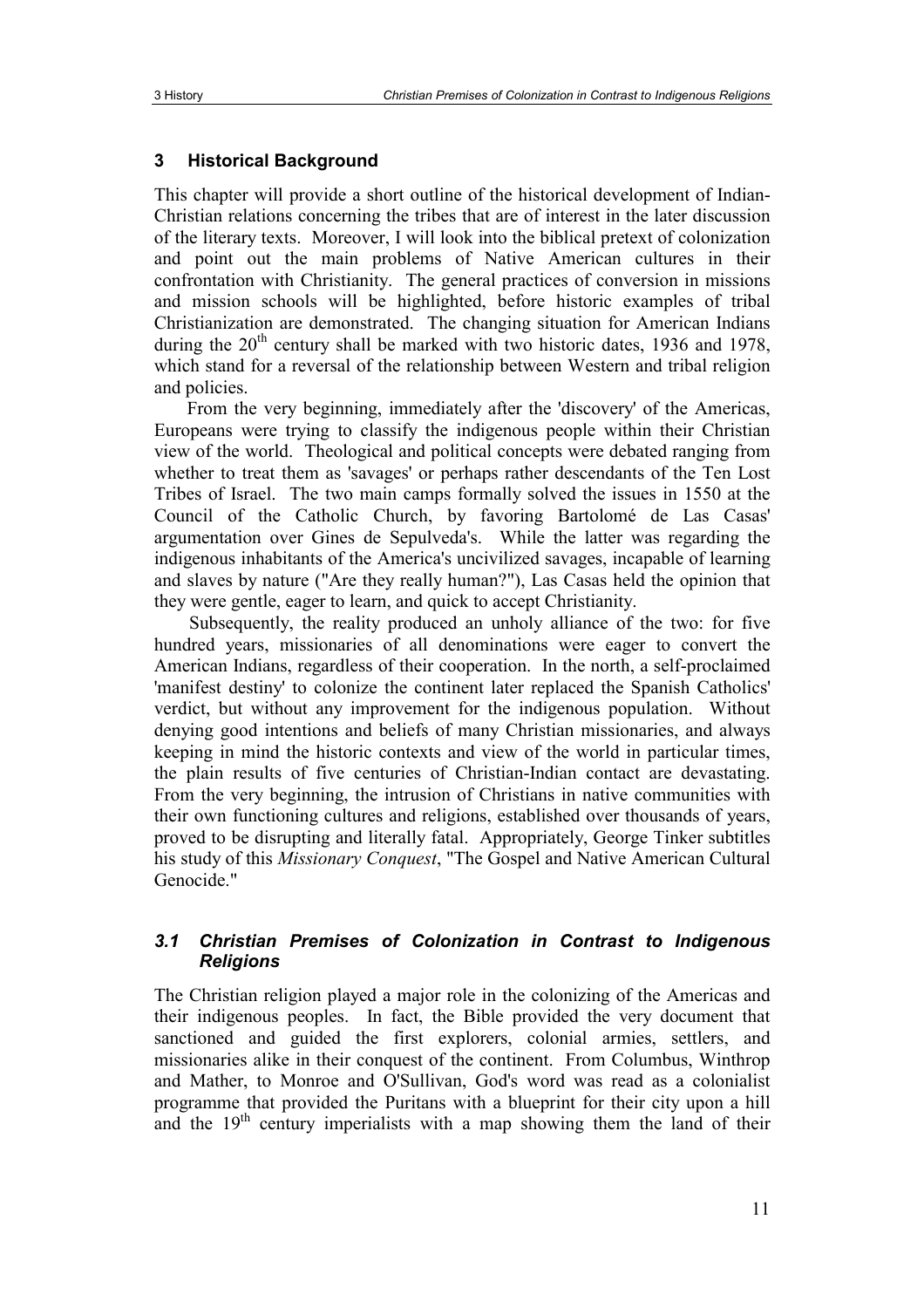## 3 Historical Background

This chapter will provide a short outline of the historical development of Indian-Christian relations concerning the tribes that are of interest in the later discussion of the literary texts. Moreover, I will look into the biblical pretext of colonization and point out the main problems of Native American cultures in their confrontation with Christianity. The general practices of conversion in missions and mission schools will be highlighted, before historic examples of tribal Christianization are demonstrated. The changing situation for American Indians during the 20th century shall be marked with two historic dates, 1936 and 1978, which stand for a reversal of the relationship between Western and tribal religion and policies.

From the very beginning, immediately after the 'discovery' of the Americas, Europeans were trying to classify the indigenous people within their Christian view of the world. Theological and political concepts were debated ranging from whether to treat them as 'savages' or perhaps rather descendants of the Ten Lost Tribes of Israel. The two main camps formally solved the issues in 1550 at the Council of the Catholic Church, by favoring Bartolomé de Las Casas' argumentation over Gines de Sepulveda's. While the latter was regarding the indigenous inhabitants of the America's uncivilized savages, incapable of learning and slaves by nature ("Are they really human?"), Las Casas held the opinion that they were gentle, eager to learn, and quick to accept Christianity.

Subsequently, the reality produced an unholy alliance of the two: for five hundred years, missionaries of all denominations were eager to convert the American Indians, regardless of their cooperation. In the north, a self-proclaimed 'manifest destiny' to colonize the continent later replaced the Spanish Catholics' verdict, but without any improvement for the indigenous population. Without denying good intentions and beliefs of many Christian missionaries, and always keeping in mind the historic contexts and view of the world in particular times, the plain results of five centuries of Christian-Indian contact are devastating. From the very beginning, the intrusion of Christians in native communities with their own functioning cultures and religions, established over thousands of years, proved to be disrupting and literally fatal. Appropriately, George Tinker subtitles his study of this *Missionary Conquest*, "The Gospel and Native American Cultural Genocide."

### *3.1 Christian Premises of Colonization in Contrast to Indigenous Religions*

The Christian religion played a major role in the colonizing of the Americas and their indigenous peoples. In fact, the Bible provided the very document that sanctioned and guided the first explorers, colonial armies, settlers, and missionaries alike in their conquest of the continent. From Columbus, Winthrop and Mather, to Monroe and O'Sullivan, God's word was read as a colonialist programme that provided the Puritans with a blueprint for their city upon a hill and the 19th century imperialists with a map showing them the land of their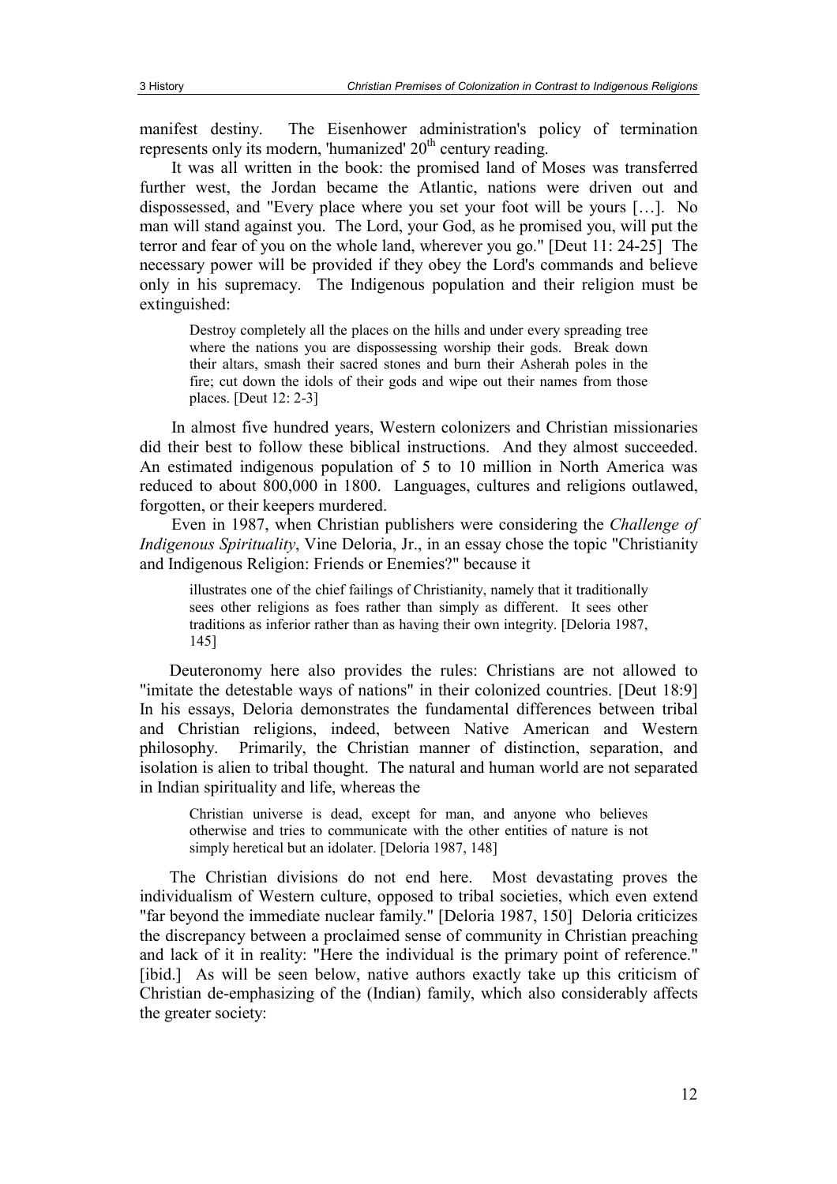manifest destiny. The Eisenhower administration's policy of termination represents only its modern, 'humanized' 20th century reading.

It was all written in the book: the promised land of Moses was transferred further west, the Jordan became the Atlantic, nations were driven out and dispossessed, and "Every place where you set your foot will be yours […]. No man will stand against you. The Lord, your God, as he promised you, will put the terror and fear of you on the whole land, wherever you go." [Deut 11: 24-25] The necessary power will be provided if they obey the Lord's commands and believe only in his supremacy. The Indigenous population and their religion must be extinguished:

> Destroy completely all the places on the hills and under every spreading tree where the nations you are dispossessing worship their gods. Break down their altars, smash their sacred stones and burn their Asherah poles in the fire; cut down the idols of their gods and wipe out their names from those places. [Deut 12: 2-3]

In almost five hundred years, Western colonizers and Christian missionaries did their best to follow these biblical instructions. And they almost succeeded. An estimated indigenous population of 5 to 10 million in North America was reduced to about 800,000 in 1800. Languages, cultures and religions outlawed, forgotten, or their keepers murdered.

Even in 1987, when Christian publishers were considering the *Challenge of Indigenous Spirituality*, Vine Deloria, Jr., in an essay chose the topic "Christianity and Indigenous Religion: Friends or Enemies?" because it

> illustrates one of the chief failings of Christianity, namely that it traditionally sees other religions as foes rather than simply as different. It sees other traditions as inferior rather than as having their own integrity. [Deloria 1987, 145]

Deuteronomy here also provides the rules: Christians are not allowed to "imitate the detestable ways of nations" in their colonized countries. [Deut 18:9] In his essays, Deloria demonstrates the fundamental differences between tribal and Christian religions, indeed, between Native American and Western philosophy. Primarily, the Christian manner of distinction, separation, and isolation is alien to tribal thought. The natural and human world are not separated in Indian spirituality and life, whereas the

> Christian universe is dead, except for man, and anyone who believes otherwise and tries to communicate with the other entities of nature is not simply heretical but an idolater. [Deloria 1987, 148]

The Christian divisions do not end here. Most devastating proves the individualism of Western culture, opposed to tribal societies, which even extend "far beyond the immediate nuclear family." [Deloria 1987, 150] Deloria criticizes the discrepancy between a proclaimed sense of community in Christian preaching and lack of it in reality: "Here the individual is the primary point of reference." [ibid.] As will be seen below, native authors exactly take up this criticism of Christian de-emphasizing of the (Indian) family, which also considerably affects the greater society: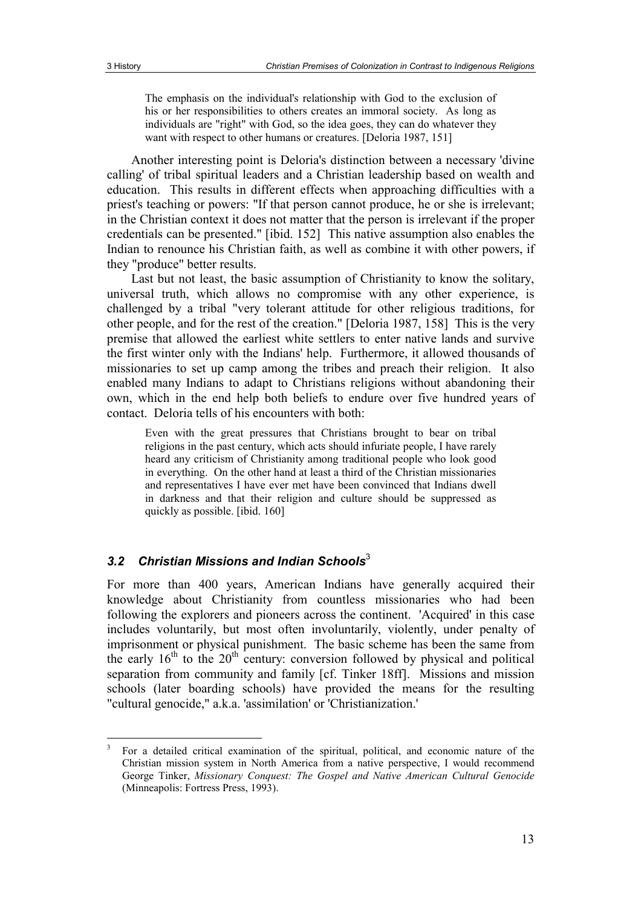> The emphasis on the individual's relationship with God to the exclusion of his or her responsibilities to others creates an immoral society. As long as individuals are "right" with God, so the idea goes, they can do whatever they want with respect to other humans or creatures. [Deloria 1987, 151]

Another interesting point is Deloria's distinction between a necessary 'divine calling' of tribal spiritual leaders and a Christian leadership based on wealth and education. This results in different effects when approaching difficulties with a priest's teaching or powers: "If that person cannot produce, he or she is irrelevant; in the Christian context it does not matter that the person is irrelevant if the proper credentials can be presented." [ibid. 152] This native assumption also enables the Indian to renounce his Christian faith, as well as combine it with other powers, if they "produce" better results.

Last but not least, the basic assumption of Christianity to know the solitary, universal truth, which allows no compromise with any other experience, is challenged by a tribal "very tolerant attitude for other religious traditions, for other people, and for the rest of the creation." [Deloria 1987, 158] This is the very premise that allowed the earliest white settlers to enter native lands and survive the first winter only with the Indians' help. Furthermore, it allowed thousands of missionaries to set up camp among the tribes and preach their religion. It also enabled many Indians to adapt to Christians religions without abandoning their own, which in the end help both beliefs to endure over five hundred years of contact. Deloria tells of his encounters with both:

> Even with the great pressures that Christians brought to bear on tribal religions in the past century, which acts should infuriate people, I have rarely heard any criticism of Christianity among traditional people who look good in everything. On the other hand at least a third of the Christian missionaries and representatives I have ever met have been convinced that Indians dwell in darkness and that their religion and culture should be suppressed as quickly as possible. [ibid. 160]

### *3.2 Christian Missions and Indian Schools*[3]

For more than 400 years, American Indians have generally acquired their knowledge about Christianity from countless missionaries who had been following the explorers and pioneers across the continent. 'Acquired' in this case includes voluntarily, but most often involuntarily, violently, under penalty of imprisonment or physical punishment. The basic scheme has been the same from the early 16th to the 20th century: conversion followed by physical and political separation from community and family [cf. Tinker 18ff]. Missions and mission schools (later boarding schools) have provided the means for the resulting "cultural genocide," a.k.a. 'assimilation' or 'Christianization.'

---

[3] For a detailed critical examination of the spiritual, political, and economic nature of the Christian mission system in North America from a native perspective, I would recommend George Tinker, *Missionary Conquest: The Gospel and Native American Cultural Genocide* (Minneapolis: Fortress Press, 1993).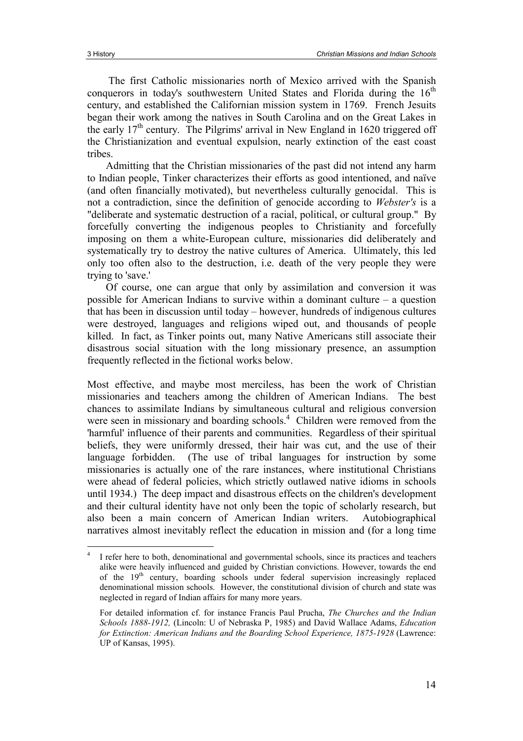The first Catholic missionaries north of Mexico arrived with the Spanish conquerors in today's southwestern United States and Florida during the 16th century, and established the Californian mission system in 1769. French Jesuits began their work among the natives in South Carolina and on the Great Lakes in the early 17th century. The Pilgrims' arrival in New England in 1620 triggered off the Christianization and eventual expulsion, nearly extinction of the east coast tribes.

Admitting that the Christian missionaries of the past did not intend any harm to Indian people, Tinker characterizes their efforts as good intentioned, and naïve (and often financially motivated), but nevertheless culturally genocidal. This is not a contradiction, since the definition of genocide according to *Webster's* is a "deliberate and systematic destruction of a racial, political, or cultural group." By forcefully converting the indigenous peoples to Christianity and forcefully imposing on them a white-European culture, missionaries did deliberately and systematically try to destroy the native cultures of America. Ultimately, this led only too often also to the destruction, i.e. death of the very people they were trying to 'save.'

Of course, one can argue that only by assimilation and conversion it was possible for American Indians to survive within a dominant culture – a question that has been in discussion until today – however, hundreds of indigenous cultures were destroyed, languages and religions wiped out, and thousands of people killed. In fact, as Tinker points out, many Native Americans still associate their disastrous social situation with the long missionary presence, an assumption frequently reflected in the fictional works below.

Most effective, and maybe most merciless, has been the work of Christian missionaries and teachers among the children of American Indians. The best chances to assimilate Indians by simultaneous cultural and religious conversion were seen in missionary and boarding schools.[4] Children were removed from the 'harmful' influence of their parents and communities. Regardless of their spiritual beliefs, they were uniformly dressed, their hair was cut, and the use of their language forbidden. (The use of tribal languages for instruction by some missionaries is actually one of the rare instances, where institutional Christians were ahead of federal policies, which strictly outlawed native idioms in schools until 1934.) The deep impact and disastrous effects on the children's development and their cultural identity have not only been the topic of scholarly research, but also been a main concern of American Indian writers. Autobiographical narratives almost inevitably reflect the education in mission and (for a long time

---

[4] I refer here to both, denominational and governmental schools, since its practices and teachers alike were heavily influenced and guided by Christian convictions. However, towards the end of the 19th century, boarding schools under federal supervision increasingly replaced denominational mission schools. However, the constitutional division of church and state was neglected in regard of Indian affairs for many more years.

For detailed information cf. for instance Francis Paul Prucha, *The Churches and the Indian Schools 1888-1912,* (Lincoln: U of Nebraska P, 1985) and David Wallace Adams, *Education for Extinction: American Indians and the Boarding School Experience, 1875-1928* (Lawrence: UP of Kansas, 1995).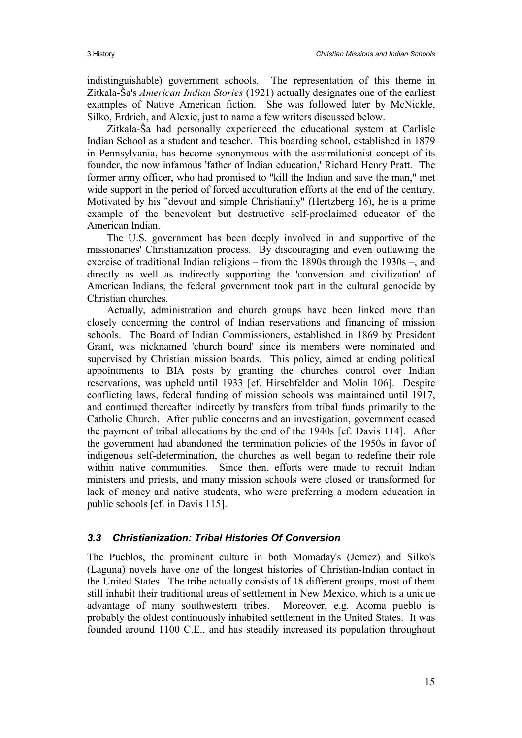indistinguishable) government schools. The representation of this theme in Zitkala-Ša's *American Indian Stories* (1921) actually designates one of the earliest examples of Native American fiction. She was followed later by McNickle, Silko, Erdrich, and Alexie, just to name a few writers discussed below.

Zitkala-Ša had personally experienced the educational system at Carlisle Indian School as a student and teacher. This boarding school, established in 1879 in Pennsylvania, has become synonymous with the assimilationist concept of its founder, the now infamous 'father of Indian education,' Richard Henry Pratt. The former army officer, who had promised to "kill the Indian and save the man," met wide support in the period of forced acculturation efforts at the end of the century. Motivated by his "devout and simple Christianity" (Hertzberg 16), he is a prime example of the benevolent but destructive self-proclaimed educator of the American Indian.

The U.S. government has been deeply involved in and supportive of the missionaries' Christianization process. By discouraging and even outlawing the exercise of traditional Indian religions – from the 1890s through the 1930s –, and directly as well as indirectly supporting the 'conversion and civilization' of American Indians, the federal government took part in the cultural genocide by Christian churches.

Actually, administration and church groups have been linked more than closely concerning the control of Indian reservations and financing of mission schools. The Board of Indian Commissioners, established in 1869 by President Grant, was nicknamed 'church board' since its members were nominated and supervised by Christian mission boards. This policy, aimed at ending political appointments to BIA posts by granting the churches control over Indian reservations, was upheld until 1933 [cf. Hirschfelder and Molin 106]. Despite conflicting laws, federal funding of mission schools was maintained until 1917, and continued thereafter indirectly by transfers from tribal funds primarily to the Catholic Church. After public concerns and an investigation, government ceased the payment of tribal allocations by the end of the 1940s [cf. Davis 114]. After the government had abandoned the termination policies of the 1950s in favor of indigenous self-determination, the churches as well began to redefine their role within native communities. Since then, efforts were made to recruit Indian ministers and priests, and many mission schools were closed or transformed for lack of money and native students, who were preferring a modern education in public schools [cf. in Davis 115].

### *3.3 Christianization: Tribal Histories Of Conversion*

The Pueblos, the prominent culture in both Momaday's (Jemez) and Silko's (Laguna) novels have one of the longest histories of Christian-Indian contact in the United States. The tribe actually consists of 18 different groups, most of them still inhabit their traditional areas of settlement in New Mexico, which is a unique advantage of many southwestern tribes. Moreover, e.g. Acoma pueblo is probably the oldest continuously inhabited settlement in the United States. It was founded around 1100 C.E., and has steadily increased its population throughout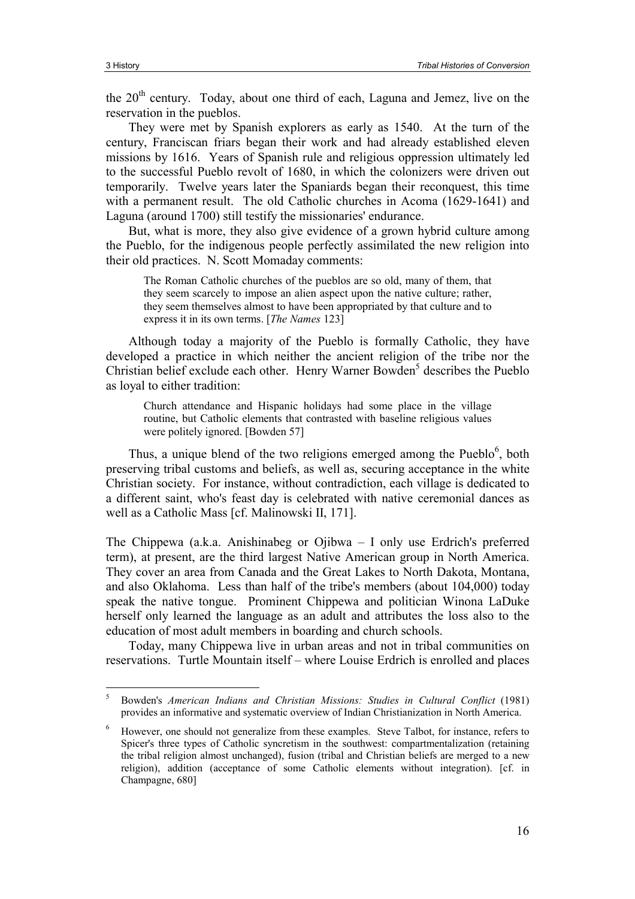the 20th century. Today, about one third of each, Laguna and Jemez, live on the reservation in the pueblos.

They were met by Spanish explorers as early as 1540. At the turn of the century, Franciscan friars began their work and had already established eleven missions by 1616. Years of Spanish rule and religious oppression ultimately led to the successful Pueblo revolt of 1680, in which the colonizers were driven out temporarily. Twelve years later the Spaniards began their reconquest, this time with a permanent result. The old Catholic churches in Acoma (1629-1641) and Laguna (around 1700) still testify the missionaries' endurance.

But, what is more, they also give evidence of a grown hybrid culture among the Pueblo, for the indigenous people perfectly assimilated the new religion into their old practices. N. Scott Momaday comments:

> The Roman Catholic churches of the pueblos are so old, many of them, that they seem scarcely to impose an alien aspect upon the native culture; rather, they seem themselves almost to have been appropriated by that culture and to express it in its own terms. [*The Names* 123]

Although today a majority of the Pueblo is formally Catholic, they have developed a practice in which neither the ancient religion of the tribe nor the Christian belief exclude each other. Henry Warner Bowden[5] describes the Pueblo as loyal to either tradition:

> Church attendance and Hispanic holidays had some place in the village routine, but Catholic elements that contrasted with baseline religious values were politely ignored. [Bowden 57]

Thus, a unique blend of the two religions emerged among the Pueblo[6], both preserving tribal customs and beliefs, as well as, securing acceptance in the white Christian society. For instance, without contradiction, each village is dedicated to a different saint, who's feast day is celebrated with native ceremonial dances as well as a Catholic Mass [cf. Malinowski II, 171].

The Chippewa (a.k.a. Anishinabeg or Ojibwa – I only use Erdrich's preferred term), at present, are the third largest Native American group in North America. They cover an area from Canada and the Great Lakes to North Dakota, Montana, and also Oklahoma. Less than half of the tribe's members (about 104,000) today speak the native tongue. Prominent Chippewa and politician Winona LaDuke herself only learned the language as an adult and attributes the loss also to the education of most adult members in boarding and church schools.

Today, many Chippewa live in urban areas and not in tribal communities on reservations. Turtle Mountain itself – where Louise Erdrich is enrolled and places

---

[5] Bowden's *American Indians and Christian Missions: Studies in Cultural Conflict* (1981) provides an informative and systematic overview of Indian Christianization in North America.

[6] However, one should not generalize from these examples. Steve Talbot, for instance, refers to Spicer's three types of Catholic syncretism in the southwest: compartmentalization (retaining the tribal religion almost unchanged), fusion (tribal and Christian beliefs are merged to a new religion), addition (acceptance of some Catholic elements without integration). [cf. in Champagne, 680]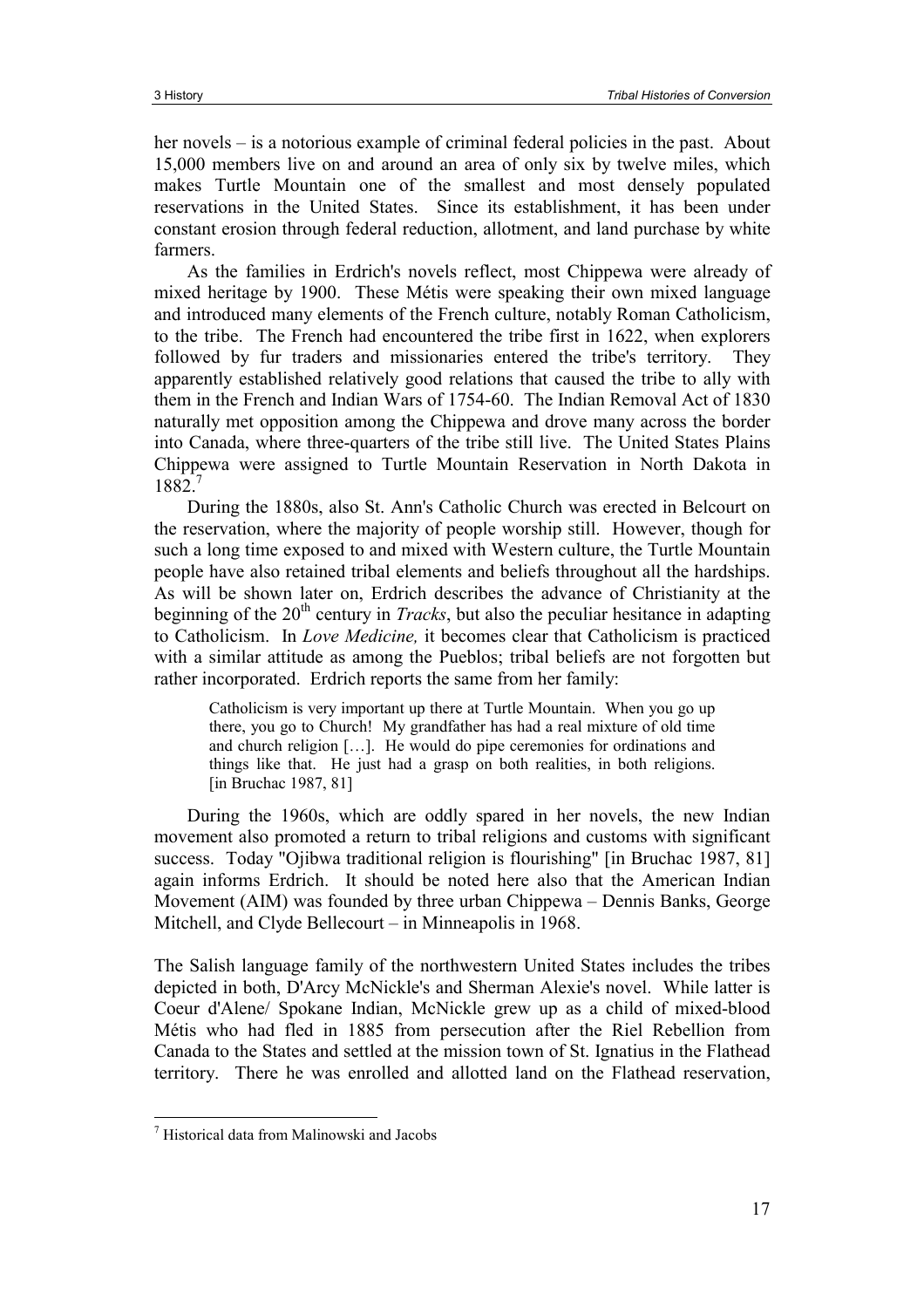her novels – is a notorious example of criminal federal policies in the past. About 15,000 members live on and around an area of only six by twelve miles, which makes Turtle Mountain one of the smallest and most densely populated reservations in the United States. Since its establishment, it has been under constant erosion through federal reduction, allotment, and land purchase by white farmers.

As the families in Erdrich's novels reflect, most Chippewa were already of mixed heritage by 1900. These Métis were speaking their own mixed language and introduced many elements of the French culture, notably Roman Catholicism, to the tribe. The French had encountered the tribe first in 1622, when explorers followed by fur traders and missionaries entered the tribe's territory. They apparently established relatively good relations that caused the tribe to ally with them in the French and Indian Wars of 1754-60. The Indian Removal Act of 1830 naturally met opposition among the Chippewa and drove many across the border into Canada, where three-quarters of the tribe still live. The United States Plains Chippewa were assigned to Turtle Mountain Reservation in North Dakota in 1882.[7]

During the 1880s, also St. Ann's Catholic Church was erected in Belcourt on the reservation, where the majority of people worship still. However, though for such a long time exposed to and mixed with Western culture, the Turtle Mountain people have also retained tribal elements and beliefs throughout all the hardships. As will be shown later on, Erdrich describes the advance of Christianity at the beginning of the 20th century in *Tracks*, but also the peculiar hesitance in adapting to Catholicism. In *Love Medicine,* it becomes clear that Catholicism is practiced with a similar attitude as among the Pueblos; tribal beliefs are not forgotten but rather incorporated. Erdrich reports the same from her family:

> Catholicism is very important up there at Turtle Mountain. When you go up there, you go to Church! My grandfather has had a real mixture of old time and church religion […]. He would do pipe ceremonies for ordinations and things like that. He just had a grasp on both realities, in both religions. [in Bruchac 1987, 81]

During the 1960s, which are oddly spared in her novels, the new Indian movement also promoted a return to tribal religions and customs with significant success. Today "Ojibwa traditional religion is flourishing" [in Bruchac 1987, 81] again informs Erdrich. It should be noted here also that the American Indian Movement (AIM) was founded by three urban Chippewa – Dennis Banks, George Mitchell, and Clyde Bellecourt – in Minneapolis in 1968.

The Salish language family of the northwestern United States includes the tribes depicted in both, D'Arcy McNickle's and Sherman Alexie's novel. While latter is Coeur d'Alene/ Spokane Indian, McNickle grew up as a child of mixed-blood Métis who had fled in 1885 from persecution after the Riel Rebellion from Canada to the States and settled at the mission town of St. Ignatius in the Flathead territory. There he was enrolled and allotted land on the Flathead reservation,

[7] Historical data from Malinowski and Jacobs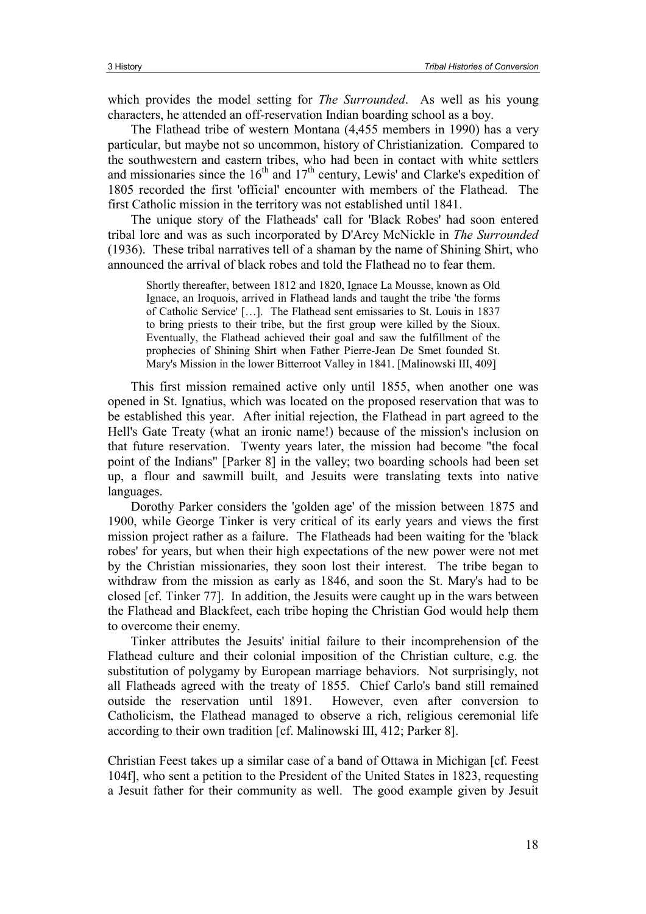which provides the model setting for *The Surrounded*. As well as his young characters, he attended an off-reservation Indian boarding school as a boy.

The Flathead tribe of western Montana (4,455 members in 1990) has a very particular, but maybe not so uncommon, history of Christianization. Compared to the southwestern and eastern tribes, who had been in contact with white settlers and missionaries since the 16th and 17th century, Lewis' and Clarke's expedition of 1805 recorded the first 'official' encounter with members of the Flathead. The first Catholic mission in the territory was not established until 1841.

The unique story of the Flatheads' call for 'Black Robes' had soon entered tribal lore and was as such incorporated by D'Arcy McNickle in *The Surrounded* (1936). These tribal narratives tell of a shaman by the name of Shining Shirt, who announced the arrival of black robes and told the Flathead no to fear them.

> Shortly thereafter, between 1812 and 1820, Ignace La Mousse, known as Old Ignace, an Iroquois, arrived in Flathead lands and taught the tribe 'the forms of Catholic Service' […]. The Flathead sent emissaries to St. Louis in 1837 to bring priests to their tribe, but the first group were killed by the Sioux. Eventually, the Flathead achieved their goal and saw the fulfillment of the prophecies of Shining Shirt when Father Pierre-Jean De Smet founded St. Mary's Mission in the lower Bitterroot Valley in 1841. [Malinowski III, 409]

This first mission remained active only until 1855, when another one was opened in St. Ignatius, which was located on the proposed reservation that was to be established this year. After initial rejection, the Flathead in part agreed to the Hell's Gate Treaty (what an ironic name!) because of the mission's inclusion on that future reservation. Twenty years later, the mission had become "the focal point of the Indians" [Parker 8] in the valley; two boarding schools had been set up, a flour and sawmill built, and Jesuits were translating texts into native languages.

Dorothy Parker considers the 'golden age' of the mission between 1875 and 1900, while George Tinker is very critical of its early years and views the first mission project rather as a failure. The Flatheads had been waiting for the 'black robes' for years, but when their high expectations of the new power were not met by the Christian missionaries, they soon lost their interest. The tribe began to withdraw from the mission as early as 1846, and soon the St. Mary's had to be closed [cf. Tinker 77]. In addition, the Jesuits were caught up in the wars between the Flathead and Blackfeet, each tribe hoping the Christian God would help them to overcome their enemy.

Tinker attributes the Jesuits' initial failure to their incomprehension of the Flathead culture and their colonial imposition of the Christian culture, e.g. the substitution of polygamy by European marriage behaviors. Not surprisingly, not all Flatheads agreed with the treaty of 1855. Chief Carlo's band still remained outside the reservation until 1891. However, even after conversion to Catholicism, the Flathead managed to observe a rich, religious ceremonial life according to their own tradition [cf. Malinowski III, 412; Parker 8].

Christian Feest takes up a similar case of a band of Ottawa in Michigan [cf. Feest 104f], who sent a petition to the President of the United States in 1823, requesting a Jesuit father for their community as well. The good example given by Jesuit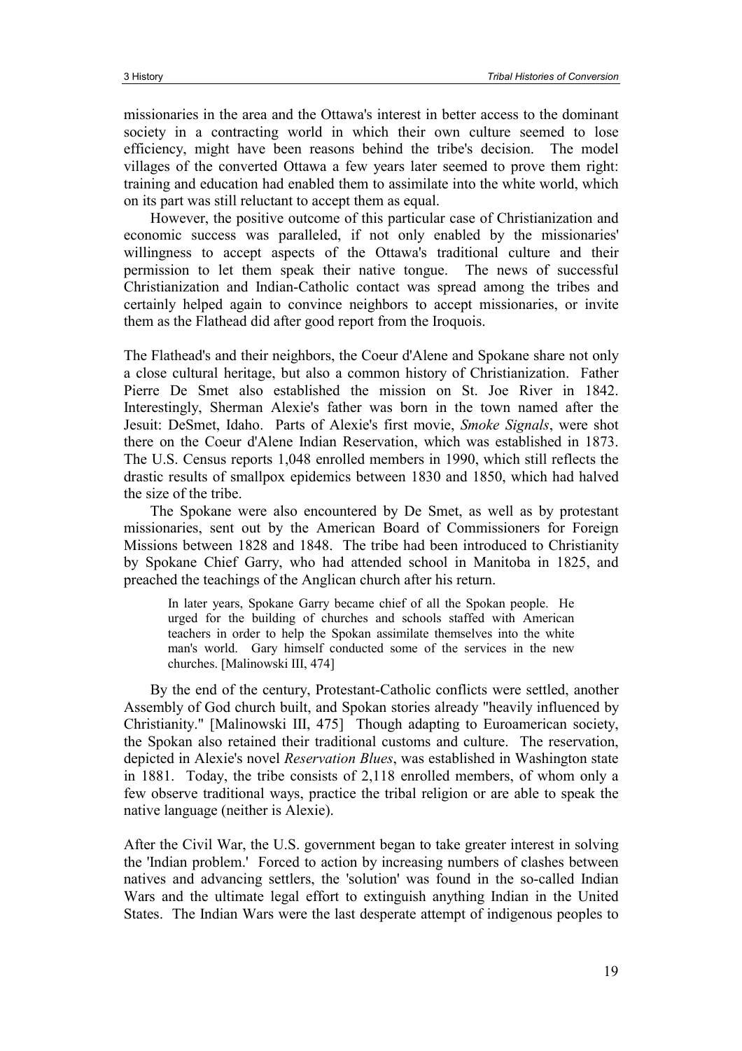missionaries in the area and the Ottawa's interest in better access to the dominant society in a contracting world in which their own culture seemed to lose efficiency, might have been reasons behind the tribe's decision. The model villages of the converted Ottawa a few years later seemed to prove them right: training and education had enabled them to assimilate into the white world, which on its part was still reluctant to accept them as equal.

However, the positive outcome of this particular case of Christianization and economic success was paralleled, if not only enabled by the missionaries' willingness to accept aspects of the Ottawa's traditional culture and their permission to let them speak their native tongue. The news of successful Christianization and Indian-Catholic contact was spread among the tribes and certainly helped again to convince neighbors to accept missionaries, or invite them as the Flathead did after good report from the Iroquois.

The Flathead's and their neighbors, the Coeur d'Alene and Spokane share not only a close cultural heritage, but also a common history of Christianization. Father Pierre De Smet also established the mission on St. Joe River in 1842. Interestingly, Sherman Alexie's father was born in the town named after the Jesuit: DeSmet, Idaho. Parts of Alexie's first movie, *Smoke Signals*, were shot there on the Coeur d'Alene Indian Reservation, which was established in 1873. The U.S. Census reports 1,048 enrolled members in 1990, which still reflects the drastic results of smallpox epidemics between 1830 and 1850, which had halved the size of the tribe.

The Spokane were also encountered by De Smet, as well as by protestant missionaries, sent out by the American Board of Commissioners for Foreign Missions between 1828 and 1848. The tribe had been introduced to Christianity by Spokane Chief Garry, who had attended school in Manitoba in 1825, and preached the teachings of the Anglican church after his return.

> In later years, Spokane Garry became chief of all the Spokan people. He urged for the building of churches and schools staffed with American teachers in order to help the Spokan assimilate themselves into the white man's world. Gary himself conducted some of the services in the new churches. [Malinowski III, 474]

By the end of the century, Protestant-Catholic conflicts were settled, another Assembly of God church built, and Spokan stories already "heavily influenced by Christianity." [Malinowski III, 475] Though adapting to Euroamerican society, the Spokan also retained their traditional customs and culture. The reservation, depicted in Alexie's novel *Reservation Blues*, was established in Washington state in 1881. Today, the tribe consists of 2,118 enrolled members, of whom only a few observe traditional ways, practice the tribal religion or are able to speak the native language (neither is Alexie).

After the Civil War, the U.S. government began to take greater interest in solving the 'Indian problem.' Forced to action by increasing numbers of clashes between natives and advancing settlers, the 'solution' was found in the so-called Indian Wars and the ultimate legal effort to extinguish anything Indian in the United States. The Indian Wars were the last desperate attempt of indigenous peoples to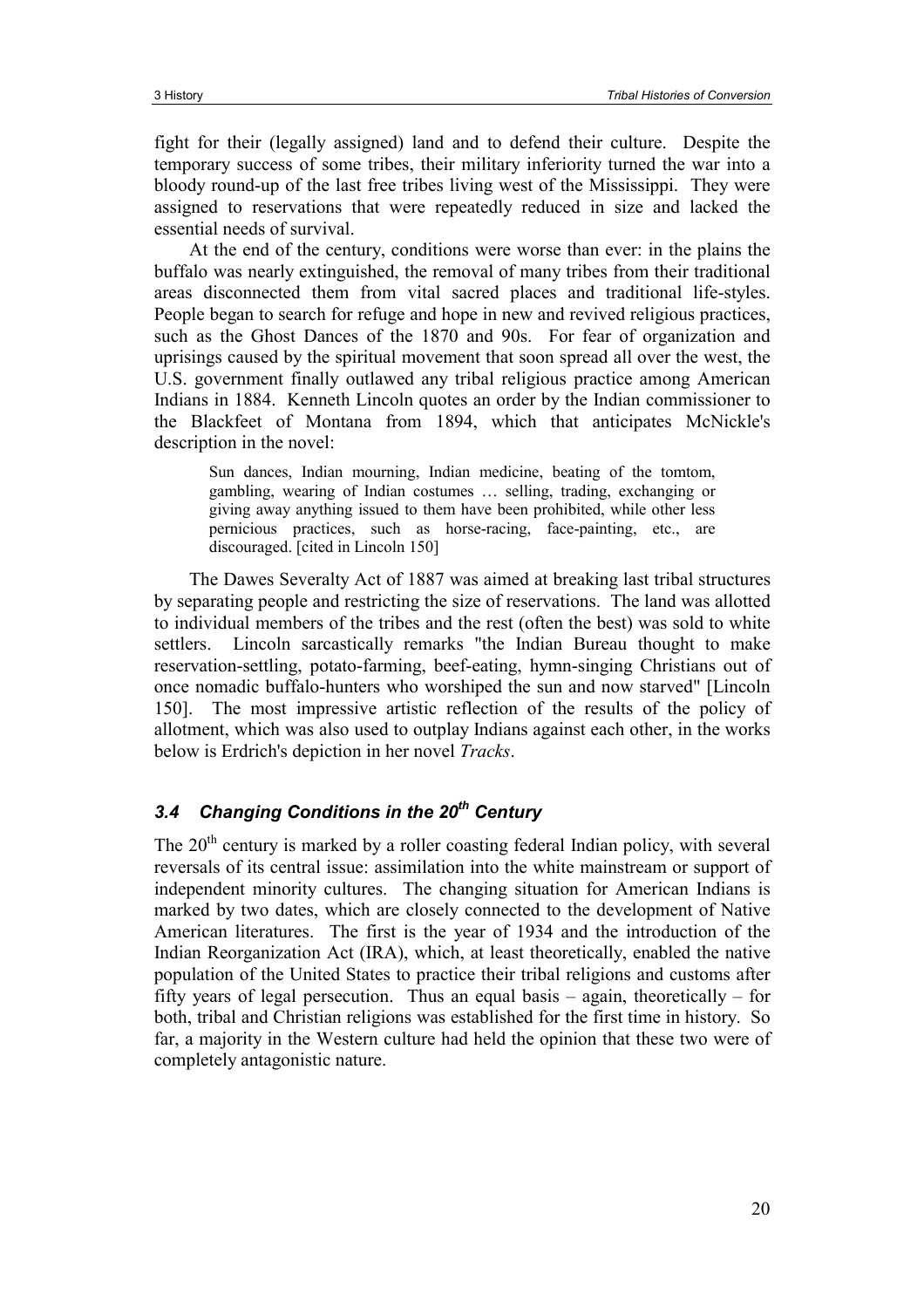fight for their (legally assigned) land and to defend their culture. Despite the temporary success of some tribes, their military inferiority turned the war into a bloody round-up of the last free tribes living west of the Mississippi. They were assigned to reservations that were repeatedly reduced in size and lacked the essential needs of survival.

At the end of the century, conditions were worse than ever: in the plains the buffalo was nearly extinguished, the removal of many tribes from their traditional areas disconnected them from vital sacred places and traditional life-styles. People began to search for refuge and hope in new and revived religious practices, such as the Ghost Dances of the 1870 and 90s. For fear of organization and uprisings caused by the spiritual movement that soon spread all over the west, the U.S. government finally outlawed any tribal religious practice among American Indians in 1884. Kenneth Lincoln quotes an order by the Indian commissioner to the Blackfeet of Montana from 1894, which that anticipates McNickle's description in the novel:

> Sun dances, Indian mourning, Indian medicine, beating of the tomtom, gambling, wearing of Indian costumes … selling, trading, exchanging or giving away anything issued to them have been prohibited, while other less pernicious practices, such as horse-racing, face-painting, etc., are discouraged. [cited in Lincoln 150]

The Dawes Severalty Act of 1887 was aimed at breaking last tribal structures by separating people and restricting the size of reservations. The land was allotted to individual members of the tribes and the rest (often the best) was sold to white settlers. Lincoln sarcastically remarks "the Indian Bureau thought to make reservation-settling, potato-farming, beef-eating, hymn-singing Christians out of once nomadic buffalo-hunters who worshiped the sun and now starved" [Lincoln 150]. The most impressive artistic reflection of the results of the policy of allotment, which was also used to outplay Indians against each other, in the works below is Erdrich's depiction in her novel *Tracks*.

### *3.4 Changing Conditions in the 20th Century*

The 20th century is marked by a roller coasting federal Indian policy, with several reversals of its central issue: assimilation into the white mainstream or support of independent minority cultures. The changing situation for American Indians is marked by two dates, which are closely connected to the development of Native American literatures. The first is the year of 1934 and the introduction of the Indian Reorganization Act (IRA), which, at least theoretically, enabled the native population of the United States to practice their tribal religions and customs after fifty years of legal persecution. Thus an equal basis – again, theoretically – for both, tribal and Christian religions was established for the first time in history. So far, a majority in the Western culture had held the opinion that these two were of completely antagonistic nature.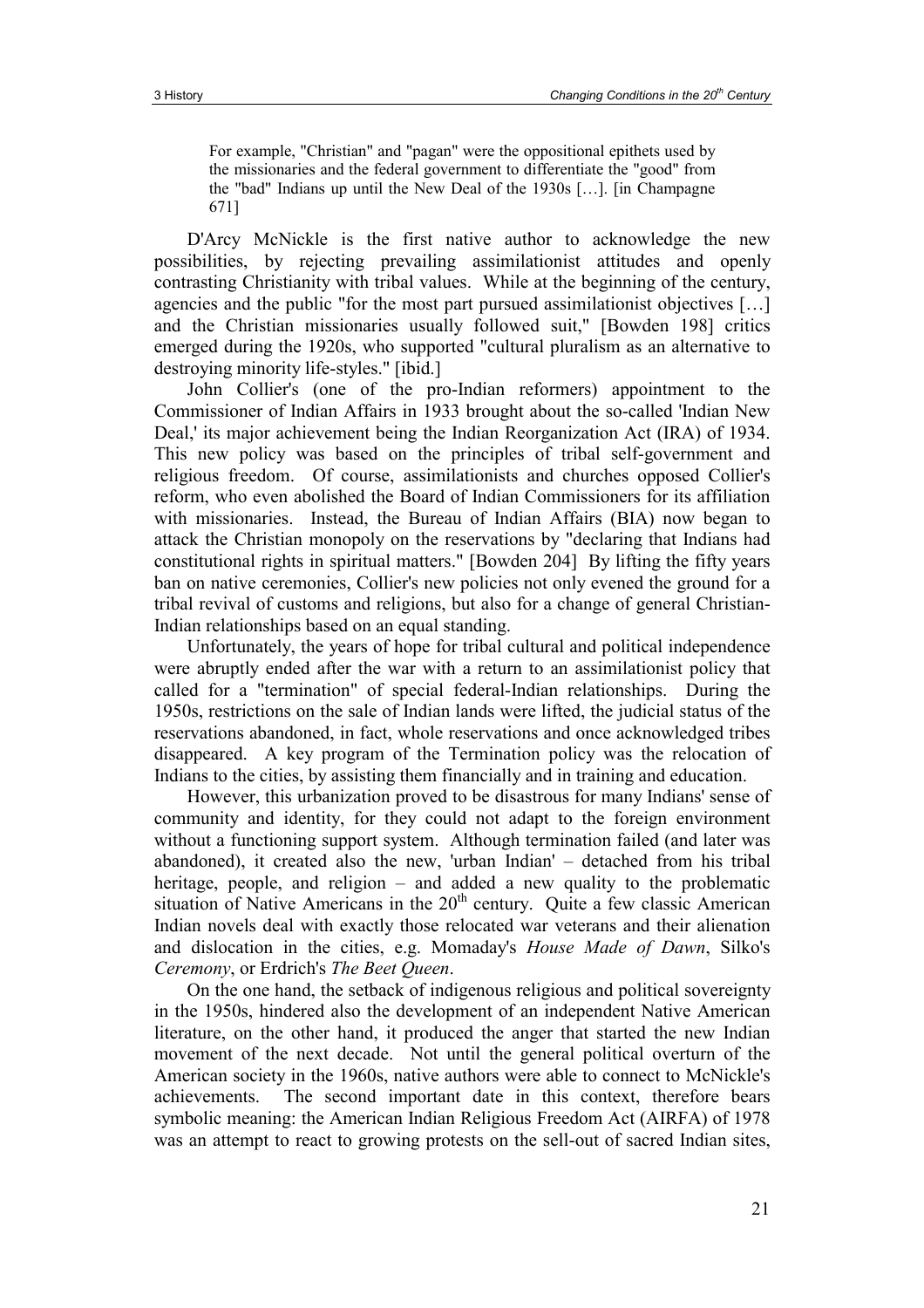> For example, "Christian" and "pagan" were the oppositional epithets used by the missionaries and the federal government to differentiate the "good" from the "bad" Indians up until the New Deal of the 1930s […]. [in Champagne 671]

D'Arcy McNickle is the first native author to acknowledge the new possibilities, by rejecting prevailing assimilationist attitudes and openly contrasting Christianity with tribal values. While at the beginning of the century, agencies and the public "for the most part pursued assimilationist objectives […] and the Christian missionaries usually followed suit," [Bowden 198] critics emerged during the 1920s, who supported "cultural pluralism as an alternative to destroying minority life-styles." [ibid.]

John Collier's (one of the pro-Indian reformers) appointment to the Commissioner of Indian Affairs in 1933 brought about the so-called 'Indian New Deal,' its major achievement being the Indian Reorganization Act (IRA) of 1934. This new policy was based on the principles of tribal self-government and religious freedom. Of course, assimilationists and churches opposed Collier's reform, who even abolished the Board of Indian Commissioners for its affiliation with missionaries. Instead, the Bureau of Indian Affairs (BIA) now began to attack the Christian monopoly on the reservations by "declaring that Indians had constitutional rights in spiritual matters." [Bowden 204] By lifting the fifty years ban on native ceremonies, Collier's new policies not only evened the ground for a tribal revival of customs and religions, but also for a change of general Christian-Indian relationships based on an equal standing.

Unfortunately, the years of hope for tribal cultural and political independence were abruptly ended after the war with a return to an assimilationist policy that called for a "termination" of special federal-Indian relationships. During the 1950s, restrictions on the sale of Indian lands were lifted, the judicial status of the reservations abandoned, in fact, whole reservations and once acknowledged tribes disappeared. A key program of the Termination policy was the relocation of Indians to the cities, by assisting them financially and in training and education.

However, this urbanization proved to be disastrous for many Indians' sense of community and identity, for they could not adapt to the foreign environment without a functioning support system. Although termination failed (and later was abandoned), it created also the new, 'urban Indian' – detached from his tribal heritage, people, and religion – and added a new quality to the problematic situation of Native Americans in the 20th century. Quite a few classic American Indian novels deal with exactly those relocated war veterans and their alienation and dislocation in the cities, e.g. Momaday's *House Made of Dawn*, Silko's *Ceremony*, or Erdrich's *The Beet Queen*.

On the one hand, the setback of indigenous religious and political sovereignty in the 1950s, hindered also the development of an independent Native American literature, on the other hand, it produced the anger that started the new Indian movement of the next decade. Not until the general political overturn of the American society in the 1960s, native authors were able to connect to McNickle's achievements. The second important date in this context, therefore bears symbolic meaning: the American Indian Religious Freedom Act (AIRFA) of 1978 was an attempt to react to growing protests on the sell-out of sacred Indian sites,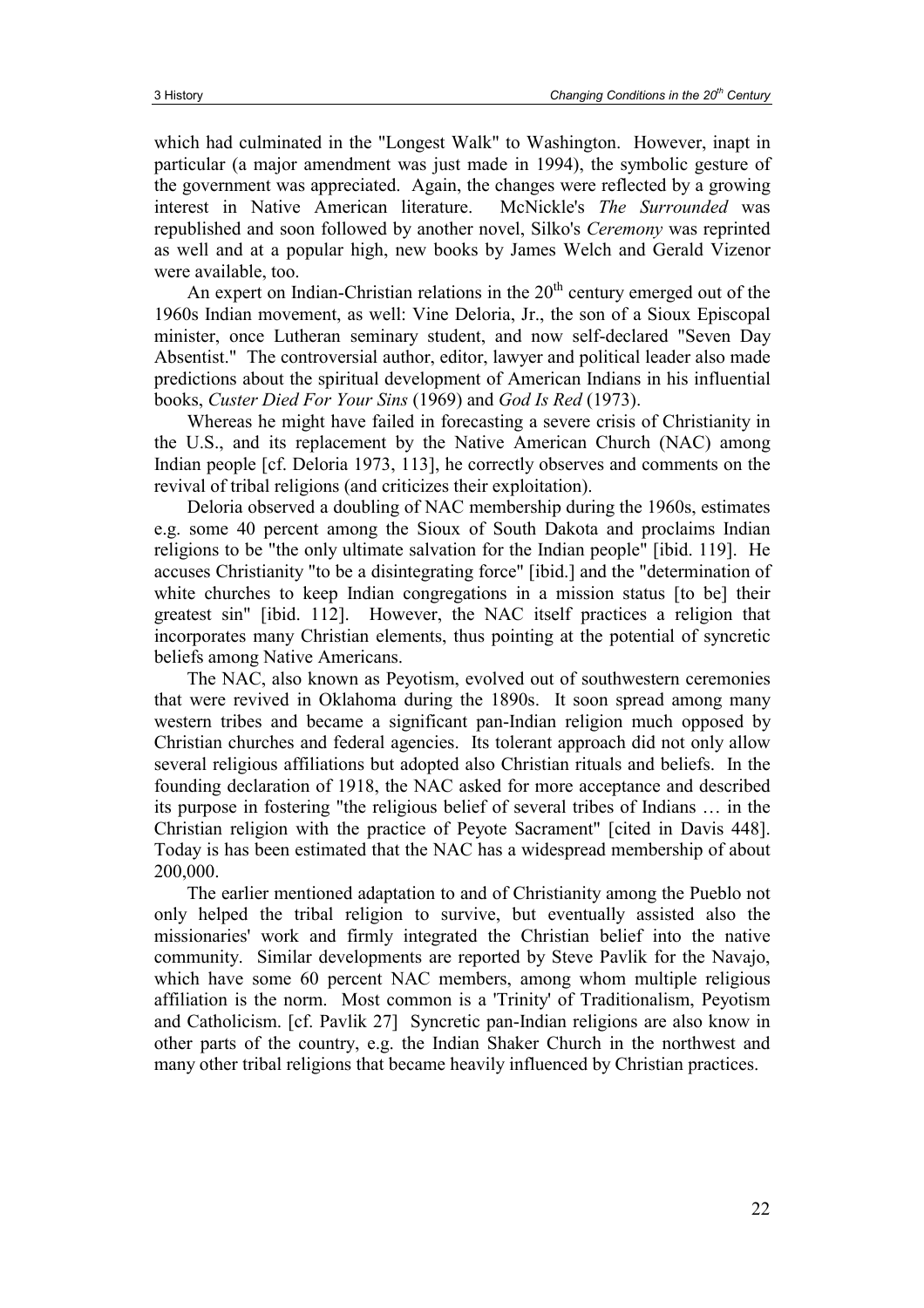which had culminated in the "Longest Walk" to Washington. However, inapt in particular (a major amendment was just made in 1994), the symbolic gesture of the government was appreciated. Again, the changes were reflected by a growing interest in Native American literature. McNickle's *The Surrounded* was republished and soon followed by another novel, Silko's *Ceremony* was reprinted as well and at a popular high, new books by James Welch and Gerald Vizenor were available, too.

An expert on Indian-Christian relations in the 20th century emerged out of the 1960s Indian movement, as well: Vine Deloria, Jr., the son of a Sioux Episcopal minister, once Lutheran seminary student, and now self-declared "Seven Day Absentist." The controversial author, editor, lawyer and political leader also made predictions about the spiritual development of American Indians in his influential books, *Custer Died For Your Sins* (1969) and *God Is Red* (1973).

Whereas he might have failed in forecasting a severe crisis of Christianity in the U.S., and its replacement by the Native American Church (NAC) among Indian people [cf. Deloria 1973, 113], he correctly observes and comments on the revival of tribal religions (and criticizes their exploitation).

Deloria observed a doubling of NAC membership during the 1960s, estimates e.g. some 40 percent among the Sioux of South Dakota and proclaims Indian religions to be "the only ultimate salvation for the Indian people" [ibid. 119]. He accuses Christianity "to be a disintegrating force" [ibid.] and the "determination of white churches to keep Indian congregations in a mission status [to be] their greatest sin" [ibid. 112]. However, the NAC itself practices a religion that incorporates many Christian elements, thus pointing at the potential of syncretic beliefs among Native Americans.

The NAC, also known as Peyotism, evolved out of southwestern ceremonies that were revived in Oklahoma during the 1890s. It soon spread among many western tribes and became a significant pan-Indian religion much opposed by Christian churches and federal agencies. Its tolerant approach did not only allow several religious affiliations but adopted also Christian rituals and beliefs. In the founding declaration of 1918, the NAC asked for more acceptance and described its purpose in fostering "the religious belief of several tribes of Indians … in the Christian religion with the practice of Peyote Sacrament" [cited in Davis 448]. Today is has been estimated that the NAC has a widespread membership of about 200,000.

The earlier mentioned adaptation to and of Christianity among the Pueblo not only helped the tribal religion to survive, but eventually assisted also the missionaries' work and firmly integrated the Christian belief into the native community. Similar developments are reported by Steve Pavlik for the Navajo, which have some 60 percent NAC members, among whom multiple religious affiliation is the norm. Most common is a 'Trinity' of Traditionalism, Peyotism and Catholicism. [cf. Pavlik 27] Syncretic pan-Indian religions are also know in other parts of the country, e.g. the Indian Shaker Church in the northwest and many other tribal religions that became heavily influenced by Christian practices.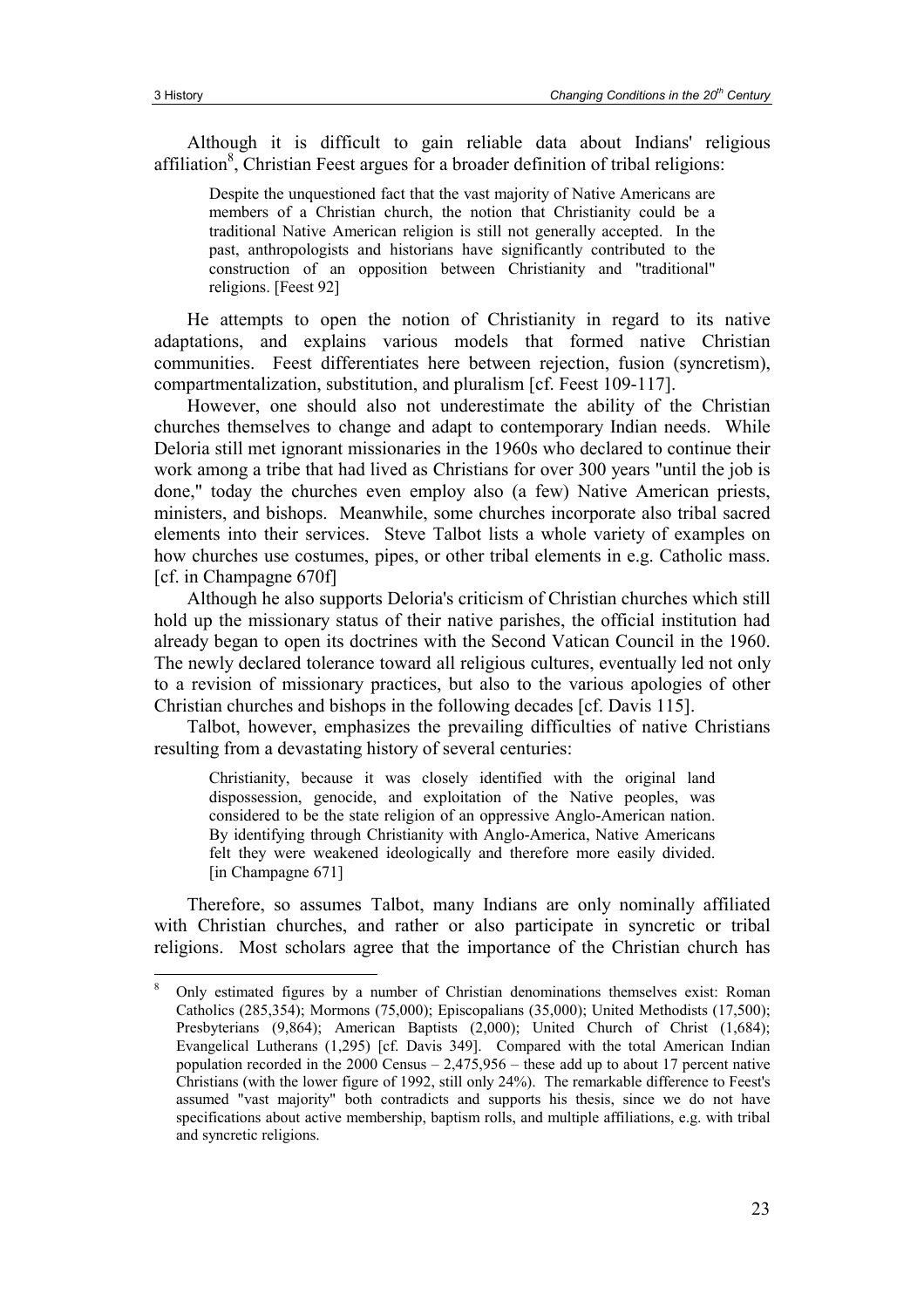Although it is difficult to gain reliable data about Indians' religious affiliation[8], Christian Feest argues for a broader definition of tribal religions:

> Despite the unquestioned fact that the vast majority of Native Americans are members of a Christian church, the notion that Christianity could be a traditional Native American religion is still not generally accepted. In the past, anthropologists and historians have significantly contributed to the construction of an opposition between Christianity and "traditional" religions. [Feest 92]

He attempts to open the notion of Christianity in regard to its native adaptations, and explains various models that formed native Christian communities. Feest differentiates here between rejection, fusion (syncretism), compartmentalization, substitution, and pluralism [cf. Feest 109-117].

However, one should also not underestimate the ability of the Christian churches themselves to change and adapt to contemporary Indian needs. While Deloria still met ignorant missionaries in the 1960s who declared to continue their work among a tribe that had lived as Christians for over 300 years "until the job is done," today the churches even employ also (a few) Native American priests, ministers, and bishops. Meanwhile, some churches incorporate also tribal sacred elements into their services. Steve Talbot lists a whole variety of examples on how churches use costumes, pipes, or other tribal elements in e.g. Catholic mass. [cf. in Champagne 670f]

Although he also supports Deloria's criticism of Christian churches which still hold up the missionary status of their native parishes, the official institution had already began to open its doctrines with the Second Vatican Council in the 1960. The newly declared tolerance toward all religious cultures, eventually led not only to a revision of missionary practices, but also to the various apologies of other Christian churches and bishops in the following decades [cf. Davis 115].

Talbot, however, emphasizes the prevailing difficulties of native Christians resulting from a devastating history of several centuries:

> Christianity, because it was closely identified with the original land dispossession, genocide, and exploitation of the Native peoples, was considered to be the state religion of an oppressive Anglo-American nation. By identifying through Christianity with Anglo-America, Native Americans felt they were weakened ideologically and therefore more easily divided. [in Champagne 671]

Therefore, so assumes Talbot, many Indians are only nominally affiliated with Christian churches, and rather or also participate in syncretic or tribal religions. Most scholars agree that the importance of the Christian church has

---

[8] Only estimated figures by a number of Christian denominations themselves exist: Roman Catholics (285,354); Mormons (75,000); Episcopalians (35,000); United Methodists (17,500); Presbyterians (9,864); American Baptists (2,000); United Church of Christ (1,684); Evangelical Lutherans (1,295) [cf. Davis 349]. Compared with the total American Indian population recorded in the 2000 Census – 2,475,956 – these add up to about 17 percent native Christians (with the lower figure of 1992, still only 24%). The remarkable difference to Feest's assumed "vast majority" both contradicts and supports his thesis, since we do not have specifications about active membership, baptism rolls, and multiple affiliations, e.g. with tribal and syncretic religions.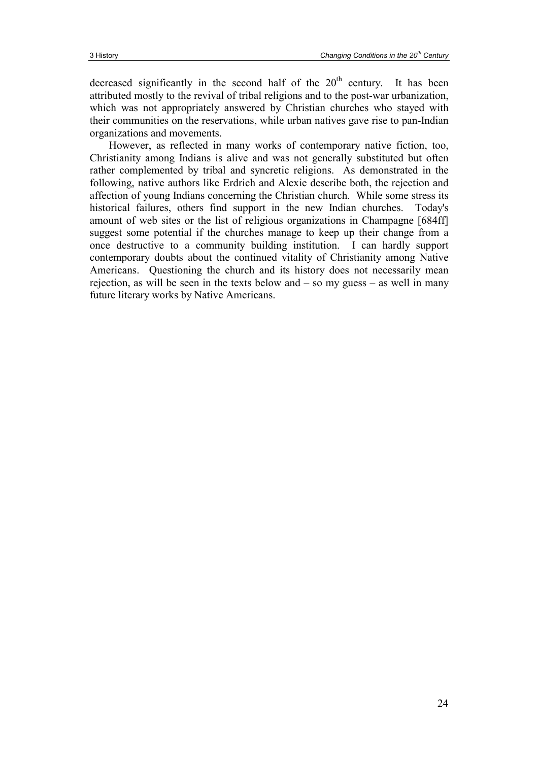decreased significantly in the second half of the $20^{th}$ century. It has been attributed mostly to the revival of tribal religions and to the post-war urbanization, which was not appropriately answered by Christian churches who stayed with their communities on the reservations, while urban natives gave rise to pan-Indian organizations and movements.

However, as reflected in many works of contemporary native fiction, too, Christianity among Indians is alive and was not generally substituted but often rather complemented by tribal and syncretic religions. As demonstrated in the following, native authors like Erdrich and Alexie describe both, the rejection and affection of young Indians concerning the Christian church. While some stress its historical failures, others find support in the new Indian churches. Today's amount of web sites or the list of religious organizations in Champagne [684ff] suggest some potential if the churches manage to keep up their change from a once destructive to a community building institution. I can hardly support contemporary doubts about the continued vitality of Christianity among Native Americans. Questioning the church and its history does not necessarily mean rejection, as will be seen in the texts below and – so my guess – as well in many future literary works by Native Americans.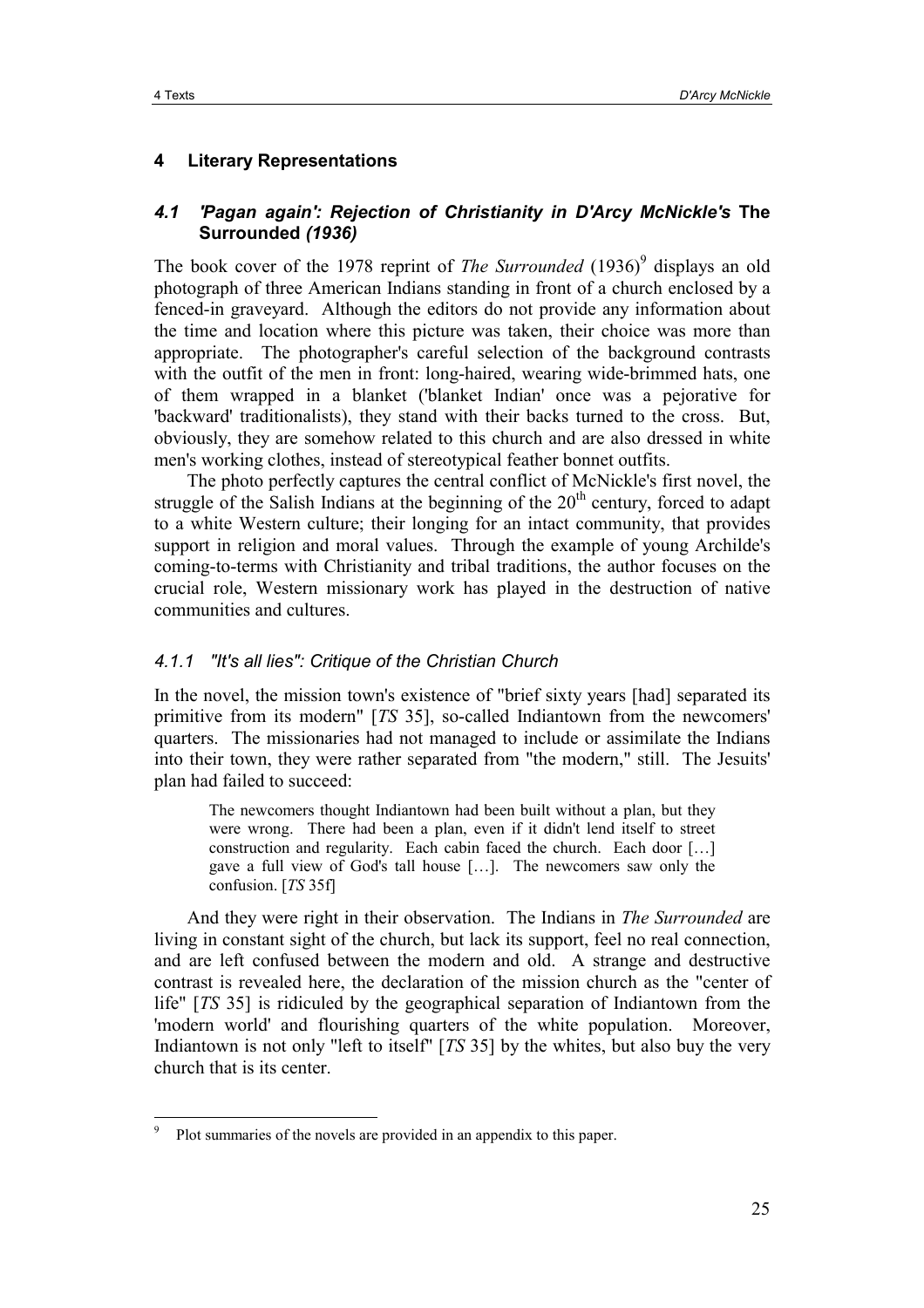## 4 Literary Representations

### *4.1 'Pagan again': Rejection of Christianity in D'Arcy McNickle's* **The Surrounded** *(1936)*

The book cover of the 1978 reprint of *The Surrounded* (1936)[9] displays an old photograph of three American Indians standing in front of a church enclosed by a fenced-in graveyard. Although the editors do not provide any information about the time and location where this picture was taken, their choice was more than appropriate. The photographer's careful selection of the background contrasts with the outfit of the men in front: long-haired, wearing wide-brimmed hats, one of them wrapped in a blanket ('blanket Indian' once was a pejorative for 'backward' traditionalists), they stand with their backs turned to the cross. But, obviously, they are somehow related to this church and are also dressed in white men's working clothes, instead of stereotypical feather bonnet outfits.

The photo perfectly captures the central conflict of McNickle's first novel, the struggle of the Salish Indians at the beginning of the 20th century, forced to adapt to a white Western culture; their longing for an intact community, that provides support in religion and moral values. Through the example of young Archilde's coming-to-terms with Christianity and tribal traditions, the author focuses on the crucial role, Western missionary work has played in the destruction of native communities and cultures.

#### *4.1.1 "It's all lies": Critique of the Christian Church*

In the novel, the mission town's existence of "brief sixty years [had] separated its primitive from its modern" [*TS* 35], so-called Indiantown from the newcomers' quarters. The missionaries had not managed to include or assimilate the Indians into their town, they were rather separated from "the modern," still. The Jesuits' plan had failed to succeed:

> The newcomers thought Indiantown had been built without a plan, but they were wrong. There had been a plan, even if it didn't lend itself to street construction and regularity. Each cabin faced the church. Each door […] gave a full view of God's tall house […]. The newcomers saw only the confusion. [*TS* 35f]

And they were right in their observation. The Indians in *The Surrounded* are living in constant sight of the church, but lack its support, feel no real connection, and are left confused between the modern and old. A strange and destructive contrast is revealed here, the declaration of the mission church as the "center of life" [*TS* 35] is ridiculed by the geographical separation of Indiantown from the 'modern world' and flourishing quarters of the white population. Moreover, Indiantown is not only "left to itself" [*TS* 35] by the whites, but also buy the very church that is its center.

---

[9] Plot summaries of the novels are provided in an appendix to this paper.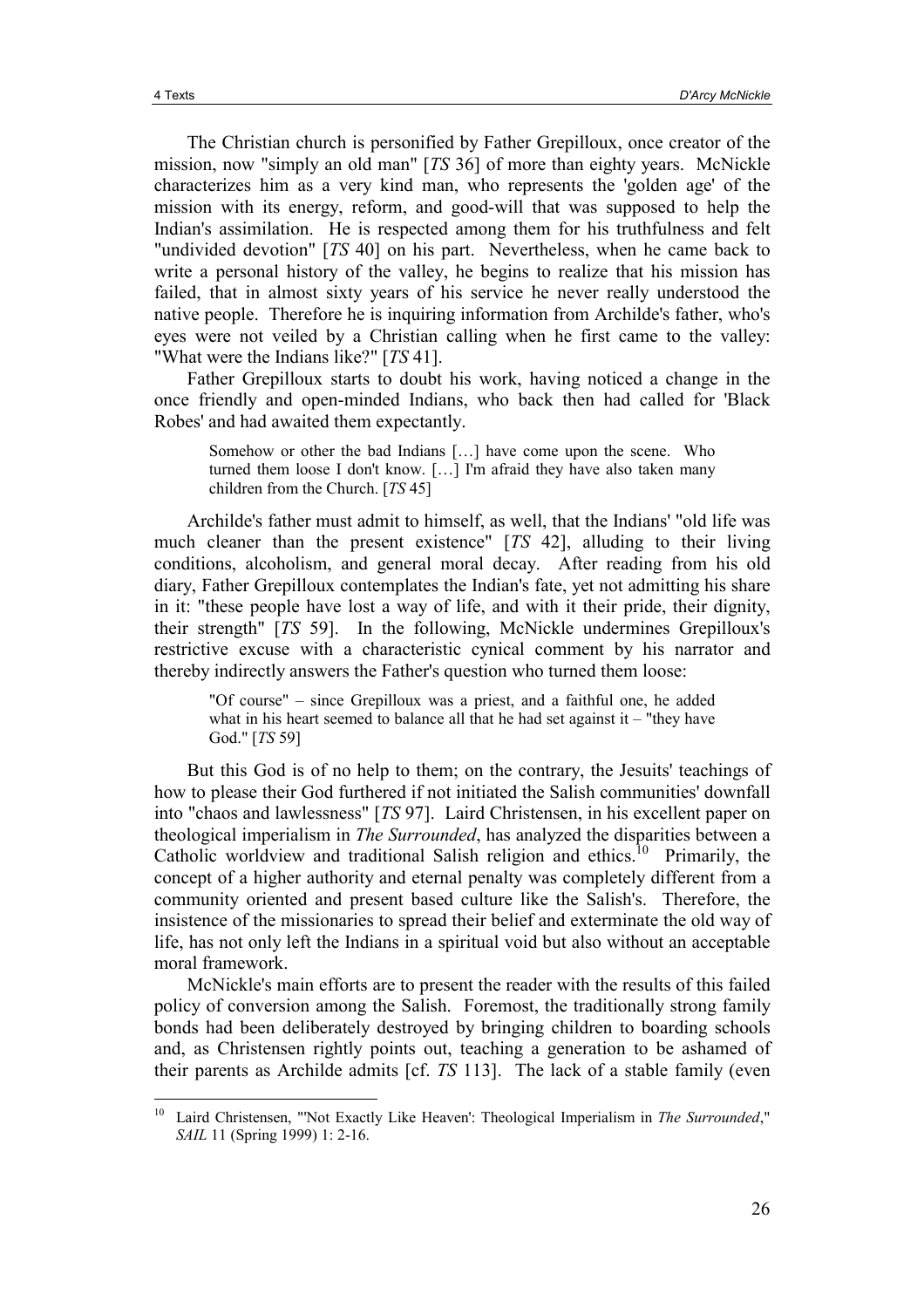The Christian church is personified by Father Grepilloux, once creator of the mission, now "simply an old man" [*TS* 36] of more than eighty years. McNickle characterizes him as a very kind man, who represents the 'golden age' of the mission with its energy, reform, and good-will that was supposed to help the Indian's assimilation. He is respected among them for his truthfulness and felt "undivided devotion" [*TS* 40] on his part. Nevertheless, when he came back to write a personal history of the valley, he begins to realize that his mission has failed, that in almost sixty years of his service he never really understood the native people. Therefore he is inquiring information from Archilde's father, who's eyes were not veiled by a Christian calling when he first came to the valley: "What were the Indians like?" [*TS* 41].

Father Grepilloux starts to doubt his work, having noticed a change in the once friendly and open-minded Indians, who back then had called for 'Black Robes' and had awaited them expectantly.

> Somehow or other the bad Indians […] have come upon the scene. Who turned them loose I don't know. […] I'm afraid they have also taken many children from the Church. [*TS* 45]

Archilde's father must admit to himself, as well, that the Indians' "old life was much cleaner than the present existence" [*TS* 42], alluding to their living conditions, alcoholism, and general moral decay. After reading from his old diary, Father Grepilloux contemplates the Indian's fate, yet not admitting his share in it: "these people have lost a way of life, and with it their pride, their dignity, their strength" [*TS* 59]. In the following, McNickle undermines Grepilloux's restrictive excuse with a characteristic cynical comment by his narrator and thereby indirectly answers the Father's question who turned them loose:

> "Of course" – since Grepilloux was a priest, and a faithful one, he added what in his heart seemed to balance all that he had set against it – "they have God." [*TS* 59]

But this God is of no help to them; on the contrary, the Jesuits' teachings of how to please their God furthered if not initiated the Salish communities' downfall into "chaos and lawlessness" [*TS* 97]. Laird Christensen, in his excellent paper on theological imperialism in *The Surrounded*, has analyzed the disparities between a Catholic worldview and traditional Salish religion and ethics.[10] Primarily, the concept of a higher authority and eternal penalty was completely different from a community oriented and present based culture like the Salish's. Therefore, the insistence of the missionaries to spread their belief and exterminate the old way of life, has not only left the Indians in a spiritual void but also without an acceptable moral framework.

McNickle's main efforts are to present the reader with the results of this failed policy of conversion among the Salish. Foremost, the traditionally strong family bonds had been deliberately destroyed by bringing children to boarding schools and, as Christensen rightly points out, teaching a generation to be ashamed of their parents as Archilde admits [cf. *TS* 113]. The lack of a stable family (even

---

[10] Laird Christensen, "'Not Exactly Like Heaven': Theological Imperialism in *The Surrounded*," *SAIL* 11 (Spring 1999) 1: 2-16.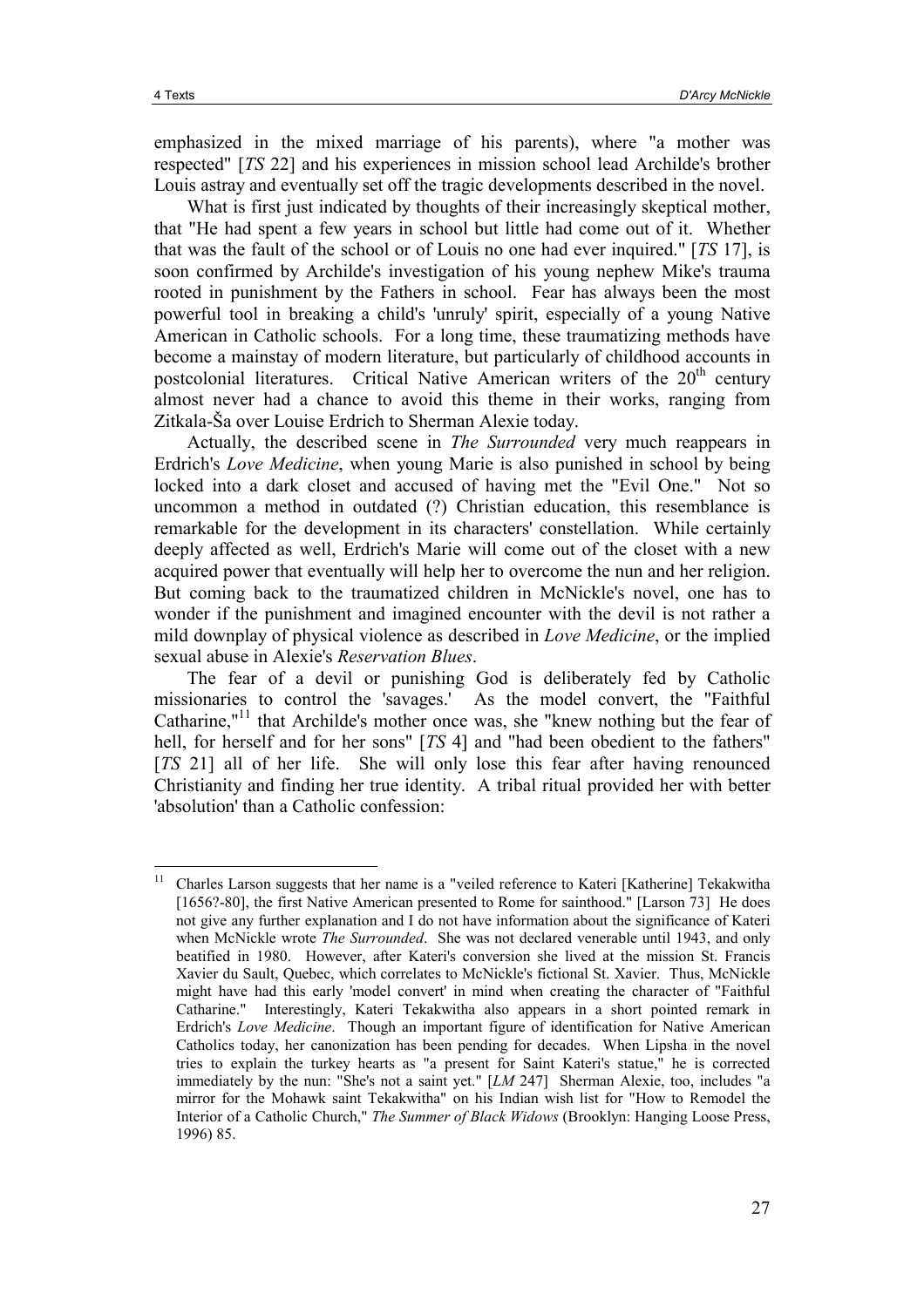emphasized in the mixed marriage of his parents), where "a mother was respected" [*TS* 22] and his experiences in mission school lead Archilde's brother Louis astray and eventually set off the tragic developments described in the novel.

What is first just indicated by thoughts of their increasingly skeptical mother, that "He had spent a few years in school but little had come out of it. Whether that was the fault of the school or of Louis no one had ever inquired." [*TS* 17], is soon confirmed by Archilde's investigation of his young nephew Mike's trauma rooted in punishment by the Fathers in school. Fear has always been the most powerful tool in breaking a child's 'unruly' spirit, especially of a young Native American in Catholic schools. For a long time, these traumatizing methods have become a mainstay of modern literature, but particularly of childhood accounts in postcolonial literatures. Critical Native American writers of the 20th century almost never had a chance to avoid this theme in their works, ranging from Zitkala-Ša over Louise Erdrich to Sherman Alexie today.

Actually, the described scene in *The Surrounded* very much reappears in Erdrich's *Love Medicine*, when young Marie is also punished in school by being locked into a dark closet and accused of having met the "Evil One." Not so uncommon a method in outdated (?) Christian education, this resemblance is remarkable for the development in its characters' constellation. While certainly deeply affected as well, Erdrich's Marie will come out of the closet with a new acquired power that eventually will help her to overcome the nun and her religion. But coming back to the traumatized children in McNickle's novel, one has to wonder if the punishment and imagined encounter with the devil is not rather a mild downplay of physical violence as described in *Love Medicine*, or the implied sexual abuse in Alexie's *Reservation Blues*.

The fear of a devil or punishing God is deliberately fed by Catholic missionaries to control the 'savages.' As the model convert, the "Faithful Catharine,"[11] that Archilde's mother once was, she "knew nothing but the fear of hell, for herself and for her sons" [*TS* 4] and "had been obedient to the fathers" [*TS* 21] all of her life. She will only lose this fear after having renounced Christianity and finding her true identity. A tribal ritual provided her with better 'absolution' than a Catholic confession:

---

[11] Charles Larson suggests that her name is a "veiled reference to Kateri [Katherine] Tekakwitha [1656?-80], the first Native American presented to Rome for sainthood." [Larson 73] He does not give any further explanation and I do not have information about the significance of Kateri when McNickle wrote *The Surrounded*. She was not declared venerable until 1943, and only beatified in 1980. However, after Kateri's conversion she lived at the mission St. Francis Xavier du Sault, Quebec, which correlates to McNickle's fictional St. Xavier. Thus, McNickle might have had this early 'model convert' in mind when creating the character of "Faithful Catharine." Interestingly, Kateri Tekakwitha also appears in a short pointed remark in Erdrich's *Love Medicine*. Though an important figure of identification for Native American Catholics today, her canonization has been pending for decades. When Lipsha in the novel tries to explain the turkey hearts as "a present for Saint Kateri's statue," he is corrected immediately by the nun: "She's not a saint yet." [*LM* 247] Sherman Alexie, too, includes "a mirror for the Mohawk saint Tekakwitha" on his Indian wish list for "How to Remodel the Interior of a Catholic Church," *The Summer of Black Widows* (Brooklyn: Hanging Loose Press, 1996) 85.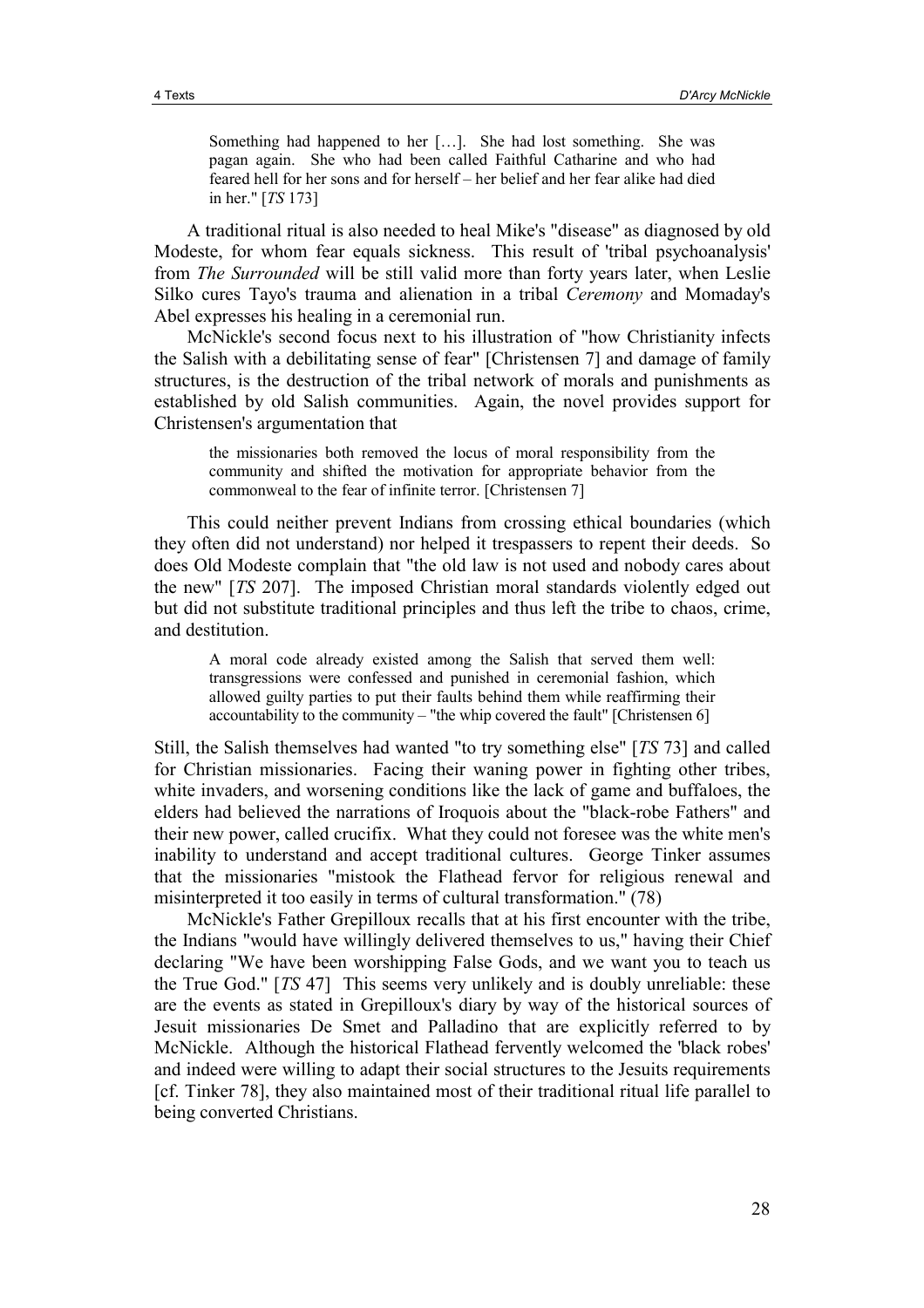> Something had happened to her […]. She had lost something. She was pagan again. She who had been called Faithful Catharine and who had feared hell for her sons and for herself – her belief and her fear alike had died in her." [*TS* 173]

A traditional ritual is also needed to heal Mike's "disease" as diagnosed by old Modeste, for whom fear equals sickness. This result of 'tribal psychoanalysis' from *The Surrounded* will be still valid more than forty years later, when Leslie Silko cures Tayo's trauma and alienation in a tribal *Ceremony* and Momaday's Abel expresses his healing in a ceremonial run.

McNickle's second focus next to his illustration of "how Christianity infects the Salish with a debilitating sense of fear" [Christensen 7] and damage of family structures, is the destruction of the tribal network of morals and punishments as established by old Salish communities. Again, the novel provides support for Christensen's argumentation that

> the missionaries both removed the locus of moral responsibility from the community and shifted the motivation for appropriate behavior from the commonweal to the fear of infinite terror. [Christensen 7]

This could neither prevent Indians from crossing ethical boundaries (which they often did not understand) nor helped it trespassers to repent their deeds. So does Old Modeste complain that "the old law is not used and nobody cares about the new" [*TS* 207]. The imposed Christian moral standards violently edged out but did not substitute traditional principles and thus left the tribe to chaos, crime, and destitution.

> A moral code already existed among the Salish that served them well: transgressions were confessed and punished in ceremonial fashion, which allowed guilty parties to put their faults behind them while reaffirming their accountability to the community – "the whip covered the fault" [Christensen 6]

Still, the Salish themselves had wanted "to try something else" [*TS* 73] and called for Christian missionaries. Facing their waning power in fighting other tribes, white invaders, and worsening conditions like the lack of game and buffaloes, the elders had believed the narrations of Iroquois about the "black-robe Fathers" and their new power, called crucifix. What they could not foresee was the white men's inability to understand and accept traditional cultures. George Tinker assumes that the missionaries "mistook the Flathead fervor for religious renewal and misinterpreted it too easily in terms of cultural transformation." (78)

McNickle's Father Grepilloux recalls that at his first encounter with the tribe, the Indians "would have willingly delivered themselves to us," having their Chief declaring "We have been worshipping False Gods, and we want you to teach us the True God." [*TS* 47] This seems very unlikely and is doubly unreliable: these are the events as stated in Grepilloux's diary by way of the historical sources of Jesuit missionaries De Smet and Palladino that are explicitly referred to by McNickle. Although the historical Flathead fervently welcomed the 'black robes' and indeed were willing to adapt their social structures to the Jesuits requirements [cf. Tinker 78], they also maintained most of their traditional ritual life parallel to being converted Christians.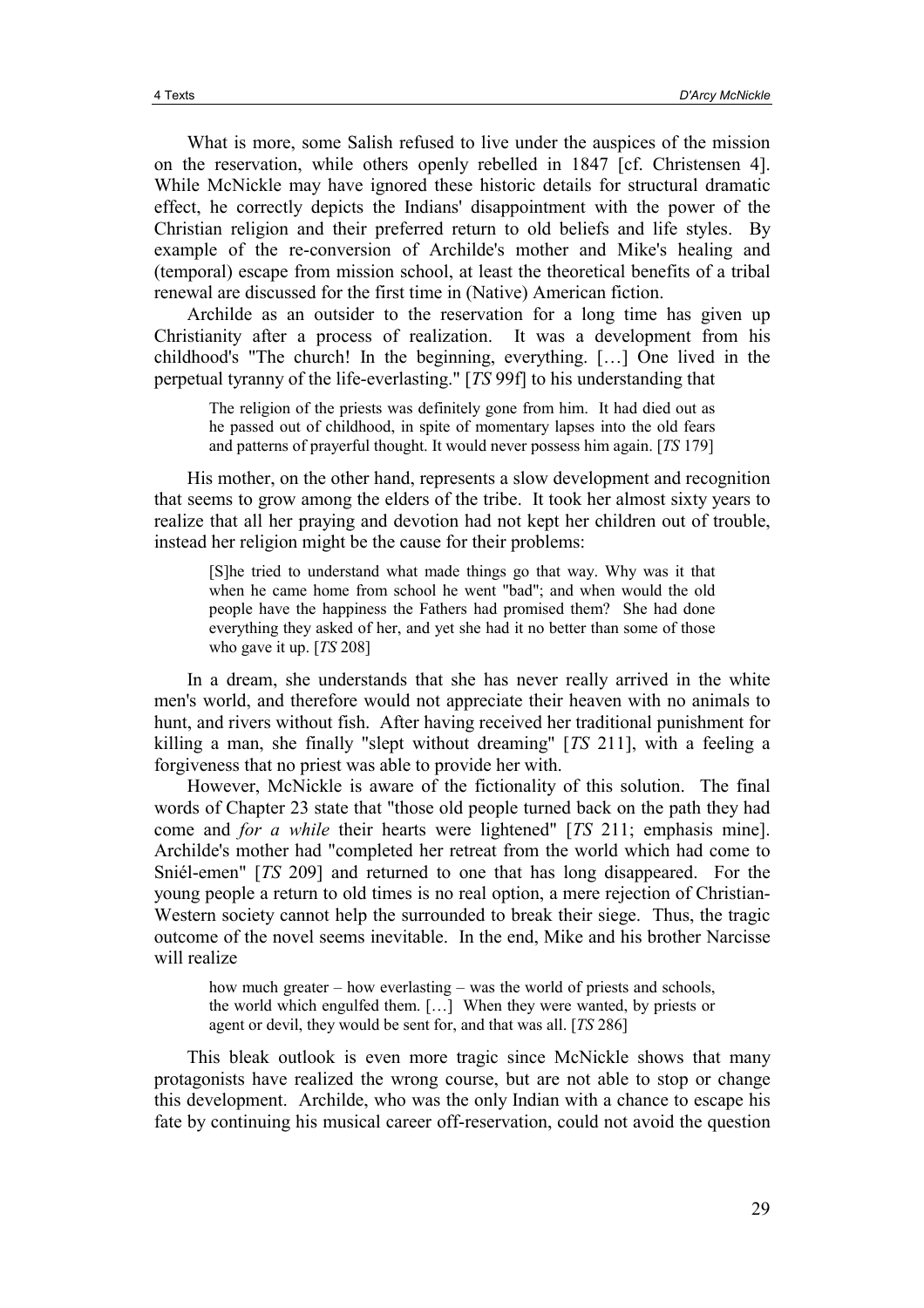What is more, some Salish refused to live under the auspices of the mission on the reservation, while others openly rebelled in 1847 [cf. Christensen 4]. While McNickle may have ignored these historic details for structural dramatic effect, he correctly depicts the Indians' disappointment with the power of the Christian religion and their preferred return to old beliefs and life styles. By example of the re-conversion of Archilde's mother and Mike's healing and (temporal) escape from mission school, at least the theoretical benefits of a tribal renewal are discussed for the first time in (Native) American fiction.

Archilde as an outsider to the reservation for a long time has given up Christianity after a process of realization. It was a development from his childhood's "The church! In the beginning, everything. […] One lived in the perpetual tyranny of the life-everlasting." [*TS* 99f] to his understanding that

> The religion of the priests was definitely gone from him. It had died out as he passed out of childhood, in spite of momentary lapses into the old fears and patterns of prayerful thought. It would never possess him again. [*TS* 179]

His mother, on the other hand, represents a slow development and recognition that seems to grow among the elders of the tribe. It took her almost sixty years to realize that all her praying and devotion had not kept her children out of trouble, instead her religion might be the cause for their problems:

> [S]he tried to understand what made things go that way. Why was it that when he came home from school he went "bad"; and when would the old people have the happiness the Fathers had promised them? She had done everything they asked of her, and yet she had it no better than some of those who gave it up. [*TS* 208]

In a dream, she understands that she has never really arrived in the white men's world, and therefore would not appreciate their heaven with no animals to hunt, and rivers without fish. After having received her traditional punishment for killing a man, she finally "slept without dreaming" [*TS* 211], with a feeling a forgiveness that no priest was able to provide her with.

However, McNickle is aware of the fictionality of this solution. The final words of Chapter 23 state that "those old people turned back on the path they had come and *for a while* their hearts were lightened" [*TS* 211; emphasis mine]. Archilde's mother had "completed her retreat from the world which had come to Sniél-emen" [*TS* 209] and returned to one that has long disappeared. For the young people a return to old times is no real option, a mere rejection of Christian-Western society cannot help the surrounded to break their siege. Thus, the tragic outcome of the novel seems inevitable. In the end, Mike and his brother Narcisse will realize

> how much greater – how everlasting – was the world of priests and schools, the world which engulfed them. […] When they were wanted, by priests or agent or devil, they would be sent for, and that was all. [*TS* 286]

This bleak outlook is even more tragic since McNickle shows that many protagonists have realized the wrong course, but are not able to stop or change this development. Archilde, who was the only Indian with a chance to escape his fate by continuing his musical career off-reservation, could not avoid the question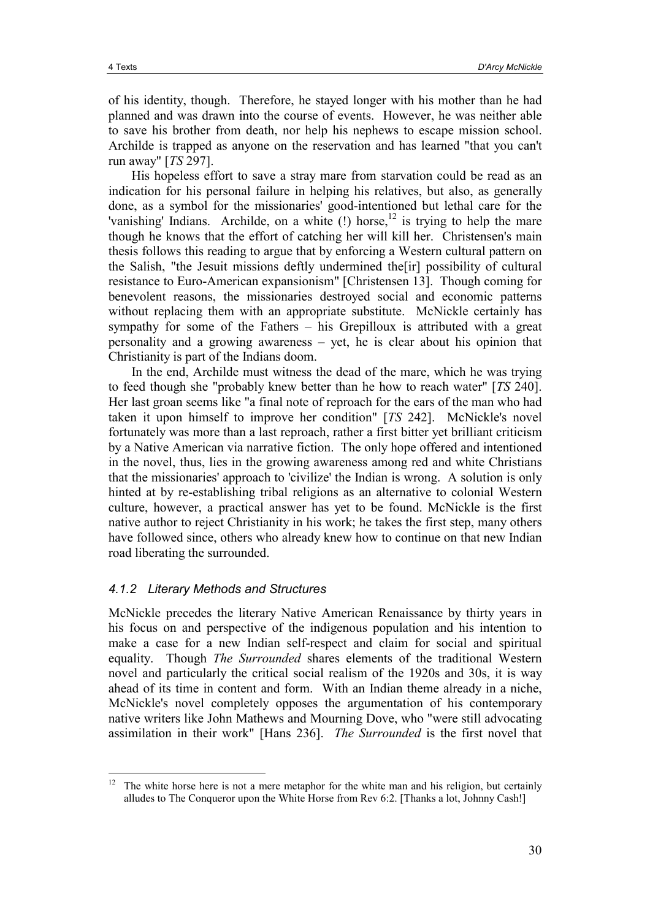of his identity, though. Therefore, he stayed longer with his mother than he had planned and was drawn into the course of events. However, he was neither able to save his brother from death, nor help his nephews to escape mission school. Archilde is trapped as anyone on the reservation and has learned "that you can't run away" [*TS* 297].

His hopeless effort to save a stray mare from starvation could be read as an indication for his personal failure in helping his relatives, but also, as generally done, as a symbol for the missionaries' good-intentioned but lethal care for the 'vanishing' Indians. Archilde, on a white (!) horse,[12] is trying to help the mare though he knows that the effort of catching her will kill her. Christensen's main thesis follows this reading to argue that by enforcing a Western cultural pattern on the Salish, "the Jesuit missions deftly undermined the[ir] possibility of cultural resistance to Euro-American expansionism" [Christensen 13]. Though coming for benevolent reasons, the missionaries destroyed social and economic patterns without replacing them with an appropriate substitute. McNickle certainly has sympathy for some of the Fathers – his Grepilloux is attributed with a great personality and a growing awareness – yet, he is clear about his opinion that Christianity is part of the Indians doom.

In the end, Archilde must witness the dead of the mare, which he was trying to feed though she "probably knew better than he how to reach water" [*TS* 240]. Her last groan seems like "a final note of reproach for the ears of the man who had taken it upon himself to improve her condition" [*TS* 242]. McNickle's novel fortunately was more than a last reproach, rather a first bitter yet brilliant criticism by a Native American via narrative fiction. The only hope offered and intentioned in the novel, thus, lies in the growing awareness among red and white Christians that the missionaries' approach to 'civilize' the Indian is wrong. A solution is only hinted at by re-establishing tribal religions as an alternative to colonial Western culture, however, a practical answer has yet to be found. McNickle is the first native author to reject Christianity in his work; he takes the first step, many others have followed since, others who already knew how to continue on that new Indian road liberating the surrounded.

### *4.1.2 Literary Methods and Structures*

McNickle precedes the literary Native American Renaissance by thirty years in his focus on and perspective of the indigenous population and his intention to make a case for a new Indian self-respect and claim for social and spiritual equality. Though *The Surrounded* shares elements of the traditional Western novel and particularly the critical social realism of the 1920s and 30s, it is way ahead of its time in content and form. With an Indian theme already in a niche, McNickle's novel completely opposes the argumentation of his contemporary native writers like John Mathews and Mourning Dove, who "were still advocating assimilation in their work" [Hans 236]. *The Surrounded* is the first novel that

---

[12] The white horse here is not a mere metaphor for the white man and his religion, but certainly alludes to The Conqueror upon the White Horse from Rev 6:2. [Thanks a lot, Johnny Cash!]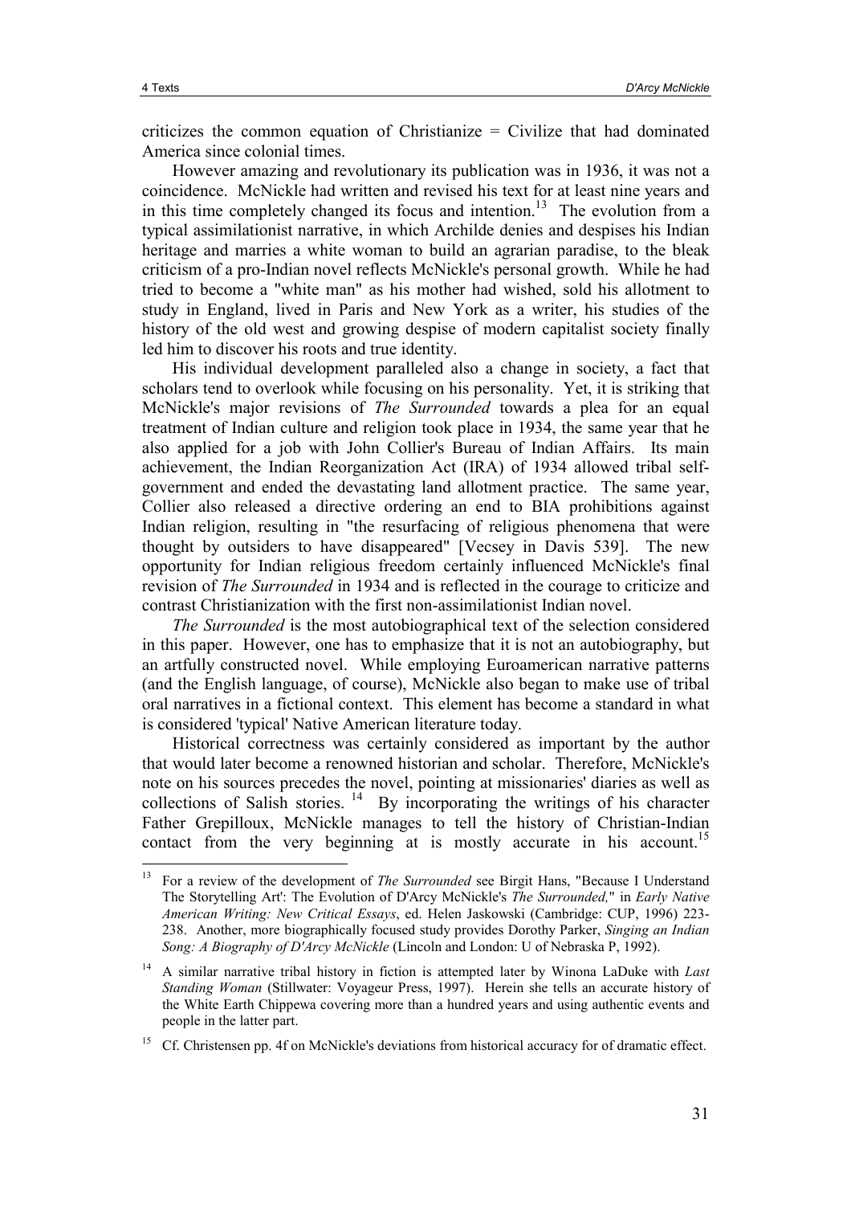criticizes the common equation of Christianize = Civilize that had dominated America since colonial times.

However amazing and revolutionary its publication was in 1936, it was not a coincidence. McNickle had written and revised his text for at least nine years and in this time completely changed its focus and intention.[13] The evolution from a typical assimilationist narrative, in which Archilde denies and despises his Indian heritage and marries a white woman to build an agrarian paradise, to the bleak criticism of a pro-Indian novel reflects McNickle's personal growth. While he had tried to become a "white man" as his mother had wished, sold his allotment to study in England, lived in Paris and New York as a writer, his studies of the history of the old west and growing despise of modern capitalist society finally led him to discover his roots and true identity.

His individual development paralleled also a change in society, a fact that scholars tend to overlook while focusing on his personality. Yet, it is striking that McNickle's major revisions of *The Surrounded* towards a plea for an equal treatment of Indian culture and religion took place in 1934, the same year that he also applied for a job with John Collier's Bureau of Indian Affairs. Its main achievement, the Indian Reorganization Act (IRA) of 1934 allowed tribal self-government and ended the devastating land allotment practice. The same year, Collier also released a directive ordering an end to BIA prohibitions against Indian religion, resulting in "the resurfacing of religious phenomena that were thought by outsiders to have disappeared" [Vecsey in Davis 539]. The new opportunity for Indian religious freedom certainly influenced McNickle's final revision of *The Surrounded* in 1934 and is reflected in the courage to criticize and contrast Christianization with the first non-assimilationist Indian novel.

*The Surrounded* is the most autobiographical text of the selection considered in this paper. However, one has to emphasize that it is not an autobiography, but an artfully constructed novel. While employing Euroamerican narrative patterns (and the English language, of course), McNickle also began to make use of tribal oral narratives in a fictional context. This element has become a standard in what is considered 'typical' Native American literature today.

Historical correctness was certainly considered as important by the author that would later become a renowned historian and scholar. Therefore, McNickle's note on his sources precedes the novel, pointing at missionaries' diaries as well as collections of Salish stories.[14] By incorporating the writings of his character Father Grepilloux, McNickle manages to tell the history of Christian-Indian contact from the very beginning at is mostly accurate in his account.[15]

---

[13] For a review of the development of *The Surrounded* see Birgit Hans, "Because I Understand The Storytelling Art': The Evolution of D'Arcy McNickle's *The Surrounded,*" in *Early Native American Writing: New Critical Essays*, ed. Helen Jaskowski (Cambridge: CUP, 1996) 223-238. Another, more biographically focused study provides Dorothy Parker, *Singing an Indian Song: A Biography of D'Arcy McNickle* (Lincoln and London: U of Nebraska P, 1992).

[14] A similar narrative tribal history in fiction is attempted later by Winona LaDuke with *Last Standing Woman* (Stillwater: Voyageur Press, 1997). Herein she tells an accurate history of the White Earth Chippewa covering more than a hundred years and using authentic events and people in the latter part.

[15] Cf. Christensen pp. 4f on McNickle's deviations from historical accuracy for of dramatic effect.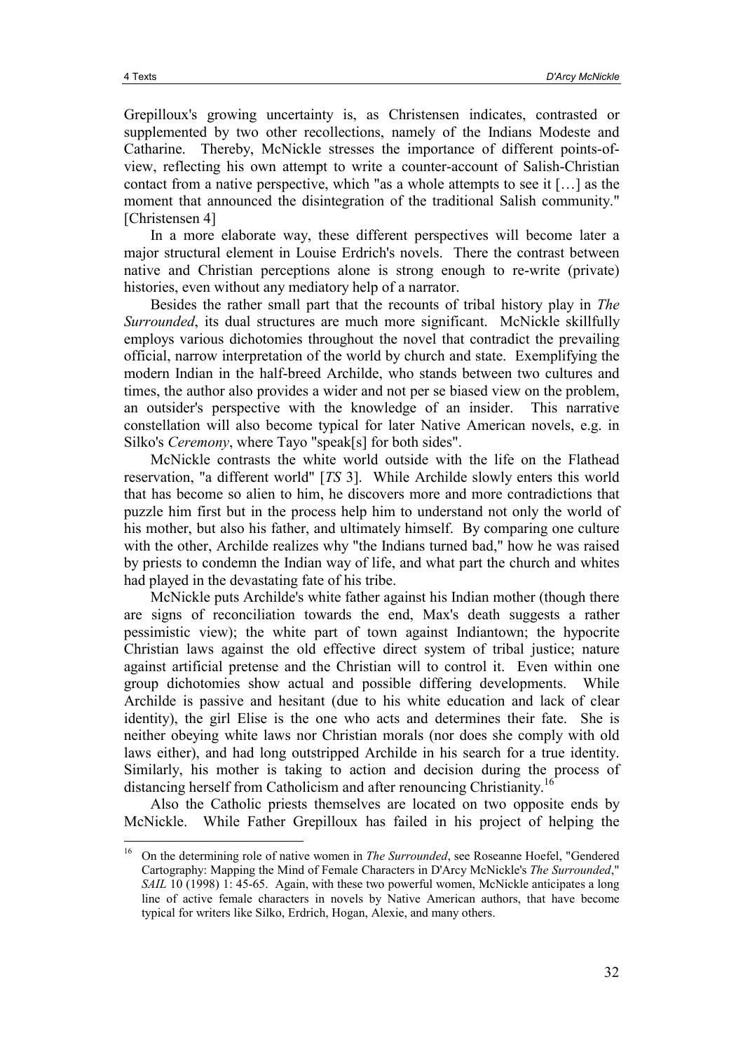Grepilloux's growing uncertainty is, as Christensen indicates, contrasted or supplemented by two other recollections, namely of the Indians Modeste and Catharine. Thereby, McNickle stresses the importance of different points-of-view, reflecting his own attempt to write a counter-account of Salish-Christian contact from a native perspective, which "as a whole attempts to see it […] as the moment that announced the disintegration of the traditional Salish community." [Christensen 4]

In a more elaborate way, these different perspectives will become later a major structural element in Louise Erdrich's novels. There the contrast between native and Christian perceptions alone is strong enough to re-write (private) histories, even without any mediatory help of a narrator.

Besides the rather small part that the recounts of tribal history play in *The Surrounded*, its dual structures are much more significant. McNickle skillfully employs various dichotomies throughout the novel that contradict the prevailing official, narrow interpretation of the world by church and state. Exemplifying the modern Indian in the half-breed Archilde, who stands between two cultures and times, the author also provides a wider and not per se biased view on the problem, an outsider's perspective with the knowledge of an insider. This narrative constellation will also become typical for later Native American novels, e.g. in Silko's *Ceremony*, where Tayo "speak[s] for both sides".

McNickle contrasts the white world outside with the life on the Flathead reservation, "a different world" [*TS* 3]. While Archilde slowly enters this world that has become so alien to him, he discovers more and more contradictions that puzzle him first but in the process help him to understand not only the world of his mother, but also his father, and ultimately himself. By comparing one culture with the other, Archilde realizes why "the Indians turned bad," how he was raised by priests to condemn the Indian way of life, and what part the church and whites had played in the devastating fate of his tribe.

McNickle puts Archilde's white father against his Indian mother (though there are signs of reconciliation towards the end, Max's death suggests a rather pessimistic view); the white part of town against Indiantown; the hypocrite Christian laws against the old effective direct system of tribal justice; nature against artificial pretense and the Christian will to control it. Even within one group dichotomies show actual and possible differing developments. While Archilde is passive and hesitant (due to his white education and lack of clear identity), the girl Elise is the one who acts and determines their fate. She is neither obeying white laws nor Christian morals (nor does she comply with old laws either), and had long outstripped Archilde in his search for a true identity. Similarly, his mother is taking to action and decision during the process of distancing herself from Catholicism and after renouncing Christianity.[16]

Also the Catholic priests themselves are located on two opposite ends by McNickle. While Father Grepilloux has failed in his project of helping the

---

[16] On the determining role of native women in *The Surrounded*, see Roseanne Hoefel, "Gendered Cartography: Mapping the Mind of Female Characters in D'Arcy McNickle's *The Surrounded*," *SAIL* 10 (1998) 1: 45-65. Again, with these two powerful women, McNickle anticipates a long line of active female characters in novels by Native American authors, that have become typical for writers like Silko, Erdrich, Hogan, Alexie, and many others.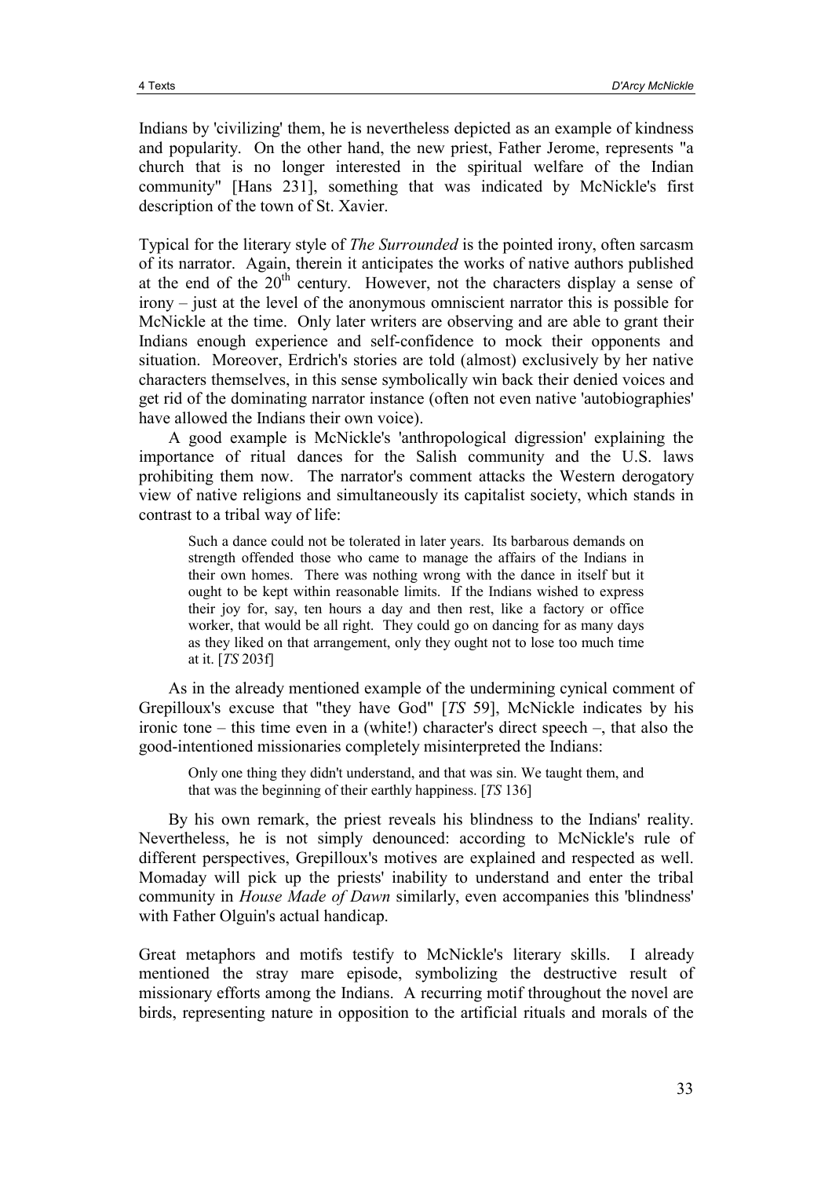Indians by 'civilizing' them, he is nevertheless depicted as an example of kindness and popularity. On the other hand, the new priest, Father Jerome, represents "a church that is no longer interested in the spiritual welfare of the Indian community" [Hans 231], something that was indicated by McNickle's first description of the town of St. Xavier.

Typical for the literary style of *The Surrounded* is the pointed irony, often sarcasm of its narrator. Again, therein it anticipates the works of native authors published at the end of the 20th century. However, not the characters display a sense of irony – just at the level of the anonymous omniscient narrator this is possible for McNickle at the time. Only later writers are observing and are able to grant their Indians enough experience and self-confidence to mock their opponents and situation. Moreover, Erdrich's stories are told (almost) exclusively by her native characters themselves, in this sense symbolically win back their denied voices and get rid of the dominating narrator instance (often not even native 'autobiographies' have allowed the Indians their own voice).

A good example is McNickle's 'anthropological digression' explaining the importance of ritual dances for the Salish community and the U.S. laws prohibiting them now. The narrator's comment attacks the Western derogatory view of native religions and simultaneously its capitalist society, which stands in contrast to a tribal way of life:

> Such a dance could not be tolerated in later years. Its barbarous demands on strength offended those who came to manage the affairs of the Indians in their own homes. There was nothing wrong with the dance in itself but it ought to be kept within reasonable limits. If the Indians wished to express their joy for, say, ten hours a day and then rest, like a factory or office worker, that would be all right. They could go on dancing for as many days as they liked on that arrangement, only they ought not to lose too much time at it. [*TS* 203f]

As in the already mentioned example of the undermining cynical comment of Grepilloux's excuse that "they have God" [*TS* 59], McNickle indicates by his ironic tone – this time even in a (white!) character's direct speech –, that also the good-intentioned missionaries completely misinterpreted the Indians:

> Only one thing they didn't understand, and that was sin. We taught them, and that was the beginning of their earthly happiness. [*TS* 136]

By his own remark, the priest reveals his blindness to the Indians' reality. Nevertheless, he is not simply denounced: according to McNickle's rule of different perspectives, Grepilloux's motives are explained and respected as well. Momaday will pick up the priests' inability to understand and enter the tribal community in *House Made of Dawn* similarly, even accompanies this 'blindness' with Father Olguin's actual handicap.

Great metaphors and motifs testify to McNickle's literary skills. I already mentioned the stray mare episode, symbolizing the destructive result of missionary efforts among the Indians. A recurring motif throughout the novel are birds, representing nature in opposition to the artificial rituals and morals of the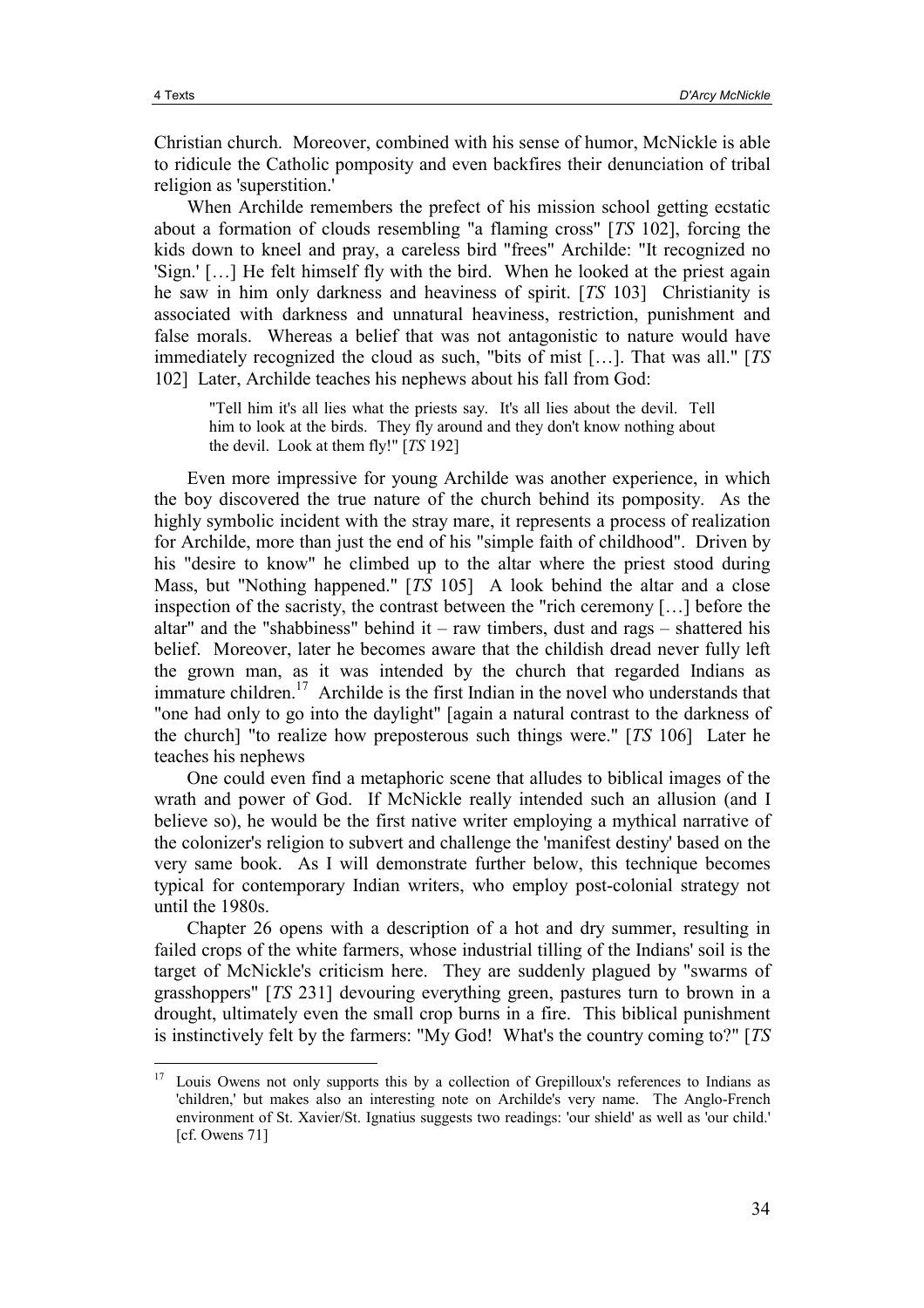Christian church. Moreover, combined with his sense of humor, McNickle is able to ridicule the Catholic pomposity and even backfires their denunciation of tribal religion as 'superstition.'

When Archilde remembers the prefect of his mission school getting ecstatic about a formation of clouds resembling "a flaming cross" [*TS* 102], forcing the kids down to kneel and pray, a careless bird "frees" Archilde: "It recognized no 'Sign.' […] He felt himself fly with the bird. When he looked at the priest again he saw in him only darkness and heaviness of spirit. [*TS* 103] Christianity is associated with darkness and unnatural heaviness, restriction, punishment and false morals. Whereas a belief that was not antagonistic to nature would have immediately recognized the cloud as such, "bits of mist […]. That was all." [*TS* 102] Later, Archilde teaches his nephews about his fall from God:

> "Tell him it's all lies what the priests say. It's all lies about the devil. Tell him to look at the birds. They fly around and they don't know nothing about the devil. Look at them fly!" [*TS* 192]

Even more impressive for young Archilde was another experience, in which the boy discovered the true nature of the church behind its pomposity. As the highly symbolic incident with the stray mare, it represents a process of realization for Archilde, more than just the end of his "simple faith of childhood". Driven by his "desire to know" he climbed up to the altar where the priest stood during Mass, but "Nothing happened." [*TS* 105] A look behind the altar and a close inspection of the sacristy, the contrast between the "rich ceremony […] before the altar" and the "shabbiness" behind it – raw timbers, dust and rags – shattered his belief. Moreover, later he becomes aware that the childish dread never fully left the grown man, as it was intended by the church that regarded Indians as immature children.[17] Archilde is the first Indian in the novel who understands that "one had only to go into the daylight" [again a natural contrast to the darkness of the church] "to realize how preposterous such things were." [*TS* 106] Later he teaches his nephews

One could even find a metaphoric scene that alludes to biblical images of the wrath and power of God. If McNickle really intended such an allusion (and I believe so), he would be the first native writer employing a mythical narrative of the colonizer's religion to subvert and challenge the 'manifest destiny' based on the very same book. As I will demonstrate further below, this technique becomes typical for contemporary Indian writers, who employ post-colonial strategy not until the 1980s.

Chapter 26 opens with a description of a hot and dry summer, resulting in failed crops of the white farmers, whose industrial tilling of the Indians' soil is the target of McNickle's criticism here. They are suddenly plagued by "swarms of grasshoppers" [*TS* 231] devouring everything green, pastures turn to brown in a drought, ultimately even the small crop burns in a fire. This biblical punishment is instinctively felt by the farmers: "My God! What's the country coming to?" [*TS*

---

[17] Louis Owens not only supports this by a collection of Grepilloux's references to Indians as 'children,' but makes also an interesting note on Archilde's very name. The Anglo-French environment of St. Xavier/St. Ignatius suggests two readings: 'our shield' as well as 'our child.' [cf. Owens 71]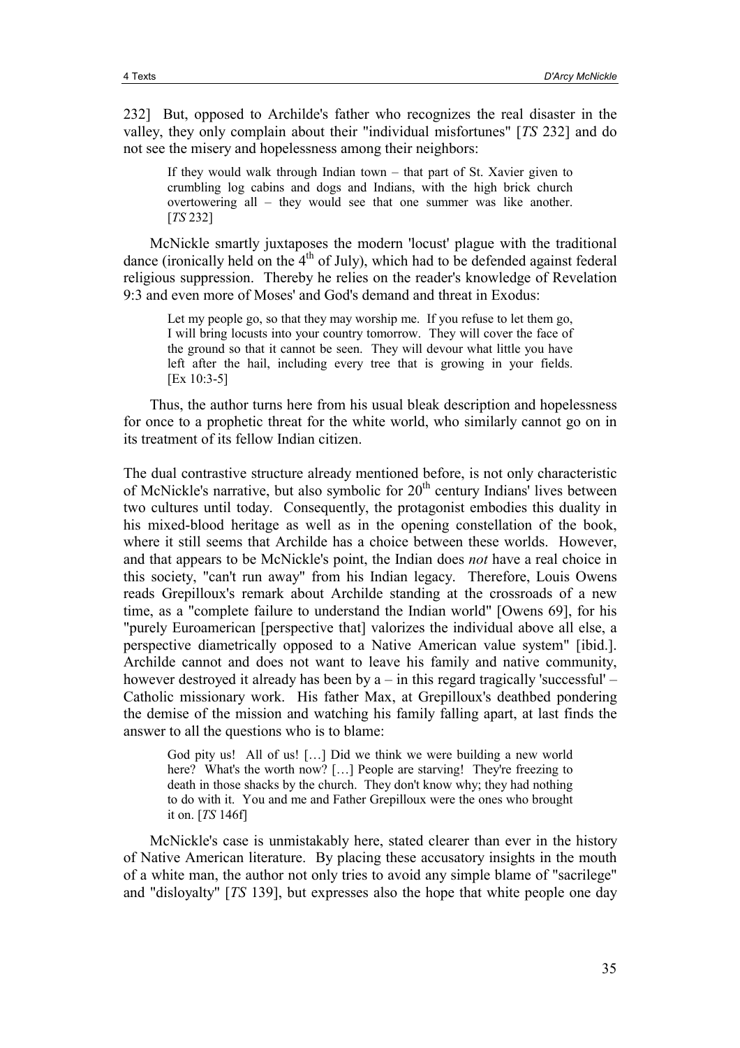232] But, opposed to Archilde's father who recognizes the real disaster in the valley, they only complain about their "individual misfortunes" [*TS* 232] and do not see the misery and hopelessness among their neighbors:

> If they would walk through Indian town – that part of St. Xavier given to crumbling log cabins and dogs and Indians, with the high brick church overtowering all – they would see that one summer was like another. [*TS* 232]

McNickle smartly juxtaposes the modern 'locust' plague with the traditional dance (ironically held on the 4th of July), which had to be defended against federal religious suppression. Thereby he relies on the reader's knowledge of Revelation 9:3 and even more of Moses' and God's demand and threat in Exodus:

> Let my people go, so that they may worship me. If you refuse to let them go, I will bring locusts into your country tomorrow. They will cover the face of the ground so that it cannot be seen. They will devour what little you have left after the hail, including every tree that is growing in your fields. [Ex 10:3-5]

Thus, the author turns here from his usual bleak description and hopelessness for once to a prophetic threat for the white world, who similarly cannot go on in its treatment of its fellow Indian citizen.

The dual contrastive structure already mentioned before, is not only characteristic of McNickle's narrative, but also symbolic for 20th century Indians' lives between two cultures until today. Consequently, the protagonist embodies this duality in his mixed-blood heritage as well as in the opening constellation of the book, where it still seems that Archilde has a choice between these worlds. However, and that appears to be McNickle's point, the Indian does *not* have a real choice in this society, "can't run away" from his Indian legacy. Therefore, Louis Owens reads Grepilloux's remark about Archilde standing at the crossroads of a new time, as a "complete failure to understand the Indian world" [Owens 69], for his "purely Euroamerican [perspective that] valorizes the individual above all else, a perspective diametrically opposed to a Native American value system" [ibid.]. Archilde cannot and does not want to leave his family and native community, however destroyed it already has been by a – in this regard tragically 'successful' – Catholic missionary work. His father Max, at Grepilloux's deathbed pondering the demise of the mission and watching his family falling apart, at last finds the answer to all the questions who is to blame:

> God pity us! All of us! […] Did we think we were building a new world here? What's the worth now? […] People are starving! They're freezing to death in those shacks by the church. They don't know why; they had nothing to do with it. You and me and Father Grepilloux were the ones who brought it on. [*TS* 146f]

McNickle's case is unmistakably here, stated clearer than ever in the history of Native American literature. By placing these accusatory insights in the mouth of a white man, the author not only tries to avoid any simple blame of "sacrilege" and "disloyalty" [*TS* 139], but expresses also the hope that white people one day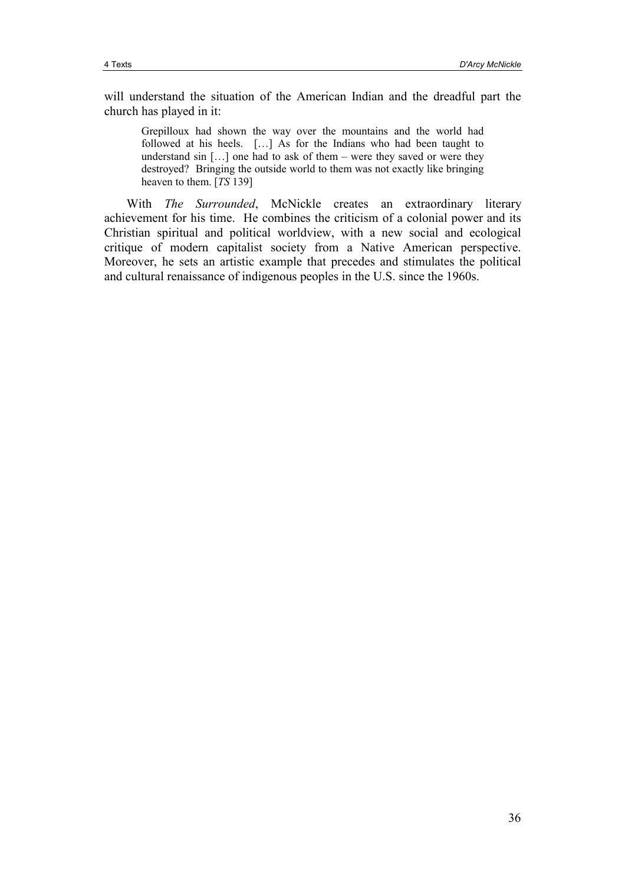will understand the situation of the American Indian and the dreadful part the church has played in it:

> Grepilloux had shown the way over the mountains and the world had followed at his heels. […] As for the Indians who had been taught to understand sin […] one had to ask of them – were they saved or were they destroyed? Bringing the outside world to them was not exactly like bringing heaven to them. [*TS* 139]

With *The Surrounded*, McNickle creates an extraordinary literary achievement for his time. He combines the criticism of a colonial power and its Christian spiritual and political worldview, with a new social and ecological critique of modern capitalist society from a Native American perspective. Moreover, he sets an artistic example that precedes and stimulates the political and cultural renaissance of indigenous peoples in the U.S. since the 1960s.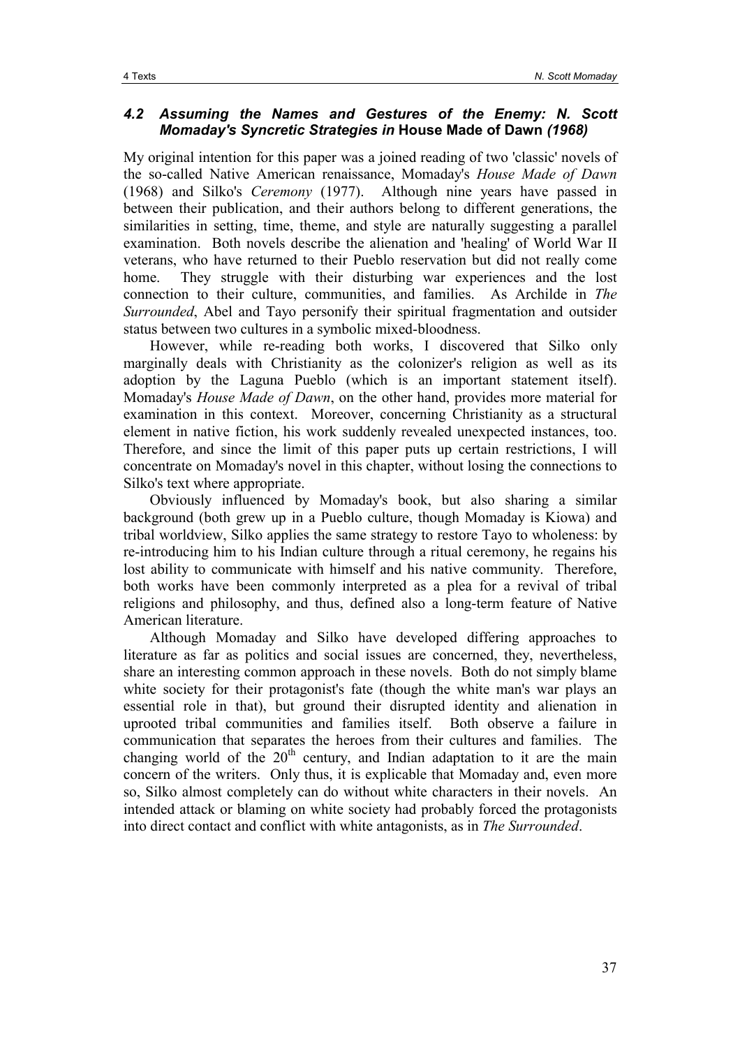### 4.2 *Assuming the Names and Gestures of the Enemy: N. Scott Momaday's Syncretic Strategies in* **House Made of Dawn** *(1968)*

My original intention for this paper was a joined reading of two 'classic' novels of the so-called Native American renaissance, Momaday's *House Made of Dawn* (1968) and Silko's *Ceremony* (1977). Although nine years have passed in between their publication, and their authors belong to different generations, the similarities in setting, time, theme, and style are naturally suggesting a parallel examination. Both novels describe the alienation and 'healing' of World War II veterans, who have returned to their Pueblo reservation but did not really come home. They struggle with their disturbing war experiences and the lost connection to their culture, communities, and families. As Archilde in *The Surrounded*, Abel and Tayo personify their spiritual fragmentation and outsider status between two cultures in a symbolic mixed-bloodness.

However, while re-reading both works, I discovered that Silko only marginally deals with Christianity as the colonizer's religion as well as its adoption by the Laguna Pueblo (which is an important statement itself). Momaday's *House Made of Dawn*, on the other hand, provides more material for examination in this context. Moreover, concerning Christianity as a structural element in native fiction, his work suddenly revealed unexpected instances, too. Therefore, and since the limit of this paper puts up certain restrictions, I will concentrate on Momaday's novel in this chapter, without losing the connections to Silko's text where appropriate.

Obviously influenced by Momaday's book, but also sharing a similar background (both grew up in a Pueblo culture, though Momaday is Kiowa) and tribal worldview, Silko applies the same strategy to restore Tayo to wholeness: by re-introducing him to his Indian culture through a ritual ceremony, he regains his lost ability to communicate with himself and his native community. Therefore, both works have been commonly interpreted as a plea for a revival of tribal religions and philosophy, and thus, defined also a long-term feature of Native American literature.

Although Momaday and Silko have developed differing approaches to literature as far as politics and social issues are concerned, they, nevertheless, share an interesting common approach in these novels. Both do not simply blame white society for their protagonist's fate (though the white man's war plays an essential role in that), but ground their disrupted identity and alienation in uprooted tribal communities and families itself. Both observe a failure in communication that separates the heroes from their cultures and families. The changing world of the 20th century, and Indian adaptation to it are the main concern of the writers. Only thus, it is explicable that Momaday and, even more so, Silko almost completely can do without white characters in their novels. An intended attack or blaming on white society had probably forced the protagonists into direct contact and conflict with white antagonists, as in *The Surrounded*.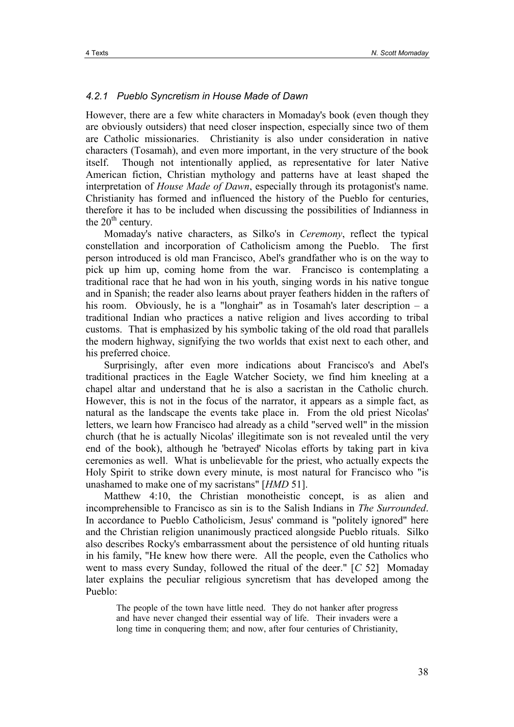### *4.2.1 Pueblo Syncretism in House Made of Dawn*

However, there are a few white characters in Momaday's book (even though they are obviously outsiders) that need closer inspection, especially since two of them are Catholic missionaries. Christianity is also under consideration in native characters (Tosamah), and even more important, in the very structure of the book itself. Though not intentionally applied, as representative for later Native American fiction, Christian mythology and patterns have at least shaped the interpretation of *House Made of Dawn*, especially through its protagonist's name. Christianity has formed and influenced the history of the Pueblo for centuries, therefore it has to be included when discussing the possibilities of Indianness in the 20th century.

Momaday's native characters, as Silko's in *Ceremony*, reflect the typical constellation and incorporation of Catholicism among the Pueblo. The first person introduced is old man Francisco, Abel's grandfather who is on the way to pick up him up, coming home from the war. Francisco is contemplating a traditional race that he had won in his youth, singing words in his native tongue and in Spanish; the reader also learns about prayer feathers hidden in the rafters of his room. Obviously, he is a "longhair" as in Tosamah's later description – a traditional Indian who practices a native religion and lives according to tribal customs. That is emphasized by his symbolic taking of the old road that parallels the modern highway, signifying the two worlds that exist next to each other, and his preferred choice.

Surprisingly, after even more indications about Francisco's and Abel's traditional practices in the Eagle Watcher Society, we find him kneeling at a chapel altar and understand that he is also a sacristan in the Catholic church. However, this is not in the focus of the narrator, it appears as a simple fact, as natural as the landscape the events take place in. From the old priest Nicolas' letters, we learn how Francisco had already as a child "served well" in the mission church (that he is actually Nicolas' illegitimate son is not revealed until the very end of the book), although he 'betrayed' Nicolas efforts by taking part in kiva ceremonies as well. What is unbelievable for the priest, who actually expects the Holy Spirit to strike down every minute, is most natural for Francisco who "is unashamed to make one of my sacristans" [*HMD* 51].

Matthew 4:10, the Christian monotheistic concept, is as alien and incomprehensible to Francisco as sin is to the Salish Indians in *The Surrounded*. In accordance to Pueblo Catholicism, Jesus' command is "politely ignored" here and the Christian religion unanimously practiced alongside Pueblo rituals. Silko also describes Rocky's embarrassment about the persistence of old hunting rituals in his family, "He knew how there were. All the people, even the Catholics who went to mass every Sunday, followed the ritual of the deer." [*C* 52] Momaday later explains the peculiar religious syncretism that has developed among the Pueblo:

> The people of the town have little need. They do not hanker after progress and have never changed their essential way of life. Their invaders were a long time in conquering them; and now, after four centuries of Christianity,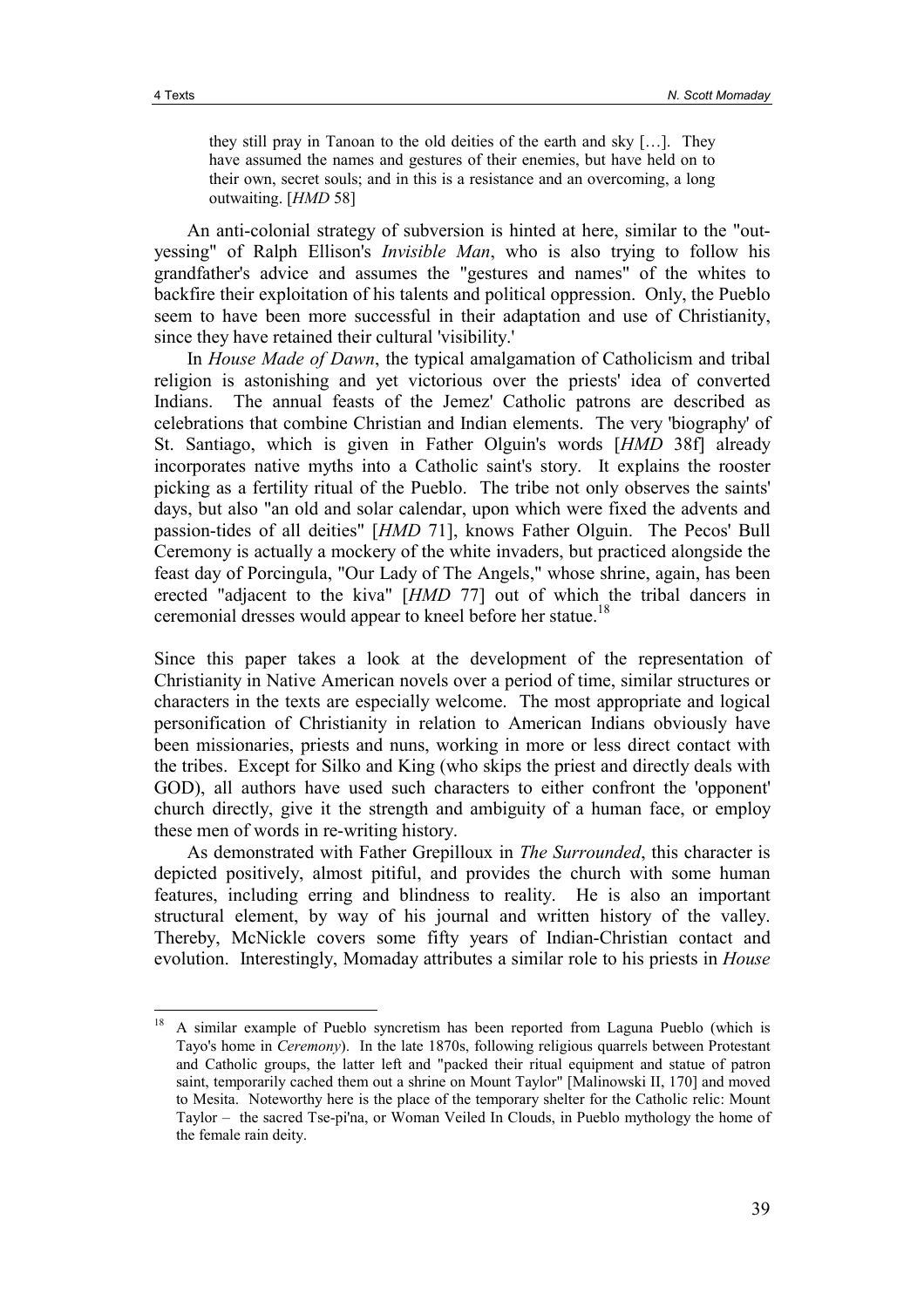> they still pray in Tanoan to the old deities of the earth and sky […]. They have assumed the names and gestures of their enemies, but have held on to their own, secret souls; and in this is a resistance and an overcoming, a long outwaiting. [*HMD* 58]

An anti-colonial strategy of subversion is hinted at here, similar to the "out-yessing" of Ralph Ellison's *Invisible Man*, who is also trying to follow his grandfather's advice and assumes the "gestures and names" of the whites to backfire their exploitation of his talents and political oppression. Only, the Pueblo seem to have been more successful in their adaptation and use of Christianity, since they have retained their cultural 'visibility.'

In *House Made of Dawn*, the typical amalgamation of Catholicism and tribal religion is astonishing and yet victorious over the priests' idea of converted Indians. The annual feasts of the Jemez' Catholic patrons are described as celebrations that combine Christian and Indian elements. The very 'biography' of St. Santiago, which is given in Father Olguin's words [*HMD* 38f] already incorporates native myths into a Catholic saint's story. It explains the rooster picking as a fertility ritual of the Pueblo. The tribe not only observes the saints' days, but also "an old and solar calendar, upon which were fixed the advents and passion-tides of all deities" [*HMD* 71], knows Father Olguin. The Pecos' Bull Ceremony is actually a mockery of the white invaders, but practiced alongside the feast day of Porcingula, "Our Lady of The Angels," whose shrine, again, has been erected "adjacent to the kiva" [*HMD* 77] out of which the tribal dancers in ceremonial dresses would appear to kneel before her statue.[18]

Since this paper takes a look at the development of the representation of Christianity in Native American novels over a period of time, similar structures or characters in the texts are especially welcome. The most appropriate and logical personification of Christianity in relation to American Indians obviously have been missionaries, priests and nuns, working in more or less direct contact with the tribes. Except for Silko and King (who skips the priest and directly deals with GOD), all authors have used such characters to either confront the 'opponent' church directly, give it the strength and ambiguity of a human face, or employ these men of words in re-writing history.

As demonstrated with Father Grepilloux in *The Surrounded*, this character is depicted positively, almost pitiful, and provides the church with some human features, including erring and blindness to reality. He is also an important structural element, by way of his journal and written history of the valley. Thereby, McNickle covers some fifty years of Indian-Christian contact and evolution. Interestingly, Momaday attributes a similar role to his priests in *House*

---

[18] A similar example of Pueblo syncretism has been reported from Laguna Pueblo (which is Tayo's home in *Ceremony*). In the late 1870s, following religious quarrels between Protestant and Catholic groups, the latter left and "packed their ritual equipment and statue of patron saint, temporarily cached them out a shrine on Mount Taylor" [Malinowski II, 170] and moved to Mesita. Noteworthy here is the place of the temporary shelter for the Catholic relic: Mount Taylor – the sacred Tse-pi'na, or Woman Veiled In Clouds, in Pueblo mythology the home of the female rain deity.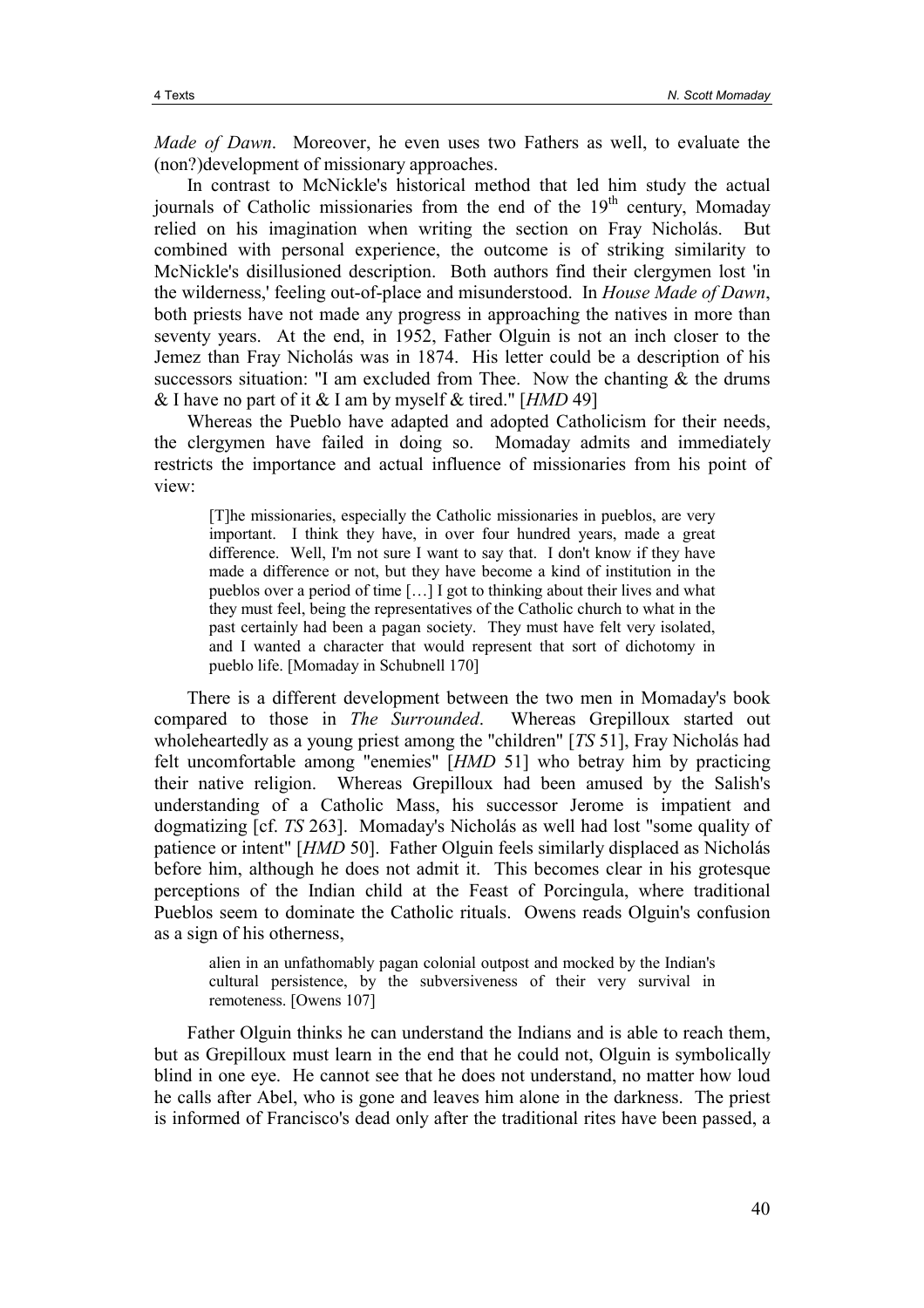*Made of Dawn*. Moreover, he even uses two Fathers as well, to evaluate the (non?)development of missionary approaches.

In contrast to McNickle's historical method that led him study the actual journals of Catholic missionaries from the end of the 19th century, Momaday relied on his imagination when writing the section on Fray Nicholás. But combined with personal experience, the outcome is of striking similarity to McNickle's disillusioned description. Both authors find their clergymen lost 'in the wilderness,' feeling out-of-place and misunderstood. In *House Made of Dawn*, both priests have not made any progress in approaching the natives in more than seventy years. At the end, in 1952, Father Olguin is not an inch closer to the Jemez than Fray Nicholás was in 1874. His letter could be a description of his successors situation: "I am excluded from Thee. Now the chanting & the drums & I have no part of it & I am by myself & tired." [*HMD* 49]

Whereas the Pueblo have adapted and adopted Catholicism for their needs, the clergymen have failed in doing so. Momaday admits and immediately restricts the importance and actual influence of missionaries from his point of view:

> [T]he missionaries, especially the Catholic missionaries in pueblos, are very important. I think they have, in over four hundred years, made a great difference. Well, I'm not sure I want to say that. I don't know if they have made a difference or not, but they have become a kind of institution in the pueblos over a period of time […] I got to thinking about their lives and what they must feel, being the representatives of the Catholic church to what in the past certainly had been a pagan society. They must have felt very isolated, and I wanted a character that would represent that sort of dichotomy in pueblo life. [Momaday in Schubnell 170]

There is a different development between the two men in Momaday's book compared to those in *The Surrounded*. Whereas Grepilloux started out wholeheartedly as a young priest among the "children" [*TS* 51], Fray Nicholás had felt uncomfortable among "enemies" [*HMD* 51] who betray him by practicing their native religion. Whereas Grepilloux had been amused by the Salish's understanding of a Catholic Mass, his successor Jerome is impatient and dogmatizing [cf. *TS* 263]. Momaday's Nicholás as well had lost "some quality of patience or intent" [*HMD* 50]. Father Olguin feels similarly displaced as Nicholás before him, although he does not admit it. This becomes clear in his grotesque perceptions of the Indian child at the Feast of Porcingula, where traditional Pueblos seem to dominate the Catholic rituals. Owens reads Olguin's confusion as a sign of his otherness,

> alien in an unfathomably pagan colonial outpost and mocked by the Indian's cultural persistence, by the subversiveness of their very survival in remoteness. [Owens 107]

Father Olguin thinks he can understand the Indians and is able to reach them, but as Grepilloux must learn in the end that he could not, Olguin is symbolically blind in one eye. He cannot see that he does not understand, no matter how loud he calls after Abel, who is gone and leaves him alone in the darkness. The priest is informed of Francisco's dead only after the traditional rites have been passed, a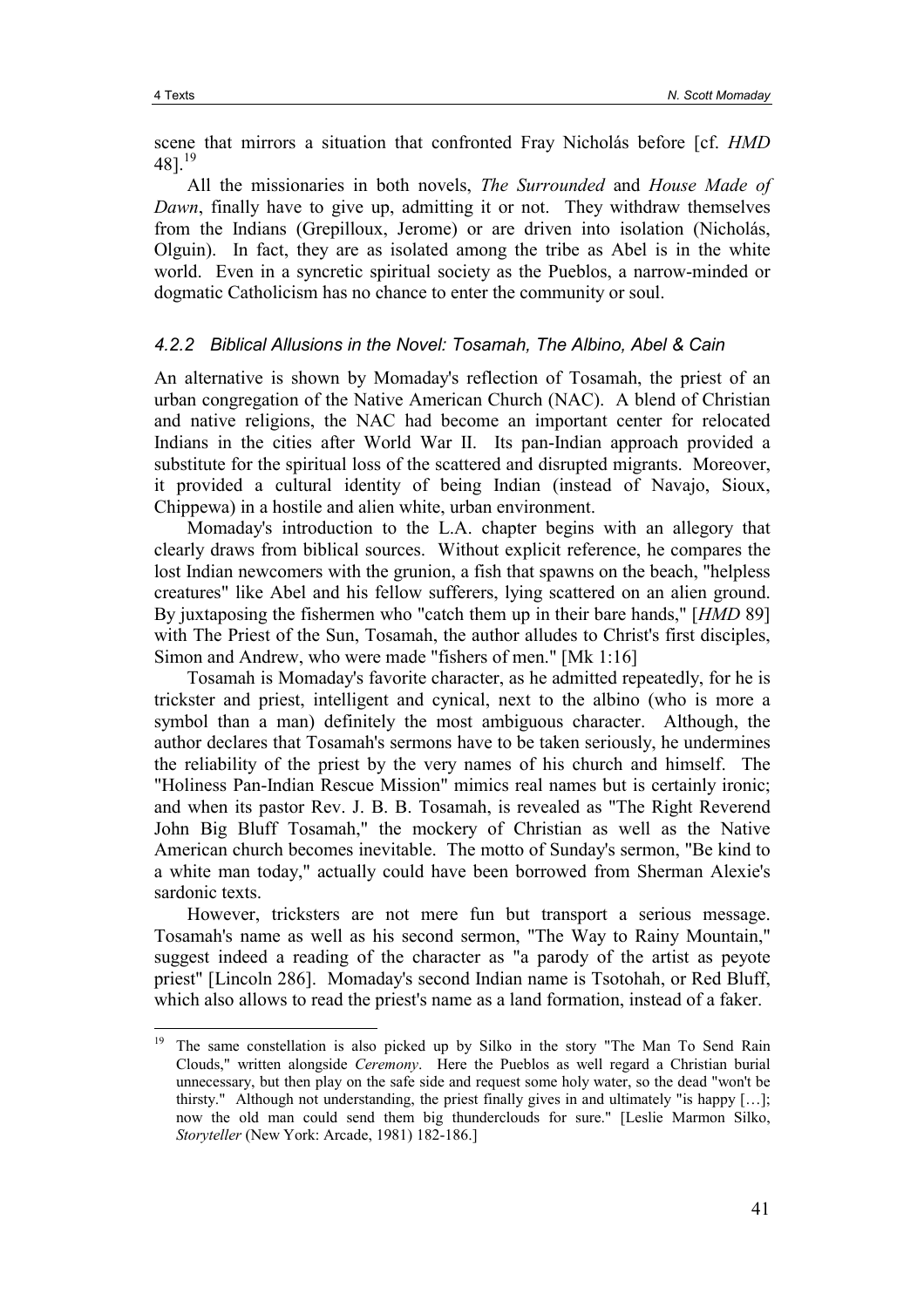scene that mirrors a situation that confronted Fray Nicholás before [cf. *HMD* 48].[19]

All the missionaries in both novels, *The Surrounded* and *House Made of Dawn*, finally have to give up, admitting it or not. They withdraw themselves from the Indians (Grepilloux, Jerome) or are driven into isolation (Nicholás, Olguin). In fact, they are as isolated among the tribe as Abel is in the white world. Even in a syncretic spiritual society as the Pueblos, a narrow-minded or dogmatic Catholicism has no chance to enter the community or soul.

### *4.2.2 Biblical Allusions in the Novel: Tosamah, The Albino, Abel & Cain*

An alternative is shown by Momaday's reflection of Tosamah, the priest of an urban congregation of the Native American Church (NAC). A blend of Christian and native religions, the NAC had become an important center for relocated Indians in the cities after World War II. Its pan-Indian approach provided a substitute for the spiritual loss of the scattered and disrupted migrants. Moreover, it provided a cultural identity of being Indian (instead of Navajo, Sioux, Chippewa) in a hostile and alien white, urban environment.

Momaday's introduction to the L.A. chapter begins with an allegory that clearly draws from biblical sources. Without explicit reference, he compares the lost Indian newcomers with the grunion, a fish that spawns on the beach, "helpless creatures" like Abel and his fellow sufferers, lying scattered on an alien ground. By juxtaposing the fishermen who "catch them up in their bare hands," [*HMD* 89] with The Priest of the Sun, Tosamah, the author alludes to Christ's first disciples, Simon and Andrew, who were made "fishers of men." [Mk 1:16]

Tosamah is Momaday's favorite character, as he admitted repeatedly, for he is trickster and priest, intelligent and cynical, next to the albino (who is more a symbol than a man) definitely the most ambiguous character. Although, the author declares that Tosamah's sermons have to be taken seriously, he undermines the reliability of the priest by the very names of his church and himself. The "Holiness Pan-Indian Rescue Mission" mimics real names but is certainly ironic; and when its pastor Rev. J. B. B. Tosamah, is revealed as "The Right Reverend John Big Bluff Tosamah," the mockery of Christian as well as the Native American church becomes inevitable. The motto of Sunday's sermon, "Be kind to a white man today," actually could have been borrowed from Sherman Alexie's sardonic texts.

However, tricksters are not mere fun but transport a serious message. Tosamah's name as well as his second sermon, "The Way to Rainy Mountain," suggest indeed a reading of the character as "a parody of the artist as peyote priest" [Lincoln 286]. Momaday's second Indian name is Tsotohah, or Red Bluff, which also allows to read the priest's name as a land formation, instead of a faker.

---

[19] The same constellation is also picked up by Silko in the story "The Man To Send Rain Clouds," written alongside *Ceremony*. Here the Pueblos as well regard a Christian burial unnecessary, but then play on the safe side and request some holy water, so the dead "won't be thirsty." Although not understanding, the priest finally gives in and ultimately "is happy […]; now the old man could send them big thunderclouds for sure." [Leslie Marmon Silko, *Storyteller* (New York: Arcade, 1981) 182-186.]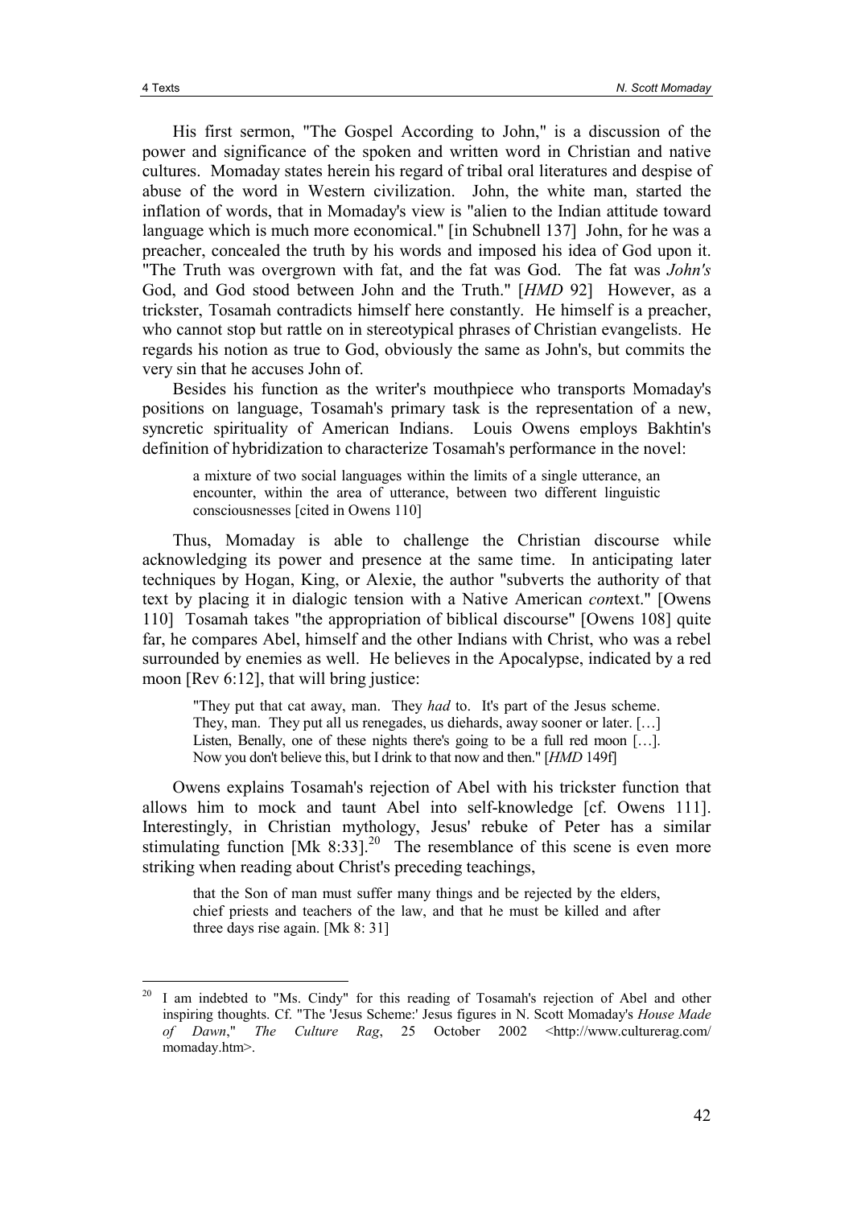His first sermon, "The Gospel According to John," is a discussion of the power and significance of the spoken and written word in Christian and native cultures. Momaday states herein his regard of tribal oral literatures and despise of abuse of the word in Western civilization. John, the white man, started the inflation of words, that in Momaday's view is "alien to the Indian attitude toward language which is much more economical." [in Schubnell 137] John, for he was a preacher, concealed the truth by his words and imposed his idea of God upon it. "The Truth was overgrown with fat, and the fat was God. The fat was *John's* God, and God stood between John and the Truth." [*HMD* 92] However, as a trickster, Tosamah contradicts himself here constantly. He himself is a preacher, who cannot stop but rattle on in stereotypical phrases of Christian evangelists. He regards his notion as true to God, obviously the same as John's, but commits the very sin that he accuses John of.

Besides his function as the writer's mouthpiece who transports Momaday's positions on language, Tosamah's primary task is the representation of a new, syncretic spirituality of American Indians. Louis Owens employs Bakhtin's definition of hybridization to characterize Tosamah's performance in the novel:

> a mixture of two social languages within the limits of a single utterance, an encounter, within the area of utterance, between two different linguistic consciousnesses [cited in Owens 110]

Thus, Momaday is able to challenge the Christian discourse while acknowledging its power and presence at the same time. In anticipating later techniques by Hogan, King, or Alexie, the author "subverts the authority of that text by placing it in dialogic tension with a Native American *con*text." [Owens 110] Tosamah takes "the appropriation of biblical discourse" [Owens 108] quite far, he compares Abel, himself and the other Indians with Christ, who was a rebel surrounded by enemies as well. He believes in the Apocalypse, indicated by a red moon [Rev 6:12], that will bring justice:

> "They put that cat away, man. They *had* to. It's part of the Jesus scheme. They, man. They put all us renegades, us diehards, away sooner or later. […] Listen, Benally, one of these nights there's going to be a full red moon […]. Now you don't believe this, but I drink to that now and then." [*HMD* 149f]

Owens explains Tosamah's rejection of Abel with his trickster function that allows him to mock and taunt Abel into self-knowledge [cf. Owens 111]. Interestingly, in Christian mythology, Jesus' rebuke of Peter has a similar stimulating function [Mk 8:33].[20] The resemblance of this scene is even more striking when reading about Christ's preceding teachings,

> that the Son of man must suffer many things and be rejected by the elders, chief priests and teachers of the law, and that he must be killed and after three days rise again. [Mk 8: 31]

---

[20] I am indebted to "Ms. Cindy" for this reading of Tosamah's rejection of Abel and other inspiring thoughts. Cf. "The 'Jesus Scheme:' Jesus figures in N. Scott Momaday's *House Made of Dawn*," *The Culture Rag*, 25 October 2002 <http://www.culturerag.com/momaday.htm>.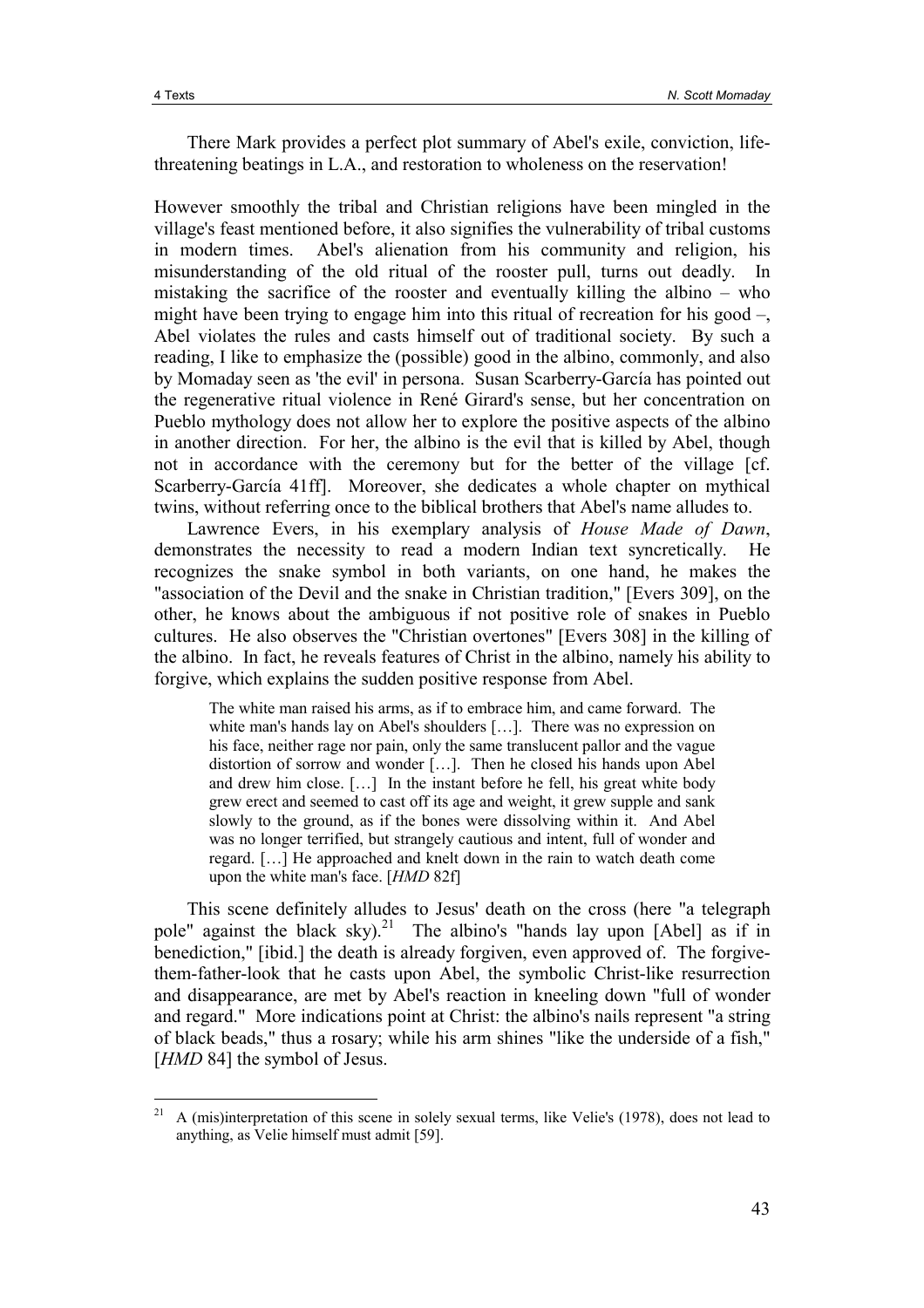There Mark provides a perfect plot summary of Abel's exile, conviction, life-threatening beatings in L.A., and restoration to wholeness on the reservation!

However smoothly the tribal and Christian religions have been mingled in the village's feast mentioned before, it also signifies the vulnerability of tribal customs in modern times. Abel's alienation from his community and religion, his misunderstanding of the old ritual of the rooster pull, turns out deadly. In mistaking the sacrifice of the rooster and eventually killing the albino – who might have been trying to engage him into this ritual of recreation for his good –, Abel violates the rules and casts himself out of traditional society. By such a reading, I like to emphasize the (possible) good in the albino, commonly, and also by Momaday seen as 'the evil' in persona. Susan Scarberry-García has pointed out the regenerative ritual violence in René Girard's sense, but her concentration on Pueblo mythology does not allow her to explore the positive aspects of the albino in another direction. For her, the albino is the evil that is killed by Abel, though not in accordance with the ceremony but for the better of the village [cf. Scarberry-García 41ff]. Moreover, she dedicates a whole chapter on mythical twins, without referring once to the biblical brothers that Abel's name alludes to.

Lawrence Evers, in his exemplary analysis of *House Made of Dawn*, demonstrates the necessity to read a modern Indian text syncretically. He recognizes the snake symbol in both variants, on one hand, he makes the "association of the Devil and the snake in Christian tradition," [Evers 309], on the other, he knows about the ambiguous if not positive role of snakes in Pueblo cultures. He also observes the "Christian overtones" [Evers 308] in the killing of the albino. In fact, he reveals features of Christ in the albino, namely his ability to forgive, which explains the sudden positive response from Abel.

> The white man raised his arms, as if to embrace him, and came forward. The white man's hands lay on Abel's shoulders […]. There was no expression on his face, neither rage nor pain, only the same translucent pallor and the vague distortion of sorrow and wonder […]. Then he closed his hands upon Abel and drew him close. […] In the instant before he fell, his great white body grew erect and seemed to cast off its age and weight, it grew supple and sank slowly to the ground, as if the bones were dissolving within it. And Abel was no longer terrified, but strangely cautious and intent, full of wonder and regard. […] He approached and knelt down in the rain to watch death come upon the white man's face. [*HMD* 82f]

This scene definitely alludes to Jesus' death on the cross (here "a telegraph pole" against the black sky).[21] The albino's "hands lay upon [Abel] as if in benediction," [ibid.] the death is already forgiven, even approved of. The forgive-them-father-look that he casts upon Abel, the symbolic Christ-like resurrection and disappearance, are met by Abel's reaction in kneeling down "full of wonder and regard." More indications point at Christ: the albino's nails represent "a string of black beads," thus a rosary; while his arm shines "like the underside of a fish," [*HMD* 84] the symbol of Jesus.

---

[21] A (mis)interpretation of this scene in solely sexual terms, like Velie's (1978), does not lead to anything, as Velie himself must admit [59].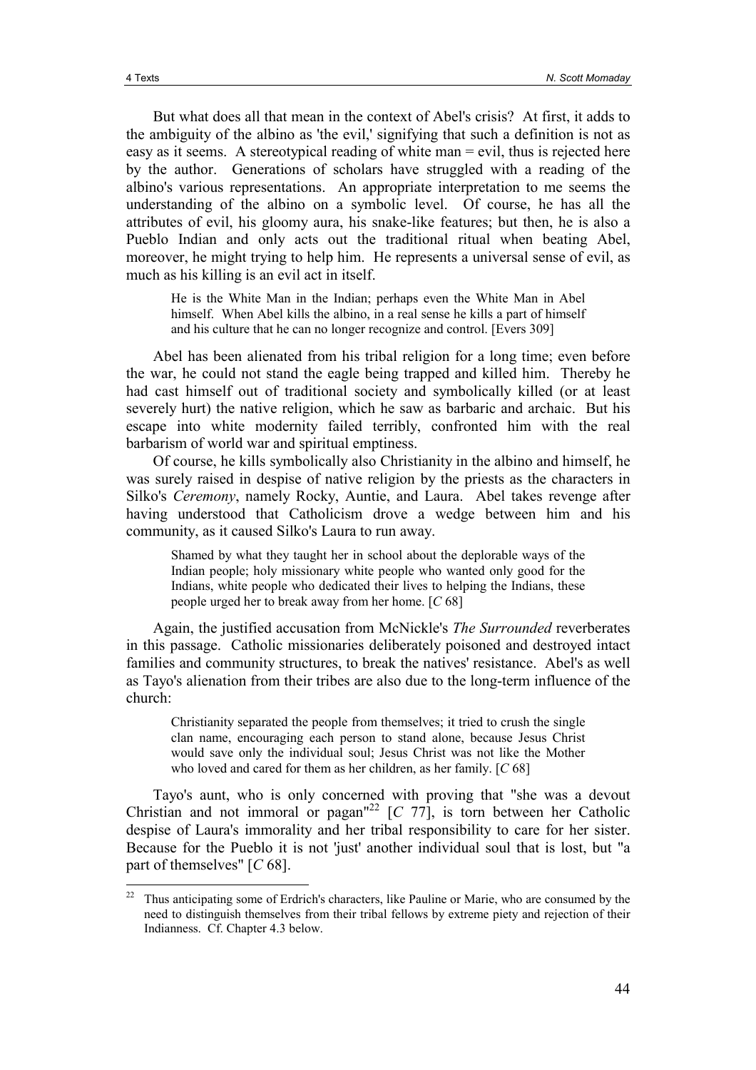But what does all that mean in the context of Abel's crisis? At first, it adds to the ambiguity of the albino as 'the evil,' signifying that such a definition is not as easy as it seems. A stereotypical reading of white man = evil, thus is rejected here by the author. Generations of scholars have struggled with a reading of the albino's various representations. An appropriate interpretation to me seems the understanding of the albino on a symbolic level. Of course, he has all the attributes of evil, his gloomy aura, his snake-like features; but then, he is also a Pueblo Indian and only acts out the traditional ritual when beating Abel, moreover, he might trying to help him. He represents a universal sense of evil, as much as his killing is an evil act in itself.

> He is the White Man in the Indian; perhaps even the White Man in Abel himself. When Abel kills the albino, in a real sense he kills a part of himself and his culture that he can no longer recognize and control. [Evers 309]

Abel has been alienated from his tribal religion for a long time; even before the war, he could not stand the eagle being trapped and killed him. Thereby he had cast himself out of traditional society and symbolically killed (or at least severely hurt) the native religion, which he saw as barbaric and archaic. But his escape into white modernity failed terribly, confronted him with the real barbarism of world war and spiritual emptiness.

Of course, he kills symbolically also Christianity in the albino and himself, he was surely raised in despise of native religion by the priests as the characters in Silko's *Ceremony*, namely Rocky, Auntie, and Laura. Abel takes revenge after having understood that Catholicism drove a wedge between him and his community, as it caused Silko's Laura to run away.

> Shamed by what they taught her in school about the deplorable ways of the Indian people; holy missionary white people who wanted only good for the Indians, white people who dedicated their lives to helping the Indians, these people urged her to break away from her home. [*C* 68]

Again, the justified accusation from McNickle's *The Surrounded* reverberates in this passage. Catholic missionaries deliberately poisoned and destroyed intact families and community structures, to break the natives' resistance. Abel's as well as Tayo's alienation from their tribes are also due to the long-term influence of the church:

> Christianity separated the people from themselves; it tried to crush the single clan name, encouraging each person to stand alone, because Jesus Christ would save only the individual soul; Jesus Christ was not like the Mother who loved and cared for them as her children, as her family. [*C* 68]

Tayo's aunt, who is only concerned with proving that "she was a devout Christian and not immoral or pagan"[22] [*C* 77], is torn between her Catholic despise of Laura's immorality and her tribal responsibility to care for her sister. Because for the Pueblo it is not 'just' another individual soul that is lost, but "a part of themselves" [*C* 68].

---

[22] Thus anticipating some of Erdrich's characters, like Pauline or Marie, who are consumed by the need to distinguish themselves from their tribal fellows by extreme piety and rejection of their Indianness. Cf. Chapter 4.3 below.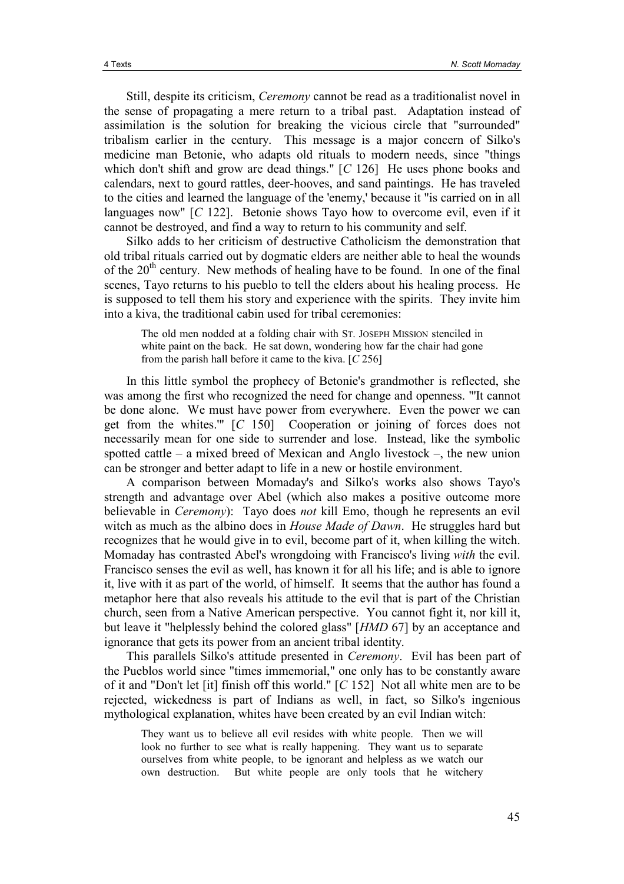Still, despite its criticism, *Ceremony* cannot be read as a traditionalist novel in the sense of propagating a mere return to a tribal past. Adaptation instead of assimilation is the solution for breaking the vicious circle that "surrounded" tribalism earlier in the century. This message is a major concern of Silko's medicine man Betonie, who adapts old rituals to modern needs, since "things which don't shift and grow are dead things." [*C* 126] He uses phone books and calendars, next to gourd rattles, deer-hooves, and sand paintings. He has traveled to the cities and learned the language of the 'enemy,' because it "is carried on in all languages now" [*C* 122]. Betonie shows Tayo how to overcome evil, even if it cannot be destroyed, and find a way to return to his community and self.

Silko adds to her criticism of destructive Catholicism the demonstration that old tribal rituals carried out by dogmatic elders are neither able to heal the wounds of the 20th century. New methods of healing have to be found. In one of the final scenes, Tayo returns to his pueblo to tell the elders about his healing process. He is supposed to tell them his story and experience with the spirits. They invite him into a kiva, the traditional cabin used for tribal ceremonies:

> The old men nodded at a folding chair with ST. JOSEPH MISSION stenciled in white paint on the back. He sat down, wondering how far the chair had gone from the parish hall before it came to the kiva. [*C* 256]

In this little symbol the prophecy of Betonie's grandmother is reflected, she was among the first who recognized the need for change and openness. "'It cannot be done alone. We must have power from everywhere. Even the power we can get from the whites.'" [*C* 150] Cooperation or joining of forces does not necessarily mean for one side to surrender and lose. Instead, like the symbolic spotted cattle – a mixed breed of Mexican and Anglo livestock –, the new union can be stronger and better adapt to life in a new or hostile environment.

A comparison between Momaday's and Silko's works also shows Tayo's strength and advantage over Abel (which also makes a positive outcome more believable in *Ceremony*): Tayo does *not* kill Emo, though he represents an evil witch as much as the albino does in *House Made of Dawn*. He struggles hard but recognizes that he would give in to evil, become part of it, when killing the witch. Momaday has contrasted Abel's wrongdoing with Francisco's living *with* the evil. Francisco senses the evil as well, has known it for all his life; and is able to ignore it, live with it as part of the world, of himself. It seems that the author has found a metaphor here that also reveals his attitude to the evil that is part of the Christian church, seen from a Native American perspective. You cannot fight it, nor kill it, but leave it "helplessly behind the colored glass" [*HMD* 67] by an acceptance and ignorance that gets its power from an ancient tribal identity.

This parallels Silko's attitude presented in *Ceremony*. Evil has been part of the Pueblos world since "times immemorial," one only has to be constantly aware of it and "Don't let [it] finish off this world." [*C* 152] Not all white men are to be rejected, wickedness is part of Indians as well, in fact, so Silko's ingenious mythological explanation, whites have been created by an evil Indian witch:

> They want us to believe all evil resides with white people. Then we will look no further to see what is really happening. They want us to separate ourselves from white people, to be ignorant and helpless as we watch our own destruction. But white people are only tools that he witchery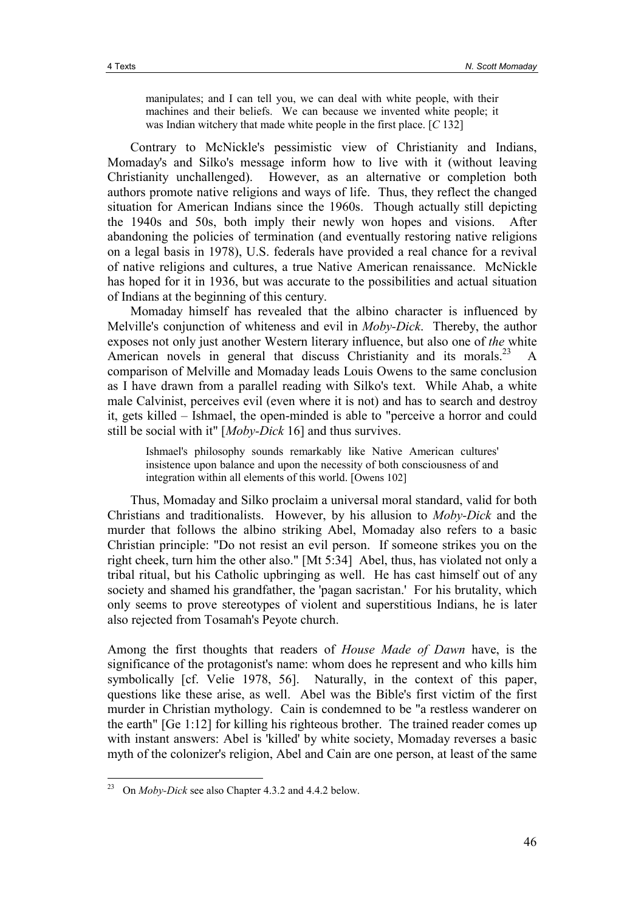> manipulates; and I can tell you, we can deal with white people, with their machines and their beliefs. We can because we invented white people; it was Indian witchery that made white people in the first place. [*C* 132]

Contrary to McNickle's pessimistic view of Christianity and Indians, Momaday's and Silko's message inform how to live with it (without leaving Christianity unchallenged). However, as an alternative or completion both authors promote native religions and ways of life. Thus, they reflect the changed situation for American Indians since the 1960s. Though actually still depicting the 1940s and 50s, both imply their newly won hopes and visions. After abandoning the policies of termination (and eventually restoring native religions on a legal basis in 1978), U.S. federals have provided a real chance for a revival of native religions and cultures, a true Native American renaissance. McNickle has hoped for it in 1936, but was accurate to the possibilities and actual situation of Indians at the beginning of this century.

Momaday himself has revealed that the albino character is influenced by Melville's conjunction of whiteness and evil in *Moby-Dick*. Thereby, the author exposes not only just another Western literary influence, but also one of *the* white American novels in general that discuss Christianity and its morals.[23] A comparison of Melville and Momaday leads Louis Owens to the same conclusion as I have drawn from a parallel reading with Silko's text. While Ahab, a white male Calvinist, perceives evil (even where it is not) and has to search and destroy it, gets killed – Ishmael, the open-minded is able to "perceive a horror and could still be social with it" [*Moby-Dick* 16] and thus survives.

> Ishmael's philosophy sounds remarkably like Native American cultures' insistence upon balance and upon the necessity of both consciousness of and integration within all elements of this world. [Owens 102]

Thus, Momaday and Silko proclaim a universal moral standard, valid for both Christians and traditionalists. However, by his allusion to *Moby-Dick* and the murder that follows the albino striking Abel, Momaday also refers to a basic Christian principle: "Do not resist an evil person. If someone strikes you on the right cheek, turn him the other also." [Mt 5:34] Abel, thus, has violated not only a tribal ritual, but his Catholic upbringing as well. He has cast himself out of any society and shamed his grandfather, the 'pagan sacristan.' For his brutality, which only seems to prove stereotypes of violent and superstitious Indians, he is later also rejected from Tosamah's Peyote church.

Among the first thoughts that readers of *House Made of Dawn* have, is the significance of the protagonist's name: whom does he represent and who kills him symbolically [cf. Velie 1978, 56]. Naturally, in the context of this paper, questions like these arise, as well. Abel was the Bible's first victim of the first murder in Christian mythology. Cain is condemned to be "a restless wanderer on the earth" [Ge 1:12] for killing his righteous brother. The trained reader comes up with instant answers: Abel is 'killed' by white society, Momaday reverses a basic myth of the colonizer's religion, Abel and Cain are one person, at least of the same

---

[23] On *Moby-Dick* see also Chapter 4.3.2 and 4.4.2 below.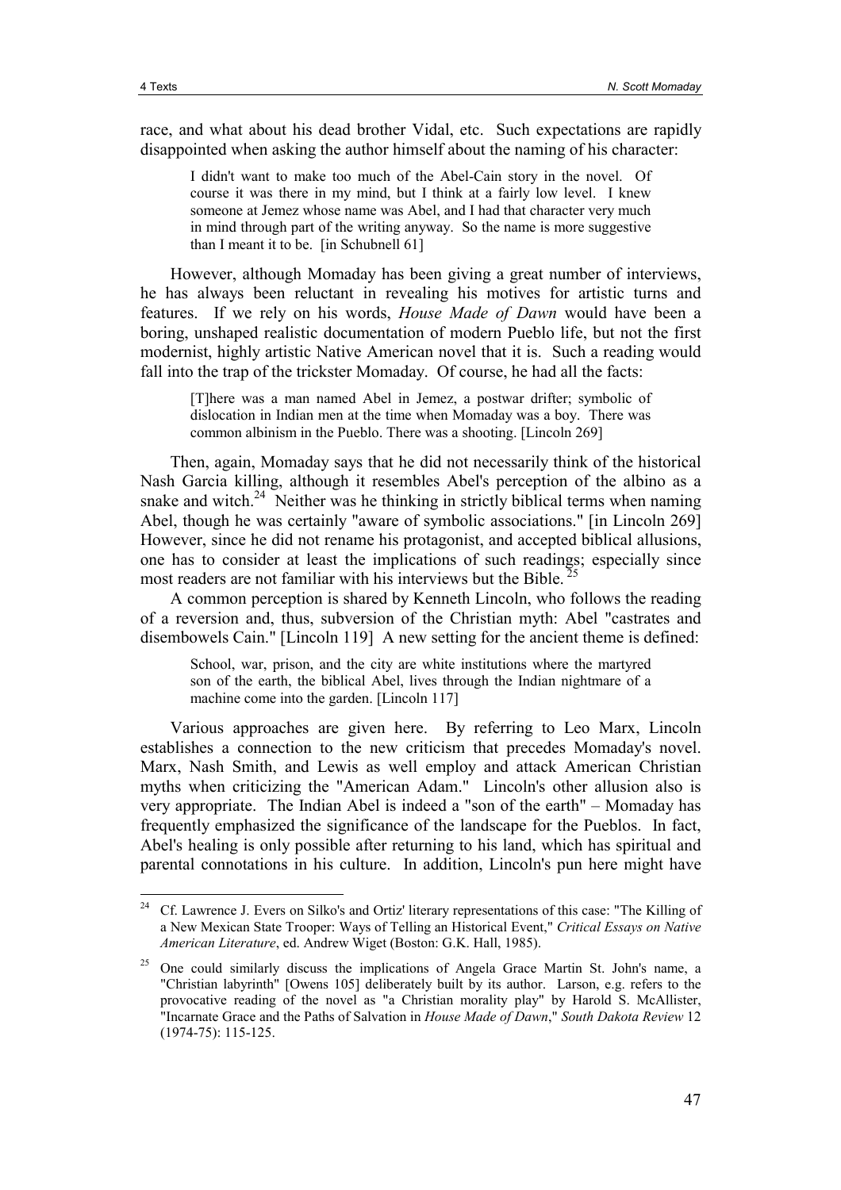race, and what about his dead brother Vidal, etc. Such expectations are rapidly disappointed when asking the author himself about the naming of his character:

> I didn't want to make too much of the Abel-Cain story in the novel. Of course it was there in my mind, but I think at a fairly low level. I knew someone at Jemez whose name was Abel, and I had that character very much in mind through part of the writing anyway. So the name is more suggestive than I meant it to be. [in Schubnell 61]

However, although Momaday has been giving a great number of interviews, he has always been reluctant in revealing his motives for artistic turns and features. If we rely on his words, *House Made of Dawn* would have been a boring, unshaped realistic documentation of modern Pueblo life, but not the first modernist, highly artistic Native American novel that it is. Such a reading would fall into the trap of the trickster Momaday. Of course, he had all the facts:

> [T]here was a man named Abel in Jemez, a postwar drifter; symbolic of dislocation in Indian men at the time when Momaday was a boy. There was common albinism in the Pueblo. There was a shooting. [Lincoln 269]

Then, again, Momaday says that he did not necessarily think of the historical Nash Garcia killing, although it resembles Abel's perception of the albino as a snake and witch.[24] Neither was he thinking in strictly biblical terms when naming Abel, though he was certainly "aware of symbolic associations." [in Lincoln 269] However, since he did not rename his protagonist, and accepted biblical allusions, one has to consider at least the implications of such readings; especially since most readers are not familiar with his interviews but the Bible.[25]

A common perception is shared by Kenneth Lincoln, who follows the reading of a reversion and, thus, subversion of the Christian myth: Abel "castrates and disembowels Cain." [Lincoln 119] A new setting for the ancient theme is defined:

> School, war, prison, and the city are white institutions where the martyred son of the earth, the biblical Abel, lives through the Indian nightmare of a machine come into the garden. [Lincoln 117]

Various approaches are given here. By referring to Leo Marx, Lincoln establishes a connection to the new criticism that precedes Momaday's novel. Marx, Nash Smith, and Lewis as well employ and attack American Christian myths when criticizing the "American Adam." Lincoln's other allusion also is very appropriate. The Indian Abel is indeed a "son of the earth" – Momaday has frequently emphasized the significance of the landscape for the Pueblos. In fact, Abel's healing is only possible after returning to his land, which has spiritual and parental connotations in his culture. In addition, Lincoln's pun here might have

---

[24] Cf. Lawrence J. Evers on Silko's and Ortiz' literary representations of this case: "The Killing of a New Mexican State Trooper: Ways of Telling an Historical Event," *Critical Essays on Native American Literature*, ed. Andrew Wiget (Boston: G.K. Hall, 1985).

[25] One could similarly discuss the implications of Angela Grace Martin St. John's name, a "Christian labyrinth" [Owens 105] deliberately built by its author. Larson, e.g. refers to the provocative reading of the novel as "a Christian morality play" by Harold S. McAllister, "Incarnate Grace and the Paths of Salvation in *House Made of Dawn*," *South Dakota Review* 12 (1974-75): 115-125.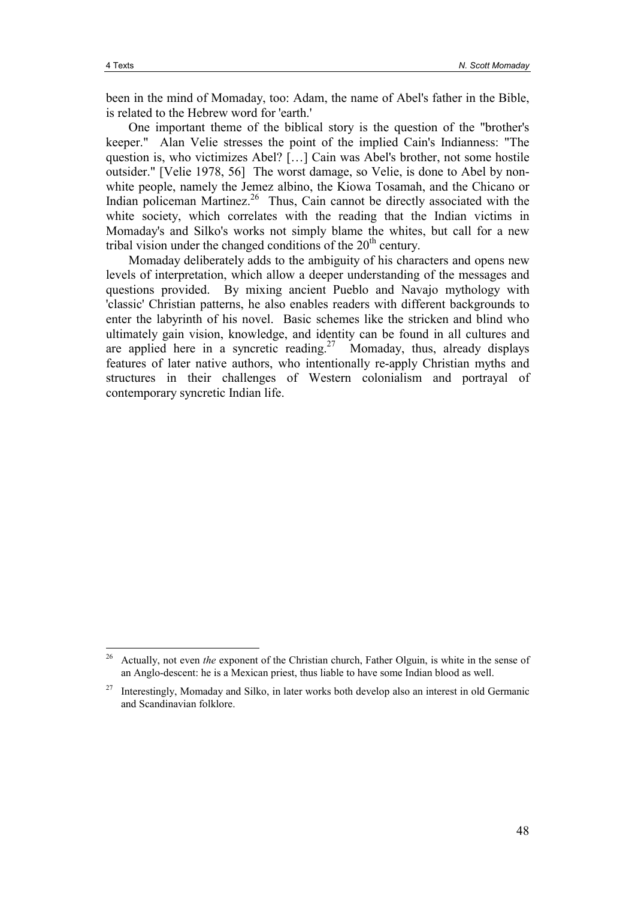been in the mind of Momaday, too: Adam, the name of Abel's father in the Bible, is related to the Hebrew word for 'earth.'

One important theme of the biblical story is the question of the "brother's keeper." Alan Velie stresses the point of the implied Cain's Indianness: "The question is, who victimizes Abel? […] Cain was Abel's brother, not some hostile outsider." [Velie 1978, 56] The worst damage, so Velie, is done to Abel by non-white people, namely the Jemez albino, the Kiowa Tosamah, and the Chicano or Indian policeman Martinez.[26] Thus, Cain cannot be directly associated with the white society, which correlates with the reading that the Indian victims in Momaday's and Silko's works not simply blame the whites, but call for a new tribal vision under the changed conditions of the 20th century.

Momaday deliberately adds to the ambiguity of his characters and opens new levels of interpretation, which allow a deeper understanding of the messages and questions provided. By mixing ancient Pueblo and Navajo mythology with 'classic' Christian patterns, he also enables readers with different backgrounds to enter the labyrinth of his novel. Basic schemes like the stricken and blind who ultimately gain vision, knowledge, and identity can be found in all cultures and are applied here in a syncretic reading.[27] Momaday, thus, already displays features of later native authors, who intentionally re-apply Christian myths and structures in their challenges of Western colonialism and portrayal of contemporary syncretic Indian life.

---

[26] Actually, not even *the* exponent of the Christian church, Father Olguin, is white in the sense of an Anglo-descent: he is a Mexican priest, thus liable to have some Indian blood as well.

[27] Interestingly, Momaday and Silko, in later works both develop also an interest in old Germanic and Scandinavian folklore.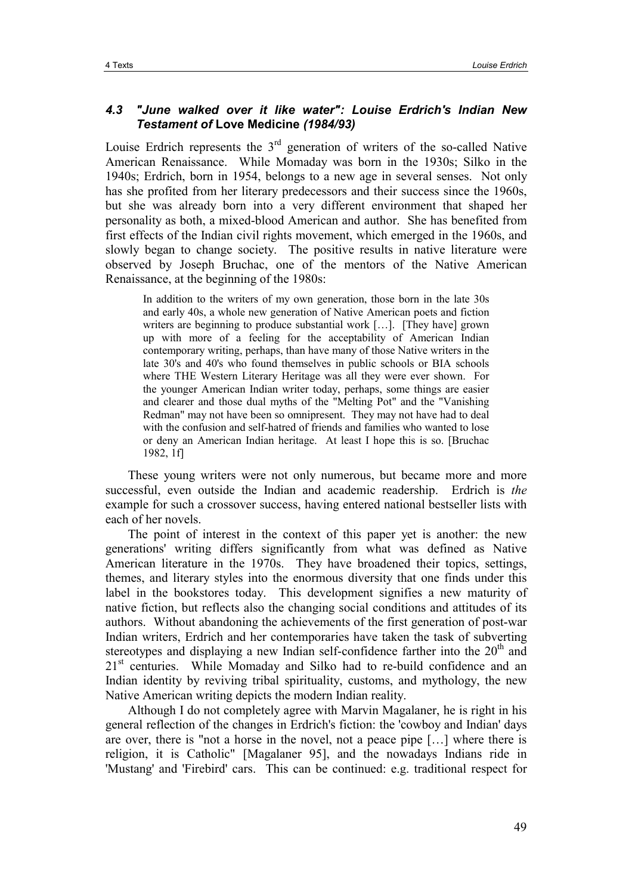### 4.3 *"June walked over it like water": Louise Erdrich's Indian New Testament of* **Love Medicine** *(1984/93)*

Louise Erdrich represents the $3^{rd}$ generation of writers of the so-called Native American Renaissance. While Momaday was born in the 1930s; Silko in the 1940s; Erdrich, born in 1954, belongs to a new age in several senses. Not only has she profited from her literary predecessors and their success since the 1960s, but she was already born into a very different environment that shaped her personality as both, a mixed-blood American and author. She has benefited from first effects of the Indian civil rights movement, which emerged in the 1960s, and slowly began to change society. The positive results in native literature were observed by Joseph Bruchac, one of the mentors of the Native American Renaissance, at the beginning of the 1980s:

> In addition to the writers of my own generation, those born in the late 30s and early 40s, a whole new generation of Native American poets and fiction writers are beginning to produce substantial work […]. [They have] grown up with more of a feeling for the acceptability of American Indian contemporary writing, perhaps, than have many of those Native writers in the late 30's and 40's who found themselves in public schools or BIA schools where THE Western Literary Heritage was all they were ever shown. For the younger American Indian writer today, perhaps, some things are easier and clearer and those dual myths of the "Melting Pot" and the "Vanishing Redman" may not have been so omnipresent. They may not have had to deal with the confusion and self-hatred of friends and families who wanted to lose or deny an American Indian heritage. At least I hope this is so. [Bruchac 1982, 1f]

These young writers were not only numerous, but became more and more successful, even outside the Indian and academic readership. Erdrich is *the* example for such a crossover success, having entered national bestseller lists with each of her novels.

The point of interest in the context of this paper yet is another: the new generations' writing differs significantly from what was defined as Native American literature in the 1970s. They have broadened their topics, settings, themes, and literary styles into the enormous diversity that one finds under this label in the bookstores today. This development signifies a new maturity of native fiction, but reflects also the changing social conditions and attitudes of its authors. Without abandoning the achievements of the first generation of post-war Indian writers, Erdrich and her contemporaries have taken the task of subverting stereotypes and displaying a new Indian self-confidence farther into the $20^{th}$ and $21^{st}$ centuries. While Momaday and Silko had to re-build confidence and an Indian identity by reviving tribal spirituality, customs, and mythology, the new Native American writing depicts the modern Indian reality.

Although I do not completely agree with Marvin Magalaner, he is right in his general reflection of the changes in Erdrich's fiction: the 'cowboy and Indian' days are over, there is "not a horse in the novel, not a peace pipe […] where there is religion, it is Catholic" [Magalaner 95], and the nowadays Indians ride in 'Mustang' and 'Firebird' cars. This can be continued: e.g. traditional respect for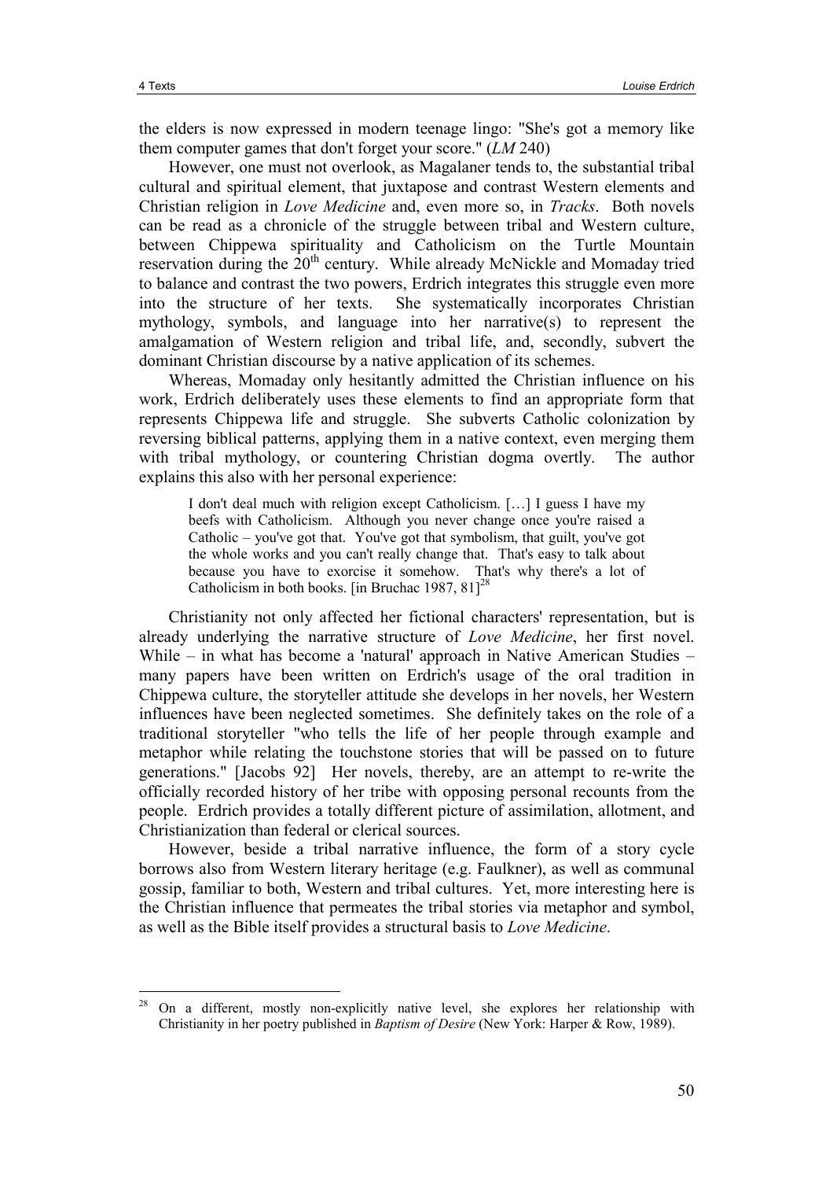the elders is now expressed in modern teenage lingo: "She's got a memory like them computer games that don't forget your score." (*LM* 240)

However, one must not overlook, as Magalaner tends to, the substantial tribal cultural and spiritual element, that juxtapose and contrast Western elements and Christian religion in *Love Medicine* and, even more so, in *Tracks*. Both novels can be read as a chronicle of the struggle between tribal and Western culture, between Chippewa spirituality and Catholicism on the Turtle Mountain reservation during the 20th century. While already McNickle and Momaday tried to balance and contrast the two powers, Erdrich integrates this struggle even more into the structure of her texts. She systematically incorporates Christian mythology, symbols, and language into her narrative(s) to represent the amalgamation of Western religion and tribal life, and, secondly, subvert the dominant Christian discourse by a native application of its schemes.

Whereas, Momaday only hesitantly admitted the Christian influence on his work, Erdrich deliberately uses these elements to find an appropriate form that represents Chippewa life and struggle. She subverts Catholic colonization by reversing biblical patterns, applying them in a native context, even merging them with tribal mythology, or countering Christian dogma overtly. The author explains this also with her personal experience:

> I don't deal much with religion except Catholicism. […] I guess I have my beefs with Catholicism. Although you never change once you're raised a Catholic – you've got that. You've got that symbolism, that guilt, you've got the whole works and you can't really change that. That's easy to talk about because you have to exorcise it somehow. That's why there's a lot of Catholicism in both books. [in Bruchac 1987, 81][28]

Christianity not only affected her fictional characters' representation, but is already underlying the narrative structure of *Love Medicine*, her first novel. While – in what has become a 'natural' approach in Native American Studies – many papers have been written on Erdrich's usage of the oral tradition in Chippewa culture, the storyteller attitude she develops in her novels, her Western influences have been neglected sometimes. She definitely takes on the role of a traditional storyteller "who tells the life of her people through example and metaphor while relating the touchstone stories that will be passed on to future generations." [Jacobs 92] Her novels, thereby, are an attempt to re-write the officially recorded history of her tribe with opposing personal recounts from the people. Erdrich provides a totally different picture of assimilation, allotment, and Christianization than federal or clerical sources.

However, beside a tribal narrative influence, the form of a story cycle borrows also from Western literary heritage (e.g. Faulkner), as well as communal gossip, familiar to both, Western and tribal cultures. Yet, more interesting here is the Christian influence that permeates the tribal stories via metaphor and symbol, as well as the Bible itself provides a structural basis to *Love Medicine*.

---

[28] On a different, mostly non-explicitly native level, she explores her relationship with Christianity in her poetry published in *Baptism of Desire* (New York: Harper & Row, 1989).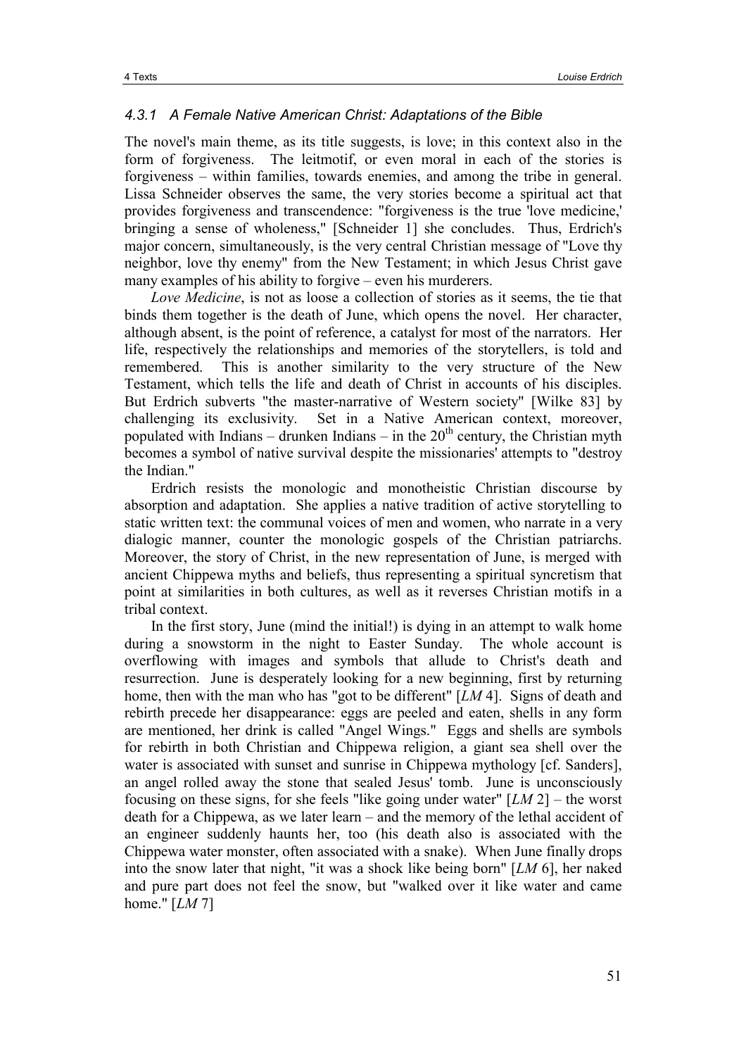### 4.3.1 A Female Native American Christ: Adaptations of the Bible

The novel's main theme, as its title suggests, is love; in this context also in the form of forgiveness. The leitmotif, or even moral in each of the stories is forgiveness – within families, towards enemies, and among the tribe in general. Lissa Schneider observes the same, the very stories become a spiritual act that provides forgiveness and transcendence: "forgiveness is the true 'love medicine,' bringing a sense of wholeness," [Schneider 1] she concludes. Thus, Erdrich's major concern, simultaneously, is the very central Christian message of "Love thy neighbor, love thy enemy" from the New Testament; in which Jesus Christ gave many examples of his ability to forgive – even his murderers.

*Love Medicine*, is not as loose a collection of stories as it seems, the tie that binds them together is the death of June, which opens the novel. Her character, although absent, is the point of reference, a catalyst for most of the narrators. Her life, respectively the relationships and memories of the storytellers, is told and remembered. This is another similarity to the very structure of the New Testament, which tells the life and death of Christ in accounts of his disciples. But Erdrich subverts "the master-narrative of Western society" [Wilke 83] by challenging its exclusivity. Set in a Native American context, moreover, populated with Indians – drunken Indians – in the 20th century, the Christian myth becomes a symbol of native survival despite the missionaries' attempts to "destroy the Indian."

Erdrich resists the monologic and monotheistic Christian discourse by absorption and adaptation. She applies a native tradition of active storytelling to static written text: the communal voices of men and women, who narrate in a very dialogic manner, counter the monologic gospels of the Christian patriarchs. Moreover, the story of Christ, in the new representation of June, is merged with ancient Chippewa myths and beliefs, thus representing a spiritual syncretism that point at similarities in both cultures, as well as it reverses Christian motifs in a tribal context.

In the first story, June (mind the initial!) is dying in an attempt to walk home during a snowstorm in the night to Easter Sunday. The whole account is overflowing with images and symbols that allude to Christ's death and resurrection. June is desperately looking for a new beginning, first by returning home, then with the man who has "got to be different" [*LM* 4]. Signs of death and rebirth precede her disappearance: eggs are peeled and eaten, shells in any form are mentioned, her drink is called "Angel Wings." Eggs and shells are symbols for rebirth in both Christian and Chippewa religion, a giant sea shell over the water is associated with sunset and sunrise in Chippewa mythology [cf. Sanders], an angel rolled away the stone that sealed Jesus' tomb. June is unconsciously focusing on these signs, for she feels "like going under water" [*LM* 2] – the worst death for a Chippewa, as we later learn – and the memory of the lethal accident of an engineer suddenly haunts her, too (his death also is associated with the Chippewa water monster, often associated with a snake). When June finally drops into the snow later that night, "it was a shock like being born" [*LM* 6], her naked and pure part does not feel the snow, but "walked over it like water and came home." [*LM* 7]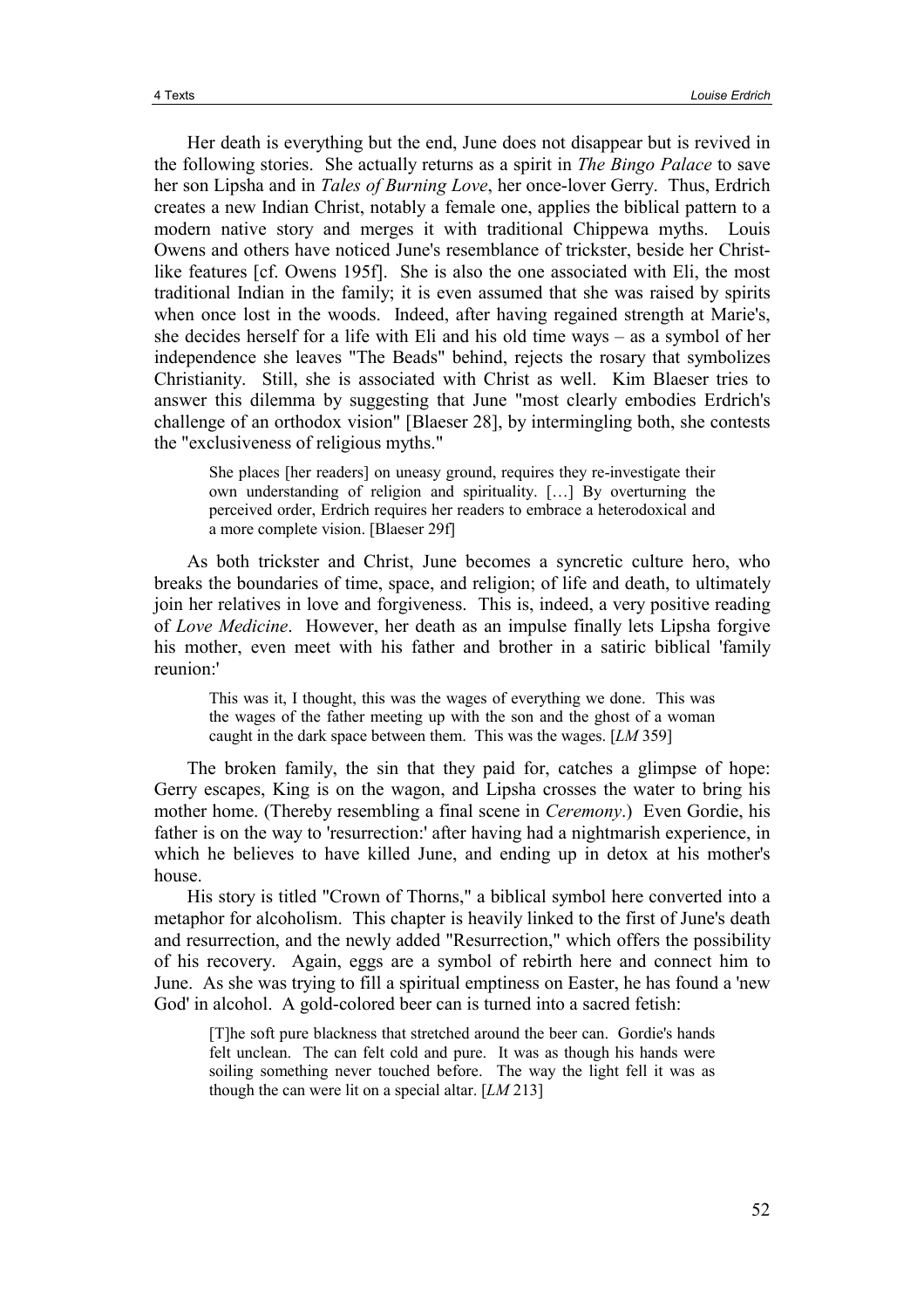Her death is everything but the end, June does not disappear but is revived in the following stories. She actually returns as a spirit in *The Bingo Palace* to save her son Lipsha and in *Tales of Burning Love*, her once-lover Gerry. Thus, Erdrich creates a new Indian Christ, notably a female one, applies the biblical pattern to a modern native story and merges it with traditional Chippewa myths. Louis Owens and others have noticed June's resemblance of trickster, beside her Christ-like features [cf. Owens 195f]. She is also the one associated with Eli, the most traditional Indian in the family; it is even assumed that she was raised by spirits when once lost in the woods. Indeed, after having regained strength at Marie's, she decides herself for a life with Eli and his old time ways – as a symbol of her independence she leaves "The Beads" behind, rejects the rosary that symbolizes Christianity. Still, she is associated with Christ as well. Kim Blaeser tries to answer this dilemma by suggesting that June "most clearly embodies Erdrich's challenge of an orthodox vision" [Blaeser 28], by intermingling both, she contests the "exclusiveness of religious myths."

> She places [her readers] on uneasy ground, requires they re-investigate their own understanding of religion and spirituality. […] By overturning the perceived order, Erdrich requires her readers to embrace a heterodoxical and a more complete vision. [Blaeser 29f]

As both trickster and Christ, June becomes a syncretic culture hero, who breaks the boundaries of time, space, and religion; of life and death, to ultimately join her relatives in love and forgiveness. This is, indeed, a very positive reading of *Love Medicine*. However, her death as an impulse finally lets Lipsha forgive his mother, even meet with his father and brother in a satiric biblical 'family reunion:'

> This was it, I thought, this was the wages of everything we done. This was the wages of the father meeting up with the son and the ghost of a woman caught in the dark space between them. This was the wages. [*LM* 359]

The broken family, the sin that they paid for, catches a glimpse of hope: Gerry escapes, King is on the wagon, and Lipsha crosses the water to bring his mother home. (Thereby resembling a final scene in *Ceremony*.) Even Gordie, his father is on the way to 'resurrection:' after having had a nightmarish experience, in which he believes to have killed June, and ending up in detox at his mother's house.

His story is titled "Crown of Thorns," a biblical symbol here converted into a metaphor for alcoholism. This chapter is heavily linked to the first of June's death and resurrection, and the newly added "Resurrection," which offers the possibility of his recovery. Again, eggs are a symbol of rebirth here and connect him to June. As she was trying to fill a spiritual emptiness on Easter, he has found a 'new God' in alcohol. A gold-colored beer can is turned into a sacred fetish:

> [T]he soft pure blackness that stretched around the beer can. Gordie's hands felt unclean. The can felt cold and pure. It was as though his hands were soiling something never touched before. The way the light fell it was as though the can were lit on a special altar. [*LM* 213]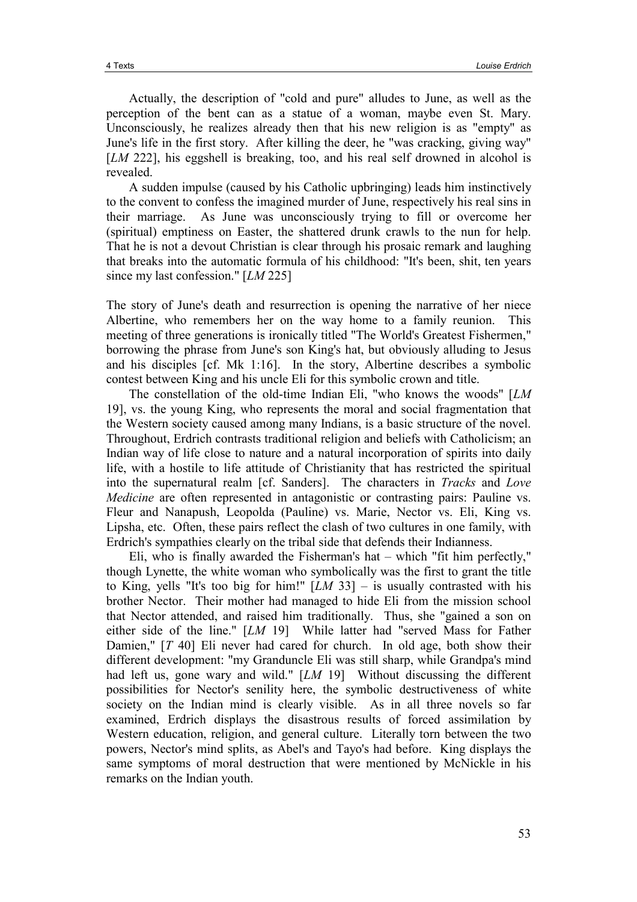Actually, the description of "cold and pure" alludes to June, as well as the perception of the bent can as a statue of a woman, maybe even St. Mary. Unconsciously, he realizes already then that his new religion is as "empty" as June's life in the first story. After killing the deer, he "was cracking, giving way" [*LM* 222], his eggshell is breaking, too, and his real self drowned in alcohol is revealed.

A sudden impulse (caused by his Catholic upbringing) leads him instinctively to the convent to confess the imagined murder of June, respectively his real sins in their marriage. As June was unconsciously trying to fill or overcome her (spiritual) emptiness on Easter, the shattered drunk crawls to the nun for help. That he is not a devout Christian is clear through his prosaic remark and laughing that breaks into the automatic formula of his childhood: "It's been, shit, ten years since my last confession." [*LM* 225]

The story of June's death and resurrection is opening the narrative of her niece Albertine, who remembers her on the way home to a family reunion. This meeting of three generations is ironically titled "The World's Greatest Fishermen," borrowing the phrase from June's son King's hat, but obviously alluding to Jesus and his disciples [cf. Mk 1:16]. In the story, Albertine describes a symbolic contest between King and his uncle Eli for this symbolic crown and title.

The constellation of the old-time Indian Eli, "who knows the woods" [*LM* 19], vs. the young King, who represents the moral and social fragmentation that the Western society caused among many Indians, is a basic structure of the novel. Throughout, Erdrich contrasts traditional religion and beliefs with Catholicism; an Indian way of life close to nature and a natural incorporation of spirits into daily life, with a hostile to life attitude of Christianity that has restricted the spiritual into the supernatural realm [cf. Sanders]. The characters in *Tracks* and *Love Medicine* are often represented in antagonistic or contrasting pairs: Pauline vs. Fleur and Nanapush, Leopolda (Pauline) vs. Marie, Nector vs. Eli, King vs. Lipsha, etc. Often, these pairs reflect the clash of two cultures in one family, with Erdrich's sympathies clearly on the tribal side that defends their Indianness.

Eli, who is finally awarded the Fisherman's hat – which "fit him perfectly," though Lynette, the white woman who symbolically was the first to grant the title to King, yells "It's too big for him!" [*LM* 33] – is usually contrasted with his brother Nector. Their mother had managed to hide Eli from the mission school that Nector attended, and raised him traditionally. Thus, she "gained a son on either side of the line." [*LM* 19] While latter had "served Mass for Father Damien," [*T* 40] Eli never had cared for church. In old age, both show their different development: "my Granduncle Eli was still sharp, while Grandpa's mind had left us, gone wary and wild." [*LM* 19] Without discussing the different possibilities for Nector's senility here, the symbolic destructiveness of white society on the Indian mind is clearly visible. As in all three novels so far examined, Erdrich displays the disastrous results of forced assimilation by Western education, religion, and general culture. Literally torn between the two powers, Nector's mind splits, as Abel's and Tayo's had before. King displays the same symptoms of moral destruction that were mentioned by McNickle in his remarks on the Indian youth.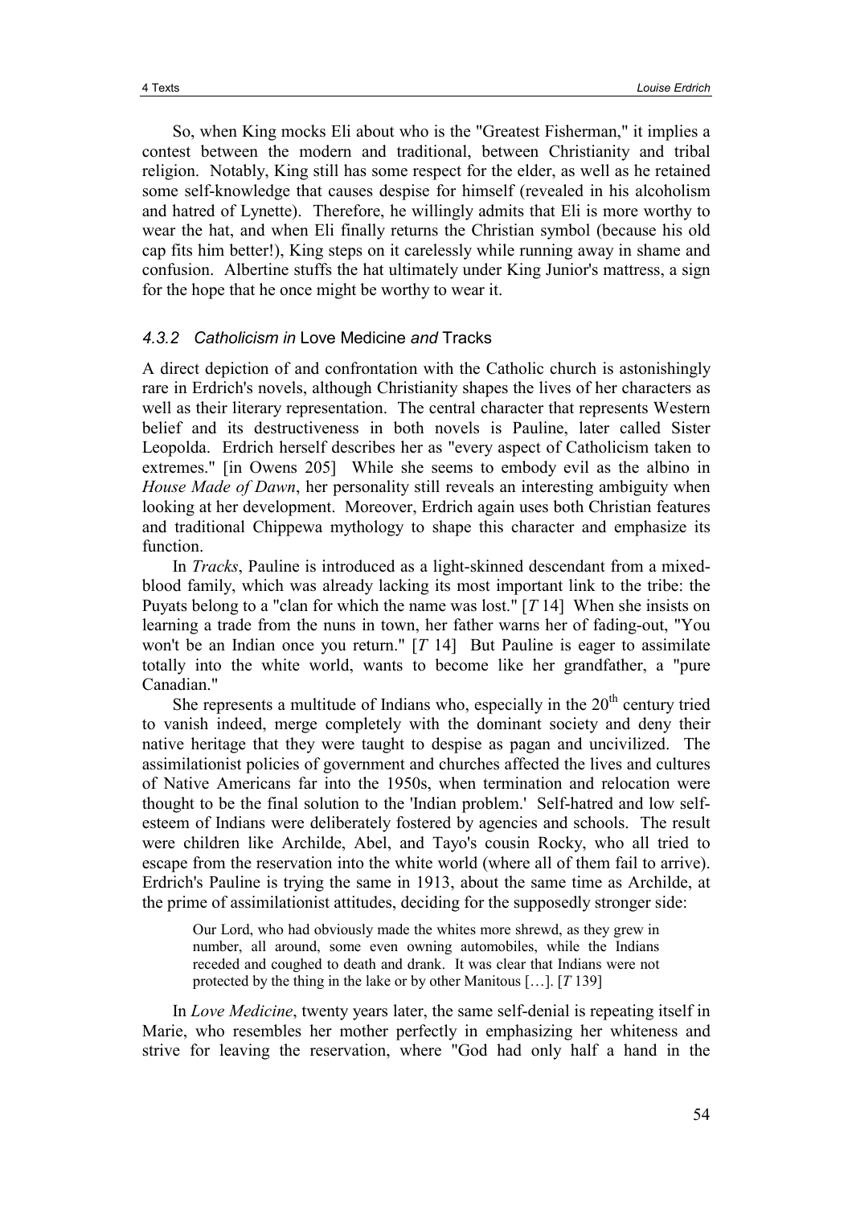So, when King mocks Eli about who is the "Greatest Fisherman," it implies a contest between the modern and traditional, between Christianity and tribal religion. Notably, King still has some respect for the elder, as well as he retained some self-knowledge that causes despise for himself (revealed in his alcoholism and hatred of Lynette). Therefore, he willingly admits that Eli is more worthy to wear the hat, and when Eli finally returns the Christian symbol (because his old cap fits him better!), King steps on it carelessly while running away in shame and confusion. Albertine stuffs the hat ultimately under King Junior's mattress, a sign for the hope that he once might be worthy to wear it.

### *4.3.2 Catholicism in* Love Medicine *and* Tracks

A direct depiction of and confrontation with the Catholic church is astonishingly rare in Erdrich's novels, although Christianity shapes the lives of her characters as well as their literary representation. The central character that represents Western belief and its destructiveness in both novels is Pauline, later called Sister Leopolda. Erdrich herself describes her as "every aspect of Catholicism taken to extremes." [in Owens 205] While she seems to embody evil as the albino in *House Made of Dawn*, her personality still reveals an interesting ambiguity when looking at her development. Moreover, Erdrich again uses both Christian features and traditional Chippewa mythology to shape this character and emphasize its function.

In *Tracks*, Pauline is introduced as a light-skinned descendant from a mixed-blood family, which was already lacking its most important link to the tribe: the Puyats belong to a "clan for which the name was lost." [*T* 14] When she insists on learning a trade from the nuns in town, her father warns her of fading-out, "You won't be an Indian once you return." [*T* 14] But Pauline is eager to assimilate totally into the white world, wants to become like her grandfather, a "pure Canadian."

She represents a multitude of Indians who, especially in the 20th century tried to vanish indeed, merge completely with the dominant society and deny their native heritage that they were taught to despise as pagan and uncivilized. The assimilationist policies of government and churches affected the lives and cultures of Native Americans far into the 1950s, when termination and relocation were thought to be the final solution to the 'Indian problem.' Self-hatred and low self-esteem of Indians were deliberately fostered by agencies and schools. The result were children like Archilde, Abel, and Tayo's cousin Rocky, who all tried to escape from the reservation into the white world (where all of them fail to arrive). Erdrich's Pauline is trying the same in 1913, about the same time as Archilde, at the prime of assimilationist attitudes, deciding for the supposedly stronger side:

> Our Lord, who had obviously made the whites more shrewd, as they grew in number, all around, some even owning automobiles, while the Indians receded and coughed to death and drank. It was clear that Indians were not protected by the thing in the lake or by other Manitous […]. [*T* 139]

In *Love Medicine*, twenty years later, the same self-denial is repeating itself in Marie, who resembles her mother perfectly in emphasizing her whiteness and strive for leaving the reservation, where "God had only half a hand in the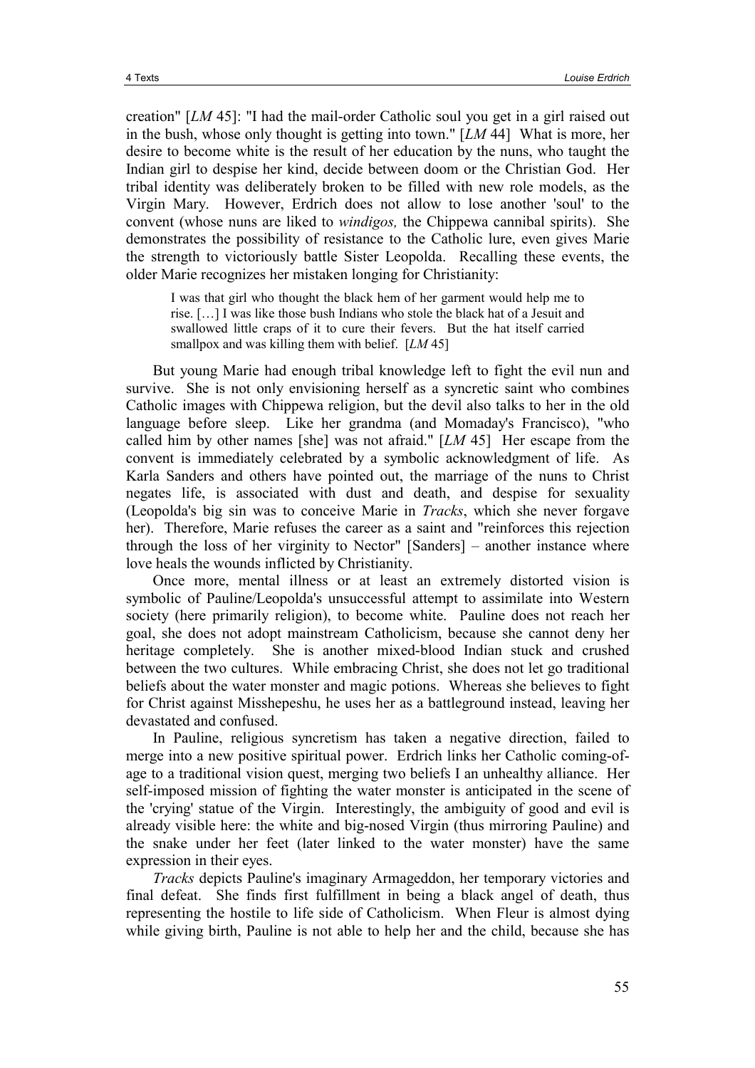creation" [*LM* 45]: "I had the mail-order Catholic soul you get in a girl raised out in the bush, whose only thought is getting into town." [*LM* 44] What is more, her desire to become white is the result of her education by the nuns, who taught the Indian girl to despise her kind, decide between doom or the Christian God. Her tribal identity was deliberately broken to be filled with new role models, as the Virgin Mary. However, Erdrich does not allow to lose another 'soul' to the convent (whose nuns are liked to *windigos,* the Chippewa cannibal spirits). She demonstrates the possibility of resistance to the Catholic lure, even gives Marie the strength to victoriously battle Sister Leopolda. Recalling these events, the older Marie recognizes her mistaken longing for Christianity:

> I was that girl who thought the black hem of her garment would help me to rise. […] I was like those bush Indians who stole the black hat of a Jesuit and swallowed little craps of it to cure their fevers. But the hat itself carried smallpox and was killing them with belief. [*LM* 45]

But young Marie had enough tribal knowledge left to fight the evil nun and survive. She is not only envisioning herself as a syncretic saint who combines Catholic images with Chippewa religion, but the devil also talks to her in the old language before sleep. Like her grandma (and Momaday's Francisco), "who called him by other names [she] was not afraid." [*LM* 45] Her escape from the convent is immediately celebrated by a symbolic acknowledgment of life. As Karla Sanders and others have pointed out, the marriage of the nuns to Christ negates life, is associated with dust and death, and despise for sexuality (Leopolda's big sin was to conceive Marie in *Tracks*, which she never forgave her). Therefore, Marie refuses the career as a saint and "reinforces this rejection through the loss of her virginity to Nector" [Sanders] – another instance where love heals the wounds inflicted by Christianity.

Once more, mental illness or at least an extremely distorted vision is symbolic of Pauline/Leopolda's unsuccessful attempt to assimilate into Western society (here primarily religion), to become white. Pauline does not reach her goal, she does not adopt mainstream Catholicism, because she cannot deny her heritage completely. She is another mixed-blood Indian stuck and crushed between the two cultures. While embracing Christ, she does not let go traditional beliefs about the water monster and magic potions. Whereas she believes to fight for Christ against Misshepeshu, he uses her as a battleground instead, leaving her devastated and confused.

In Pauline, religious syncretism has taken a negative direction, failed to merge into a new positive spiritual power. Erdrich links her Catholic coming-of-age to a traditional vision quest, merging two beliefs I an unhealthy alliance. Her self-imposed mission of fighting the water monster is anticipated in the scene of the 'crying' statue of the Virgin. Interestingly, the ambiguity of good and evil is already visible here: the white and big-nosed Virgin (thus mirroring Pauline) and the snake under her feet (later linked to the water monster) have the same expression in their eyes.

*Tracks* depicts Pauline's imaginary Armageddon, her temporary victories and final defeat. She finds first fulfillment in being a black angel of death, thus representing the hostile to life side of Catholicism. When Fleur is almost dying while giving birth, Pauline is not able to help her and the child, because she has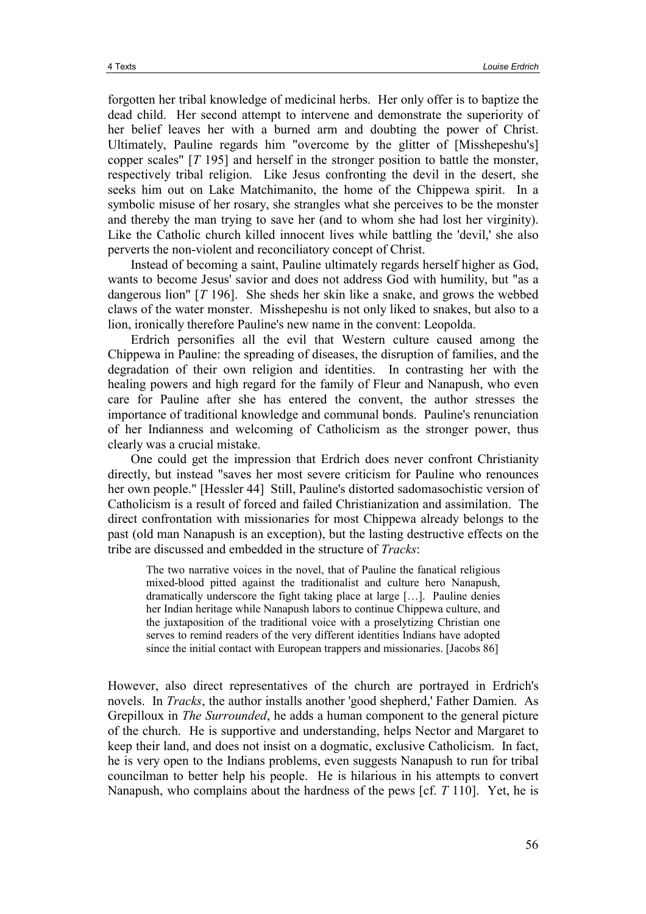forgotten her tribal knowledge of medicinal herbs. Her only offer is to baptize the dead child. Her second attempt to intervene and demonstrate the superiority of her belief leaves her with a burned arm and doubting the power of Christ. Ultimately, Pauline regards him "overcome by the glitter of [Misshepeshu's] copper scales" [*T* 195] and herself in the stronger position to battle the monster, respectively tribal religion. Like Jesus confronting the devil in the desert, she seeks him out on Lake Matchimanito, the home of the Chippewa spirit. In a symbolic misuse of her rosary, she strangles what she perceives to be the monster and thereby the man trying to save her (and to whom she had lost her virginity). Like the Catholic church killed innocent lives while battling the 'devil,' she also perverts the non-violent and reconciliatory concept of Christ.

Instead of becoming a saint, Pauline ultimately regards herself higher as God, wants to become Jesus' savior and does not address God with humility, but "as a dangerous lion" [*T* 196]. She sheds her skin like a snake, and grows the webbed claws of the water monster. Misshepeshu is not only liked to snakes, but also to a lion, ironically therefore Pauline's new name in the convent: Leopolda.

Erdrich personifies all the evil that Western culture caused among the Chippewa in Pauline: the spreading of diseases, the disruption of families, and the degradation of their own religion and identities. In contrasting her with the healing powers and high regard for the family of Fleur and Nanapush, who even care for Pauline after she has entered the convent, the author stresses the importance of traditional knowledge and communal bonds. Pauline's renunciation of her Indianness and welcoming of Catholicism as the stronger power, thus clearly was a crucial mistake.

One could get the impression that Erdrich does never confront Christianity directly, but instead "saves her most severe criticism for Pauline who renounces her own people." [Hessler 44] Still, Pauline's distorted sadomasochistic version of Catholicism is a result of forced and failed Christianization and assimilation. The direct confrontation with missionaries for most Chippewa already belongs to the past (old man Nanapush is an exception), but the lasting destructive effects on the tribe are discussed and embedded in the structure of *Tracks*:

> The two narrative voices in the novel, that of Pauline the fanatical religious mixed-blood pitted against the traditionalist and culture hero Nanapush, dramatically underscore the fight taking place at large […]. Pauline denies her Indian heritage while Nanapush labors to continue Chippewa culture, and the juxtaposition of the traditional voice with a proselytizing Christian one serves to remind readers of the very different identities Indians have adopted since the initial contact with European trappers and missionaries. [Jacobs 86]

However, also direct representatives of the church are portrayed in Erdrich's novels. In *Tracks*, the author installs another 'good shepherd,' Father Damien. As Grepilloux in *The Surrounded*, he adds a human component to the general picture of the church. He is supportive and understanding, helps Nector and Margaret to keep their land, and does not insist on a dogmatic, exclusive Catholicism. In fact, he is very open to the Indians problems, even suggests Nanapush to run for tribal councilman to better help his people. He is hilarious in his attempts to convert Nanapush, who complains about the hardness of the pews [cf. *T* 110]. Yet, he is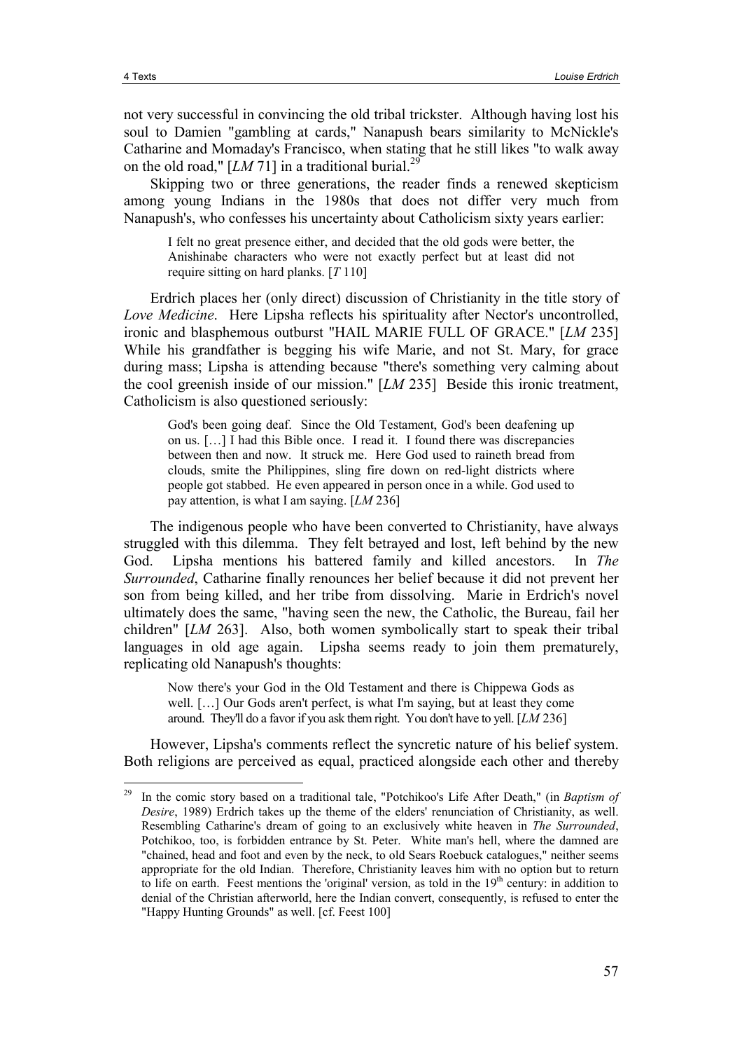not very successful in convincing the old tribal trickster. Although having lost his soul to Damien "gambling at cards," Nanapush bears similarity to McNickle's Catharine and Momaday's Francisco, when stating that he still likes "to walk away on the old road," [*LM* 71] in a traditional burial.[29]

Skipping two or three generations, the reader finds a renewed skepticism among young Indians in the 1980s that does not differ very much from Nanapush's, who confesses his uncertainty about Catholicism sixty years earlier:

> I felt no great presence either, and decided that the old gods were better, the Anishinabe characters who were not exactly perfect but at least did not require sitting on hard planks. [*T* 110]

Erdrich places her (only direct) discussion of Christianity in the title story of *Love Medicine*. Here Lipsha reflects his spirituality after Nector's uncontrolled, ironic and blasphemous outburst "HAIL MARIE FULL OF GRACE." [*LM* 235] While his grandfather is begging his wife Marie, and not St. Mary, for grace during mass; Lipsha is attending because "there's something very calming about the cool greenish inside of our mission." [*LM* 235] Beside this ironic treatment, Catholicism is also questioned seriously:

> God's been going deaf. Since the Old Testament, God's been deafening up on us. […] I had this Bible once. I read it. I found there was discrepancies between then and now. It struck me. Here God used to raineth bread from clouds, smite the Philippines, sling fire down on red-light districts where people got stabbed. He even appeared in person once in a while. God used to pay attention, is what I am saying. [*LM* 236]

The indigenous people who have been converted to Christianity, have always struggled with this dilemma. They felt betrayed and lost, left behind by the new God. Lipsha mentions his battered family and killed ancestors. In *The Surrounded*, Catharine finally renounces her belief because it did not prevent her son from being killed, and her tribe from dissolving. Marie in Erdrich's novel ultimately does the same, "having seen the new, the Catholic, the Bureau, fail her children" [*LM* 263]. Also, both women symbolically start to speak their tribal languages in old age again. Lipsha seems ready to join them prematurely, replicating old Nanapush's thoughts:

> Now there's your God in the Old Testament and there is Chippewa Gods as well. […] Our Gods aren't perfect, is what I'm saying, but at least they come around. They'll do a favor if you ask them right. You don't have to yell. [*LM* 236]

However, Lipsha's comments reflect the syncretic nature of his belief system. Both religions are perceived as equal, practiced alongside each other and thereby

---

[29] In the comic story based on a traditional tale, "Potchikoo's Life After Death," (in *Baptism of Desire*, 1989) Erdrich takes up the theme of the elders' renunciation of Christianity, as well. Resembling Catharine's dream of going to an exclusively white heaven in *The Surrounded*, Potchikoo, too, is forbidden entrance by St. Peter. White man's hell, where the damned are "chained, head and foot and even by the neck, to old Sears Roebuck catalogues," neither seems appropriate for the old Indian. Therefore, Christianity leaves him with no option but to return to life on earth. Feest mentions the 'original' version, as told in the 19th century: in addition to denial of the Christian afterworld, here the Indian convert, consequently, is refused to enter the "Happy Hunting Grounds" as well. [cf. Feest 100]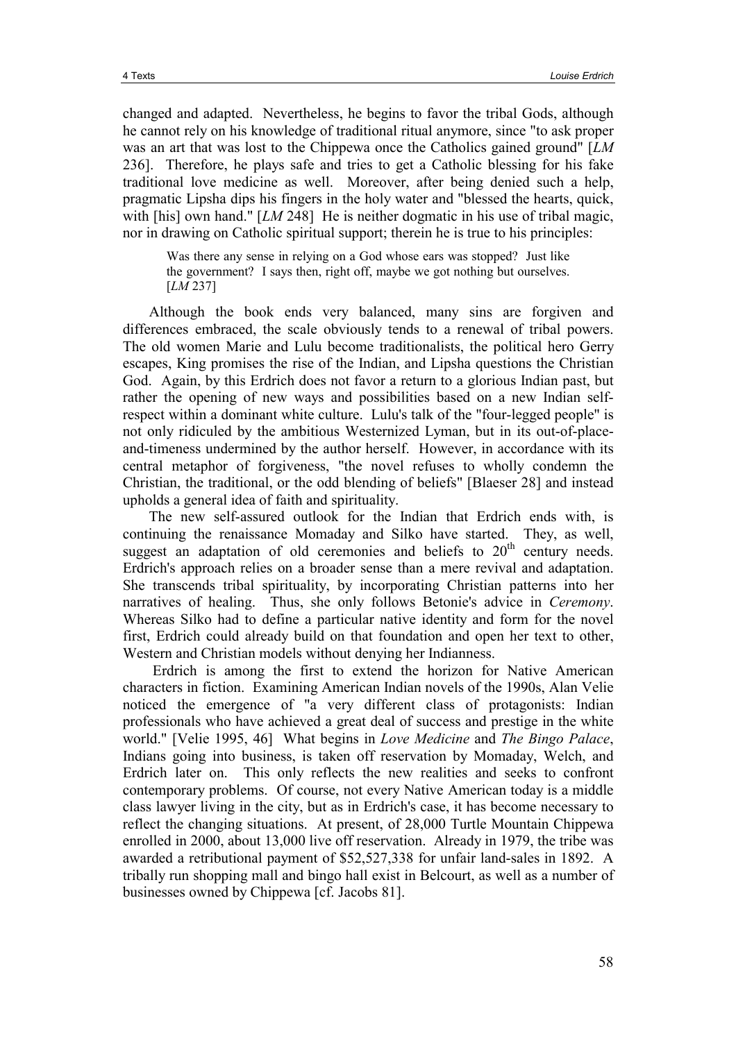changed and adapted. Nevertheless, he begins to favor the tribal Gods, although he cannot rely on his knowledge of traditional ritual anymore, since "to ask proper was an art that was lost to the Chippewa once the Catholics gained ground" [*LM* 236]. Therefore, he plays safe and tries to get a Catholic blessing for his fake traditional love medicine as well. Moreover, after being denied such a help, pragmatic Lipsha dips his fingers in the holy water and "blessed the hearts, quick, with [his] own hand." [*LM* 248] He is neither dogmatic in his use of tribal magic, nor in drawing on Catholic spiritual support; therein he is true to his principles:

> Was there any sense in relying on a God whose ears was stopped? Just like the government? I says then, right off, maybe we got nothing but ourselves. [*LM* 237]

Although the book ends very balanced, many sins are forgiven and differences embraced, the scale obviously tends to a renewal of tribal powers. The old women Marie and Lulu become traditionalists, the political hero Gerry escapes, King promises the rise of the Indian, and Lipsha questions the Christian God. Again, by this Erdrich does not favor a return to a glorious Indian past, but rather the opening of new ways and possibilities based on a new Indian self-respect within a dominant white culture. Lulu's talk of the "four-legged people" is not only ridiculed by the ambitious Westernized Lyman, but in its out-of-place-and-timeness undermined by the author herself. However, in accordance with its central metaphor of forgiveness, "the novel refuses to wholly condemn the Christian, the traditional, or the odd blending of beliefs" [Blaeser 28] and instead upholds a general idea of faith and spirituality.

The new self-assured outlook for the Indian that Erdrich ends with, is continuing the renaissance Momaday and Silko have started. They, as well, suggest an adaptation of old ceremonies and beliefs to 20th century needs. Erdrich's approach relies on a broader sense than a mere revival and adaptation. She transcends tribal spirituality, by incorporating Christian patterns into her narratives of healing. Thus, she only follows Betonie's advice in *Ceremony*. Whereas Silko had to define a particular native identity and form for the novel first, Erdrich could already build on that foundation and open her text to other, Western and Christian models without denying her Indianness.

Erdrich is among the first to extend the horizon for Native American characters in fiction. Examining American Indian novels of the 1990s, Alan Velie noticed the emergence of "a very different class of protagonists: Indian professionals who have achieved a great deal of success and prestige in the white world." [Velie 1995, 46] What begins in *Love Medicine* and *The Bingo Palace*, Indians going into business, is taken off reservation by Momaday, Welch, and Erdrich later on. This only reflects the new realities and seeks to confront contemporary problems. Of course, not every Native American today is a middle class lawyer living in the city, but as in Erdrich's case, it has become necessary to reflect the changing situations. At present, of 28,000 Turtle Mountain Chippewa enrolled in 2000, about 13,000 live off reservation. Already in 1979, the tribe was awarded a retributional payment of $52,527,338 for unfair land-sales in 1892. A tribally run shopping mall and bingo hall exist in Belcourt, as well as a number of businesses owned by Chippewa [cf. Jacobs 81].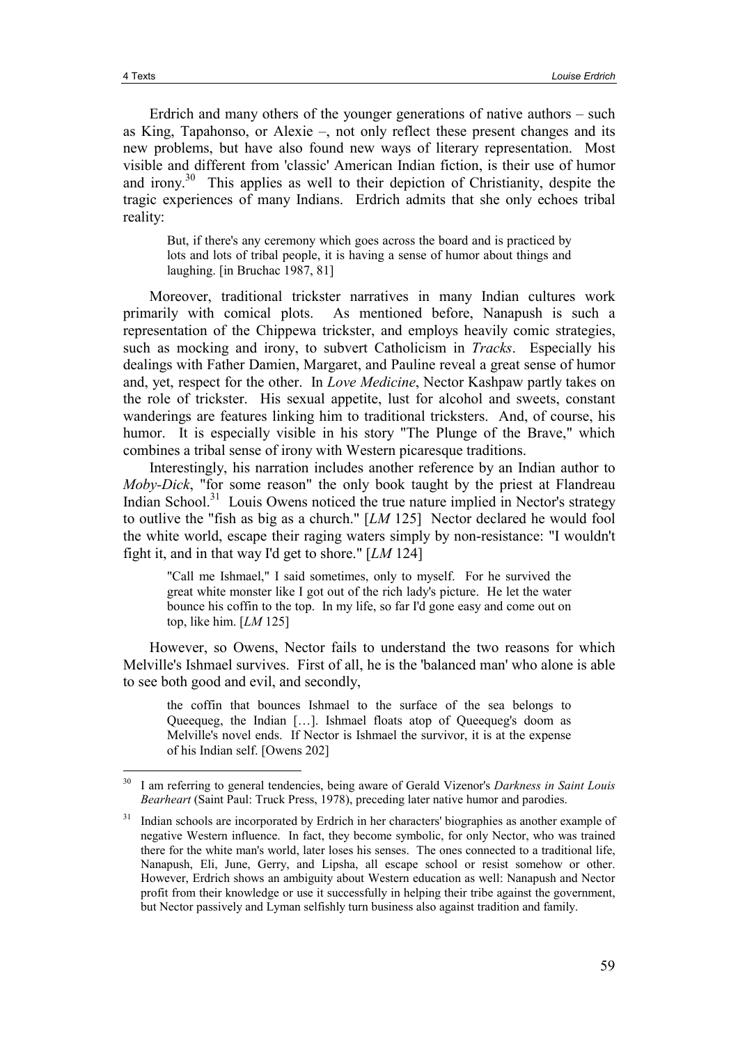Erdrich and many others of the younger generations of native authors – such as King, Tapahonso, or Alexie –, not only reflect these present changes and its new problems, but have also found new ways of literary representation. Most visible and different from 'classic' American Indian fiction, is their use of humor and irony.[30] This applies as well to their depiction of Christianity, despite the tragic experiences of many Indians. Erdrich admits that she only echoes tribal reality:

> But, if there's any ceremony which goes across the board and is practiced by lots and lots of tribal people, it is having a sense of humor about things and laughing. [in Bruchac 1987, 81]

Moreover, traditional trickster narratives in many Indian cultures work primarily with comical plots. As mentioned before, Nanapush is such a representation of the Chippewa trickster, and employs heavily comic strategies, such as mocking and irony, to subvert Catholicism in *Tracks*. Especially his dealings with Father Damien, Margaret, and Pauline reveal a great sense of humor and, yet, respect for the other. In *Love Medicine*, Nector Kashpaw partly takes on the role of trickster. His sexual appetite, lust for alcohol and sweets, constant wanderings are features linking him to traditional tricksters. And, of course, his humor. It is especially visible in his story "The Plunge of the Brave," which combines a tribal sense of irony with Western picaresque traditions.

Interestingly, his narration includes another reference by an Indian author to *Moby-Dick*, "for some reason" the only book taught by the priest at Flandreau Indian School.[31] Louis Owens noticed the true nature implied in Nector's strategy to outlive the "fish as big as a church." [*LM* 125] Nector declared he would fool the white world, escape their raging waters simply by non-resistance: "I wouldn't fight it, and in that way I'd get to shore." [*LM* 124]

> "Call me Ishmael," I said sometimes, only to myself. For he survived the great white monster like I got out of the rich lady's picture. He let the water bounce his coffin to the top. In my life, so far I'd gone easy and come out on top, like him. [*LM* 125]

However, so Owens, Nector fails to understand the two reasons for which Melville's Ishmael survives. First of all, he is the 'balanced man' who alone is able to see both good and evil, and secondly,

> the coffin that bounces Ishmael to the surface of the sea belongs to Queequeg, the Indian […]. Ishmael floats atop of Queequeg's doom as Melville's novel ends. If Nector is Ishmael the survivor, it is at the expense of his Indian self. [Owens 202]

---

[30] I am referring to general tendencies, being aware of Gerald Vizenor's *Darkness in Saint Louis Bearheart* (Saint Paul: Truck Press, 1978), preceding later native humor and parodies.

[31] Indian schools are incorporated by Erdrich in her characters' biographies as another example of negative Western influence. In fact, they become symbolic, for only Nector, who was trained there for the white man's world, later loses his senses. The ones connected to a traditional life, Nanapush, Eli, June, Gerry, and Lipsha, all escape school or resist somehow or other. However, Erdrich shows an ambiguity about Western education as well: Nanapush and Nector profit from their knowledge or use it successfully in helping their tribe against the government, but Nector passively and Lyman selfishly turn business also against tradition and family.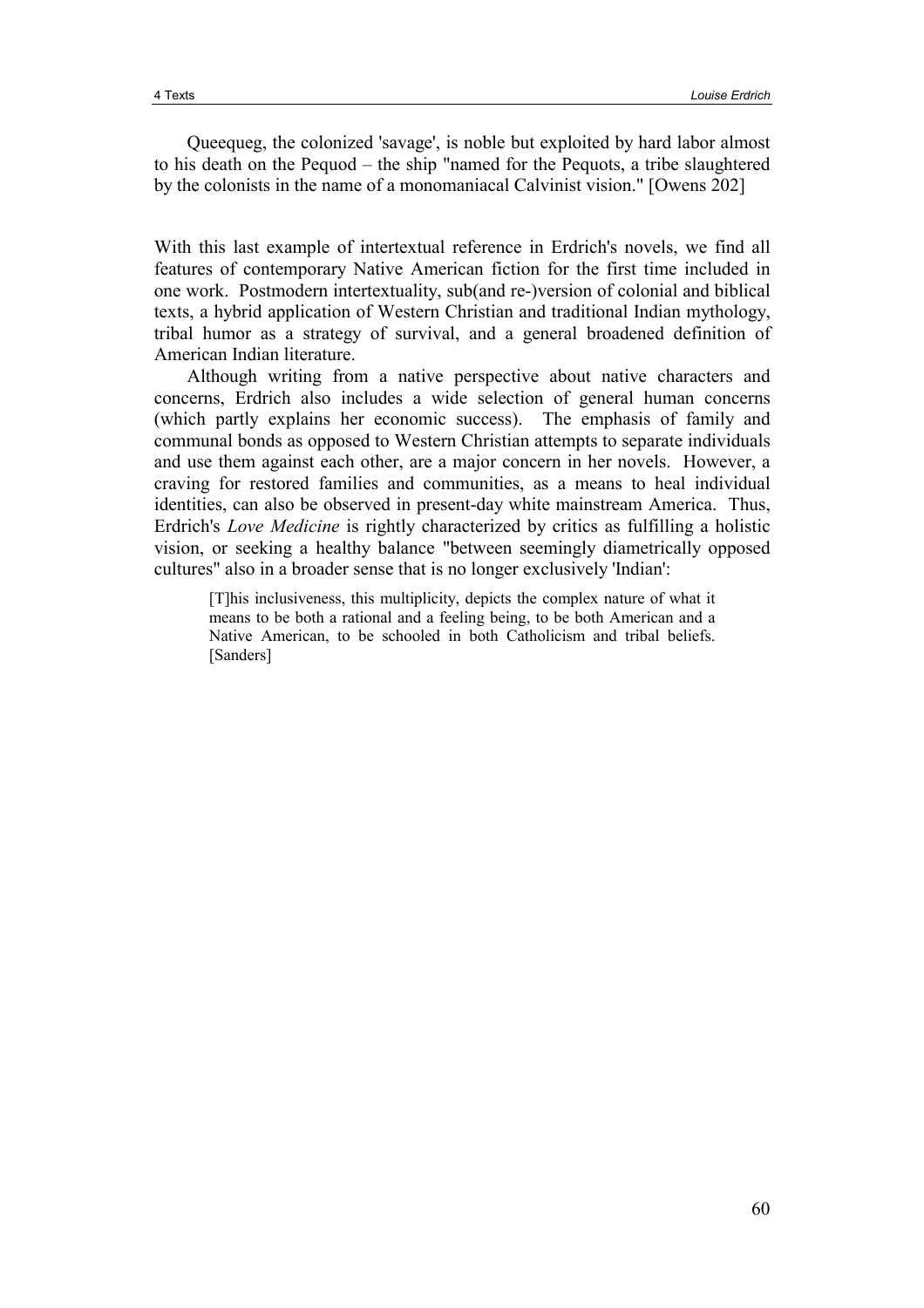Queequeg, the colonized 'savage', is noble but exploited by hard labor almost to his death on the Pequod – the ship "named for the Pequots, a tribe slaughtered by the colonists in the name of a monomaniacal Calvinist vision." [Owens 202]

With this last example of intertextual reference in Erdrich's novels, we find all features of contemporary Native American fiction for the first time included in one work. Postmodern intertextuality, sub(and re-)version of colonial and biblical texts, a hybrid application of Western Christian and traditional Indian mythology, tribal humor as a strategy of survival, and a general broadened definition of American Indian literature.

Although writing from a native perspective about native characters and concerns, Erdrich also includes a wide selection of general human concerns (which partly explains her economic success). The emphasis of family and communal bonds as opposed to Western Christian attempts to separate individuals and use them against each other, are a major concern in her novels. However, a craving for restored families and communities, as a means to heal individual identities, can also be observed in present-day white mainstream America. Thus, Erdrich's *Love Medicine* is rightly characterized by critics as fulfilling a holistic vision, or seeking a healthy balance "between seemingly diametrically opposed cultures" also in a broader sense that is no longer exclusively 'Indian':

> [T]his inclusiveness, this multiplicity, depicts the complex nature of what it means to be both a rational and a feeling being, to be both American and a Native American, to be schooled in both Catholicism and tribal beliefs. [Sanders]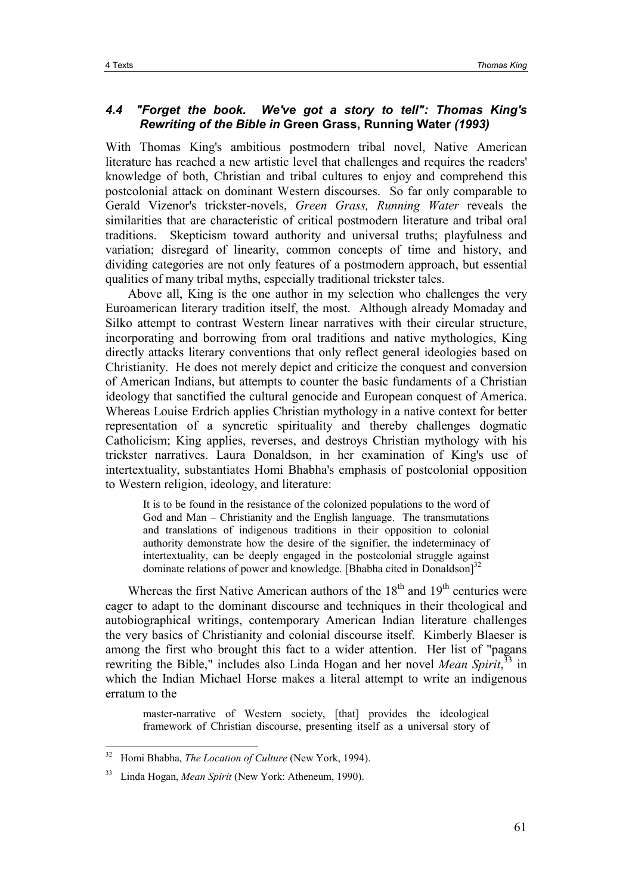### *4.4 "Forget the book. We've got a story to tell": Thomas King's Rewriting of the Bible in* **Green Grass, Running Water** *(1993)*

With Thomas King's ambitious postmodern tribal novel, Native American literature has reached a new artistic level that challenges and requires the readers' knowledge of both, Christian and tribal cultures to enjoy and comprehend this postcolonial attack on dominant Western discourses. So far only comparable to Gerald Vizenor's trickster-novels, *Green Grass, Running Water* reveals the similarities that are characteristic of critical postmodern literature and tribal oral traditions. Skepticism toward authority and universal truths; playfulness and variation; disregard of linearity, common concepts of time and history, and dividing categories are not only features of a postmodern approach, but essential qualities of many tribal myths, especially traditional trickster tales.

Above all, King is the one author in my selection who challenges the very Euroamerican literary tradition itself, the most. Although already Momaday and Silko attempt to contrast Western linear narratives with their circular structure, incorporating and borrowing from oral traditions and native mythologies, King directly attacks literary conventions that only reflect general ideologies based on Christianity. He does not merely depict and criticize the conquest and conversion of American Indians, but attempts to counter the basic fundaments of a Christian ideology that sanctified the cultural genocide and European conquest of America. Whereas Louise Erdrich applies Christian mythology in a native context for better representation of a syncretic spirituality and thereby challenges dogmatic Catholicism; King applies, reverses, and destroys Christian mythology with his trickster narratives. Laura Donaldson, in her examination of King's use of intertextuality, substantiates Homi Bhabha's emphasis of postcolonial opposition to Western religion, ideology, and literature:

> It is to be found in the resistance of the colonized populations to the word of God and Man – Christianity and the English language. The transmutations and translations of indigenous traditions in their opposition to colonial authority demonstrate how the desire of the signifier, the indeterminacy of intertextuality, can be deeply engaged in the postcolonial struggle against dominate relations of power and knowledge. [Bhabha cited in Donaldson][32]

Whereas the first Native American authors of the 18th and 19th centuries were eager to adapt to the dominant discourse and techniques in their theological and autobiographical writings, contemporary American Indian literature challenges the very basics of Christianity and colonial discourse itself. Kimberly Blaeser is among the first who brought this fact to a wider attention. Her list of "pagans rewriting the Bible," includes also Linda Hogan and her novel *Mean Spirit*,[33] in which the Indian Michael Horse makes a literal attempt to write an indigenous erratum to the

> master-narrative of Western society, [that] provides the ideological framework of Christian discourse, presenting itself as a universal story of

---

[32] Homi Bhabha, *The Location of Culture* (New York, 1994).

[33] Linda Hogan, *Mean Spirit* (New York: Atheneum, 1990).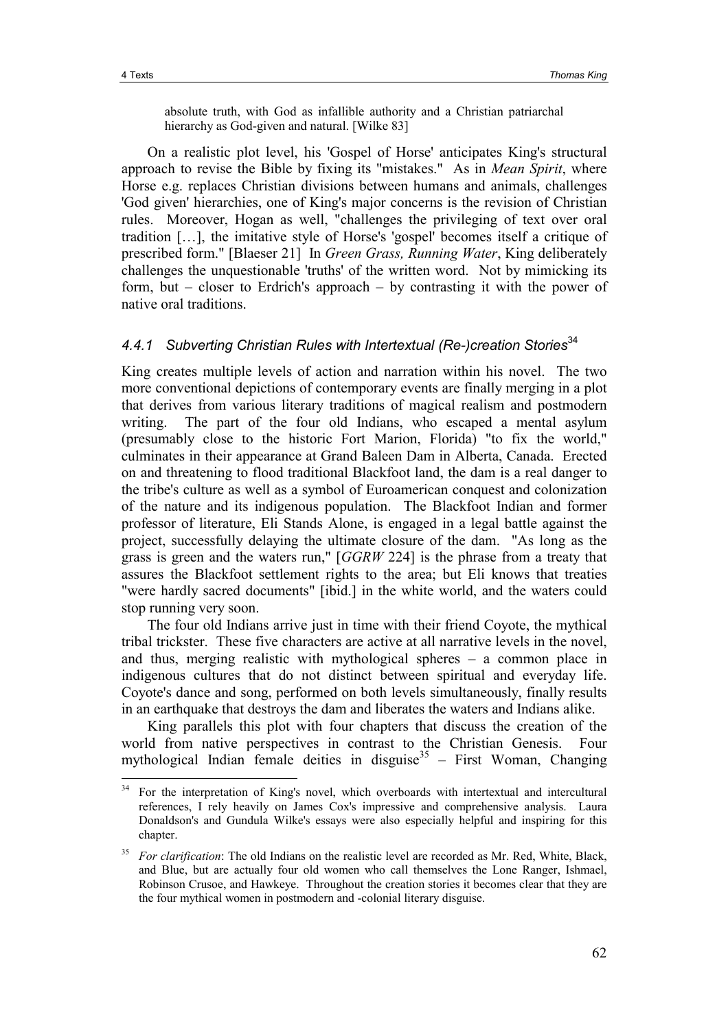> absolute truth, with God as infallible authority and a Christian patriarchal hierarchy as God-given and natural. [Wilke 83]

On a realistic plot level, his 'Gospel of Horse' anticipates King's structural approach to revise the Bible by fixing its "mistakes." As in *Mean Spirit*, where Horse e.g. replaces Christian divisions between humans and animals, challenges 'God given' hierarchies, one of King's major concerns is the revision of Christian rules. Moreover, Hogan as well, "challenges the privileging of text over oral tradition […], the imitative style of Horse's 'gospel' becomes itself a critique of prescribed form." [Blaeser 21] In *Green Grass, Running Water*, King deliberately challenges the unquestionable 'truths' of the written word. Not by mimicking its form, but – closer to Erdrich's approach – by contrasting it with the power of native oral traditions.

### *4.4.1 Subverting Christian Rules with Intertextual (Re-)creation Stories*[34]

King creates multiple levels of action and narration within his novel. The two more conventional depictions of contemporary events are finally merging in a plot that derives from various literary traditions of magical realism and postmodern writing. The part of the four old Indians, who escaped a mental asylum (presumably close to the historic Fort Marion, Florida) "to fix the world," culminates in their appearance at Grand Baleen Dam in Alberta, Canada. Erected on and threatening to flood traditional Blackfoot land, the dam is a real danger to the tribe's culture as well as a symbol of Euroamerican conquest and colonization of the nature and its indigenous population. The Blackfoot Indian and former professor of literature, Eli Stands Alone, is engaged in a legal battle against the project, successfully delaying the ultimate closure of the dam. "As long as the grass is green and the waters run," [*GGRW* 224] is the phrase from a treaty that assures the Blackfoot settlement rights to the area; but Eli knows that treaties "were hardly sacred documents" [ibid.] in the white world, and the waters could stop running very soon.

The four old Indians arrive just in time with their friend Coyote, the mythical tribal trickster. These five characters are active at all narrative levels in the novel, and thus, merging realistic with mythological spheres – a common place in indigenous cultures that do not distinct between spiritual and everyday life. Coyote's dance and song, performed on both levels simultaneously, finally results in an earthquake that destroys the dam and liberates the waters and Indians alike.

King parallels this plot with four chapters that discuss the creation of the world from native perspectives in contrast to the Christian Genesis. Four mythological Indian female deities in disguise[35] – First Woman, Changing

---

[34] For the interpretation of King's novel, which overboards with intertextual and intercultural references, I rely heavily on James Cox's impressive and comprehensive analysis. Laura Donaldson's and Gundula Wilke's essays were also especially helpful and inspiring for this chapter.

[35] *For clarification*: The old Indians on the realistic level are recorded as Mr. Red, White, Black, and Blue, but are actually four old women who call themselves the Lone Ranger, Ishmael, Robinson Crusoe, and Hawkeye. Throughout the creation stories it becomes clear that they are the four mythical women in postmodern and -colonial literary disguise.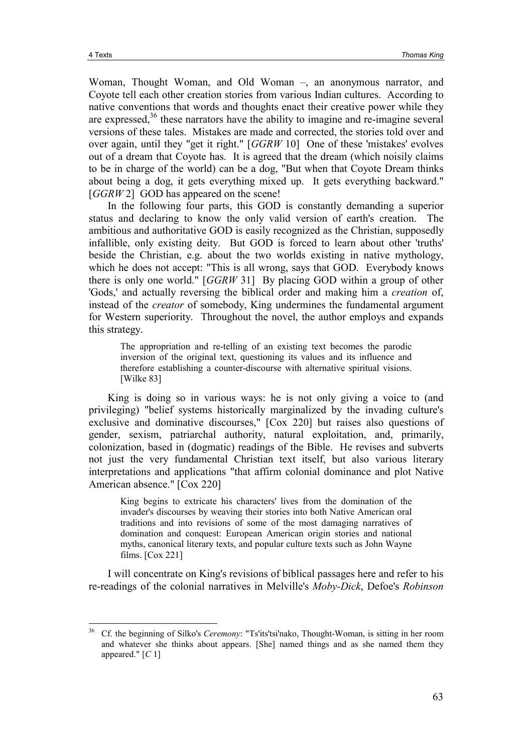Woman, Thought Woman, and Old Woman –, an anonymous narrator, and Coyote tell each other creation stories from various Indian cultures. According to native conventions that words and thoughts enact their creative power while they are expressed,[36] these narrators have the ability to imagine and re-imagine several versions of these tales. Mistakes are made and corrected, the stories told over and over again, until they "get it right." [*GGRW* 10] One of these 'mistakes' evolves out of a dream that Coyote has. It is agreed that the dream (which noisily claims to be in charge of the world) can be a dog, "But when that Coyote Dream thinks about being a dog, it gets everything mixed up. It gets everything backward." [*GGRW* 2] GOD has appeared on the scene!

In the following four parts, this GOD is constantly demanding a superior status and declaring to know the only valid version of earth's creation. The ambitious and authoritative GOD is easily recognized as the Christian, supposedly infallible, only existing deity. But GOD is forced to learn about other 'truths' beside the Christian, e.g. about the two worlds existing in native mythology, which he does not accept: "This is all wrong, says that GOD. Everybody knows there is only one world." [*GGRW* 31] By placing GOD within a group of other 'Gods,' and actually reversing the biblical order and making him a *creation* of, instead of the *creator* of somebody, King undermines the fundamental argument for Western superiority. Throughout the novel, the author employs and expands this strategy.

> The appropriation and re-telling of an existing text becomes the parodic inversion of the original text, questioning its values and its influence and therefore establishing a counter-discourse with alternative spiritual visions. [Wilke 83]

King is doing so in various ways: he is not only giving a voice to (and privileging) "belief systems historically marginalized by the invading culture's exclusive and dominative discourses," [Cox 220] but raises also questions of gender, sexism, patriarchal authority, natural exploitation, and, primarily, colonization, based in (dogmatic) readings of the Bible. He revises and subverts not just the very fundamental Christian text itself, but also various literary interpretations and applications "that affirm colonial dominance and plot Native American absence." [Cox 220]

> King begins to extricate his characters' lives from the domination of the invader's discourses by weaving their stories into both Native American oral traditions and into revisions of some of the most damaging narratives of domination and conquest: European American origin stories and national myths, canonical literary texts, and popular culture texts such as John Wayne films. [Cox 221]

I will concentrate on King's revisions of biblical passages here and refer to his re-readings of the colonial narratives in Melville's *Moby-Dick*, Defoe's *Robinson*

---

[36] Cf. the beginning of Silko's *Ceremony*: "Ts'its'tsi'nako, Thought-Woman, is sitting in her room and whatever she thinks about appears. [She] named things and as she named them they appeared." [*C* 1]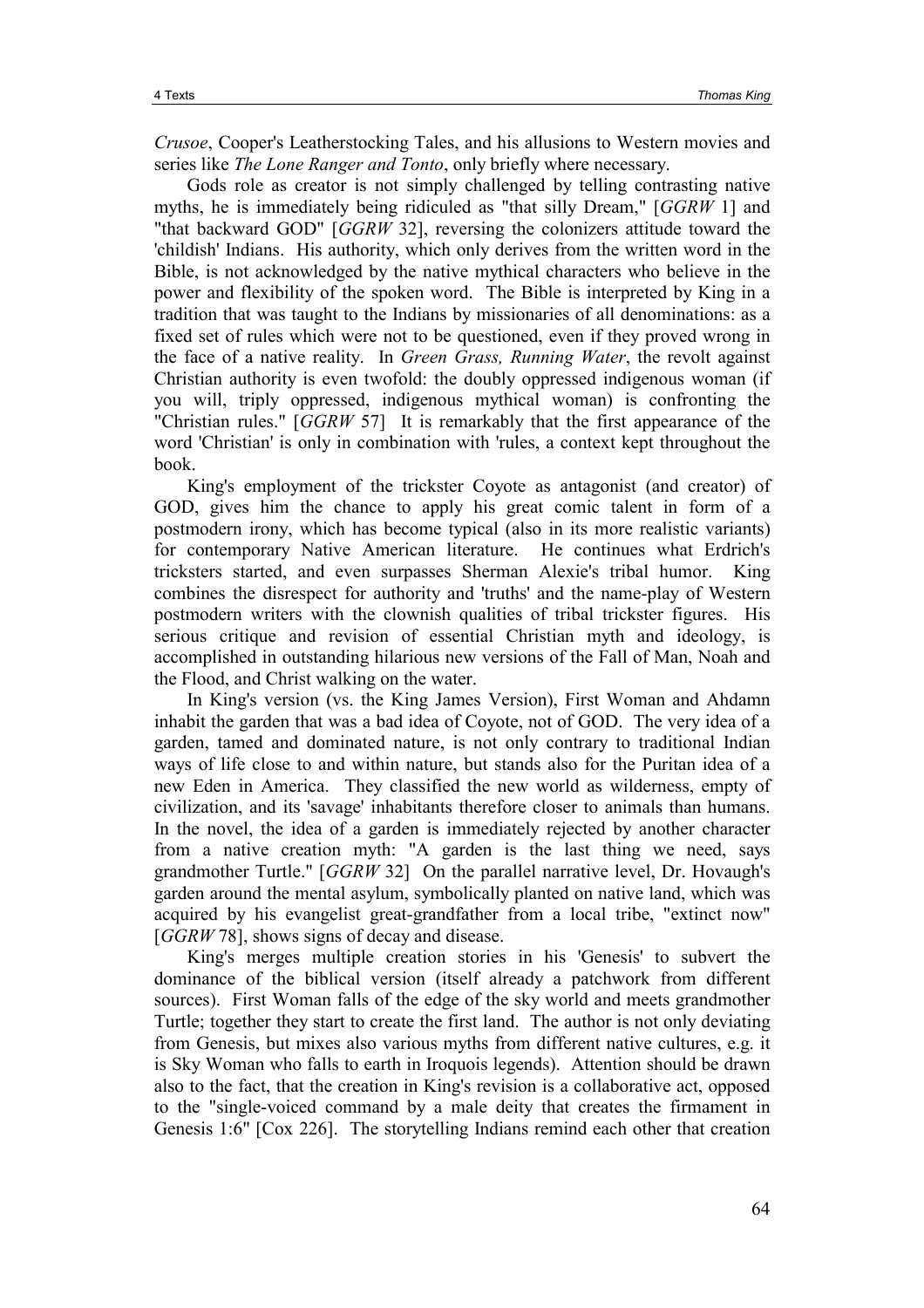*Crusoe*, Cooper's Leatherstocking Tales, and his allusions to Western movies and series like *The Lone Ranger and Tonto*, only briefly where necessary.

Gods role as creator is not simply challenged by telling contrasting native myths, he is immediately being ridiculed as "that silly Dream," [*GGRW* 1] and "that backward GOD" [*GGRW* 32], reversing the colonizers attitude toward the 'childish' Indians. His authority, which only derives from the written word in the Bible, is not acknowledged by the native mythical characters who believe in the power and flexibility of the spoken word. The Bible is interpreted by King in a tradition that was taught to the Indians by missionaries of all denominations: as a fixed set of rules which were not to be questioned, even if they proved wrong in the face of a native reality. In *Green Grass, Running Water*, the revolt against Christian authority is even twofold: the doubly oppressed indigenous woman (if you will, triply oppressed, indigenous mythical woman) is confronting the "Christian rules." [*GGRW* 57] It is remarkably that the first appearance of the word 'Christian' is only in combination with 'rules, a context kept throughout the book.

King's employment of the trickster Coyote as antagonist (and creator) of GOD, gives him the chance to apply his great comic talent in form of a postmodern irony, which has become typical (also in its more realistic variants) for contemporary Native American literature. He continues what Erdrich's tricksters started, and even surpasses Sherman Alexie's tribal humor. King combines the disrespect for authority and 'truths' and the name-play of Western postmodern writers with the clownish qualities of tribal trickster figures. His serious critique and revision of essential Christian myth and ideology, is accomplished in outstanding hilarious new versions of the Fall of Man, Noah and the Flood, and Christ walking on the water.

In King's version (vs. the King James Version), First Woman and Ahdamn inhabit the garden that was a bad idea of Coyote, not of GOD. The very idea of a garden, tamed and dominated nature, is not only contrary to traditional Indian ways of life close to and within nature, but stands also for the Puritan idea of a new Eden in America. They classified the new world as wilderness, empty of civilization, and its 'savage' inhabitants therefore closer to animals than humans. In the novel, the idea of a garden is immediately rejected by another character from a native creation myth: "A garden is the last thing we need, says grandmother Turtle." [*GGRW* 32] On the parallel narrative level, Dr. Hovaugh's garden around the mental asylum, symbolically planted on native land, which was acquired by his evangelist great-grandfather from a local tribe, "extinct now" [*GGRW* 78], shows signs of decay and disease.

King's merges multiple creation stories in his 'Genesis' to subvert the dominance of the biblical version (itself already a patchwork from different sources). First Woman falls of the edge of the sky world and meets grandmother Turtle; together they start to create the first land. The author is not only deviating from Genesis, but mixes also various myths from different native cultures, e.g. it is Sky Woman who falls to earth in Iroquois legends). Attention should be drawn also to the fact, that the creation in King's revision is a collaborative act, opposed to the "single-voiced command by a male deity that creates the firmament in Genesis 1:6" [Cox 226]. The storytelling Indians remind each other that creation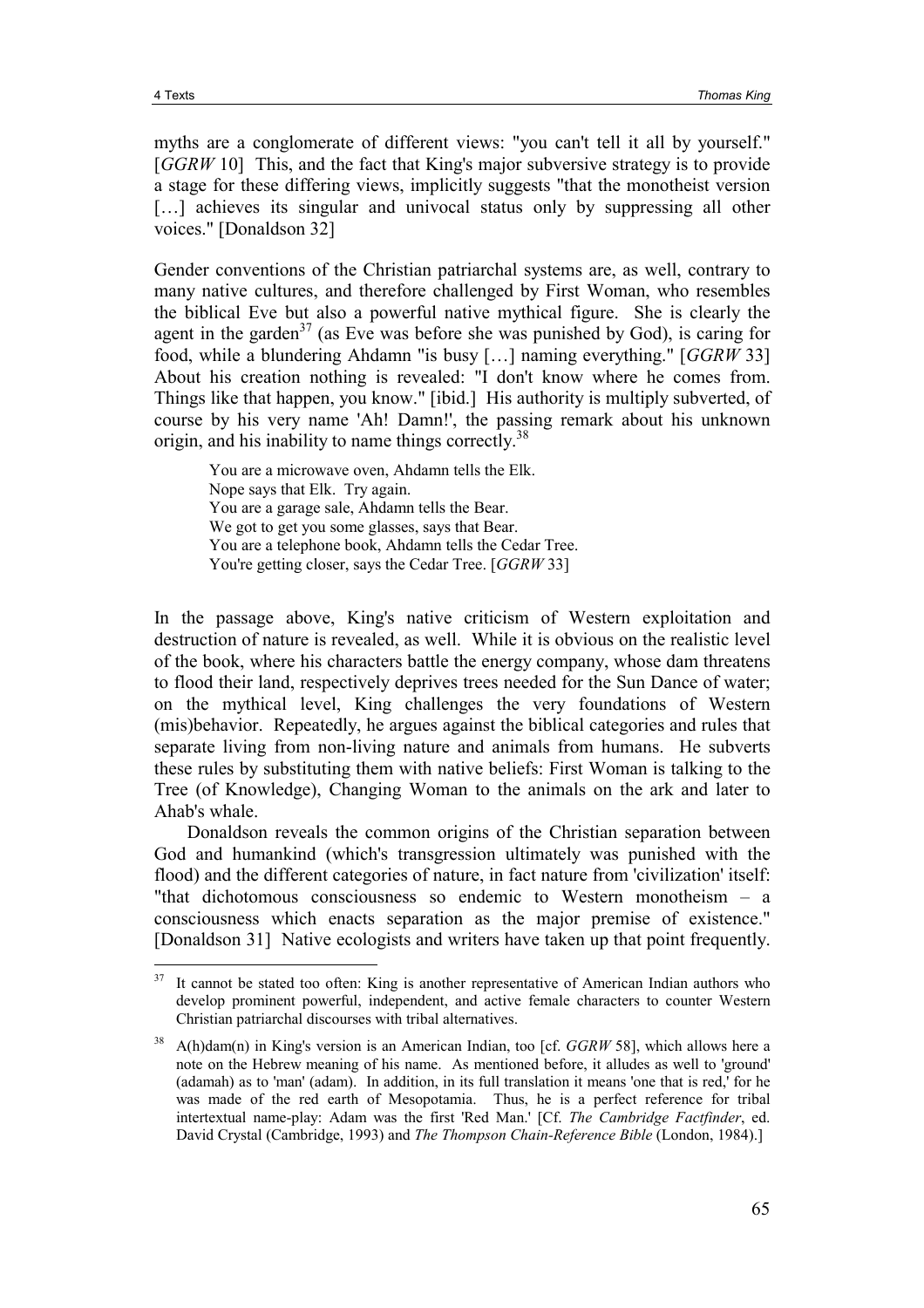myths are a conglomerate of different views: "you can't tell it all by yourself." [*GGRW* 10] This, and the fact that King's major subversive strategy is to provide a stage for these differing views, implicitly suggests "that the monotheist version [...] achieves its singular and univocal status only by suppressing all other voices." [Donaldson 32]

Gender conventions of the Christian patriarchal systems are, as well, contrary to many native cultures, and therefore challenged by First Woman, who resembles the biblical Eve but also a powerful native mythical figure. She is clearly the agent in the garden[37] (as Eve was before she was punished by God), is caring for food, while a blundering Ahdamn "is busy [...] naming everything." [*GGRW* 33] About his creation nothing is revealed: "I don't know where he comes from. Things like that happen, you know." [ibid.] His authority is multiply subverted, of course by his very name 'Ah! Damn!', the passing remark about his unknown origin, and his inability to name things correctly.[38]

> You are a microwave oven, Ahdamn tells the Elk.
> Nope says that Elk. Try again.
> You are a garage sale, Ahdamn tells the Bear.
> We got to get you some glasses, says that Bear.
> You are a telephone book, Ahdamn tells the Cedar Tree.
> You're getting closer, says the Cedar Tree. [*GGRW* 33]

In the passage above, King's native criticism of Western exploitation and destruction of nature is revealed, as well. While it is obvious on the realistic level of the book, where his characters battle the energy company, whose dam threatens to flood their land, respectively deprives trees needed for the Sun Dance of water; on the mythical level, King challenges the very foundations of Western (mis)behavior. Repeatedly, he argues against the biblical categories and rules that separate living from non-living nature and animals from humans. He subverts these rules by substituting them with native beliefs: First Woman is talking to the Tree (of Knowledge), Changing Woman to the animals on the ark and later to Ahab's whale.

Donaldson reveals the common origins of the Christian separation between God and humankind (which's transgression ultimately was punished with the flood) and the different categories of nature, in fact nature from 'civilization' itself: "that dichotomous consciousness so endemic to Western monotheism – a consciousness which enacts separation as the major premise of existence." [Donaldson 31] Native ecologists and writers have taken up that point frequently.

---

[37] It cannot be stated too often: King is another representative of American Indian authors who develop prominent powerful, independent, and active female characters to counter Western Christian patriarchal discourses with tribal alternatives.

[38] A(h)dam(n) in King's version is an American Indian, too [cf. *GGRW* 58], which allows here a note on the Hebrew meaning of his name. As mentioned before, it alludes as well to 'ground' (adamah) as to 'man' (adam). In addition, in its full translation it means 'one that is red,' for he was made of the red earth of Mesopotamia. Thus, he is a perfect reference for tribal intertextual name-play: Adam was the first 'Red Man.' [Cf. *The Cambridge Factfinder*, ed. David Crystal (Cambridge, 1993) and *The Thompson Chain-Reference Bible* (London, 1984).]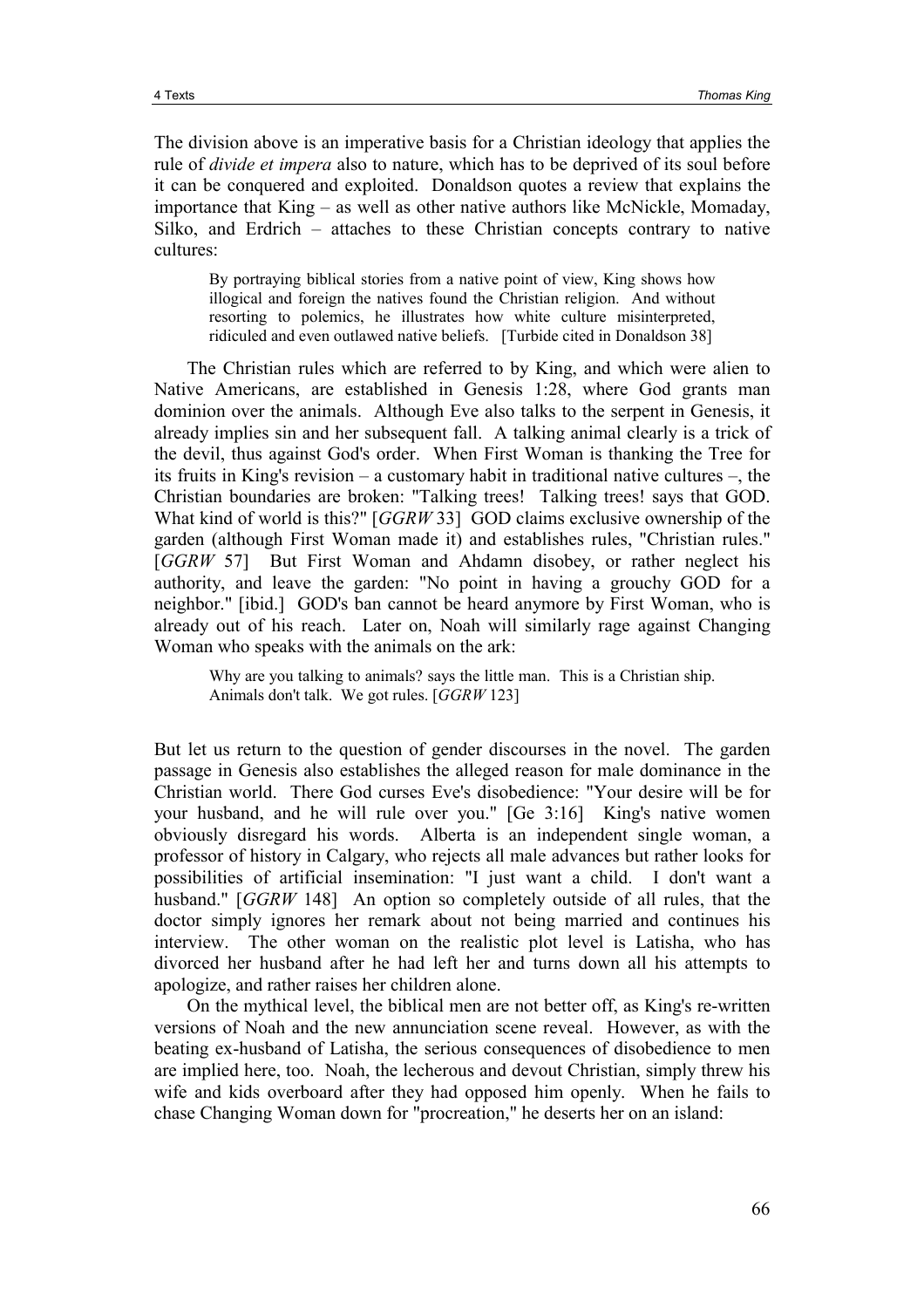The division above is an imperative basis for a Christian ideology that applies the rule of *divide et impera* also to nature, which has to be deprived of its soul before it can be conquered and exploited. Donaldson quotes a review that explains the importance that King – as well as other native authors like McNickle, Momaday, Silko, and Erdrich – attaches to these Christian concepts contrary to native cultures:

> By portraying biblical stories from a native point of view, King shows how illogical and foreign the natives found the Christian religion. And without resorting to polemics, he illustrates how white culture misinterpreted, ridiculed and even outlawed native beliefs. [Turbide cited in Donaldson 38]

The Christian rules which are referred to by King, and which were alien to Native Americans, are established in Genesis 1:28, where God grants man dominion over the animals. Although Eve also talks to the serpent in Genesis, it already implies sin and her subsequent fall. A talking animal clearly is a trick of the devil, thus against God's order. When First Woman is thanking the Tree for its fruits in King's revision – a customary habit in traditional native cultures –, the Christian boundaries are broken: "Talking trees! Talking trees! says that GOD. What kind of world is this?" [*GGRW* 33] GOD claims exclusive ownership of the garden (although First Woman made it) and establishes rules, "Christian rules." [*GGRW* 57] But First Woman and Ahdamn disobey, or rather neglect his authority, and leave the garden: "No point in having a grouchy GOD for a neighbor." [ibid.] GOD's ban cannot be heard anymore by First Woman, who is already out of his reach. Later on, Noah will similarly rage against Changing Woman who speaks with the animals on the ark:

> Why are you talking to animals? says the little man. This is a Christian ship. Animals don't talk. We got rules. [*GGRW* 123]

But let us return to the question of gender discourses in the novel. The garden passage in Genesis also establishes the alleged reason for male dominance in the Christian world. There God curses Eve's disobedience: "Your desire will be for your husband, and he will rule over you." [Ge 3:16] King's native women obviously disregard his words. Alberta is an independent single woman, a professor of history in Calgary, who rejects all male advances but rather looks for possibilities of artificial insemination: "I just want a child. I don't want a husband." [*GGRW* 148] An option so completely outside of all rules, that the doctor simply ignores her remark about not being married and continues his interview. The other woman on the realistic plot level is Latisha, who has divorced her husband after he had left her and turns down all his attempts to apologize, and rather raises her children alone.

On the mythical level, the biblical men are not better off, as King's re-written versions of Noah and the new annunciation scene reveal. However, as with the beating ex-husband of Latisha, the serious consequences of disobedience to men are implied here, too. Noah, the lecherous and devout Christian, simply threw his wife and kids overboard after they had opposed him openly. When he fails to chase Changing Woman down for "procreation," he deserts her on an island: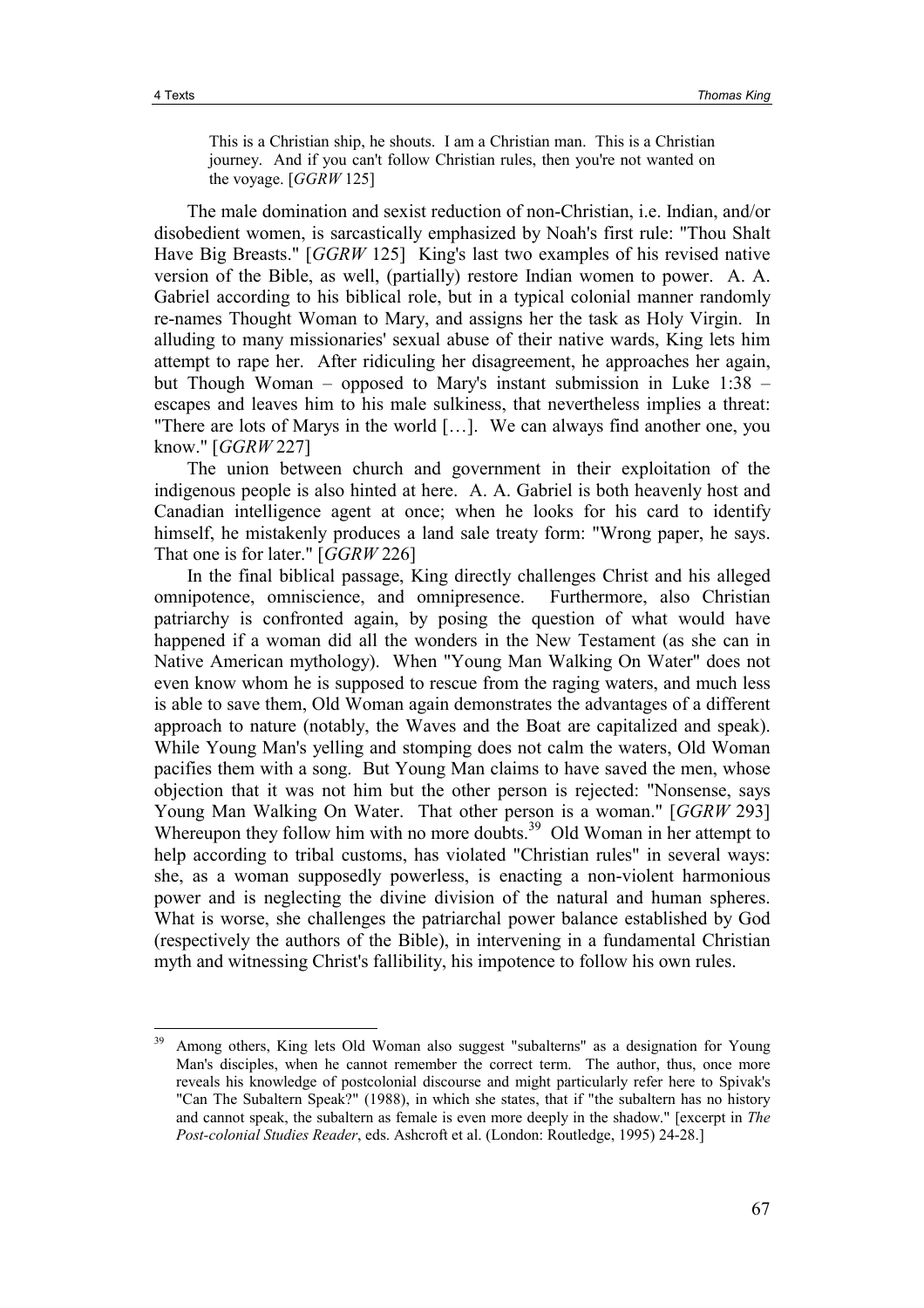> This is a Christian ship, he shouts. I am a Christian man. This is a Christian journey. And if you can't follow Christian rules, then you're not wanted on the voyage. [*GGRW* 125]

The male domination and sexist reduction of non-Christian, i.e. Indian, and/or disobedient women, is sarcastically emphasized by Noah's first rule: "Thou Shalt Have Big Breasts." [*GGRW* 125] King's last two examples of his revised native version of the Bible, as well, (partially) restore Indian women to power. A. A. Gabriel according to his biblical role, but in a typical colonial manner randomly re-names Thought Woman to Mary, and assigns her the task as Holy Virgin. In alluding to many missionaries' sexual abuse of their native wards, King lets him attempt to rape her. After ridiculing her disagreement, he approaches her again, but Though Woman – opposed to Mary's instant submission in Luke 1:38 – escapes and leaves him to his male sulkiness, that nevertheless implies a threat: "There are lots of Marys in the world […]. We can always find another one, you know." [*GGRW* 227]

The union between church and government in their exploitation of the indigenous people is also hinted at here. A. A. Gabriel is both heavenly host and Canadian intelligence agent at once; when he looks for his card to identify himself, he mistakenly produces a land sale treaty form: "Wrong paper, he says. That one is for later." [*GGRW* 226]

In the final biblical passage, King directly challenges Christ and his alleged omnipotence, omniscience, and omnipresence. Furthermore, also Christian patriarchy is confronted again, by posing the question of what would have happened if a woman did all the wonders in the New Testament (as she can in Native American mythology). When "Young Man Walking On Water" does not even know whom he is supposed to rescue from the raging waters, and much less is able to save them, Old Woman again demonstrates the advantages of a different approach to nature (notably, the Waves and the Boat are capitalized and speak). While Young Man's yelling and stomping does not calm the waters, Old Woman pacifies them with a song. But Young Man claims to have saved the men, whose objection that it was not him but the other person is rejected: "Nonsense, says Young Man Walking On Water. That other person is a woman." [*GGRW* 293] Whereupon they follow him with no more doubts.[39] Old Woman in her attempt to help according to tribal customs, has violated "Christian rules" in several ways: she, as a woman supposedly powerless, is enacting a non-violent harmonious power and is neglecting the divine division of the natural and human spheres. What is worse, she challenges the patriarchal power balance established by God (respectively the authors of the Bible), in intervening in a fundamental Christian myth and witnessing Christ's fallibility, his impotence to follow his own rules.

---

[39] Among others, King lets Old Woman also suggest "subalterns" as a designation for Young Man's disciples, when he cannot remember the correct term. The author, thus, once more reveals his knowledge of postcolonial discourse and might particularly refer here to Spivak's "Can The Subaltern Speak?" (1988), in which she states, that if "the subaltern has no history and cannot speak, the subaltern as female is even more deeply in the shadow." [excerpt in *The Post-colonial Studies Reader*, eds. Ashcroft et al. (London: Routledge, 1995) 24-28.]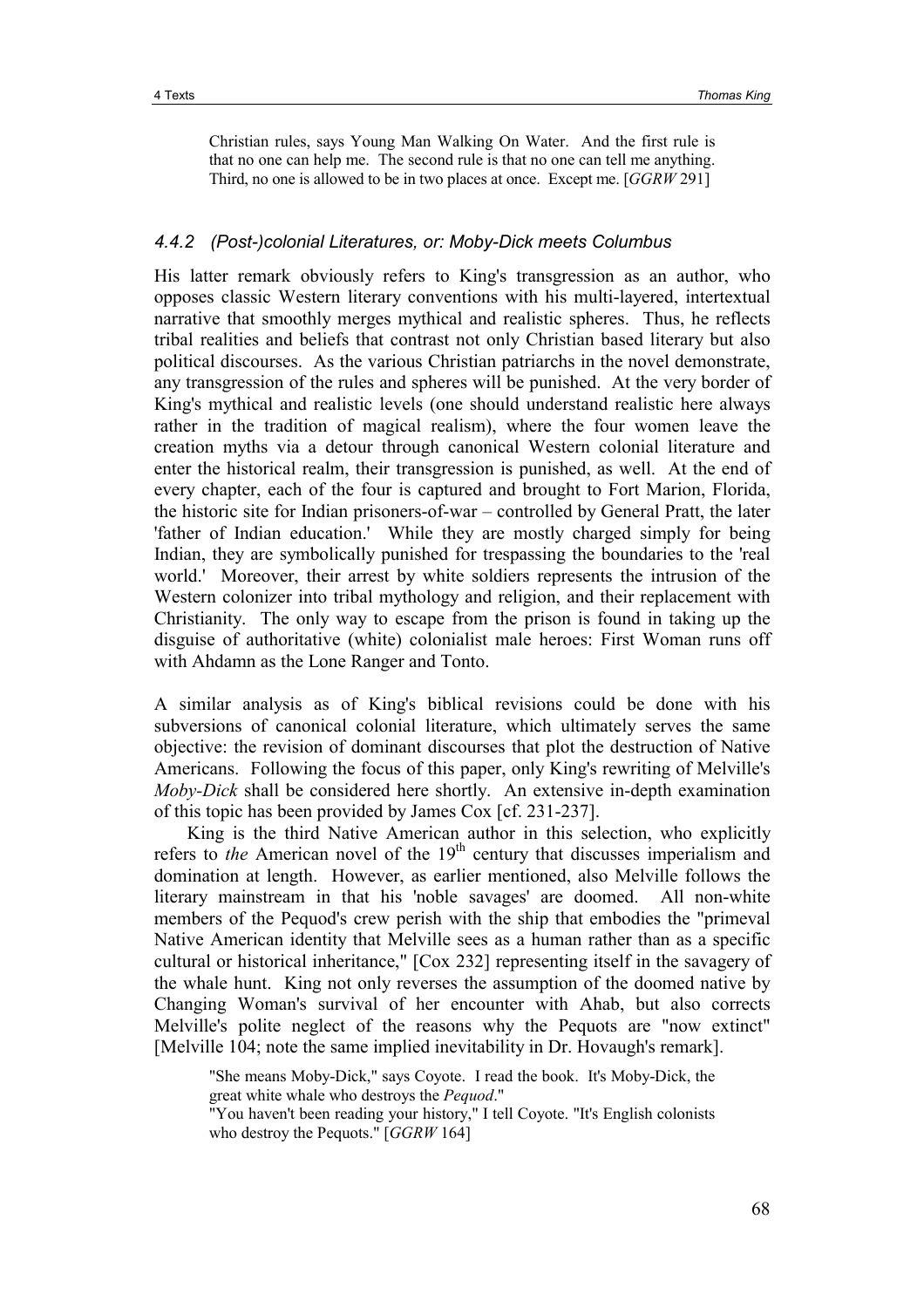> Christian rules, says Young Man Walking On Water. And the first rule is that no one can help me. The second rule is that no one can tell me anything. Third, no one is allowed to be in two places at once. Except me. [*GGRW* 291]

#### *4.4.2 (Post-)colonial Literatures, or: Moby-Dick meets Columbus*

His latter remark obviously refers to King's transgression as an author, who opposes classic Western literary conventions with his multi-layered, intertextual narrative that smoothly merges mythical and realistic spheres. Thus, he reflects tribal realities and beliefs that contrast not only Christian based literary but also political discourses. As the various Christian patriarchs in the novel demonstrate, any transgression of the rules and spheres will be punished. At the very border of King's mythical and realistic levels (one should understand realistic here always rather in the tradition of magical realism), where the four women leave the creation myths via a detour through canonical Western colonial literature and enter the historical realm, their transgression is punished, as well. At the end of every chapter, each of the four is captured and brought to Fort Marion, Florida, the historic site for Indian prisoners-of-war – controlled by General Pratt, the later 'father of Indian education.' While they are mostly charged simply for being Indian, they are symbolically punished for trespassing the boundaries to the 'real world.' Moreover, their arrest by white soldiers represents the intrusion of the Western colonizer into tribal mythology and religion, and their replacement with Christianity. The only way to escape from the prison is found in taking up the disguise of authoritative (white) colonialist male heroes: First Woman runs off with Ahdamn as the Lone Ranger and Tonto.

A similar analysis as of King's biblical revisions could be done with his subversions of canonical colonial literature, which ultimately serves the same objective: the revision of dominant discourses that plot the destruction of Native Americans. Following the focus of this paper, only King's rewriting of Melville's *Moby-Dick* shall be considered here shortly. An extensive in-depth examination of this topic has been provided by James Cox [cf. 231-237].

King is the third Native American author in this selection, who explicitly refers to *the* American novel of the 19th century that discusses imperialism and domination at length. However, as earlier mentioned, also Melville follows the literary mainstream in that his 'noble savages' are doomed. All non-white members of the Pequod's crew perish with the ship that embodies the "primeval Native American identity that Melville sees as a human rather than as a specific cultural or historical inheritance," [Cox 232] representing itself in the savagery of the whale hunt. King not only reverses the assumption of the doomed native by Changing Woman's survival of her encounter with Ahab, but also corrects Melville's polite neglect of the reasons why the Pequots are "now extinct" [Melville 104; note the same implied inevitability in Dr. Hovaugh's remark].

> "She means Moby-Dick," says Coyote. I read the book. It's Moby-Dick, the great white whale who destroys the *Pequod*."
> "You haven't been reading your history," I tell Coyote. "It's English colonists who destroy the Pequots." [*GGRW* 164]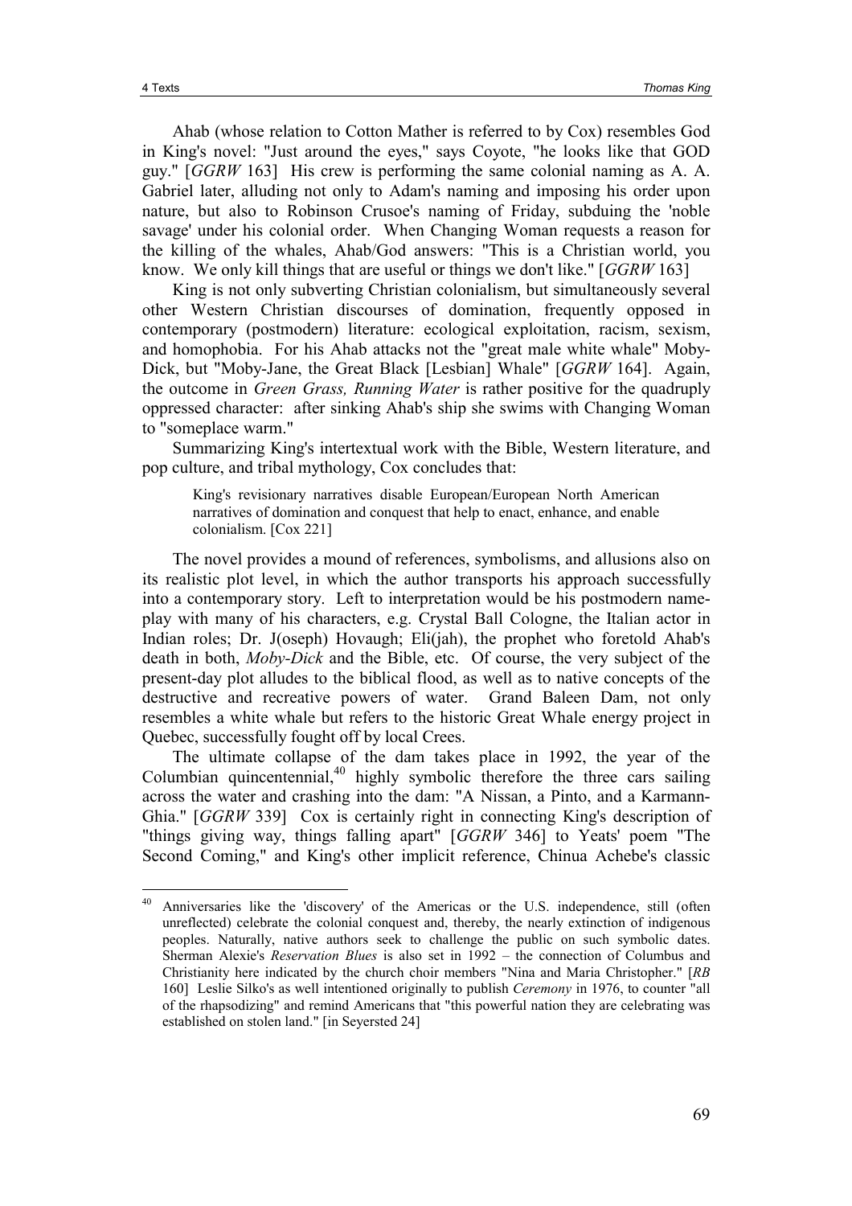Ahab (whose relation to Cotton Mather is referred to by Cox) resembles God in King's novel: "Just around the eyes," says Coyote, "he looks like that GOD guy." [*GGRW* 163] His crew is performing the same colonial naming as A. A. Gabriel later, alluding not only to Adam's naming and imposing his order upon nature, but also to Robinson Crusoe's naming of Friday, subduing the 'noble savage' under his colonial order. When Changing Woman requests a reason for the killing of the whales, Ahab/God answers: "This is a Christian world, you know. We only kill things that are useful or things we don't like." [*GGRW* 163]

King is not only subverting Christian colonialism, but simultaneously several other Western Christian discourses of domination, frequently opposed in contemporary (postmodern) literature: ecological exploitation, racism, sexism, and homophobia. For his Ahab attacks not the "great male white whale" Moby-Dick, but "Moby-Jane, the Great Black [Lesbian] Whale" [*GGRW* 164]. Again, the outcome in *Green Grass, Running Water* is rather positive for the quadruply oppressed character: after sinking Ahab's ship she swims with Changing Woman to "someplace warm."

Summarizing King's intertextual work with the Bible, Western literature, and pop culture, and tribal mythology, Cox concludes that:

> King's revisionary narratives disable European/European North American narratives of domination and conquest that help to enact, enhance, and enable colonialism. [Cox 221]

The novel provides a mound of references, symbolisms, and allusions also on its realistic plot level, in which the author transports his approach successfully into a contemporary story. Left to interpretation would be his postmodern name-play with many of his characters, e.g. Crystal Ball Cologne, the Italian actor in Indian roles; Dr. J(oseph) Hovaugh; Eli(jah), the prophet who foretold Ahab's death in both, *Moby-Dick* and the Bible, etc. Of course, the very subject of the present-day plot alludes to the biblical flood, as well as to native concepts of the destructive and recreative powers of water. Grand Baleen Dam, not only resembles a white whale but refers to the historic Great Whale energy project in Quebec, successfully fought off by local Crees.

The ultimate collapse of the dam takes place in 1992, the year of the Columbian quincentennial,[40] highly symbolic therefore the three cars sailing across the water and crashing into the dam: "A Nissan, a Pinto, and a Karmann-Ghia." [*GGRW* 339] Cox is certainly right in connecting King's description of "things giving way, things falling apart" [*GGRW* 346] to Yeats' poem "The Second Coming," and King's other implicit reference, Chinua Achebe's classic

---

[40] Anniversaries like the 'discovery' of the Americas or the U.S. independence, still (often unreflected) celebrate the colonial conquest and, thereby, the nearly extinction of indigenous peoples. Naturally, native authors seek to challenge the public on such symbolic dates. Sherman Alexie's *Reservation Blues* is also set in 1992 – the connection of Columbus and Christianity here indicated by the church choir members "Nina and Maria Christopher." [*RB* 160] Leslie Silko's as well intentioned originally to publish *Ceremony* in 1976, to counter "all of the rhapsodizing" and remind Americans that "this powerful nation they are celebrating was established on stolen land." [in Seyersted 24]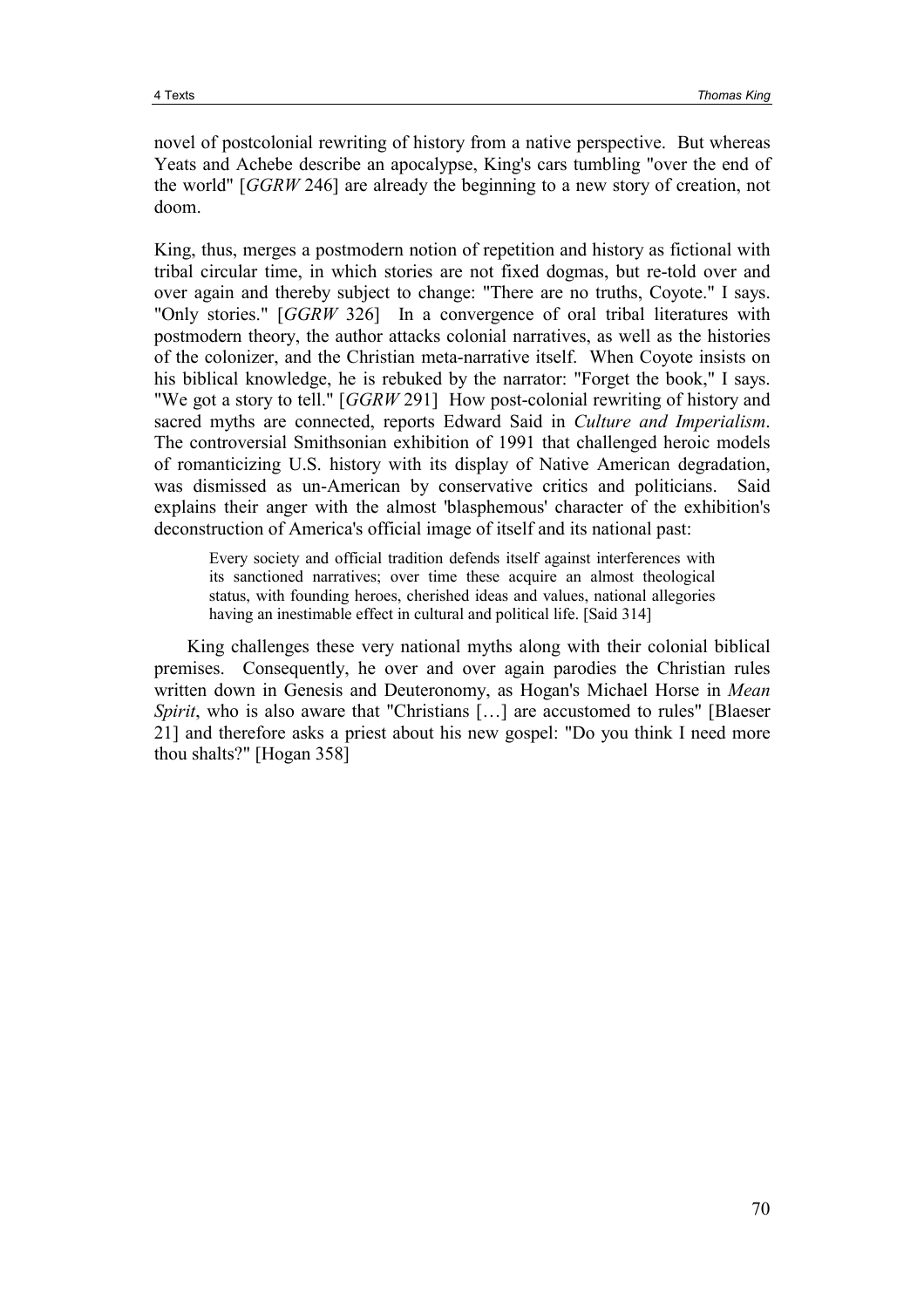novel of postcolonial rewriting of history from a native perspective. But whereas Yeats and Achebe describe an apocalypse, King's cars tumbling "over the end of the world" [*GGRW* 246] are already the beginning to a new story of creation, not doom.

King, thus, merges a postmodern notion of repetition and history as fictional with tribal circular time, in which stories are not fixed dogmas, but re-told over and over again and thereby subject to change: "There are no truths, Coyote." I says. "Only stories." [*GGRW* 326] In a convergence of oral tribal literatures with postmodern theory, the author attacks colonial narratives, as well as the histories of the colonizer, and the Christian meta-narrative itself. When Coyote insists on his biblical knowledge, he is rebuked by the narrator: "Forget the book," I says. "We got a story to tell." [*GGRW* 291] How post-colonial rewriting of history and sacred myths are connected, reports Edward Said in *Culture and Imperialism*. The controversial Smithsonian exhibition of 1991 that challenged heroic models of romanticizing U.S. history with its display of Native American degradation, was dismissed as un-American by conservative critics and politicians. Said explains their anger with the almost 'blasphemous' character of the exhibition's deconstruction of America's official image of itself and its national past:

> Every society and official tradition defends itself against interferences with its sanctioned narratives; over time these acquire an almost theological status, with founding heroes, cherished ideas and values, national allegories having an inestimable effect in cultural and political life. [Said 314]

King challenges these very national myths along with their colonial biblical premises. Consequently, he over and over again parodies the Christian rules written down in Genesis and Deuteronomy, as Hogan's Michael Horse in *Mean Spirit*, who is also aware that "Christians […] are accustomed to rules" [Blaeser 21] and therefore asks a priest about his new gospel: "Do you think I need more thou shalts?" [Hogan 358]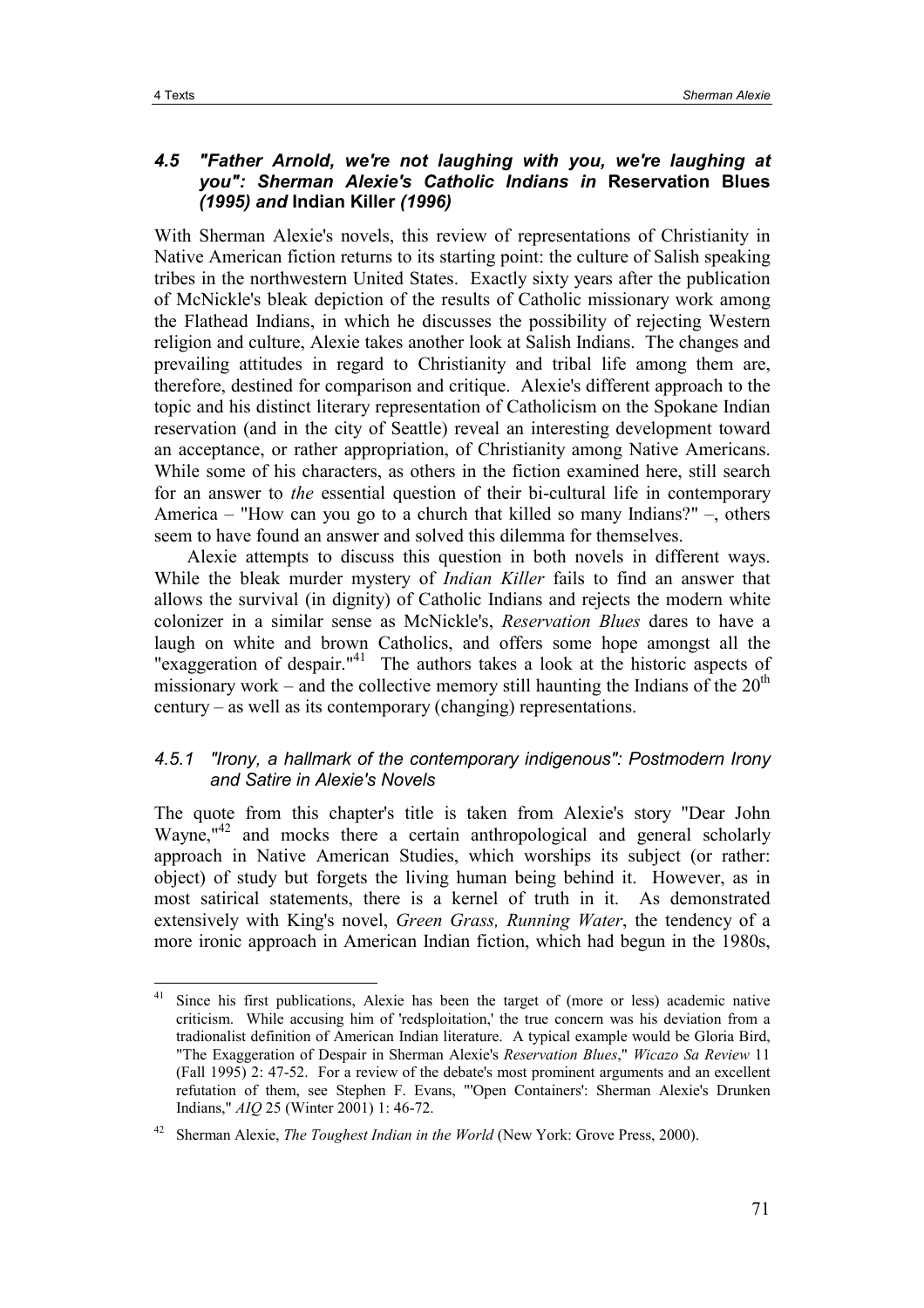### *4.5 "Father Arnold, we're not laughing with you, we're laughing at you": Sherman Alexie's Catholic Indians in* **Reservation Blues** *(1995) and* **Indian Killer** *(1996)*

With Sherman Alexie's novels, this review of representations of Christianity in Native American fiction returns to its starting point: the culture of Salish speaking tribes in the northwestern United States. Exactly sixty years after the publication of McNickle's bleak depiction of the results of Catholic missionary work among the Flathead Indians, in which he discusses the possibility of rejecting Western religion and culture, Alexie takes another look at Salish Indians. The changes and prevailing attitudes in regard to Christianity and tribal life among them are, therefore, destined for comparison and critique. Alexie's different approach to the topic and his distinct literary representation of Catholicism on the Spokane Indian reservation (and in the city of Seattle) reveal an interesting development toward an acceptance, or rather appropriation, of Christianity among Native Americans. While some of his characters, as others in the fiction examined here, still search for an answer to *the* essential question of their bi-cultural life in contemporary America – "How can you go to a church that killed so many Indians?" –, others seem to have found an answer and solved this dilemma for themselves.

Alexie attempts to discuss this question in both novels in different ways. While the bleak murder mystery of *Indian Killer* fails to find an answer that allows the survival (in dignity) of Catholic Indians and rejects the modern white colonizer in a similar sense as McNickle's, *Reservation Blues* dares to have a laugh on white and brown Catholics, and offers some hope amongst all the "exaggeration of despair."[41] The authors takes a look at the historic aspects of missionary work – and the collective memory still haunting the Indians of the 20th century – as well as its contemporary (changing) representations.

#### *4.5.1 "Irony, a hallmark of the contemporary indigenous": Postmodern Irony and Satire in Alexie's Novels*

The quote from this chapter's title is taken from Alexie's story "Dear John Wayne,"[42] and mocks there a certain anthropological and general scholarly approach in Native American Studies, which worships its subject (or rather: object) of study but forgets the living human being behind it. However, as in most satirical statements, there is a kernel of truth in it. As demonstrated extensively with King's novel, *Green Grass, Running Water*, the tendency of a more ironic approach in American Indian fiction, which had begun in the 1980s,

---

[41] Since his first publications, Alexie has been the target of (more or less) academic native criticism. While accusing him of 'redsploitation,' the true concern was his deviation from a tradionalist definition of American Indian literature. A typical example would be Gloria Bird, "The Exaggeration of Despair in Sherman Alexie's *Reservation Blues*," *Wicazo Sa Review* 11 (Fall 1995) 2: 47-52. For a review of the debate's most prominent arguments and an excellent refutation of them, see Stephen F. Evans, "'Open Containers': Sherman Alexie's Drunken Indians," *AIQ* 25 (Winter 2001) 1: 46-72.

[42] Sherman Alexie, *The Toughest Indian in the World* (New York: Grove Press, 2000).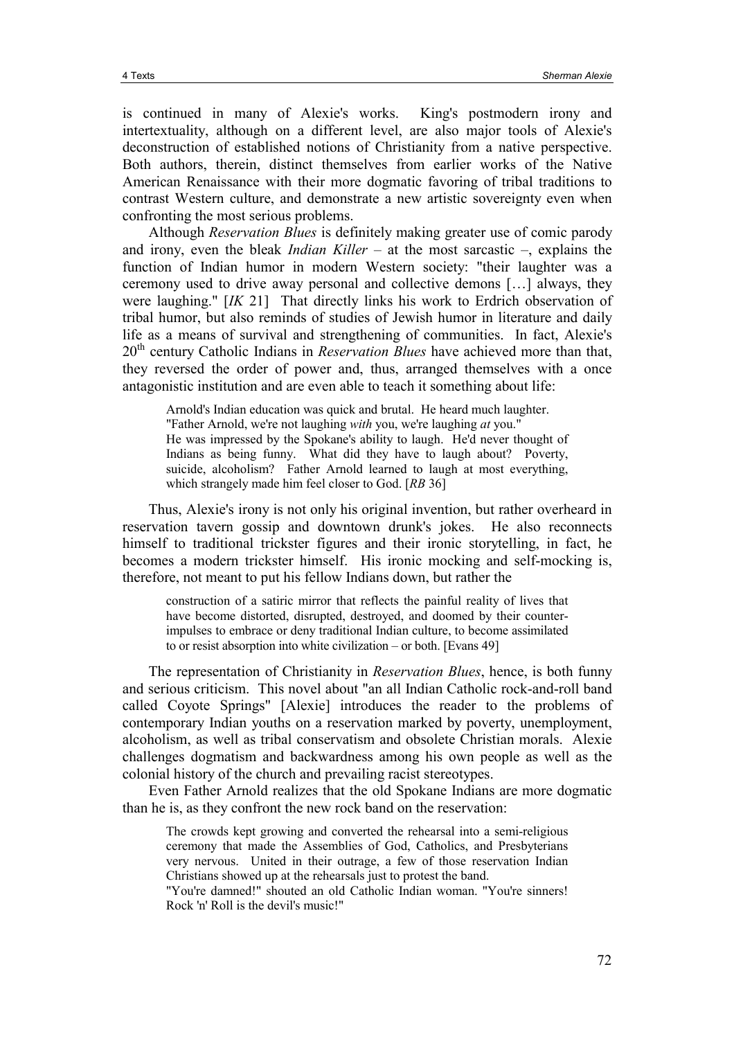is continued in many of Alexie's works. King's postmodern irony and intertextuality, although on a different level, are also major tools of Alexie's deconstruction of established notions of Christianity from a native perspective. Both authors, therein, distinct themselves from earlier works of the Native American Renaissance with their more dogmatic favoring of tribal traditions to contrast Western culture, and demonstrate a new artistic sovereignty even when confronting the most serious problems.

Although *Reservation Blues* is definitely making greater use of comic parody and irony, even the bleak *Indian Killer* – at the most sarcastic –, explains the function of Indian humor in modern Western society: "their laughter was a ceremony used to drive away personal and collective demons […] always, they were laughing." [*IK* 21] That directly links his work to Erdrich observation of tribal humor, but also reminds of studies of Jewish humor in literature and daily life as a means of survival and strengthening of communities. In fact, Alexie's 20th century Catholic Indians in *Reservation Blues* have achieved more than that, they reversed the order of power and, thus, arranged themselves with a once antagonistic institution and are even able to teach it something about life:

> Arnold's Indian education was quick and brutal. He heard much laughter.
> "Father Arnold, we're not laughing *with* you, we're laughing *at* you."
> He was impressed by the Spokane's ability to laugh. He'd never thought of Indians as being funny. What did they have to laugh about? Poverty, suicide, alcoholism? Father Arnold learned to laugh at most everything, which strangely made him feel closer to God. [*RB* 36]

Thus, Alexie's irony is not only his original invention, but rather overheard in reservation tavern gossip and downtown drunk's jokes. He also reconnects himself to traditional trickster figures and their ironic storytelling, in fact, he becomes a modern trickster himself. His ironic mocking and self-mocking is, therefore, not meant to put his fellow Indians down, but rather the

> construction of a satiric mirror that reflects the painful reality of lives that have become distorted, disrupted, destroyed, and doomed by their counter-impulses to embrace or deny traditional Indian culture, to become assimilated to or resist absorption into white civilization – or both. [Evans 49]

The representation of Christianity in *Reservation Blues*, hence, is both funny and serious criticism. This novel about "an all Indian Catholic rock-and-roll band called Coyote Springs" [Alexie] introduces the reader to the problems of contemporary Indian youths on a reservation marked by poverty, unemployment, alcoholism, as well as tribal conservatism and obsolete Christian morals. Alexie challenges dogmatism and backwardness among his own people as well as the colonial history of the church and prevailing racist stereotypes.

Even Father Arnold realizes that the old Spokane Indians are more dogmatic than he is, as they confront the new rock band on the reservation:

> The crowds kept growing and converted the rehearsal into a semi-religious ceremony that made the Assemblies of God, Catholics, and Presbyterians very nervous. United in their outrage, a few of those reservation Indian Christians showed up at the rehearsals just to protest the band.
> "You're damned!" shouted an old Catholic Indian woman. "You're sinners! Rock 'n' Roll is the devil's music!"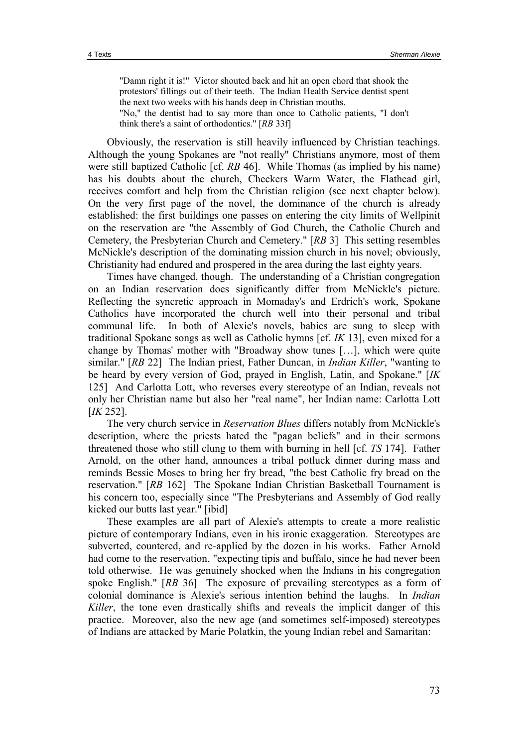> "Damn right it is!" Victor shouted back and hit an open chord that shook the protestors' fillings out of their teeth. The Indian Health Service dentist spent the next two weeks with his hands deep in Christian mouths.
> "No," the dentist had to say more than once to Catholic patients, "I don't think there's a saint of orthodontics." [*RB* 33f]

Obviously, the reservation is still heavily influenced by Christian teachings. Although the young Spokanes are "not really" Christians anymore, most of them were still baptized Catholic [cf. *RB* 46]. While Thomas (as implied by his name) has his doubts about the church, Checkers Warm Water, the Flathead girl, receives comfort and help from the Christian religion (see next chapter below). On the very first page of the novel, the dominance of the church is already established: the first buildings one passes on entering the city limits of Wellpinit on the reservation are "the Assembly of God Church, the Catholic Church and Cemetery, the Presbyterian Church and Cemetery." [*RB* 3] This setting resembles McNickle's description of the dominating mission church in his novel; obviously, Christianity had endured and prospered in the area during the last eighty years.

Times have changed, though. The understanding of a Christian congregation on an Indian reservation does significantly differ from McNickle's picture. Reflecting the syncretic approach in Momaday's and Erdrich's work, Spokane Catholics have incorporated the church well into their personal and tribal communal life. In both of Alexie's novels, babies are sung to sleep with traditional Spokane songs as well as Catholic hymns [cf. *IK* 13], even mixed for a change by Thomas' mother with "Broadway show tunes […], which were quite similar." [*RB* 22] The Indian priest, Father Duncan, in *Indian Killer*, "wanting to be heard by every version of God, prayed in English, Latin, and Spokane." [*IK* 125] And Carlotta Lott, who reverses every stereotype of an Indian, reveals not only her Christian name but also her "real name", her Indian name: Carlotta Lott [*IK* 252].

The very church service in *Reservation Blues* differs notably from McNickle's description, where the priests hated the "pagan beliefs" and in their sermons threatened those who still clung to them with burning in hell [cf. *TS* 174]. Father Arnold, on the other hand, announces a tribal potluck dinner during mass and reminds Bessie Moses to bring her fry bread, "the best Catholic fry bread on the reservation." [*RB* 162] The Spokane Indian Christian Basketball Tournament is his concern too, especially since "The Presbyterians and Assembly of God really kicked our butts last year." [ibid]

These examples are all part of Alexie's attempts to create a more realistic picture of contemporary Indians, even in his ironic exaggeration. Stereotypes are subverted, countered, and re-applied by the dozen in his works. Father Arnold had come to the reservation, "expecting tipis and buffalo, since he had never been told otherwise. He was genuinely shocked when the Indians in his congregation spoke English." [*RB* 36] The exposure of prevailing stereotypes as a form of colonial dominance is Alexie's serious intention behind the laughs. In *Indian Killer*, the tone even drastically shifts and reveals the implicit danger of this practice. Moreover, also the new age (and sometimes self-imposed) stereotypes of Indians are attacked by Marie Polatkin, the young Indian rebel and Samaritan: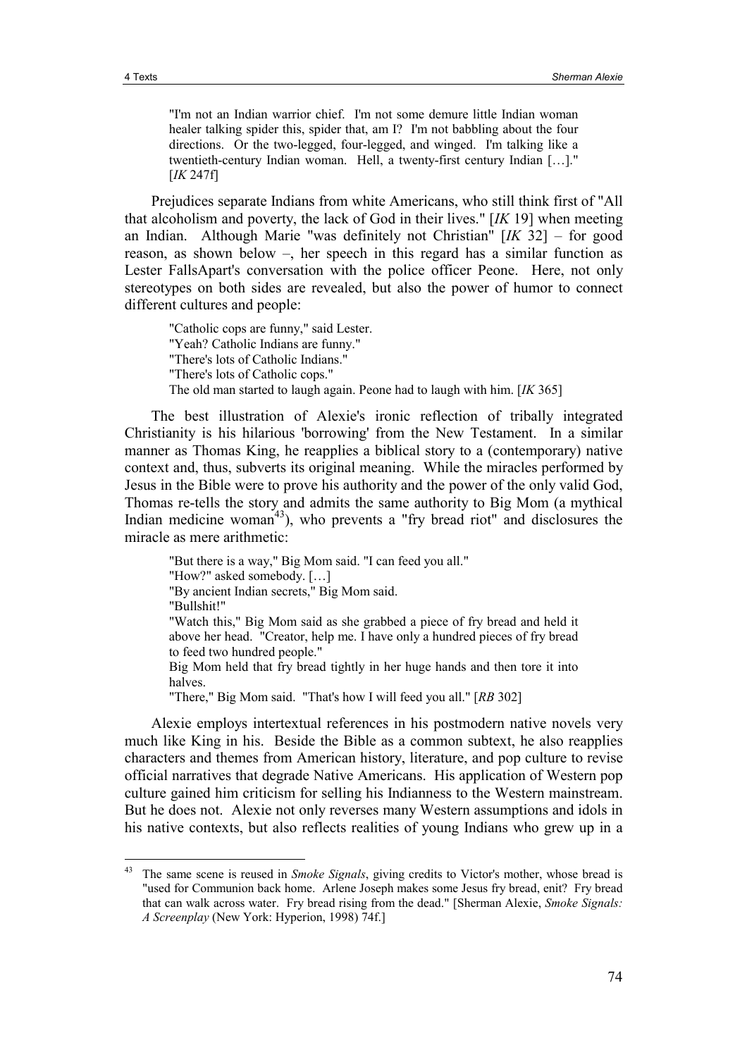> "I'm not an Indian warrior chief. I'm not some demure little Indian woman healer talking spider this, spider that, am I? I'm not babbling about the four directions. Or the two-legged, four-legged, and winged. I'm talking like a twentieth-century Indian woman. Hell, a twenty-first century Indian […]." [*IK* 247f]

Prejudices separate Indians from white Americans, who still think first of "All that alcoholism and poverty, the lack of God in their lives." [*IK* 19] when meeting an Indian. Although Marie "was definitely not Christian" [*IK* 32] – for good reason, as shown below –, her speech in this regard has a similar function as Lester FallsApart's conversation with the police officer Peone. Here, not only stereotypes on both sides are revealed, but also the power of humor to connect different cultures and people:

> "Catholic cops are funny," said Lester.
> "Yeah? Catholic Indians are funny."
> "There's lots of Catholic Indians."
> "There's lots of Catholic cops."
> The old man started to laugh again. Peone had to laugh with him. [*IK* 365]

The best illustration of Alexie's ironic reflection of tribally integrated Christianity is his hilarious 'borrowing' from the New Testament. In a similar manner as Thomas King, he reapplies a biblical story to a (contemporary) native context and, thus, subverts its original meaning. While the miracles performed by Jesus in the Bible were to prove his authority and the power of the only valid God, Thomas re-tells the story and admits the same authority to Big Mom (a mythical Indian medicine woman[43]), who prevents a "fry bread riot" and disclosures the miracle as mere arithmetic:

> "But there is a way," Big Mom said. "I can feed you all."
> "How?" asked somebody. […]
> "By ancient Indian secrets," Big Mom said.
> "Bullshit!"
> "Watch this," Big Mom said as she grabbed a piece of fry bread and held it above her head. "Creator, help me. I have only a hundred pieces of fry bread to feed two hundred people."
> Big Mom held that fry bread tightly in her huge hands and then tore it into halves.
> "There," Big Mom said. "That's how I will feed you all." [*RB* 302]

Alexie employs intertextual references in his postmodern native novels very much like King in his. Beside the Bible as a common subtext, he also reapplies characters and themes from American history, literature, and pop culture to revise official narratives that degrade Native Americans. His application of Western pop culture gained him criticism for selling his Indianness to the Western mainstream. But he does not. Alexie not only reverses many Western assumptions and idols in his native contexts, but also reflects realities of young Indians who grew up in a

[43] The same scene is reused in *Smoke Signals*, giving credits to Victor's mother, whose bread is "used for Communion back home. Arlene Joseph makes some Jesus fry bread, enit? Fry bread that can walk across water. Fry bread rising from the dead." [Sherman Alexie, *Smoke Signals: A Screenplay* (New York: Hyperion, 1998) 74f.]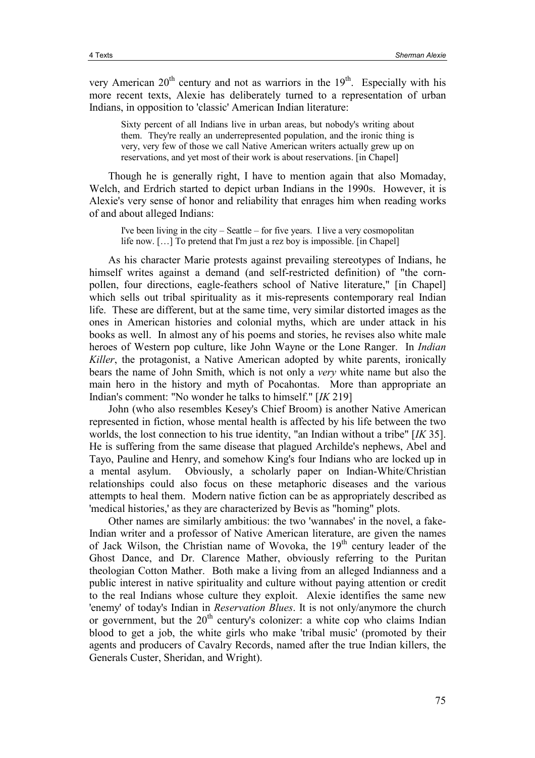very American 20th century and not as warriors in the 19th. Especially with his more recent texts, Alexie has deliberately turned to a representation of urban Indians, in opposition to 'classic' American Indian literature:

> Sixty percent of all Indians live in urban areas, but nobody's writing about them. They're really an underrepresented population, and the ironic thing is very, very few of those we call Native American writers actually grew up on reservations, and yet most of their work is about reservations. [in Chapel]

Though he is generally right, I have to mention again that also Momaday, Welch, and Erdrich started to depict urban Indians in the 1990s. However, it is Alexie's very sense of honor and reliability that enrages him when reading works of and about alleged Indians:

> I've been living in the city – Seattle – for five years. I live a very cosmopolitan life now. […] To pretend that I'm just a rez boy is impossible. [in Chapel]

As his character Marie protests against prevailing stereotypes of Indians, he himself writes against a demand (and self-restricted definition) of "the corn-pollen, four directions, eagle-feathers school of Native literature," [in Chapel] which sells out tribal spirituality as it mis-represents contemporary real Indian life. These are different, but at the same time, very similar distorted images as the ones in American histories and colonial myths, which are under attack in his books as well. In almost any of his poems and stories, he revises also white male heroes of Western pop culture, like John Wayne or the Lone Ranger. In *Indian Killer*, the protagonist, a Native American adopted by white parents, ironically bears the name of John Smith, which is not only a *very* white name but also the main hero in the history and myth of Pocahontas. More than appropriate an Indian's comment: "No wonder he talks to himself." [*IK* 219]

John (who also resembles Kesey's Chief Broom) is another Native American represented in fiction, whose mental health is affected by his life between the two worlds, the lost connection to his true identity, "an Indian without a tribe" [*IK* 35]. He is suffering from the same disease that plagued Archilde's nephews, Abel and Tayo, Pauline and Henry, and somehow King's four Indians who are locked up in a mental asylum. Obviously, a scholarly paper on Indian-White/Christian relationships could also focus on these metaphoric diseases and the various attempts to heal them. Modern native fiction can be as appropriately described as 'medical histories,' as they are characterized by Bevis as "homing" plots.

Other names are similarly ambitious: the two 'wannabes' in the novel, a fake-Indian writer and a professor of Native American literature, are given the names of Jack Wilson, the Christian name of Wovoka, the 19th century leader of the Ghost Dance, and Dr. Clarence Mather, obviously referring to the Puritan theologian Cotton Mather. Both make a living from an alleged Indianness and a public interest in native spirituality and culture without paying attention or credit to the real Indians whose culture they exploit. Alexie identifies the same new 'enemy' of today's Indian in *Reservation Blues*. It is not only/anymore the church or government, but the 20th century's colonizer: a white cop who claims Indian blood to get a job, the white girls who make 'tribal music' (promoted by their agents and producers of Cavalry Records, named after the true Indian killers, the Generals Custer, Sheridan, and Wright).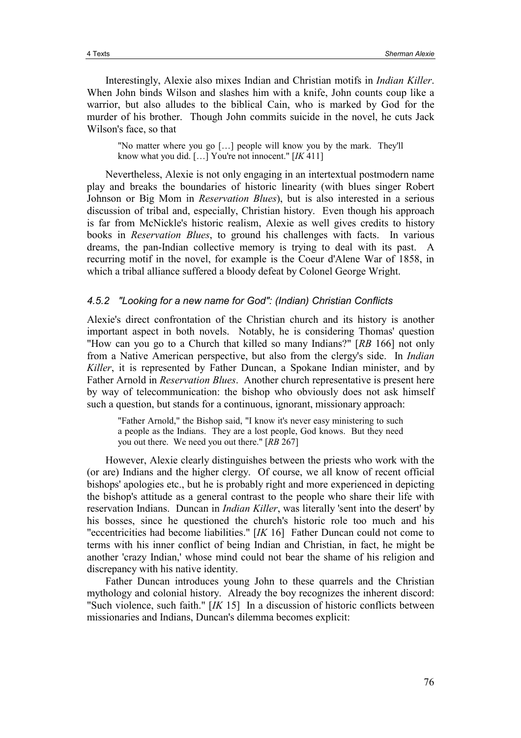Interestingly, Alexie also mixes Indian and Christian motifs in *Indian Killer*. When John binds Wilson and slashes him with a knife, John counts coup like a warrior, but also alludes to the biblical Cain, who is marked by God for the murder of his brother. Though John commits suicide in the novel, he cuts Jack Wilson's face, so that

> "No matter where you go […] people will know you by the mark. They'll know what you did. […] You're not innocent." [*IK* 411]

Nevertheless, Alexie is not only engaging in an intertextual postmodern name play and breaks the boundaries of historic linearity (with blues singer Robert Johnson or Big Mom in *Reservation Blues*), but is also interested in a serious discussion of tribal and, especially, Christian history. Even though his approach is far from McNickle's historic realism, Alexie as well gives credits to history books in *Reservation Blues*, to ground his challenges with facts. In various dreams, the pan-Indian collective memory is trying to deal with its past. A recurring motif in the novel, for example is the Coeur d'Alene War of 1858, in which a tribal alliance suffered a bloody defeat by Colonel George Wright.

#### *4.5.2 "Looking for a new name for God": (Indian) Christian Conflicts*

Alexie's direct confrontation of the Christian church and its history is another important aspect in both novels. Notably, he is considering Thomas' question "How can you go to a Church that killed so many Indians?" [*RB* 166] not only from a Native American perspective, but also from the clergy's side. In *Indian Killer*, it is represented by Father Duncan, a Spokane Indian minister, and by Father Arnold in *Reservation Blues*. Another church representative is present here by way of telecommunication: the bishop who obviously does not ask himself such a question, but stands for a continuous, ignorant, missionary approach:

> "Father Arnold," the Bishop said, "I know it's never easy ministering to such a people as the Indians. They are a lost people, God knows. But they need you out there. We need you out there." [*RB* 267]

However, Alexie clearly distinguishes between the priests who work with the (or are) Indians and the higher clergy. Of course, we all know of recent official bishops' apologies etc., but he is probably right and more experienced in depicting the bishop's attitude as a general contrast to the people who share their life with reservation Indians. Duncan in *Indian Killer*, was literally 'sent into the desert' by his bosses, since he questioned the church's historic role too much and his "eccentricities had become liabilities." [*IK* 16] Father Duncan could not come to terms with his inner conflict of being Indian and Christian, in fact, he might be another 'crazy Indian,' whose mind could not bear the shame of his religion and discrepancy with his native identity.

Father Duncan introduces young John to these quarrels and the Christian mythology and colonial history. Already the boy recognizes the inherent discord: "Such violence, such faith." [*IK* 15] In a discussion of historic conflicts between missionaries and Indians, Duncan's dilemma becomes explicit: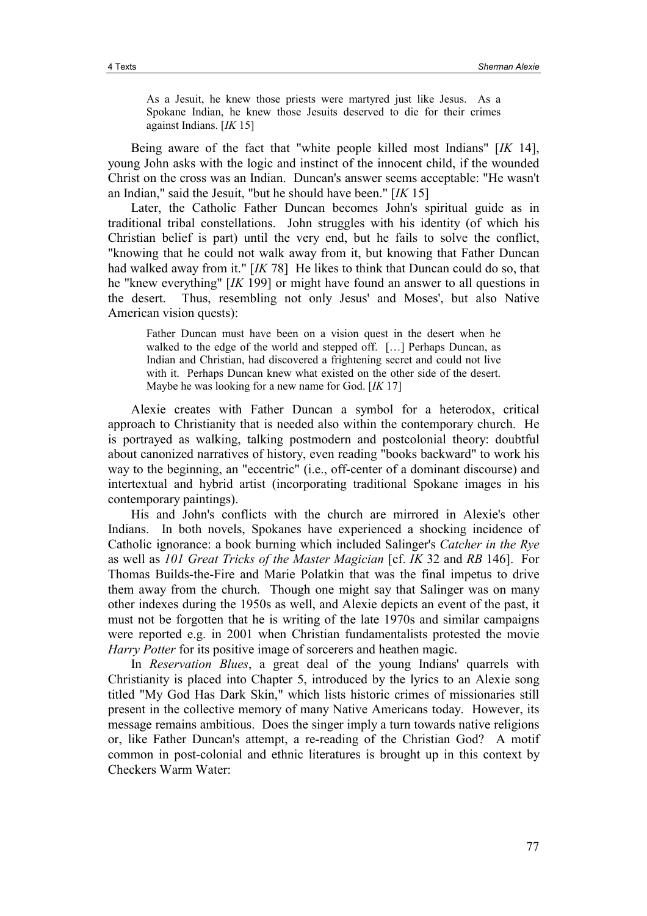> As a Jesuit, he knew those priests were martyred just like Jesus. As a Spokane Indian, he knew those Jesuits deserved to die for their crimes against Indians. [*IK* 15]

Being aware of the fact that "white people killed most Indians" [*IK* 14], young John asks with the logic and instinct of the innocent child, if the wounded Christ on the cross was an Indian. Duncan's answer seems acceptable: "He wasn't an Indian," said the Jesuit, "but he should have been." [*IK* 15]

Later, the Catholic Father Duncan becomes John's spiritual guide as in traditional tribal constellations. John struggles with his identity (of which his Christian belief is part) until the very end, but he fails to solve the conflict, "knowing that he could not walk away from it, but knowing that Father Duncan had walked away from it." [*IK* 78] He likes to think that Duncan could do so, that he "knew everything" [*IK* 199] or might have found an answer to all questions in the desert. Thus, resembling not only Jesus' and Moses', but also Native American vision quests):

> Father Duncan must have been on a vision quest in the desert when he walked to the edge of the world and stepped off. […] Perhaps Duncan, as Indian and Christian, had discovered a frightening secret and could not live with it. Perhaps Duncan knew what existed on the other side of the desert. Maybe he was looking for a new name for God. [*IK* 17]

Alexie creates with Father Duncan a symbol for a heterodox, critical approach to Christianity that is needed also within the contemporary church. He is portrayed as walking, talking postmodern and postcolonial theory: doubtful about canonized narratives of history, even reading "books backward" to work his way to the beginning, an "eccentric" (i.e., off-center of a dominant discourse) and intertextual and hybrid artist (incorporating traditional Spokane images in his contemporary paintings).

His and John's conflicts with the church are mirrored in Alexie's other Indians. In both novels, Spokanes have experienced a shocking incidence of Catholic ignorance: a book burning which included Salinger's *Catcher in the Rye* as well as *101 Great Tricks of the Master Magician* [cf. *IK* 32 and *RB* 146]. For Thomas Builds-the-Fire and Marie Polatkin that was the final impetus to drive them away from the church. Though one might say that Salinger was on many other indexes during the 1950s as well, and Alexie depicts an event of the past, it must not be forgotten that he is writing of the late 1970s and similar campaigns were reported e.g. in 2001 when Christian fundamentalists protested the movie *Harry Potter* for its positive image of sorcerers and heathen magic.

In *Reservation Blues*, a great deal of the young Indians' quarrels with Christianity is placed into Chapter 5, introduced by the lyrics to an Alexie song titled "My God Has Dark Skin," which lists historic crimes of missionaries still present in the collective memory of many Native Americans today. However, its message remains ambitious. Does the singer imply a turn towards native religions or, like Father Duncan's attempt, a re-reading of the Christian God? A motif common in post-colonial and ethnic literatures is brought up in this context by Checkers Warm Water: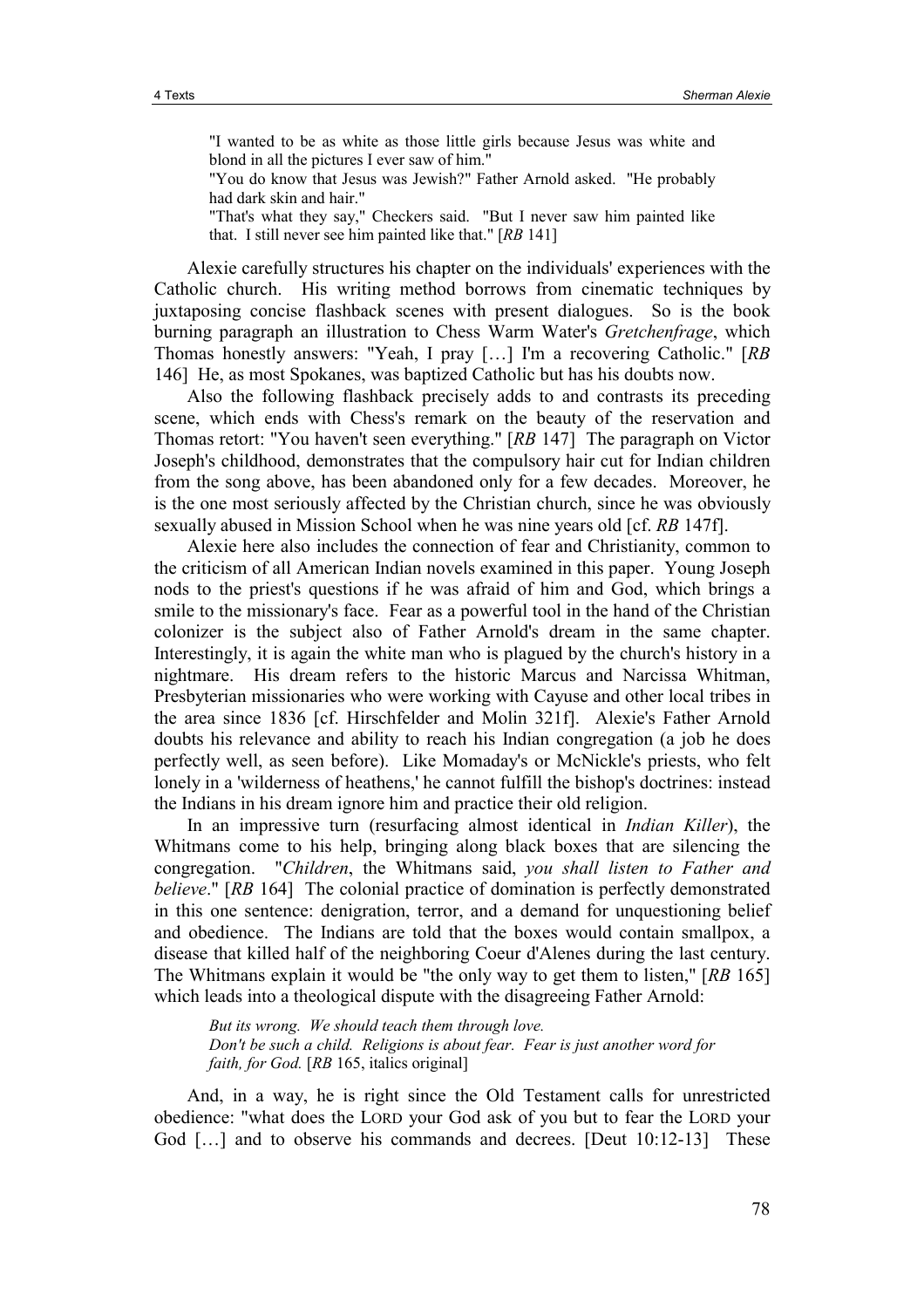> "I wanted to be as white as those little girls because Jesus was white and blond in all the pictures I ever saw of him."
> "You do know that Jesus was Jewish?" Father Arnold asked. "He probably had dark skin and hair."
> "That's what they say," Checkers said. "But I never saw him painted like that. I still never see him painted like that." [*RB* 141]

Alexie carefully structures his chapter on the individuals' experiences with the Catholic church. His writing method borrows from cinematic techniques by juxtaposing concise flashback scenes with present dialogues. So is the book burning paragraph an illustration to Chess Warm Water's *Gretchenfrage*, which Thomas honestly answers: "Yeah, I pray […] I'm a recovering Catholic." [*RB* 146] He, as most Spokanes, was baptized Catholic but has his doubts now.

Also the following flashback precisely adds to and contrasts its preceding scene, which ends with Chess's remark on the beauty of the reservation and Thomas retort: "You haven't seen everything." [*RB* 147] The paragraph on Victor Joseph's childhood, demonstrates that the compulsory hair cut for Indian children from the song above, has been abandoned only for a few decades. Moreover, he is the one most seriously affected by the Christian church, since he was obviously sexually abused in Mission School when he was nine years old [cf. *RB* 147f].

Alexie here also includes the connection of fear and Christianity, common to the criticism of all American Indian novels examined in this paper. Young Joseph nods to the priest's questions if he was afraid of him and God, which brings a smile to the missionary's face. Fear as a powerful tool in the hand of the Christian colonizer is the subject also of Father Arnold's dream in the same chapter. Interestingly, it is again the white man who is plagued by the church's history in a nightmare. His dream refers to the historic Marcus and Narcissa Whitman, Presbyterian missionaries who were working with Cayuse and other local tribes in the area since 1836 [cf. Hirschfelder and Molin 321f]. Alexie's Father Arnold doubts his relevance and ability to reach his Indian congregation (a job he does perfectly well, as seen before). Like Momaday's or McNickle's priests, who felt lonely in a 'wilderness of heathens,' he cannot fulfill the bishop's doctrines: instead the Indians in his dream ignore him and practice their old religion.

In an impressive turn (resurfacing almost identical in *Indian Killer*), the Whitmans come to his help, bringing along black boxes that are silencing the congregation. "*Children*, the Whitmans said, *you shall listen to Father and believe*." [*RB* 164] The colonial practice of domination is perfectly demonstrated in this one sentence: denigration, terror, and a demand for unquestioning belief and obedience. The Indians are told that the boxes would contain smallpox, a disease that killed half of the neighboring Coeur d'Alenes during the last century. The Whitmans explain it would be "the only way to get them to listen," [*RB* 165] which leads into a theological dispute with the disagreeing Father Arnold:

> *But its wrong. We should teach them through love.*
> *Don't be such a child. Religions is about fear. Fear is just another word for faith, for God.* [*RB* 165, italics original]

And, in a way, he is right since the Old Testament calls for unrestricted obedience: "what does the LORD your God ask of you but to fear the LORD your God […] and to observe his commands and decrees. [Deut 10:12-13] These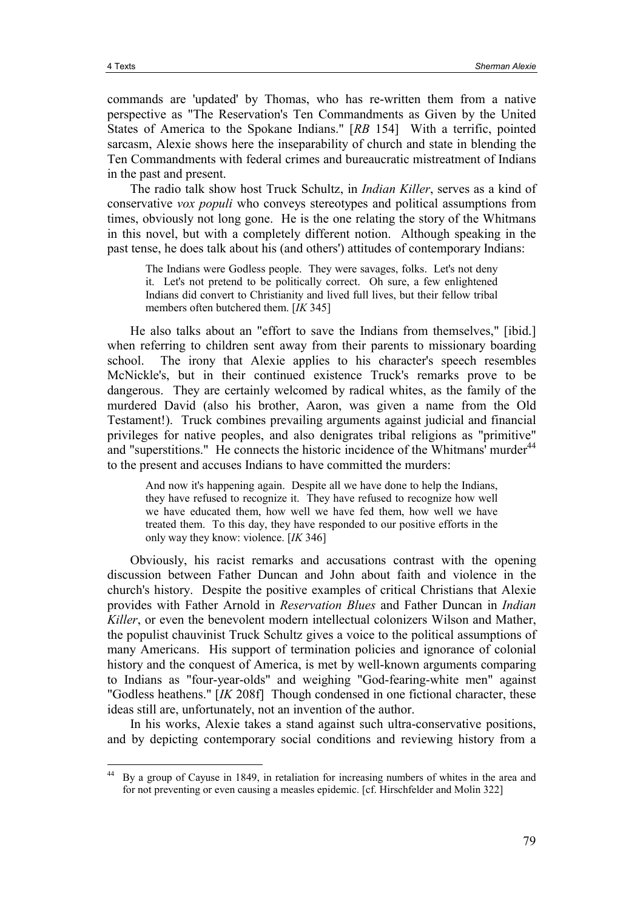commands are 'updated' by Thomas, who has re-written them from a native perspective as "The Reservation's Ten Commandments as Given by the United States of America to the Spokane Indians." [*RB* 154] With a terrific, pointed sarcasm, Alexie shows here the inseparability of church and state in blending the Ten Commandments with federal crimes and bureaucratic mistreatment of Indians in the past and present.

The radio talk show host Truck Schultz, in *Indian Killer*, serves as a kind of conservative *vox populi* who conveys stereotypes and political assumptions from times, obviously not long gone. He is the one relating the story of the Whitmans in this novel, but with a completely different notion. Although speaking in the past tense, he does talk about his (and others') attitudes of contemporary Indians:

> The Indians were Godless people. They were savages, folks. Let's not deny it. Let's not pretend to be politically correct. Oh sure, a few enlightened Indians did convert to Christianity and lived full lives, but their fellow tribal members often butchered them. [*IK* 345]

He also talks about an "effort to save the Indians from themselves," [ibid.] when referring to children sent away from their parents to missionary boarding school. The irony that Alexie applies to his character's speech resembles McNickle's, but in their continued existence Truck's remarks prove to be dangerous. They are certainly welcomed by radical whites, as the family of the murdered David (also his brother, Aaron, was given a name from the Old Testament!). Truck combines prevailing arguments against judicial and financial privileges for native peoples, and also denigrates tribal religions as "primitive" and "superstitions." He connects the historic incidence of the Whitmans' murder[44] to the present and accuses Indians to have committed the murders:

> And now it's happening again. Despite all we have done to help the Indians, they have refused to recognize it. They have refused to recognize how well we have educated them, how well we have fed them, how well we have treated them. To this day, they have responded to our positive efforts in the only way they know: violence. [*IK* 346]

Obviously, his racist remarks and accusations contrast with the opening discussion between Father Duncan and John about faith and violence in the church's history. Despite the positive examples of critical Christians that Alexie provides with Father Arnold in *Reservation Blues* and Father Duncan in *Indian Killer*, or even the benevolent modern intellectual colonizers Wilson and Mather, the populist chauvinist Truck Schultz gives a voice to the political assumptions of many Americans. His support of termination policies and ignorance of colonial history and the conquest of America, is met by well-known arguments comparing to Indians as "four-year-olds" and weighing "God-fearing-white men" against "Godless heathens." [*IK* 208f] Though condensed in one fictional character, these ideas still are, unfortunately, not an invention of the author.

In his works, Alexie takes a stand against such ultra-conservative positions, and by depicting contemporary social conditions and reviewing history from a

---

[44] By a group of Cayuse in 1849, in retaliation for increasing numbers of whites in the area and for not preventing or even causing a measles epidemic. [cf. Hirschfelder and Molin 322]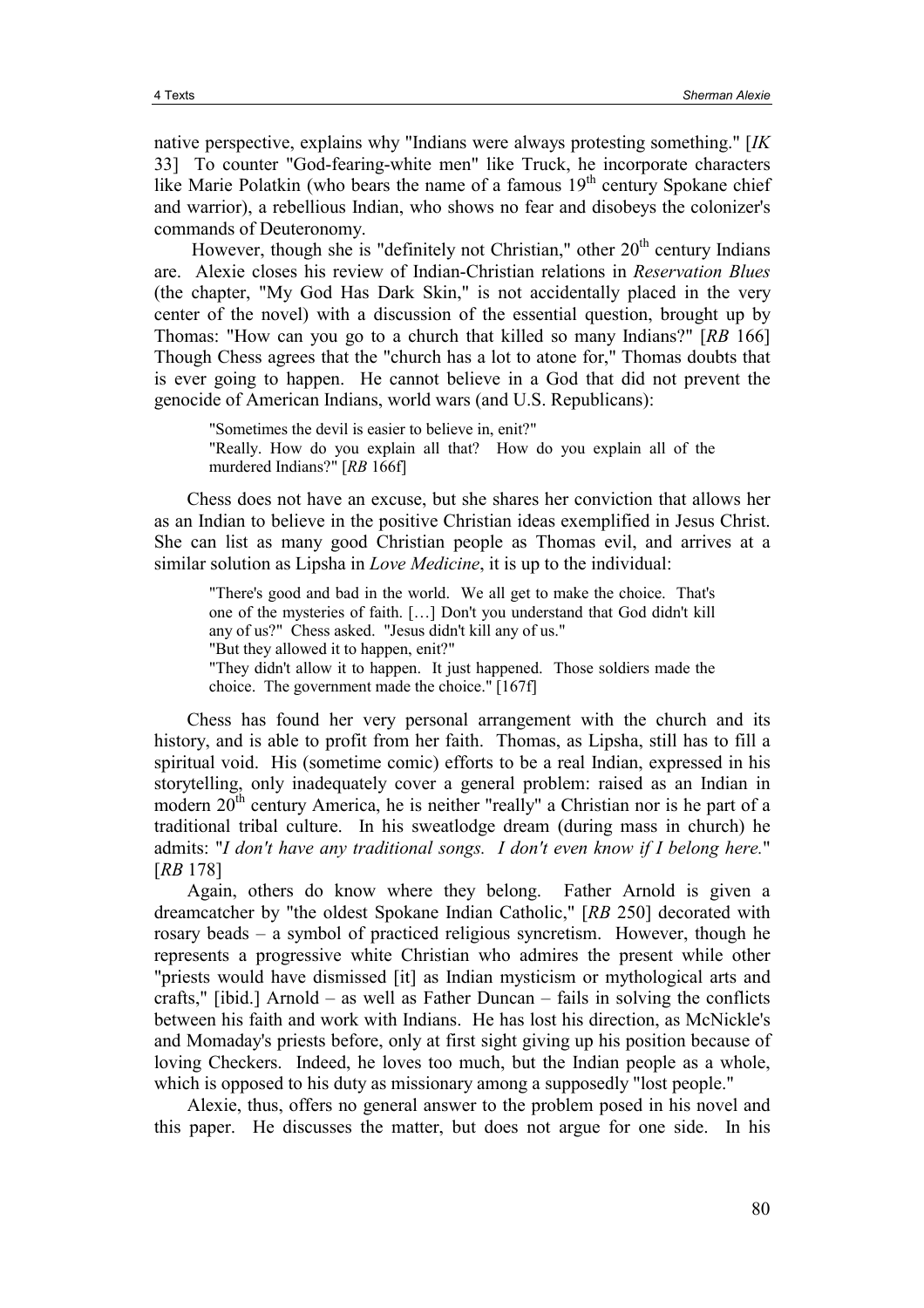native perspective, explains why "Indians were always protesting something." [*IK* 33] To counter "God-fearing-white men" like Truck, he incorporate characters like Marie Polatkin (who bears the name of a famous 19th century Spokane chief and warrior), a rebellious Indian, who shows no fear and disobeys the colonizer's commands of Deuteronomy.

However, though she is "definitely not Christian," other 20th century Indians are. Alexie closes his review of Indian-Christian relations in *Reservation Blues* (the chapter, "My God Has Dark Skin," is not accidentally placed in the very center of the novel) with a discussion of the essential question, brought up by Thomas: "How can you go to a church that killed so many Indians?" [*RB* 166] Though Chess agrees that the "church has a lot to atone for," Thomas doubts that is ever going to happen. He cannot believe in a God that did not prevent the genocide of American Indians, world wars (and U.S. Republicans):

> "Sometimes the devil is easier to believe in, enit?"
> "Really. How do you explain all that? How do you explain all of the murdered Indians?" [*RB* 166f]

Chess does not have an excuse, but she shares her conviction that allows her as an Indian to believe in the positive Christian ideas exemplified in Jesus Christ. She can list as many good Christian people as Thomas evil, and arrives at a similar solution as Lipsha in *Love Medicine*, it is up to the individual:

> "There's good and bad in the world. We all get to make the choice. That's one of the mysteries of faith. […] Don't you understand that God didn't kill any of us?" Chess asked. "Jesus didn't kill any of us."
> "But they allowed it to happen, enit?"
> "They didn't allow it to happen. It just happened. Those soldiers made the choice. The government made the choice." [167f]

Chess has found her very personal arrangement with the church and its history, and is able to profit from her faith. Thomas, as Lipsha, still has to fill a spiritual void. His (sometime comic) efforts to be a real Indian, expressed in his storytelling, only inadequately cover a general problem: raised as an Indian in modern 20th century America, he is neither "really" a Christian nor is he part of a traditional tribal culture. In his sweatlodge dream (during mass in church) he admits: "*I don't have any traditional songs. I don't even know if I belong here.*" [*RB* 178]

Again, others do know where they belong. Father Arnold is given a dreamcatcher by "the oldest Spokane Indian Catholic," [*RB* 250] decorated with rosary beads – a symbol of practiced religious syncretism. However, though he represents a progressive white Christian who admires the present while other "priests would have dismissed [it] as Indian mysticism or mythological arts and crafts," [ibid.] Arnold – as well as Father Duncan – fails in solving the conflicts between his faith and work with Indians. He has lost his direction, as McNickle's and Momaday's priests before, only at first sight giving up his position because of loving Checkers. Indeed, he loves too much, but the Indian people as a whole, which is opposed to his duty as missionary among a supposedly "lost people."

Alexie, thus, offers no general answer to the problem posed in his novel and this paper. He discusses the matter, but does not argue for one side. In his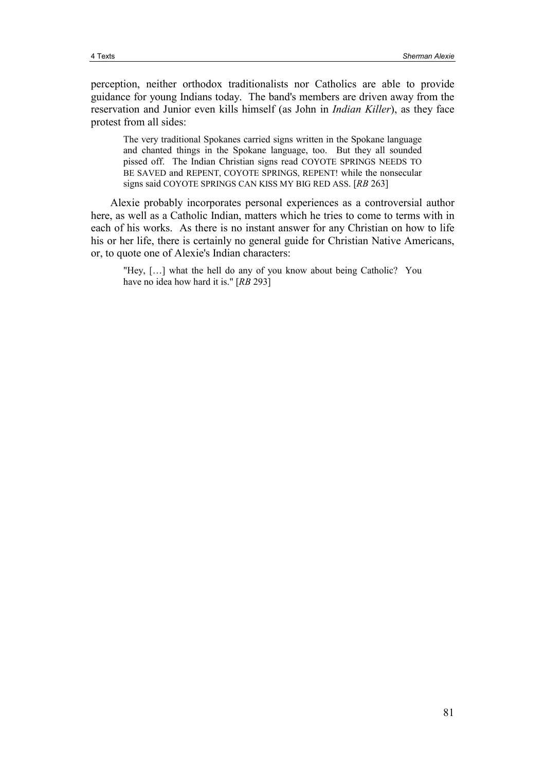perception, neither orthodox traditionalists nor Catholics are able to provide guidance for young Indians today. The band's members are driven away from the reservation and Junior even kills himself (as John in *Indian Killer*), as they face protest from all sides:

> The very traditional Spokanes carried signs written in the Spokane language and chanted things in the Spokane language, too. But they all sounded pissed off. The Indian Christian signs read COYOTE SPRINGS NEEDS TO BE SAVED and REPENT, COYOTE SPRINGS, REPENT! while the nonsecular signs said COYOTE SPRINGS CAN KISS MY BIG RED ASS. [*RB* 263]

Alexie probably incorporates personal experiences as a controversial author here, as well as a Catholic Indian, matters which he tries to come to terms with in each of his works. As there is no instant answer for any Christian on how to life his or her life, there is certainly no general guide for Christian Native Americans, or, to quote one of Alexie's Indian characters:

> "Hey, […] what the hell do any of you know about being Catholic? You have no idea how hard it is." [*RB* 293]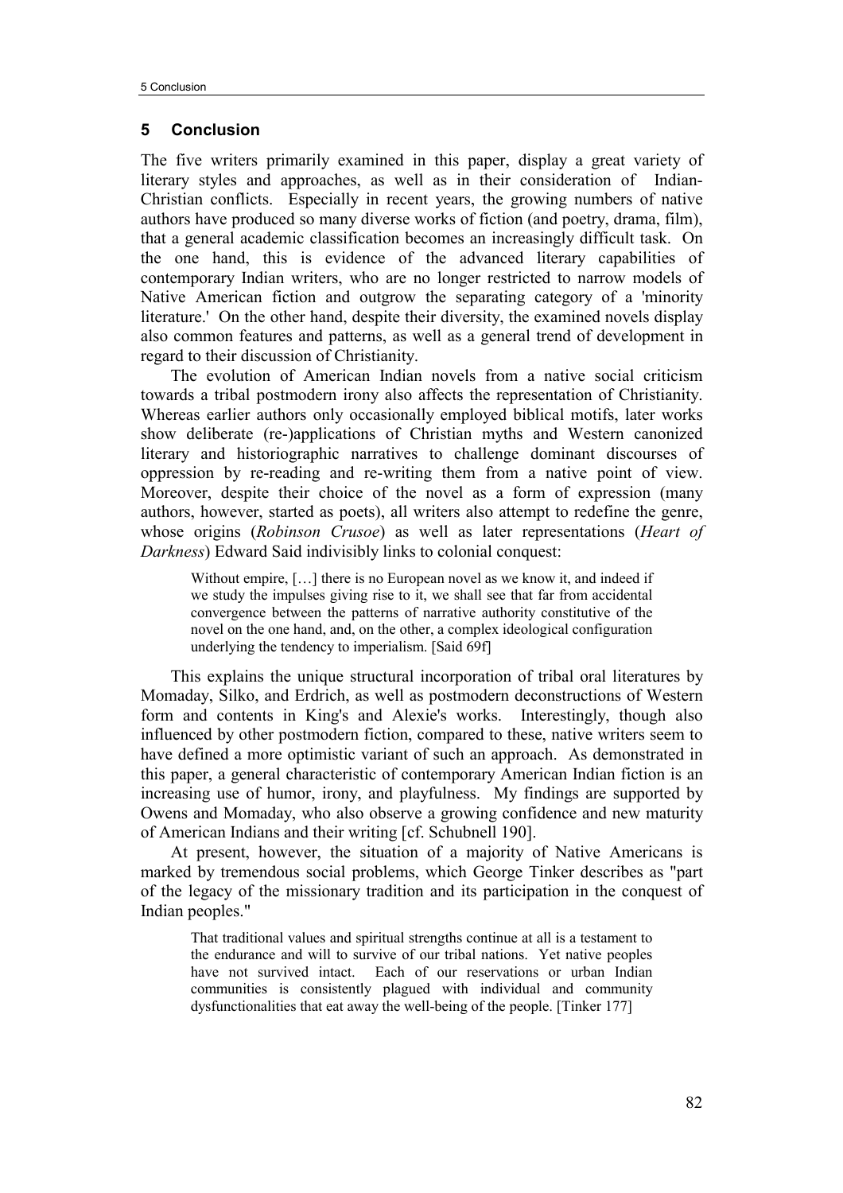## 5 Conclusion

The five writers primarily examined in this paper, display a great variety of literary styles and approaches, as well as in their consideration of Indian-Christian conflicts. Especially in recent years, the growing numbers of native authors have produced so many diverse works of fiction (and poetry, drama, film), that a general academic classification becomes an increasingly difficult task. On the one hand, this is evidence of the advanced literary capabilities of contemporary Indian writers, who are no longer restricted to narrow models of Native American fiction and outgrow the separating category of a 'minority literature.' On the other hand, despite their diversity, the examined novels display also common features and patterns, as well as a general trend of development in regard to their discussion of Christianity.

The evolution of American Indian novels from a native social criticism towards a tribal postmodern irony also affects the representation of Christianity. Whereas earlier authors only occasionally employed biblical motifs, later works show deliberate (re-)applications of Christian myths and Western canonized literary and historiographic narratives to challenge dominant discourses of oppression by re-reading and re-writing them from a native point of view. Moreover, despite their choice of the novel as a form of expression (many authors, however, started as poets), all writers also attempt to redefine the genre, whose origins (*Robinson Crusoe*) as well as later representations (*Heart of Darkness*) Edward Said indivisibly links to colonial conquest:

> Without empire, […] there is no European novel as we know it, and indeed if we study the impulses giving rise to it, we shall see that far from accidental convergence between the patterns of narrative authority constitutive of the novel on the one hand, and, on the other, a complex ideological configuration underlying the tendency to imperialism. [Said 69f]

This explains the unique structural incorporation of tribal oral literatures by Momaday, Silko, and Erdrich, as well as postmodern deconstructions of Western form and contents in King's and Alexie's works. Interestingly, though also influenced by other postmodern fiction, compared to these, native writers seem to have defined a more optimistic variant of such an approach. As demonstrated in this paper, a general characteristic of contemporary American Indian fiction is an increasing use of humor, irony, and playfulness. My findings are supported by Owens and Momaday, who also observe a growing confidence and new maturity of American Indians and their writing [cf. Schubnell 190].

At present, however, the situation of a majority of Native Americans is marked by tremendous social problems, which George Tinker describes as "part of the legacy of the missionary tradition and its participation in the conquest of Indian peoples."

> That traditional values and spiritual strengths continue at all is a testament to the endurance and will to survive of our tribal nations. Yet native peoples have not survived intact. Each of our reservations or urban Indian communities is consistently plagued with individual and community dysfunctionalities that eat away the well-being of the people. [Tinker 177]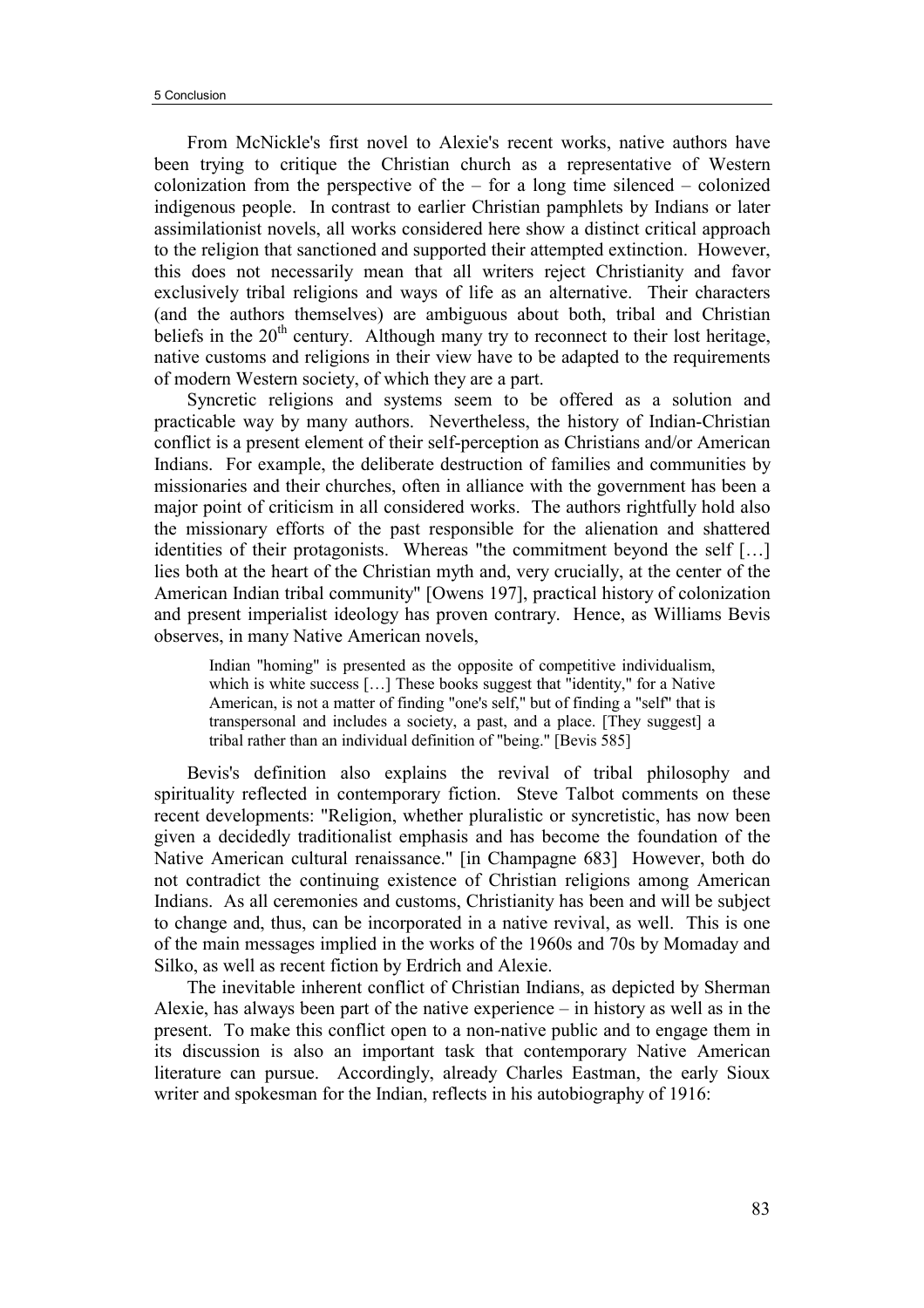From McNickle's first novel to Alexie's recent works, native authors have been trying to critique the Christian church as a representative of Western colonization from the perspective of the – for a long time silenced – colonized indigenous people. In contrast to earlier Christian pamphlets by Indians or later assimilationist novels, all works considered here show a distinct critical approach to the religion that sanctioned and supported their attempted extinction. However, this does not necessarily mean that all writers reject Christianity and favor exclusively tribal religions and ways of life as an alternative. Their characters (and the authors themselves) are ambiguous about both, tribal and Christian beliefs in the 20th century. Although many try to reconnect to their lost heritage, native customs and religions in their view have to be adapted to the requirements of modern Western society, of which they are a part.

Syncretic religions and systems seem to be offered as a solution and practicable way by many authors. Nevertheless, the history of Indian-Christian conflict is a present element of their self-perception as Christians and/or American Indians. For example, the deliberate destruction of families and communities by missionaries and their churches, often in alliance with the government has been a major point of criticism in all considered works. The authors rightfully hold also the missionary efforts of the past responsible for the alienation and shattered identities of their protagonists. Whereas "the commitment beyond the self […] lies both at the heart of the Christian myth and, very crucially, at the center of the American Indian tribal community" [Owens 197], practical history of colonization and present imperialist ideology has proven contrary. Hence, as Williams Bevis observes, in many Native American novels,

> Indian "homing" is presented as the opposite of competitive individualism, which is white success […] These books suggest that "identity," for a Native American, is not a matter of finding "one's self," but of finding a "self" that is transpersonal and includes a society, a past, and a place. [They suggest] a tribal rather than an individual definition of "being." [Bevis 585]

Bevis's definition also explains the revival of tribal philosophy and spirituality reflected in contemporary fiction. Steve Talbot comments on these recent developments: "Religion, whether pluralistic or syncretistic, has now been given a decidedly traditionalist emphasis and has become the foundation of the Native American cultural renaissance." [in Champagne 683] However, both do not contradict the continuing existence of Christian religions among American Indians. As all ceremonies and customs, Christianity has been and will be subject to change and, thus, can be incorporated in a native revival, as well. This is one of the main messages implied in the works of the 1960s and 70s by Momaday and Silko, as well as recent fiction by Erdrich and Alexie.

The inevitable inherent conflict of Christian Indians, as depicted by Sherman Alexie, has always been part of the native experience – in history as well as in the present. To make this conflict open to a non-native public and to engage them in its discussion is also an important task that contemporary Native American literature can pursue. Accordingly, already Charles Eastman, the early Sioux writer and spokesman for the Indian, reflects in his autobiography of 1916: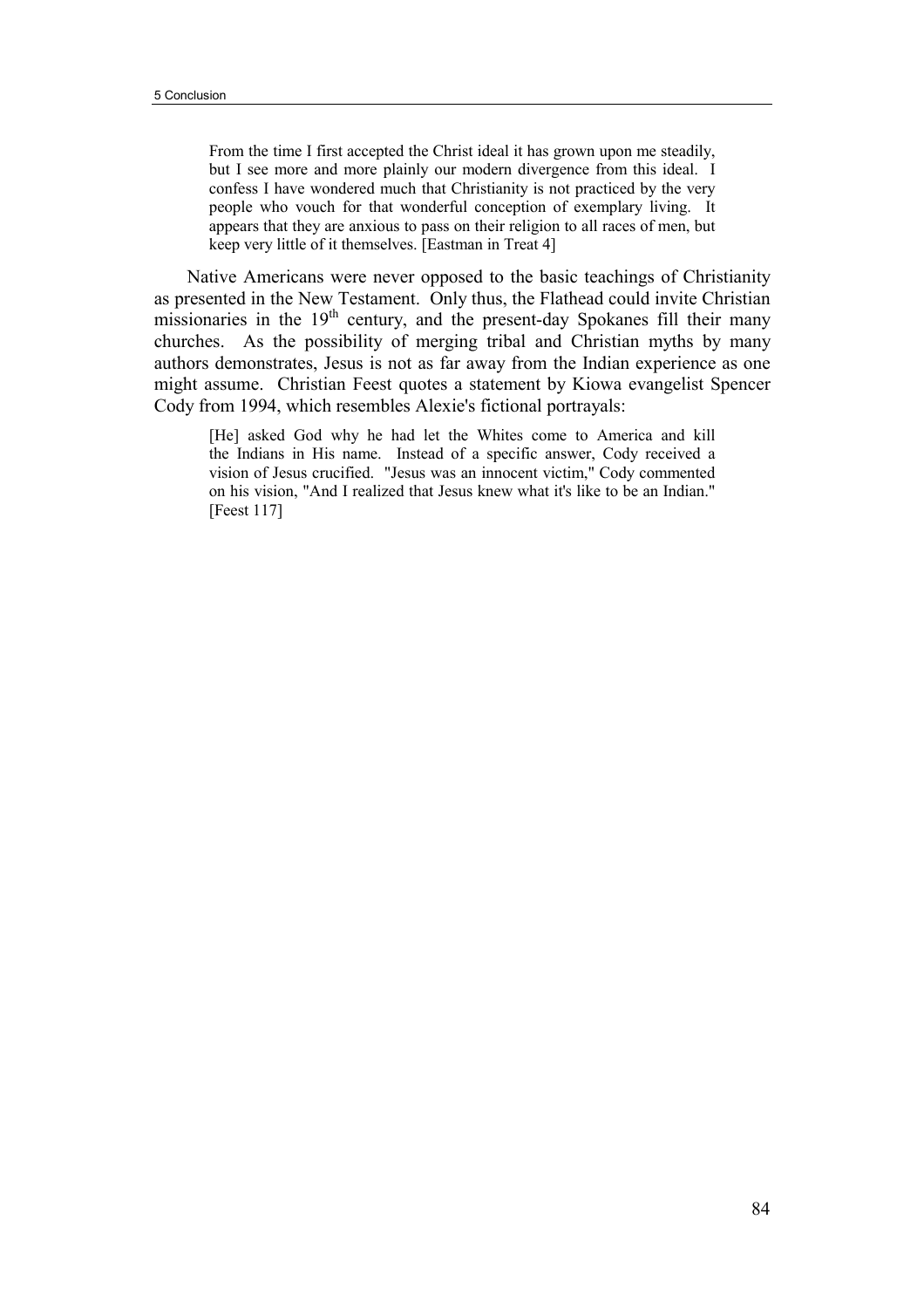> From the time I first accepted the Christ ideal it has grown upon me steadily, but I see more and more plainly our modern divergence from this ideal. I confess I have wondered much that Christianity is not practiced by the very people who vouch for that wonderful conception of exemplary living. It appears that they are anxious to pass on their religion to all races of men, but keep very little of it themselves. [Eastman in Treat 4]

Native Americans were never opposed to the basic teachings of Christianity as presented in the New Testament. Only thus, the Flathead could invite Christian missionaries in the 19th century, and the present-day Spokanes fill their many churches. As the possibility of merging tribal and Christian myths by many authors demonstrates, Jesus is not as far away from the Indian experience as one might assume. Christian Feest quotes a statement by Kiowa evangelist Spencer Cody from 1994, which resembles Alexie's fictional portrayals:

> [He] asked God why he had let the Whites come to America and kill the Indians in His name. Instead of a specific answer, Cody received a vision of Jesus crucified. "Jesus was an innocent victim," Cody commented on his vision, "And I realized that Jesus knew what it's like to be an Indian." [Feest 117]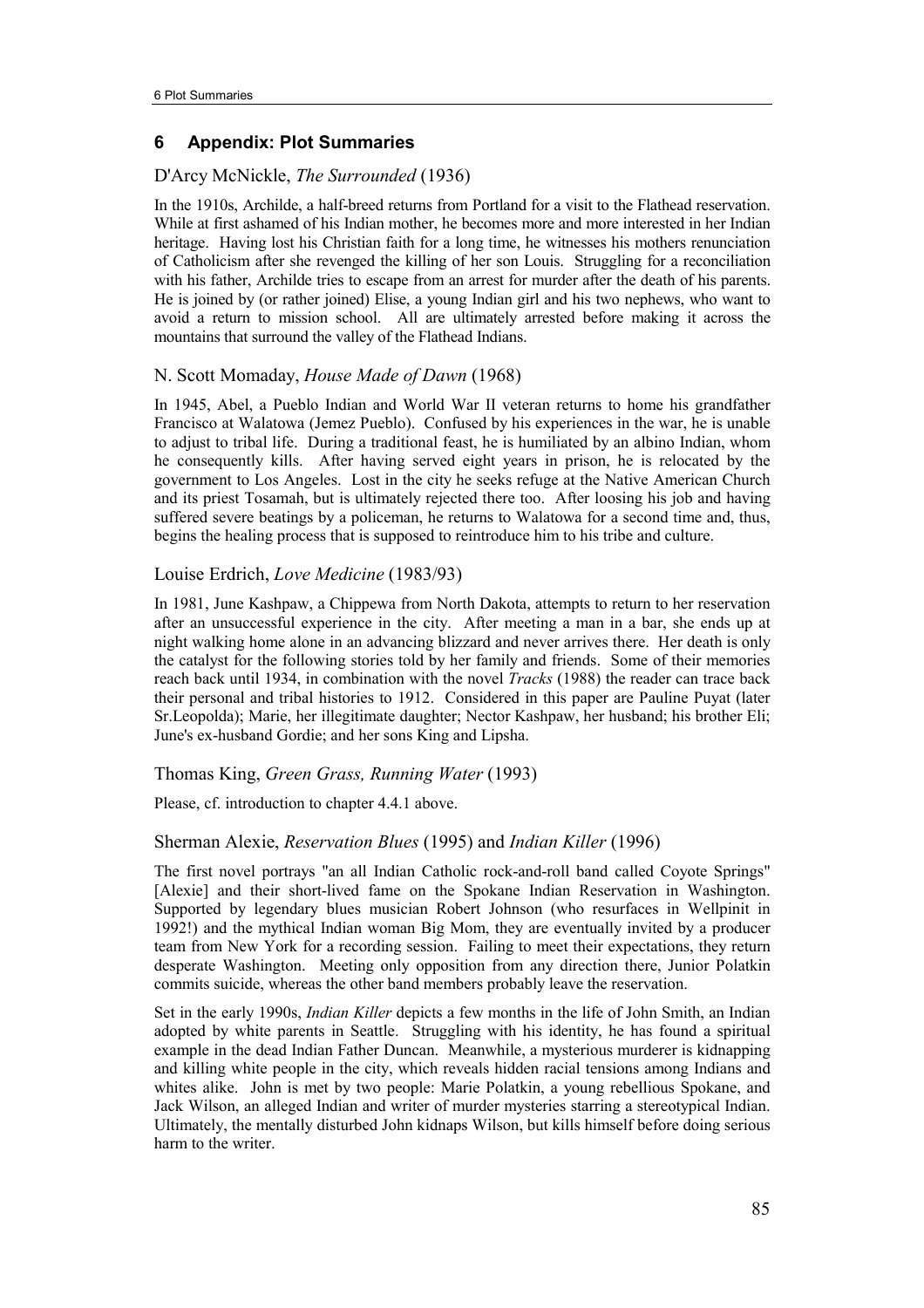## 6 Appendix: Plot Summaries

### D'Arcy McNickle, *The Surrounded* (1936)

In the 1910s, Archilde, a half-breed returns from Portland for a visit to the Flathead reservation. While at first ashamed of his Indian mother, he becomes more and more interested in her Indian heritage. Having lost his Christian faith for a long time, he witnesses his mothers renunciation of Catholicism after she revenged the killing of her son Louis. Struggling for a reconciliation with his father, Archilde tries to escape from an arrest for murder after the death of his parents. He is joined by (or rather joined) Elise, a young Indian girl and his two nephews, who want to avoid a return to mission school. All are ultimately arrested before making it across the mountains that surround the valley of the Flathead Indians.

### N. Scott Momaday, *House Made of Dawn* (1968)

In 1945, Abel, a Pueblo Indian and World War II veteran returns to home his grandfather Francisco at Walatowa (Jemez Pueblo). Confused by his experiences in the war, he is unable to adjust to tribal life. During a traditional feast, he is humiliated by an albino Indian, whom he consequently kills. After having served eight years in prison, he is relocated by the government to Los Angeles. Lost in the city he seeks refuge at the Native American Church and its priest Tosamah, but is ultimately rejected there too. After loosing his job and having suffered severe beatings by a policeman, he returns to Walatowa for a second time and, thus, begins the healing process that is supposed to reintroduce him to his tribe and culture.

### Louise Erdrich, *Love Medicine* (1983/93)

In 1981, June Kashpaw, a Chippewa from North Dakota, attempts to return to her reservation after an unsuccessful experience in the city. After meeting a man in a bar, she ends up at night walking home alone in an advancing blizzard and never arrives there. Her death is only the catalyst for the following stories told by her family and friends. Some of their memories reach back until 1934, in combination with the novel *Tracks* (1988) the reader can trace back their personal and tribal histories to 1912. Considered in this paper are Pauline Puyat (later Sr.Leopolda); Marie, her illegitimate daughter; Nector Kashpaw, her husband; his brother Eli; June's ex-husband Gordie; and her sons King and Lipsha.

### Thomas King, *Green Grass, Running Water* (1993)

Please, cf. introduction to chapter 4.4.1 above.

### Sherman Alexie, *Reservation Blues* (1995) and *Indian Killer* (1996)

The first novel portrays "an all Indian Catholic rock-and-roll band called Coyote Springs" [Alexie] and their short-lived fame on the Spokane Indian Reservation in Washington. Supported by legendary blues musician Robert Johnson (who resurfaces in Wellpinit in 1992!) and the mythical Indian woman Big Mom, they are eventually invited by a producer team from New York for a recording session. Failing to meet their expectations, they return desperate Washington. Meeting only opposition from any direction there, Junior Polatkin commits suicide, whereas the other band members probably leave the reservation.

Set in the early 1990s, *Indian Killer* depicts a few months in the life of John Smith, an Indian adopted by white parents in Seattle. Struggling with his identity, he has found a spiritual example in the dead Indian Father Duncan. Meanwhile, a mysterious murderer is kidnapping and killing white people in the city, which reveals hidden racial tensions among Indians and whites alike. John is met by two people: Marie Polatkin, a young rebellious Spokane, and Jack Wilson, an alleged Indian and writer of murder mysteries starring a stereotypical Indian. Ultimately, the mentally disturbed John kidnaps Wilson, but kills himself before doing serious harm to the writer.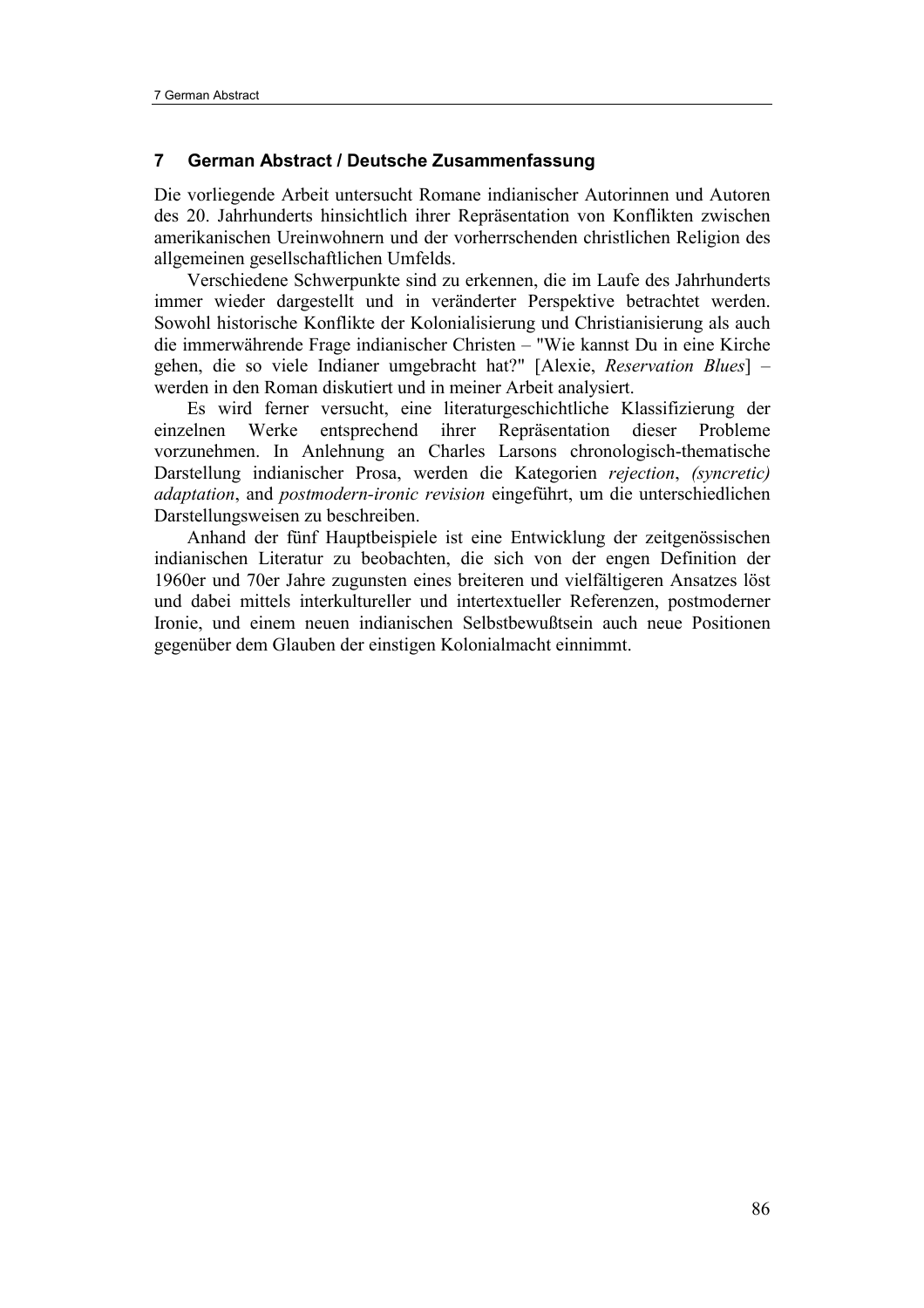## 7 German Abstract / Deutsche Zusammenfassung

Die vorliegende Arbeit untersucht Romane indianischer Autorinnen und Autoren des 20. Jahrhunderts hinsichtlich ihrer Repräsentation von Konflikten zwischen amerikanischen Ureinwohnern und der vorherrschenden christlichen Religion des allgemeinen gesellschaftlichen Umfelds.

Verschiedene Schwerpunkte sind zu erkennen, die im Laufe des Jahrhunderts immer wieder dargestellt und in veränderter Perspektive betrachtet werden. Sowohl historische Konflikte der Kolonialisierung und Christianisierung als auch die immerwährende Frage indianischer Christen – "Wie kannst Du in eine Kirche gehen, die so viele Indianer umgebracht hat?" [Alexie, *Reservation Blues*] – werden in den Roman diskutiert und in meiner Arbeit analysiert.

Es wird ferner versucht, eine literaturgeschichtliche Klassifizierung der einzelnen Werke entsprechend ihrer Repräsentation dieser Probleme vorzunehmen. In Anlehnung an Charles Larsons chronologisch-thematische Darstellung indianischer Prosa, werden die Kategorien *rejection*, *(syncretic) adaptation*, and *postmodern-ironic revision* eingeführt, um die unterschiedlichen Darstellungsweisen zu beschreiben.

Anhand der fünf Hauptbeispiele ist eine Entwicklung der zeitgenössischen indianischen Literatur zu beobachten, die sich von der engen Definition der 1960er und 70er Jahre zugunsten eines breiteren und vielfältigeren Ansatzes löst und dabei mittels interkultureller und intertextueller Referenzen, postmoderner Ironie, und einem neuen indianischen Selbstbewußtsein auch neue Positionen gegenüber dem Glauben der einstigen Kolonialmacht einnimmt.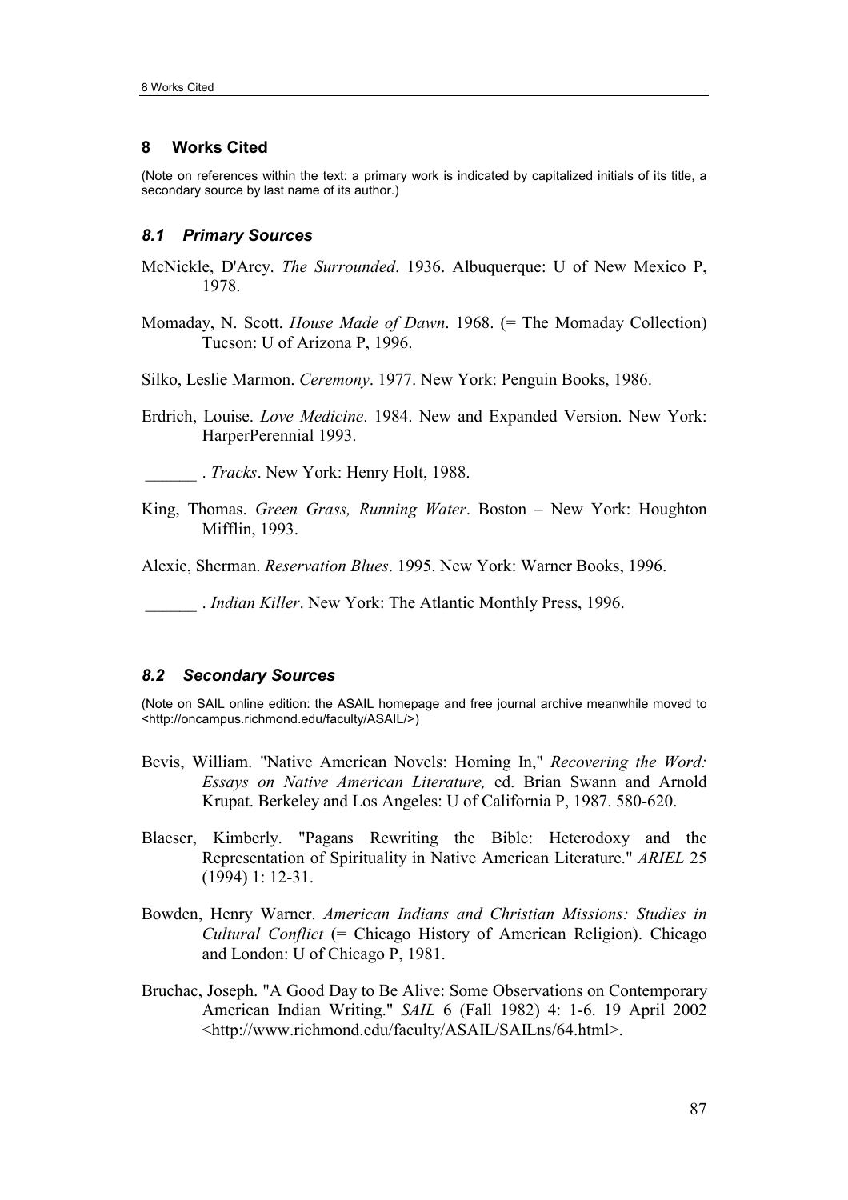## 8 Works Cited

(Note on references within the text: a primary work is indicated by capitalized initials of its title, a secondary source by last name of its author.)

### *8.1 Primary Sources*

McNickle, D'Arcy. *The Surrounded*. 1936. Albuquerque: U of New Mexico P, 1978.

Momaday, N. Scott. *House Made of Dawn*. 1968. (= The Momaday Collection) Tucson: U of Arizona P, 1996.

Silko, Leslie Marmon. *Ceremony*. 1977. New York: Penguin Books, 1986.

Erdrich, Louise. *Love Medicine*. 1984. New and Expanded Version. New York: HarperPerennial 1993.

______ . *Tracks*. New York: Henry Holt, 1988.

King, Thomas. *Green Grass, Running Water*. Boston – New York: Houghton Mifflin, 1993.

Alexie, Sherman. *Reservation Blues*. 1995. New York: Warner Books, 1996.

______ . *Indian Killer*. New York: The Atlantic Monthly Press, 1996.

### *8.2 Secondary Sources*

(Note on SAIL online edition: the ASAIL homepage and free journal archive meanwhile moved to <http://oncampus.richmond.edu/faculty/ASAIL/>)

Bevis, William. "Native American Novels: Homing In," *Recovering the Word: Essays on Native American Literature,* ed. Brian Swann and Arnold Krupat. Berkeley and Los Angeles: U of California P, 1987. 580-620.

Blaeser, Kimberly. "Pagans Rewriting the Bible: Heterodoxy and the Representation of Spirituality in Native American Literature." *ARIEL* 25 (1994) 1: 12-31.

Bowden, Henry Warner. *American Indians and Christian Missions: Studies in Cultural Conflict* (= Chicago History of American Religion). Chicago and London: U of Chicago P, 1981.

Bruchac, Joseph. "A Good Day to Be Alive: Some Observations on Contemporary American Indian Writing." *SAIL* 6 (Fall 1982) 4: 1-6. 19 April 2002 <http://www.richmond.edu/faculty/ASAIL/SAILns/64.html>.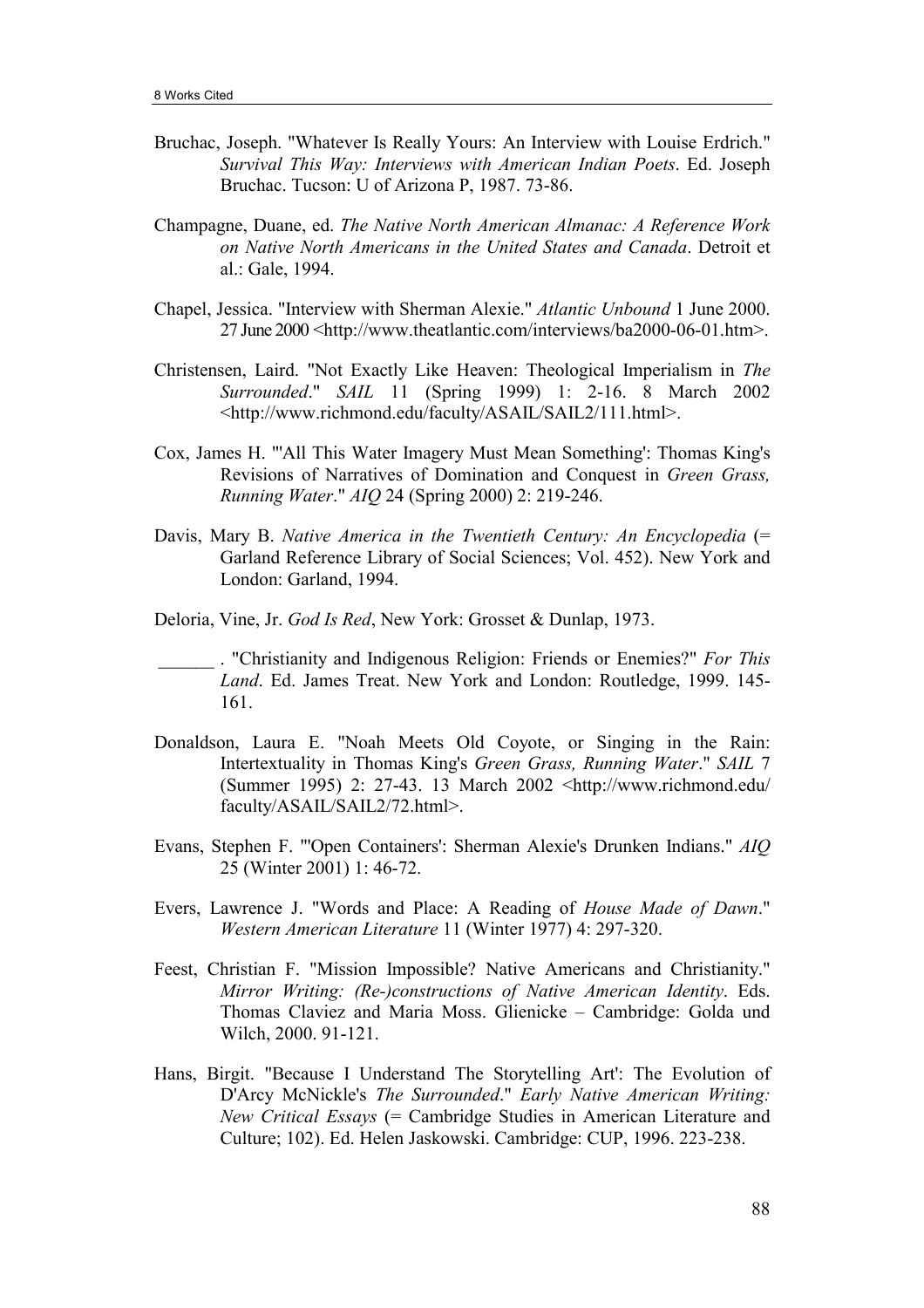Bruchac, Joseph. "Whatever Is Really Yours: An Interview with Louise Erdrich." *Survival This Way: Interviews with American Indian Poets*. Ed. Joseph Bruchac. Tucson: U of Arizona P, 1987. 73-86.

Champagne, Duane, ed. *The Native North American Almanac: A Reference Work on Native North Americans in the United States and Canada*. Detroit et al.: Gale, 1994.

Chapel, Jessica. "Interview with Sherman Alexie." *Atlantic Unbound* 1 June 2000. 27 June 2000 <http://www.theatlantic.com/interviews/ba2000-06-01.htm>.

Christensen, Laird. "Not Exactly Like Heaven: Theological Imperialism in *The Surrounded*." *SAIL* 11 (Spring 1999) 1: 2-16. 8 March 2002 <http://www.richmond.edu/faculty/ASAIL/SAIL2/111.html>.

Cox, James H. "'All This Water Imagery Must Mean Something': Thomas King's Revisions of Narratives of Domination and Conquest in *Green Grass, Running Water*." *AIQ* 24 (Spring 2000) 2: 219-246.

Davis, Mary B. *Native America in the Twentieth Century: An Encyclopedia* (= Garland Reference Library of Social Sciences; Vol. 452). New York and London: Garland, 1994.

Deloria, Vine, Jr. *God Is Red*, New York: Grosset & Dunlap, 1973.

______ . "Christianity and Indigenous Religion: Friends or Enemies?" *For This Land*. Ed. James Treat. New York and London: Routledge, 1999. 145-161.

Donaldson, Laura E. "Noah Meets Old Coyote, or Singing in the Rain: Intertextuality in Thomas King's *Green Grass, Running Water*." *SAIL* 7 (Summer 1995) 2: 27-43. 13 March 2002 <http://www.richmond.edu/faculty/ASAIL/SAIL2/72.html>.

Evans, Stephen F. "'Open Containers': Sherman Alexie's Drunken Indians." *AIQ* 25 (Winter 2001) 1: 46-72.

Evers, Lawrence J. "Words and Place: A Reading of *House Made of Dawn*." *Western American Literature* 11 (Winter 1977) 4: 297-320.

Feest, Christian F. "Mission Impossible? Native Americans and Christianity." *Mirror Writing: (Re-)constructions of Native American Identity*. Eds. Thomas Claviez and Maria Moss. Glienicke – Cambridge: Golda und Wilch, 2000. 91-121.

Hans, Birgit. "Because I Understand The Storytelling Art': The Evolution of D'Arcy McNickle's *The Surrounded*." *Early Native American Writing: New Critical Essays* (= Cambridge Studies in American Literature and Culture; 102). Ed. Helen Jaskowski. Cambridge: CUP, 1996. 223-238.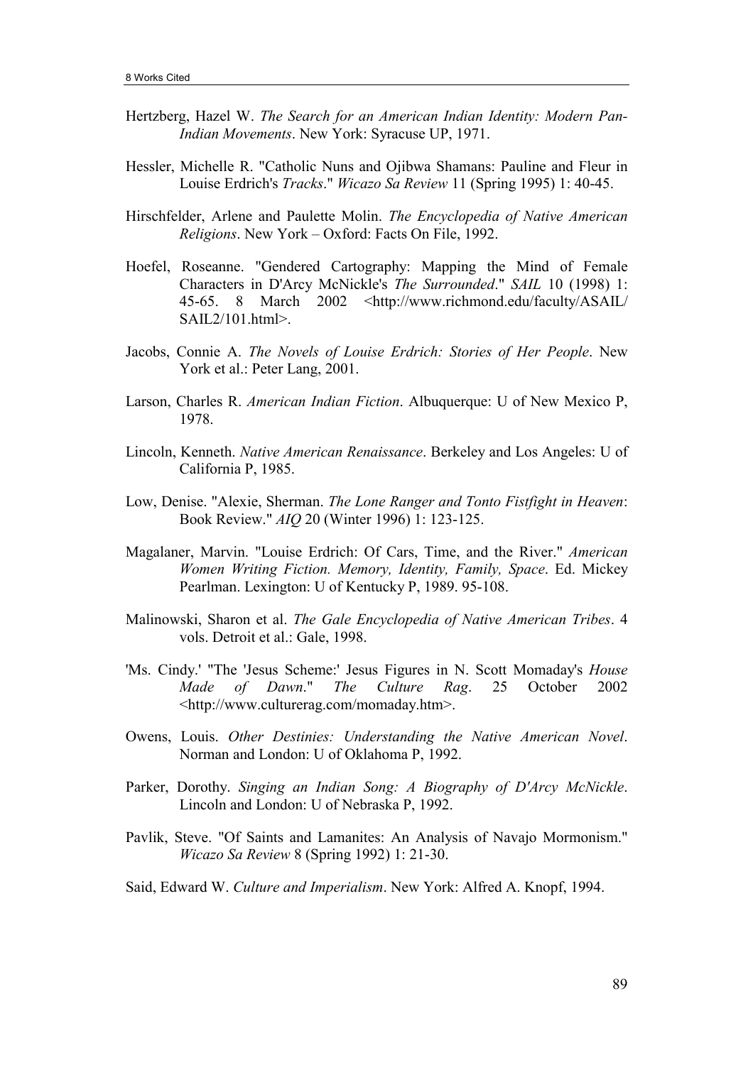Hertzberg, Hazel W. *The Search for an American Indian Identity: Modern Pan-Indian Movements*. New York: Syracuse UP, 1971.

Hessler, Michelle R. "Catholic Nuns and Ojibwa Shamans: Pauline and Fleur in Louise Erdrich's *Tracks*." *Wicazo Sa Review* 11 (Spring 1995) 1: 40-45.

Hirschfelder, Arlene and Paulette Molin. *The Encyclopedia of Native American Religions*. New York – Oxford: Facts On File, 1992.

Hoefel, Roseanne. "Gendered Cartography: Mapping the Mind of Female Characters in D'Arcy McNickle's *The Surrounded*." *SAIL* 10 (1998) 1: 45-65. 8 March 2002 <http://www.richmond.edu/faculty/ASAIL/SAIL2/101.html>.

Jacobs, Connie A. *The Novels of Louise Erdrich: Stories of Her People*. New York et al.: Peter Lang, 2001.

Larson, Charles R. *American Indian Fiction*. Albuquerque: U of New Mexico P, 1978.

Lincoln, Kenneth. *Native American Renaissance*. Berkeley and Los Angeles: U of California P, 1985.

Low, Denise. "Alexie, Sherman. *The Lone Ranger and Tonto Fistfight in Heaven*: Book Review." *AIQ* 20 (Winter 1996) 1: 123-125.

Magalaner, Marvin. "Louise Erdrich: Of Cars, Time, and the River." *American Women Writing Fiction. Memory, Identity, Family, Space*. Ed. Mickey Pearlman. Lexington: U of Kentucky P, 1989. 95-108.

Malinowski, Sharon et al. *The Gale Encyclopedia of Native American Tribes*. 4 vols. Detroit et al.: Gale, 1998.

'Ms. Cindy.' "The 'Jesus Scheme:' Jesus Figures in N. Scott Momaday's *House Made of Dawn*." *The Culture Rag*. 25 October 2002 <http://www.culturerag.com/momaday.htm>.

Owens, Louis. *Other Destinies: Understanding the Native American Novel*. Norman and London: U of Oklahoma P, 1992.

Parker, Dorothy. *Singing an Indian Song: A Biography of D'Arcy McNickle*. Lincoln and London: U of Nebraska P, 1992.

Pavlik, Steve. "Of Saints and Lamanites: An Analysis of Navajo Mormonism." *Wicazo Sa Review* 8 (Spring 1992) 1: 21-30.

Said, Edward W. *Culture and Imperialism*. New York: Alfred A. Knopf, 1994.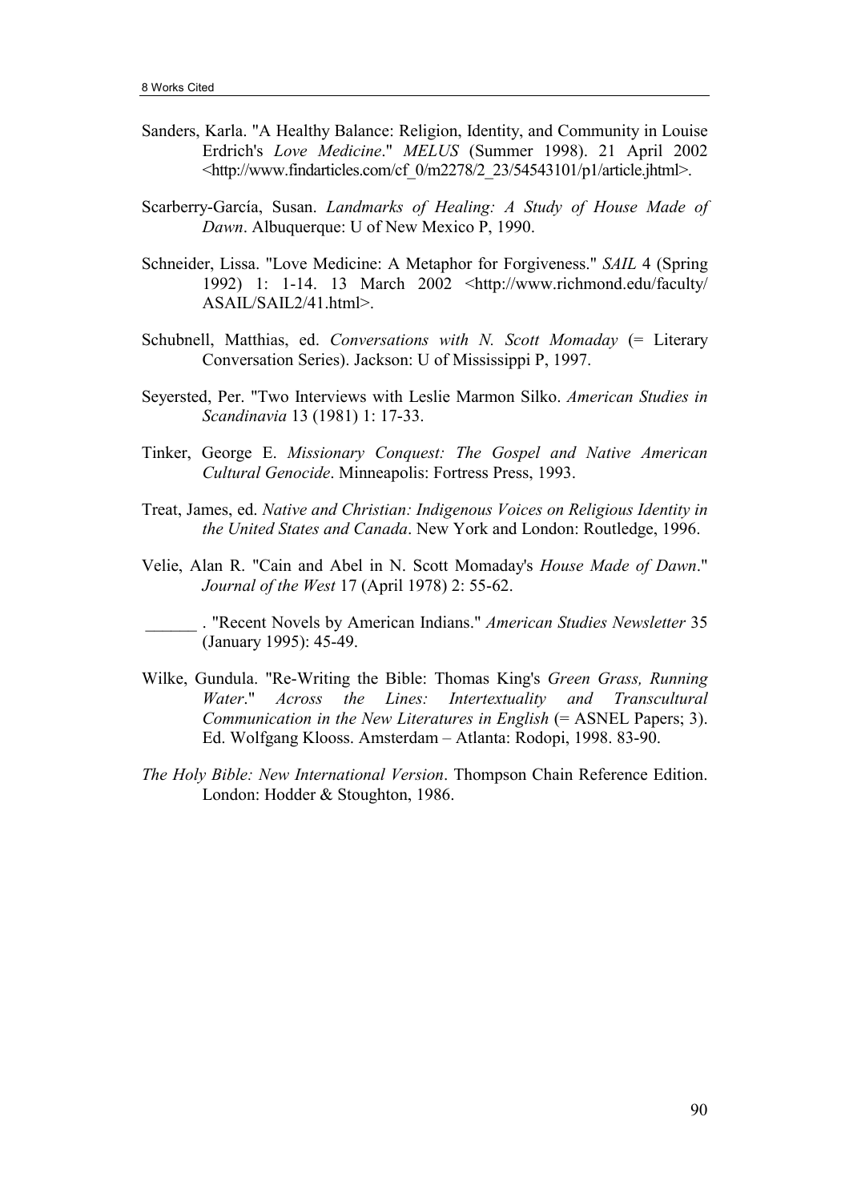Sanders, Karla. "A Healthy Balance: Religion, Identity, and Community in Louise Erdrich's *Love Medicine*." *MELUS* (Summer 1998). 21 April 2002 <http://www.findarticles.com/cf_0/m2278/2_23/54543101/p1/article.jhtml>.

Scarberry-García, Susan. *Landmarks of Healing: A Study of House Made of Dawn*. Albuquerque: U of New Mexico P, 1990.

Schneider, Lissa. "Love Medicine: A Metaphor for Forgiveness." *SAIL* 4 (Spring 1992) 1: 1-14. 13 March 2002 <http://www.richmond.edu/faculty/ASAIL/SAIL2/41.html>.

Schubnell, Matthias, ed. *Conversations with N. Scott Momaday* (= Literary Conversation Series). Jackson: U of Mississippi P, 1997.

Seyersted, Per. "Two Interviews with Leslie Marmon Silko. *American Studies in Scandinavia* 13 (1981) 1: 17-33.

Tinker, George E. *Missionary Conquest: The Gospel and Native American Cultural Genocide*. Minneapolis: Fortress Press, 1993.

Treat, James, ed. *Native and Christian: Indigenous Voices on Religious Identity in the United States and Canada*. New York and London: Routledge, 1996.

Velie, Alan R. "Cain and Abel in N. Scott Momaday's *House Made of Dawn*." *Journal of the West* 17 (April 1978) 2: 55-62.

______ . "Recent Novels by American Indians." *American Studies Newsletter* 35 (January 1995): 45-49.

Wilke, Gundula. "Re-Writing the Bible: Thomas King's *Green Grass, Running Water*." *Across the Lines: Intertextuality and Transcultural Communication in the New Literatures in English* (= ASNEL Papers; 3). Ed. Wolfgang Klooss. Amsterdam – Atlanta: Rodopi, 1998. 83-90.

*The Holy Bible: New International Version*. Thompson Chain Reference Edition. London: Hodder & Stoughton, 1986.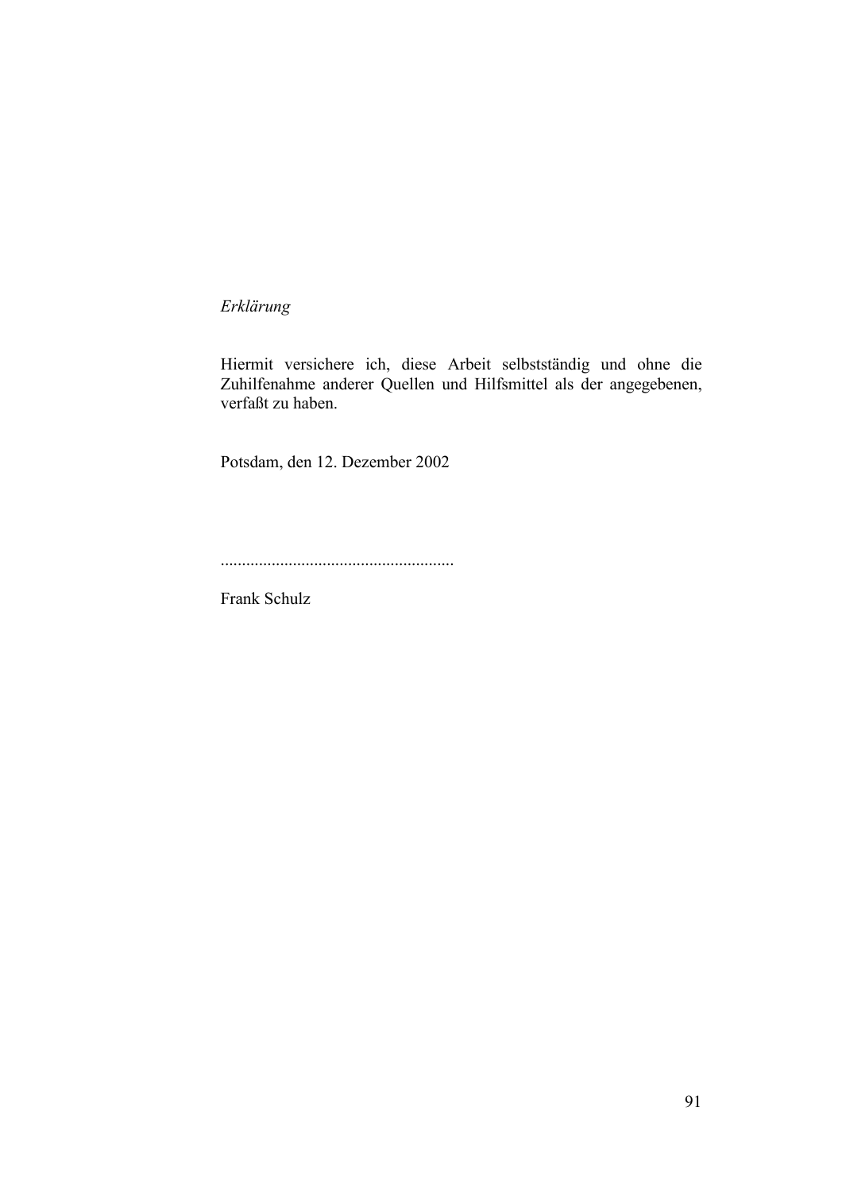*Erklärung*

Hiermit versichere ich, diese Arbeit selbstständig und ohne die Zuhilfenahme anderer Quellen und Hilfsmittel als der angegebenen, verfaßt zu haben.

Potsdam, den 12. Dezember 2002

.......................................................

Frank Schulz